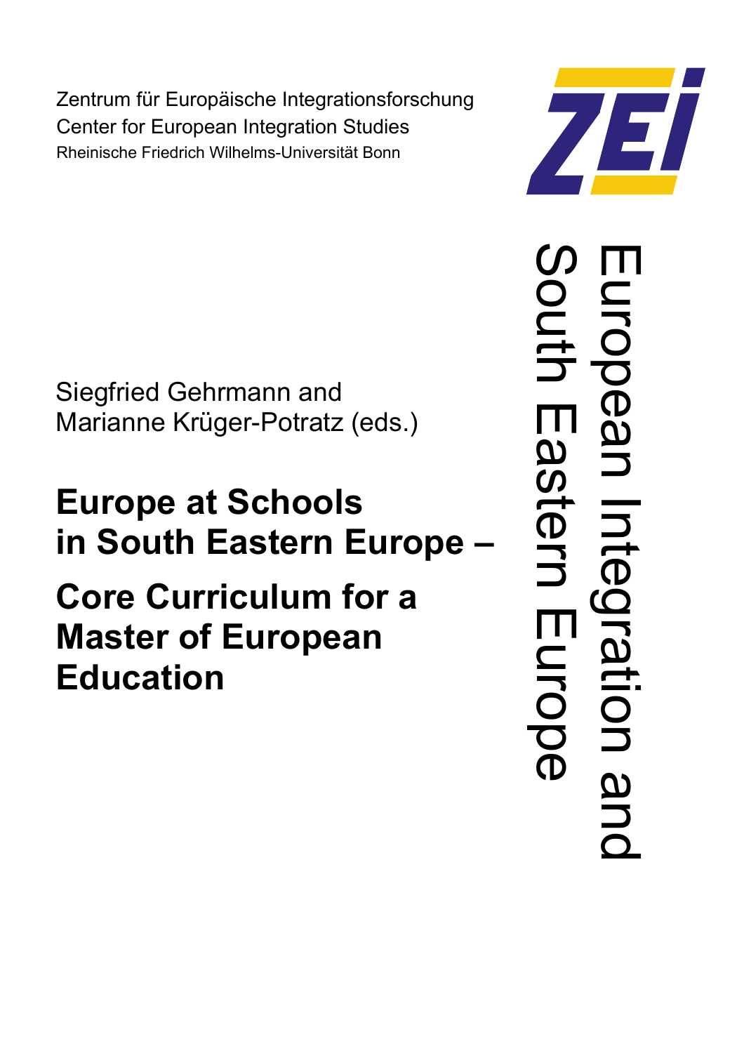Zentrum für Europäische Integrationsforschung
Center for European Integration Studies
Rheinische Friedrich Wilhelms-Universität Bonn

ZEI

European Integration and South Eastern Europe

Siegfried Gehrmann and
Marianne Krüger-Potratz (eds.)

# Europe at Schools in South Eastern Europe –

# Core Curriculum for a Master of European Education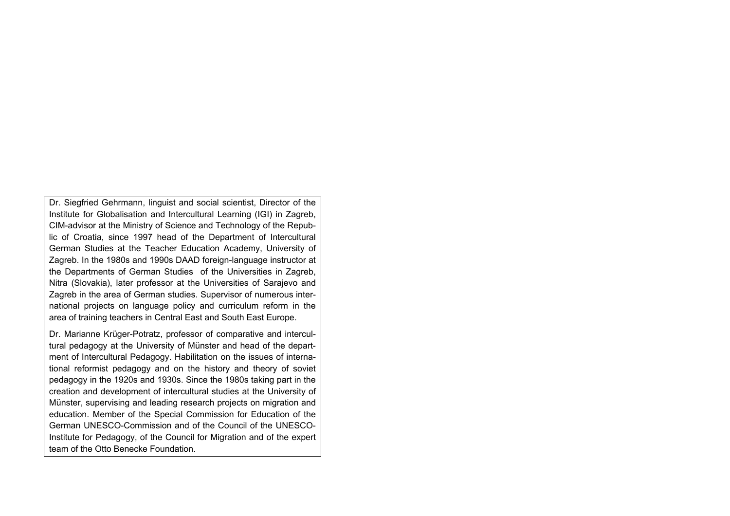Dr. Siegfried Gehrmann, linguist and social scientist, Director of the Institute for Globalisation and Intercultural Learning (IGI) in Zagreb, CIM-advisor at the Ministry of Science and Technology of the Republic of Croatia, since 1997 head of the Department of Intercultural German Studies at the Teacher Education Academy, University of Zagreb. In the 1980s and 1990s DAAD foreign-language instructor at the Departments of German Studies of the Universities in Zagreb, Nitra (Slovakia), later professor at the Universities of Sarajevo and Zagreb in the area of German studies. Supervisor of numerous international projects on language policy and curriculum reform in the area of training teachers in Central East and South East Europe.

Dr. Marianne Krüger-Potratz, professor of comparative and intercultural pedagogy at the University of Münster and head of the department of Intercultural Pedagogy. Habilitation on the issues of international reformist pedagogy and on the history and theory of soviet pedagogy in the 1920s and 1930s. Since the 1980s taking part in the creation and development of intercultural studies at the University of Münster, supervising and leading research projects on migration and education. Member of the Special Commission for Education of the German UNESCO-Commission and of the Council of the UNESCO-Institute for Pedagogy, of the Council for Migration and of the expert team of the Otto Benecke Foundation.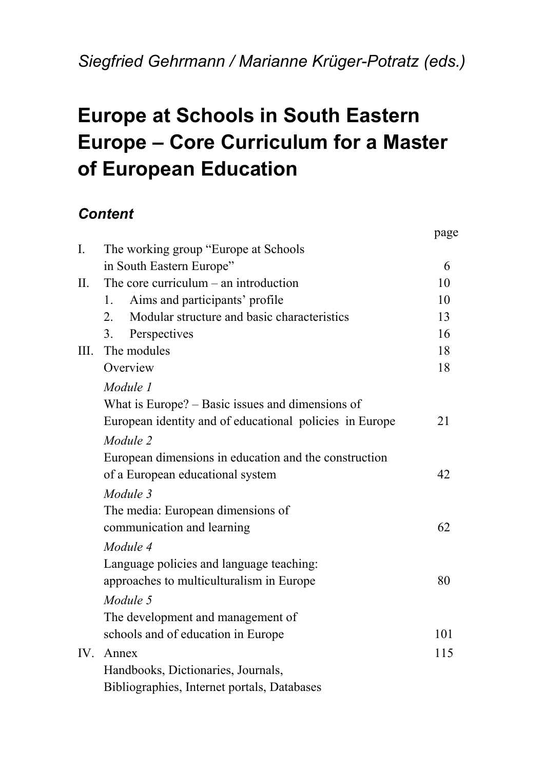*Siegfried Gehrmann / Marianne Krüger-Potratz (eds.)*

# Europe at Schools in South Eastern Europe – Core Curriculum for a Master of European Education

## *Content*

| | | page |
|---|---|---|
| I. | The working group "Europe at Schools in South Eastern Europe" | 6 |
| II. | The core curriculum – an introduction | 10 |
| | 1. Aims and participants' profile | 10 |
| | 2. Modular structure and basic characteristics | 13 |
| | 3. Perspectives | 16 |
| III. | The modules | 18 |
| | Overview | 18 |
| | *Module 1* What is Europe? – Basic issues and dimensions of European identity and of educational policies in Europe | 21 |
| | *Module 2* European dimensions in education and the construction of a European educational system | 42 |
| | *Module 3* The media: European dimensions of communication and learning | 62 |
| | *Module 4* Language policies and language teaching: approaches to multiculturalism in Europe | 80 |
| | *Module 5* The development and management of schools and of education in Europe | 101 |
| IV. | Annex Handbooks, Dictionaries, Journals, Bibliographies, Internet portals, Databases | 115 |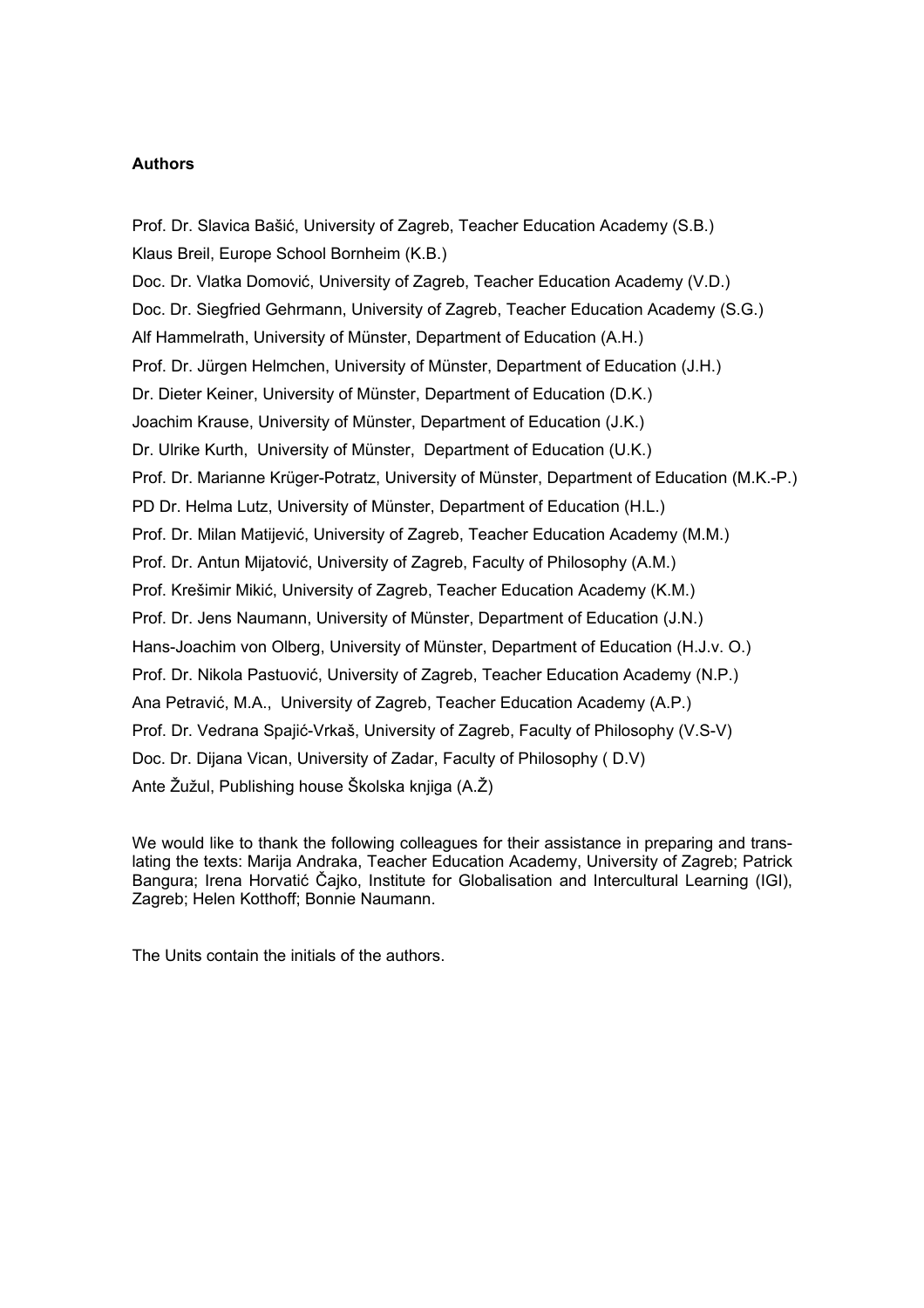**Authors**

Prof. Dr. Slavica Bašić, University of Zagreb, Teacher Education Academy (S.B.)
Klaus Breil, Europe School Bornheim (K.B.)
Doc. Dr. Vlatka Domović, University of Zagreb, Teacher Education Academy (V.D.)
Doc. Dr. Siegfried Gehrmann, University of Zagreb, Teacher Education Academy (S.G.)
Alf Hammelrath, University of Münster, Department of Education (A.H.)
Prof. Dr. Jürgen Helmchen, University of Münster, Department of Education (J.H.)
Dr. Dieter Keiner, University of Münster, Department of Education (D.K.)
Joachim Krause, University of Münster, Department of Education (J.K.)
Dr. Ulrike Kurth, University of Münster, Department of Education (U.K.)
Prof. Dr. Marianne Krüger-Potratz, University of Münster, Department of Education (M.K.-P.)
PD Dr. Helma Lutz, University of Münster, Department of Education (H.L.)
Prof. Dr. Milan Matijević, University of Zagreb, Teacher Education Academy (M.M.)
Prof. Dr. Antun Mijatović, University of Zagreb, Faculty of Philosophy (A.M.)
Prof. Krešimir Mikić, University of Zagreb, Teacher Education Academy (K.M.)
Prof. Dr. Jens Naumann, University of Münster, Department of Education (J.N.)
Hans-Joachim von Olberg, University of Münster, Department of Education (H.J.v. O.)
Prof. Dr. Nikola Pastuović, University of Zagreb, Teacher Education Academy (N.P.)
Ana Petravić, M.A., University of Zagreb, Teacher Education Academy (A.P.)
Prof. Dr. Vedrana Spajić-Vrkaš, University of Zagreb, Faculty of Philosophy (V.S-V)
Doc. Dr. Dijana Vican, University of Zadar, Faculty of Philosophy ( D.V)
Ante Žužul, Publishing house Školska knjiga (A.Ž)

We would like to thank the following colleagues for their assistance in preparing and translating the texts: Marija Andraka, Teacher Education Academy, University of Zagreb; Patrick Bangura; Irena Horvatić Čajko, Institute for Globalisation and Intercultural Learning (IGI), Zagreb; Helen Kotthoff; Bonnie Naumann.

The Units contain the initials of the authors.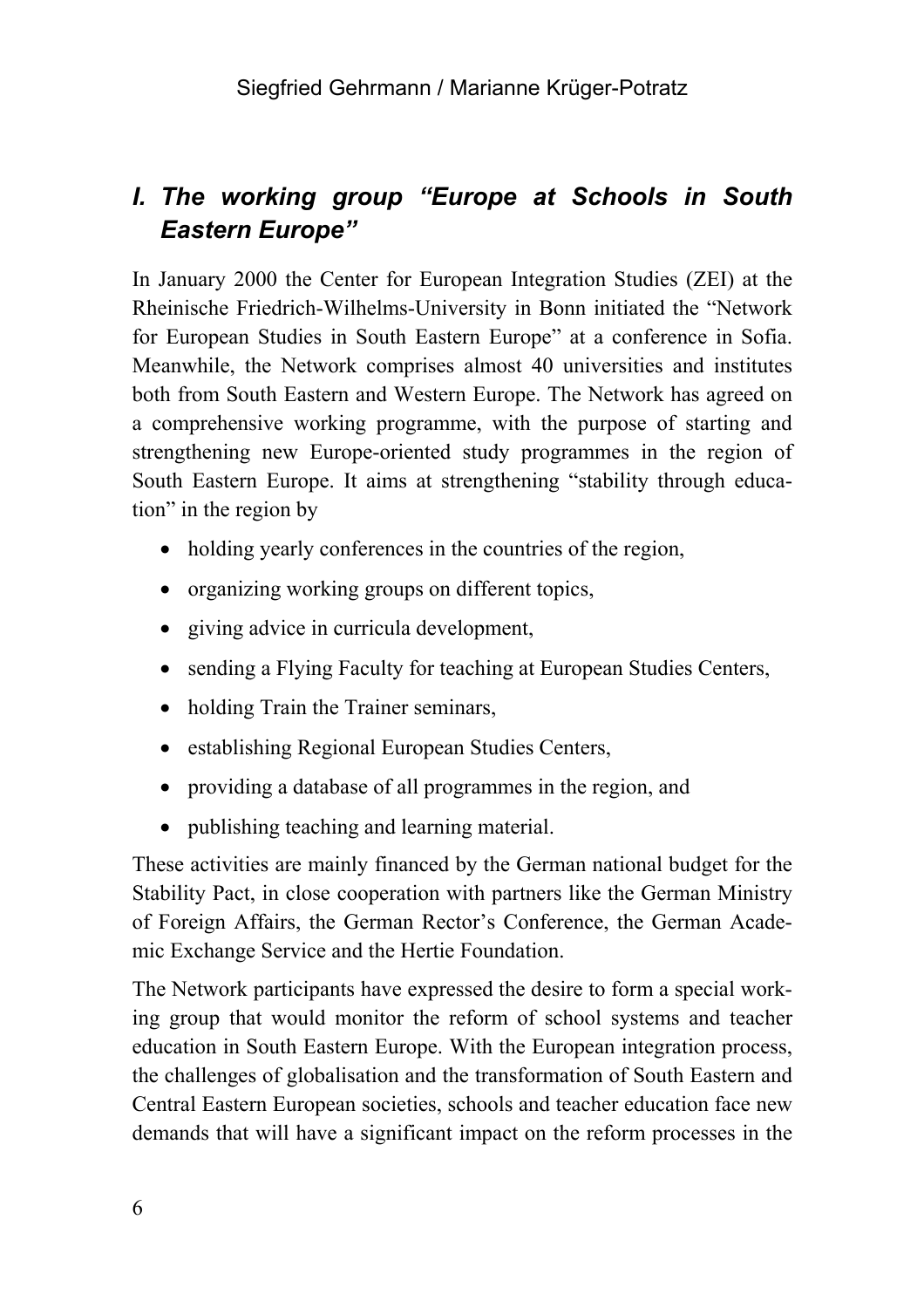## *I. The working group "Europe at Schools in South Eastern Europe"*

In January 2000 the Center for European Integration Studies (ZEI) at the Rheinische Friedrich-Wilhelms-University in Bonn initiated the "Network for European Studies in South Eastern Europe" at a conference in Sofia. Meanwhile, the Network comprises almost 40 universities and institutes both from South Eastern and Western Europe. The Network has agreed on a comprehensive working programme, with the purpose of starting and strengthening new Europe-oriented study programmes in the region of South Eastern Europe. It aims at strengthening "stability through education" in the region by

- holding yearly conferences in the countries of the region,
- organizing working groups on different topics,
- giving advice in curricula development,
- sending a Flying Faculty for teaching at European Studies Centers,
- holding Train the Trainer seminars,
- establishing Regional European Studies Centers,
- providing a database of all programmes in the region, and
- publishing teaching and learning material.

These activities are mainly financed by the German national budget for the Stability Pact, in close cooperation with partners like the German Ministry of Foreign Affairs, the German Rector's Conference, the German Academic Exchange Service and the Hertie Foundation.

The Network participants have expressed the desire to form a special working group that would monitor the reform of school systems and teacher education in South Eastern Europe. With the European integration process, the challenges of globalisation and the transformation of South Eastern and Central Eastern European societies, schools and teacher education face new demands that will have a significant impact on the reform processes in the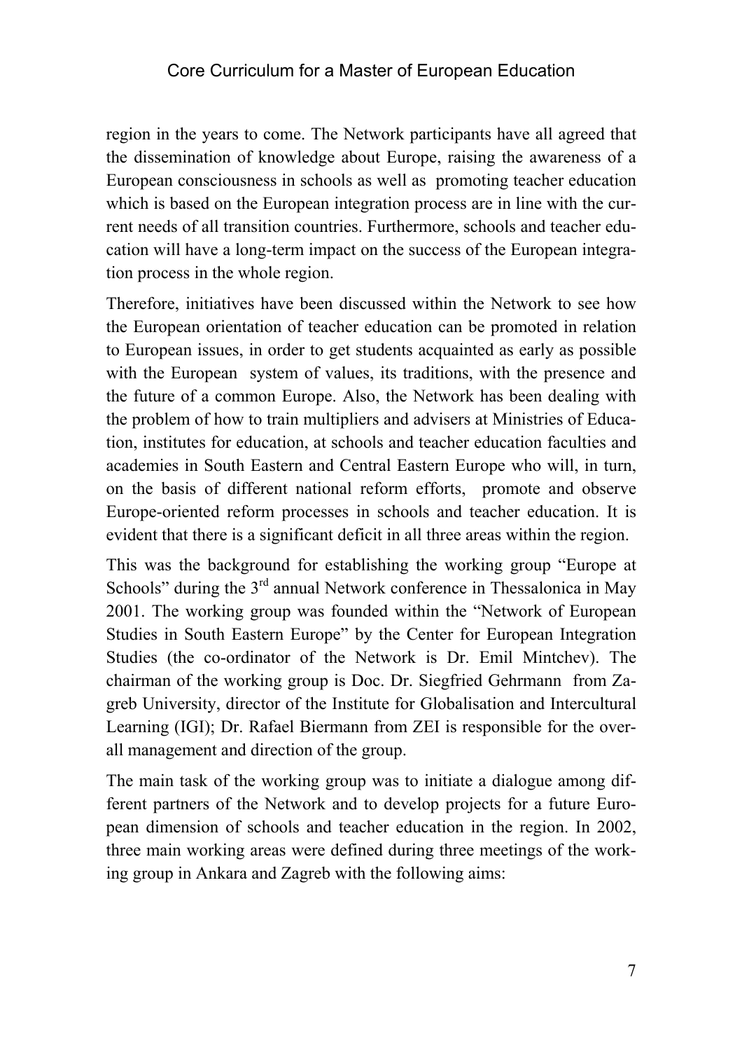region in the years to come. The Network participants have all agreed that the dissemination of knowledge about Europe, raising the awareness of a European consciousness in schools as well as promoting teacher education which is based on the European integration process are in line with the current needs of all transition countries. Furthermore, schools and teacher education will have a long-term impact on the success of the European integration process in the whole region.

Therefore, initiatives have been discussed within the Network to see how the European orientation of teacher education can be promoted in relation to European issues, in order to get students acquainted as early as possible with the European system of values, its traditions, with the presence and the future of a common Europe. Also, the Network has been dealing with the problem of how to train multipliers and advisers at Ministries of Education, institutes for education, at schools and teacher education faculties and academies in South Eastern and Central Eastern Europe who will, in turn, on the basis of different national reform efforts, promote and observe Europe-oriented reform processes in schools and teacher education. It is evident that there is a significant deficit in all three areas within the region.

This was the background for establishing the working group "Europe at Schools" during the 3rd annual Network conference in Thessalonica in May 2001. The working group was founded within the "Network of European Studies in South Eastern Europe" by the Center for European Integration Studies (the co-ordinator of the Network is Dr. Emil Mintchev). The chairman of the working group is Doc. Dr. Siegfried Gehrmann from Zagreb University, director of the Institute for Globalisation and Intercultural Learning (IGI); Dr. Rafael Biermann from ZEI is responsible for the overall management and direction of the group.

The main task of the working group was to initiate a dialogue among different partners of the Network and to develop projects for a future European dimension of schools and teacher education in the region. In 2002, three main working areas were defined during three meetings of the working group in Ankara and Zagreb with the following aims: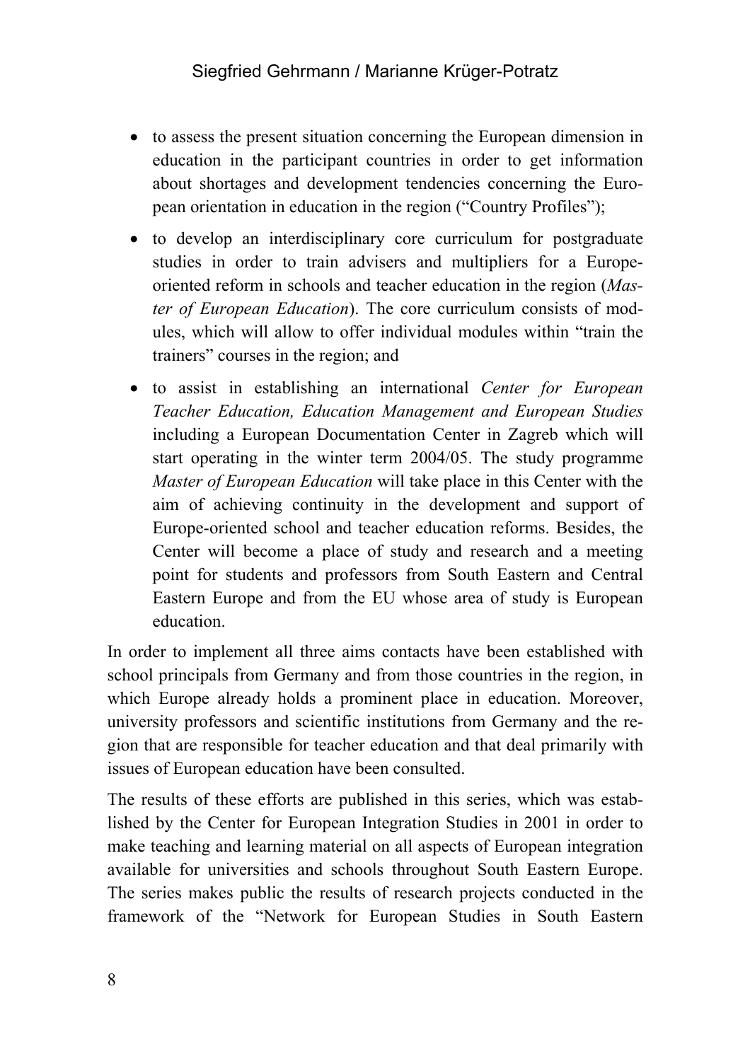- to assess the present situation concerning the European dimension in education in the participant countries in order to get information about shortages and development tendencies concerning the European orientation in education in the region ("Country Profiles");
- to develop an interdisciplinary core curriculum for postgraduate studies in order to train advisers and multipliers for a Europe-oriented reform in schools and teacher education in the region (*Master of European Education*). The core curriculum consists of modules, which will allow to offer individual modules within "train the trainers" courses in the region; and
- to assist in establishing an international *Center for European Teacher Education, Education Management and European Studies* including a European Documentation Center in Zagreb which will start operating in the winter term 2004/05. The study programme *Master of European Education* will take place in this Center with the aim of achieving continuity in the development and support of Europe-oriented school and teacher education reforms. Besides, the Center will become a place of study and research and a meeting point for students and professors from South Eastern and Central Eastern Europe and from the EU whose area of study is European education.

In order to implement all three aims contacts have been established with school principals from Germany and from those countries in the region, in which Europe already holds a prominent place in education. Moreover, university professors and scientific institutions from Germany and the region that are responsible for teacher education and that deal primarily with issues of European education have been consulted.

The results of these efforts are published in this series, which was established by the Center for European Integration Studies in 2001 in order to make teaching and learning material on all aspects of European integration available for universities and schools throughout South Eastern Europe. The series makes public the results of research projects conducted in the framework of the "Network for European Studies in South Eastern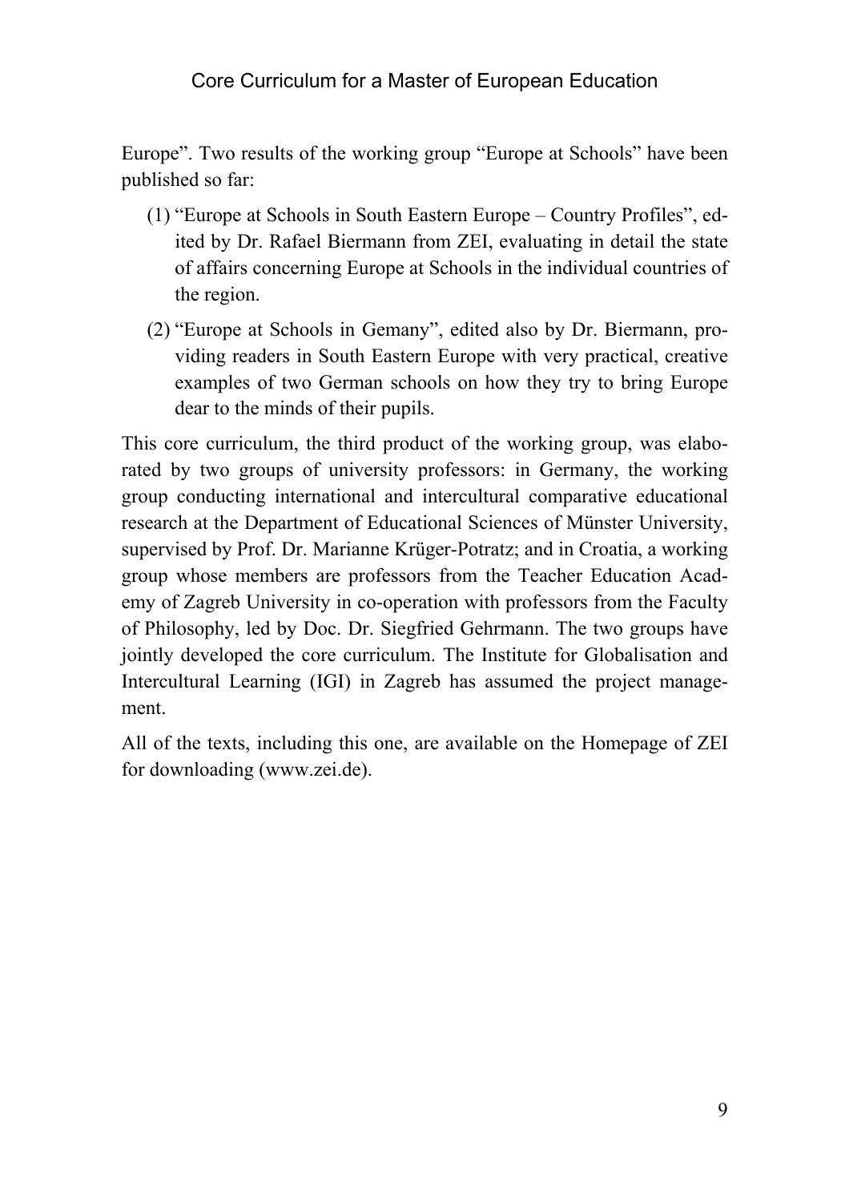Europe". Two results of the working group "Europe at Schools" have been published so far:

(1) "Europe at Schools in South Eastern Europe – Country Profiles", edited by Dr. Rafael Biermann from ZEI, evaluating in detail the state of affairs concerning Europe at Schools in the individual countries of the region.

(2) "Europe at Schools in Gemany", edited also by Dr. Biermann, providing readers in South Eastern Europe with very practical, creative examples of two German schools on how they try to bring Europe dear to the minds of their pupils.

This core curriculum, the third product of the working group, was elaborated by two groups of university professors: in Germany, the working group conducting international and intercultural comparative educational research at the Department of Educational Sciences of Münster University, supervised by Prof. Dr. Marianne Krüger-Potratz; and in Croatia, a working group whose members are professors from the Teacher Education Academy of Zagreb University in co-operation with professors from the Faculty of Philosophy, led by Doc. Dr. Siegfried Gehrmann. The two groups have jointly developed the core curriculum. The Institute for Globalisation and Intercultural Learning (IGI) in Zagreb has assumed the project management.

All of the texts, including this one, are available on the Homepage of ZEI for downloading (www.zei.de).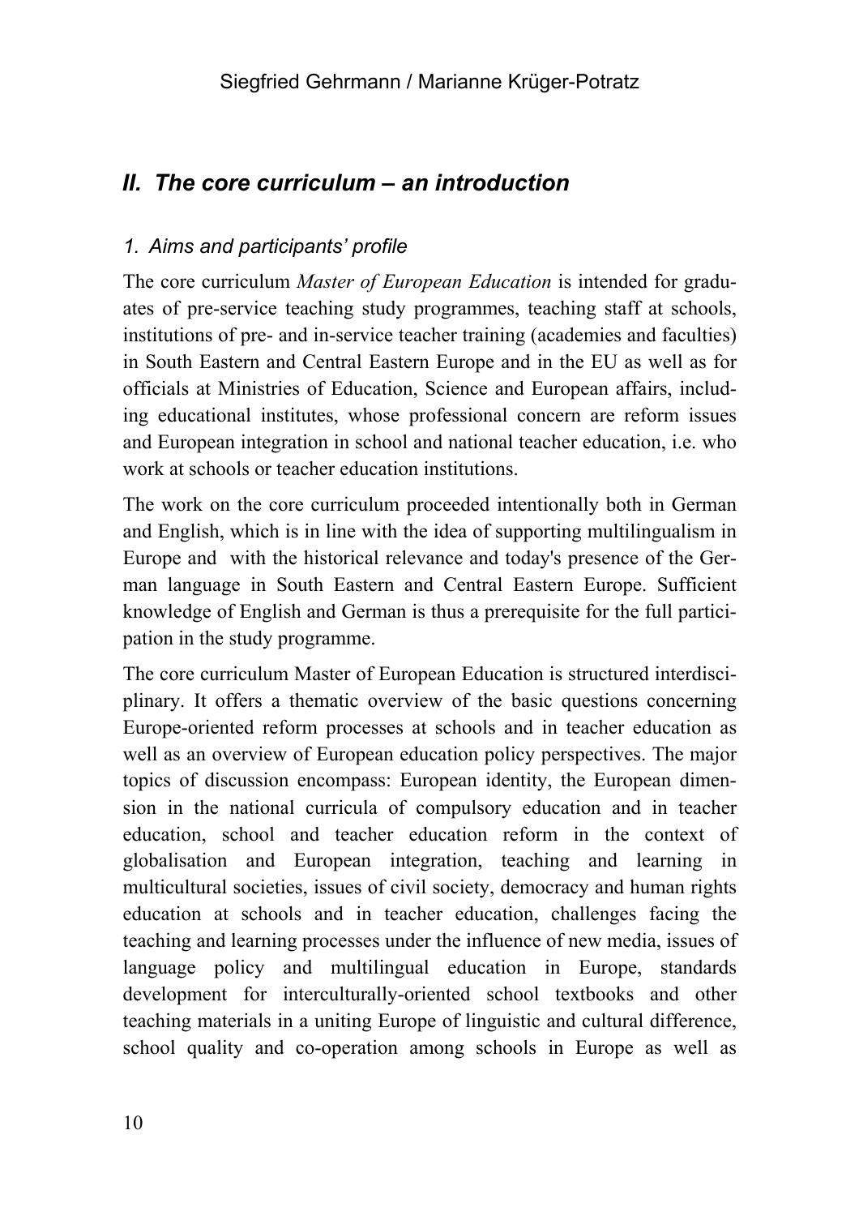## II. The core curriculum – an introduction

### 1. Aims and participants' profile

The core curriculum *Master of European Education* is intended for graduates of pre-service teaching study programmes, teaching staff at schools, institutions of pre- and in-service teacher training (academies and faculties) in South Eastern and Central Eastern Europe and in the EU as well as for officials at Ministries of Education, Science and European affairs, including educational institutes, whose professional concern are reform issues and European integration in school and national teacher education, i.e. who work at schools or teacher education institutions.

The work on the core curriculum proceeded intentionally both in German and English, which is in line with the idea of supporting multilingualism in Europe and with the historical relevance and today's presence of the German language in South Eastern and Central Eastern Europe. Sufficient knowledge of English and German is thus a prerequisite for the full participation in the study programme.

The core curriculum Master of European Education is structured interdisciplinary. It offers a thematic overview of the basic questions concerning Europe-oriented reform processes at schools and in teacher education as well as an overview of European education policy perspectives. The major topics of discussion encompass: European identity, the European dimension in the national curricula of compulsory education and in teacher education, school and teacher education reform in the context of globalisation and European integration, teaching and learning in multicultural societies, issues of civil society, democracy and human rights education at schools and in teacher education, challenges facing the teaching and learning processes under the influence of new media, issues of language policy and multilingual education in Europe, standards development for interculturally-oriented school textbooks and other teaching materials in a uniting Europe of linguistic and cultural difference, school quality and co-operation among schools in Europe as well as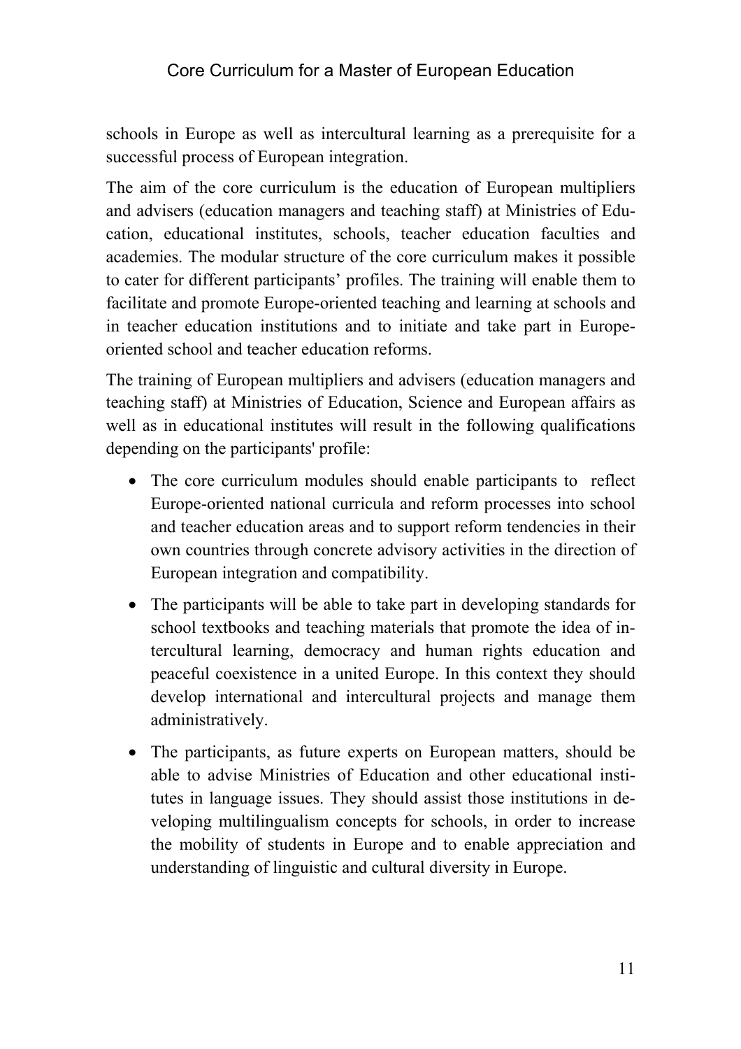schools in Europe as well as intercultural learning as a prerequisite for a successful process of European integration.

The aim of the core curriculum is the education of European multipliers and advisers (education managers and teaching staff) at Ministries of Education, educational institutes, schools, teacher education faculties and academies. The modular structure of the core curriculum makes it possible to cater for different participants' profiles. The training will enable them to facilitate and promote Europe-oriented teaching and learning at schools and in teacher education institutions and to initiate and take part in Europe-oriented school and teacher education reforms.

The training of European multipliers and advisers (education managers and teaching staff) at Ministries of Education, Science and European affairs as well as in educational institutes will result in the following qualifications depending on the participants' profile:

- The core curriculum modules should enable participants to reflect Europe-oriented national curricula and reform processes into school and teacher education areas and to support reform tendencies in their own countries through concrete advisory activities in the direction of European integration and compatibility.
- The participants will be able to take part in developing standards for school textbooks and teaching materials that promote the idea of intercultural learning, democracy and human rights education and peaceful coexistence in a united Europe. In this context they should develop international and intercultural projects and manage them administratively.
- The participants, as future experts on European matters, should be able to advise Ministries of Education and other educational institutes in language issues. They should assist those institutions in developing multilingualism concepts for schools, in order to increase the mobility of students in Europe and to enable appreciation and understanding of linguistic and cultural diversity in Europe.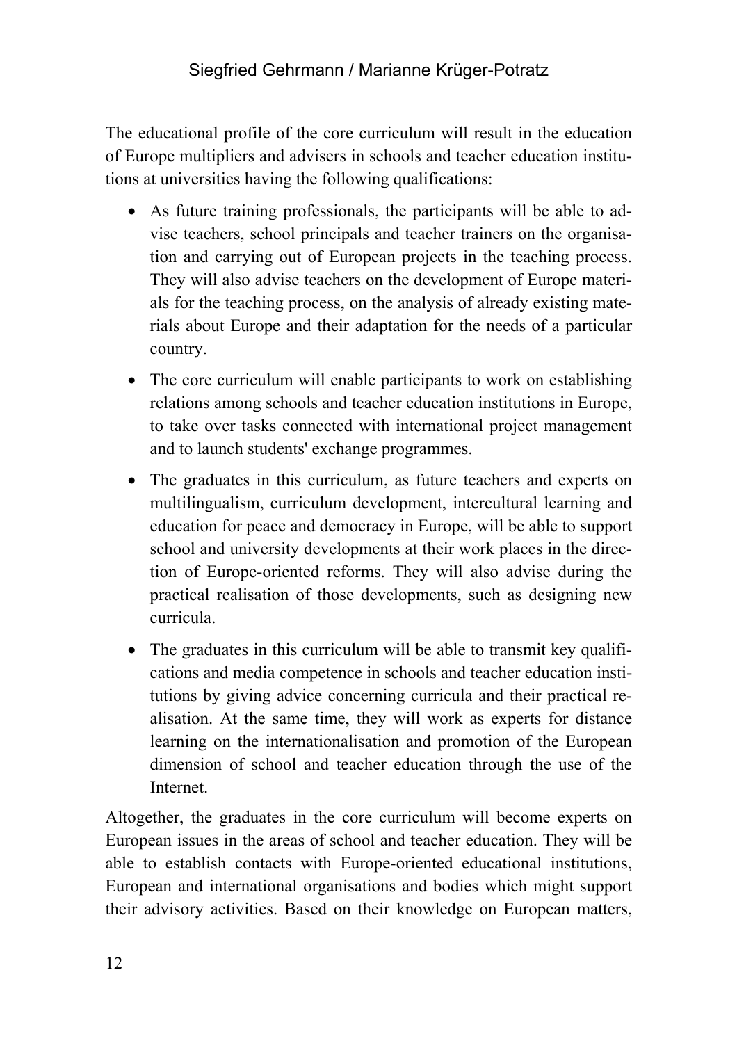The educational profile of the core curriculum will result in the education of Europe multipliers and advisers in schools and teacher education institutions at universities having the following qualifications:

- As future training professionals, the participants will be able to advise teachers, school principals and teacher trainers on the organisation and carrying out of European projects in the teaching process. They will also advise teachers on the development of Europe materials for the teaching process, on the analysis of already existing materials about Europe and their adaptation for the needs of a particular country.
- The core curriculum will enable participants to work on establishing relations among schools and teacher education institutions in Europe, to take over tasks connected with international project management and to launch students' exchange programmes.
- The graduates in this curriculum, as future teachers and experts on multilingualism, curriculum development, intercultural learning and education for peace and democracy in Europe, will be able to support school and university developments at their work places in the direction of Europe-oriented reforms. They will also advise during the practical realisation of those developments, such as designing new curricula.
- The graduates in this curriculum will be able to transmit key qualifications and media competence in schools and teacher education institutions by giving advice concerning curricula and their practical realisation. At the same time, they will work as experts for distance learning on the internationalisation and promotion of the European dimension of school and teacher education through the use of the Internet.

Altogether, the graduates in the core curriculum will become experts on European issues in the areas of school and teacher education. They will be able to establish contacts with Europe-oriented educational institutions, European and international organisations and bodies which might support their advisory activities. Based on their knowledge on European matters,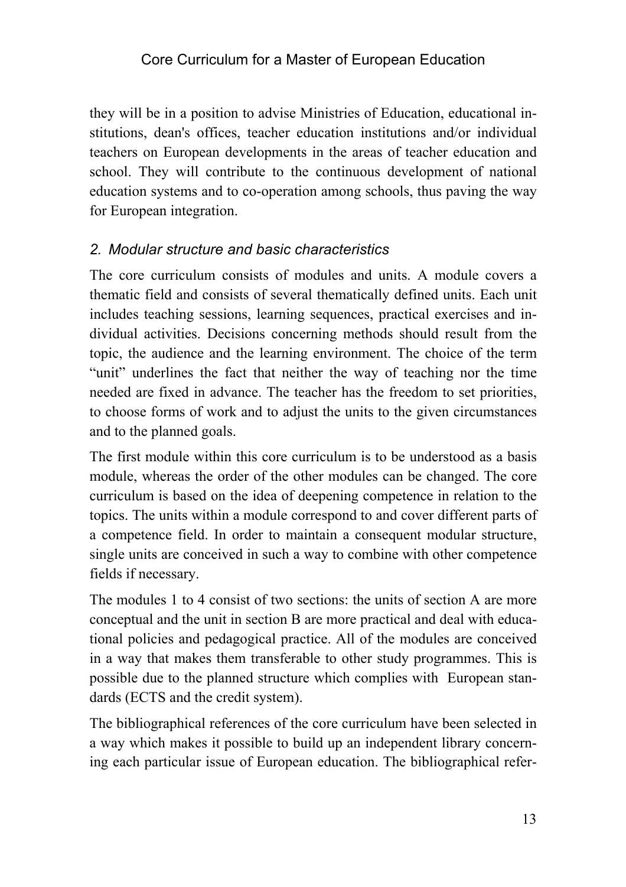they will be in a position to advise Ministries of Education, educational institutions, dean's offices, teacher education institutions and/or individual teachers on European developments in the areas of teacher education and school. They will contribute to the continuous development of national education systems and to co-operation among schools, thus paving the way for European integration.

## *2. Modular structure and basic characteristics*

The core curriculum consists of modules and units. A module covers a thematic field and consists of several thematically defined units. Each unit includes teaching sessions, learning sequences, practical exercises and individual activities. Decisions concerning methods should result from the topic, the audience and the learning environment. The choice of the term "unit" underlines the fact that neither the way of teaching nor the time needed are fixed in advance. The teacher has the freedom to set priorities, to choose forms of work and to adjust the units to the given circumstances and to the planned goals.

The first module within this core curriculum is to be understood as a basis module, whereas the order of the other modules can be changed. The core curriculum is based on the idea of deepening competence in relation to the topics. The units within a module correspond to and cover different parts of a competence field. In order to maintain a consequent modular structure, single units are conceived in such a way to combine with other competence fields if necessary.

The modules 1 to 4 consist of two sections: the units of section A are more conceptual and the unit in section B are more practical and deal with educational policies and pedagogical practice. All of the modules are conceived in a way that makes them transferable to other study programmes. This is possible due to the planned structure which complies with European standards (ECTS and the credit system).

The bibliographical references of the core curriculum have been selected in a way which makes it possible to build up an independent library concerning each particular issue of European education. The bibliographical refer-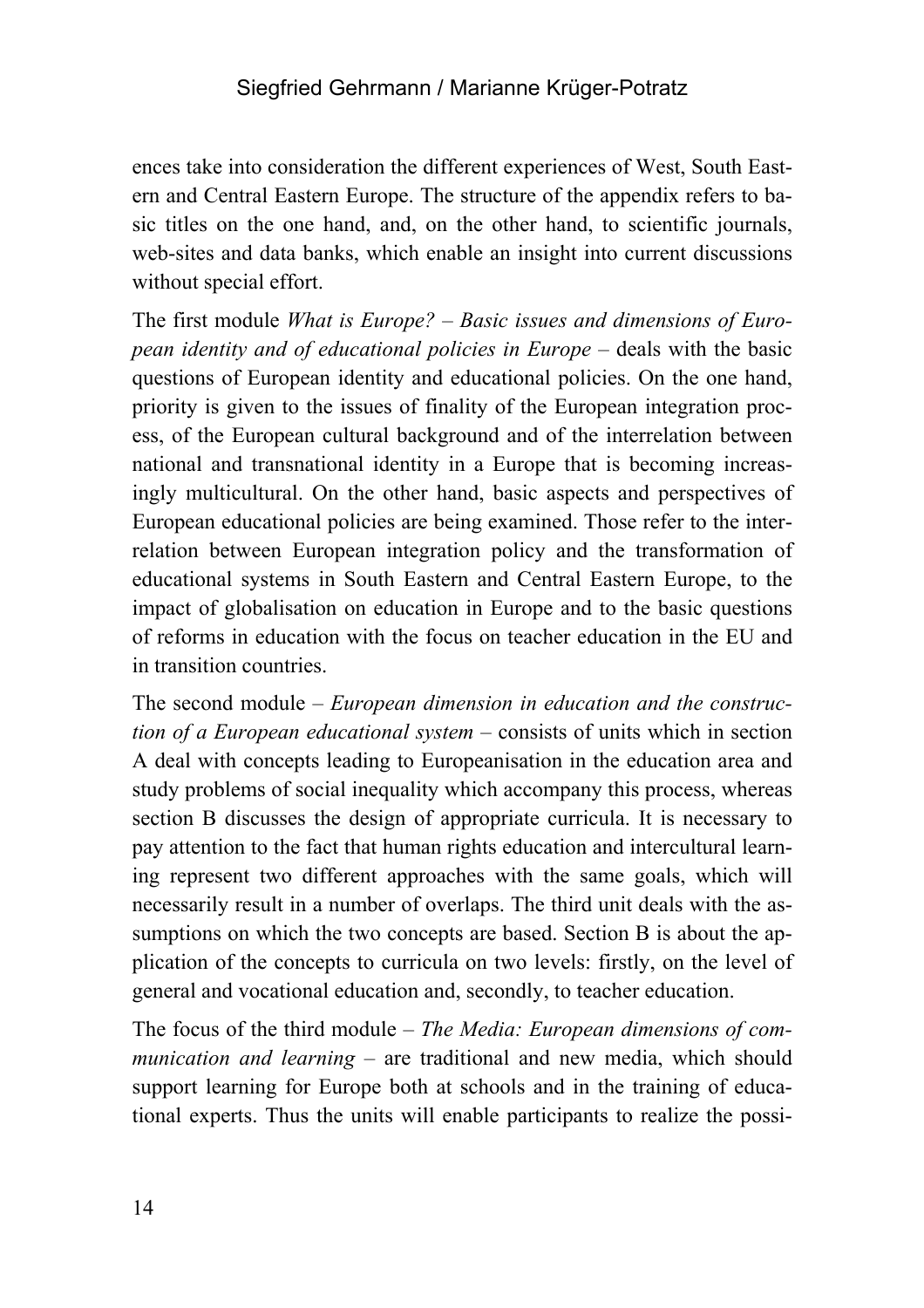ences take into consideration the different experiences of West, South Eastern and Central Eastern Europe. The structure of the appendix refers to basic titles on the one hand, and, on the other hand, to scientific journals, web-sites and data banks, which enable an insight into current discussions without special effort.

The first module *What is Europe? – Basic issues and dimensions of European identity and of educational policies in Europe* – deals with the basic questions of European identity and educational policies. On the one hand, priority is given to the issues of finality of the European integration process, of the European cultural background and of the interrelation between national and transnational identity in a Europe that is becoming increasingly multicultural. On the other hand, basic aspects and perspectives of European educational policies are being examined. Those refer to the interrelation between European integration policy and the transformation of educational systems in South Eastern and Central Eastern Europe, to the impact of globalisation on education in Europe and to the basic questions of reforms in education with the focus on teacher education in the EU and in transition countries.

The second module – *European dimension in education and the construction of a European educational system* – consists of units which in section A deal with concepts leading to Europeanisation in the education area and study problems of social inequality which accompany this process, whereas section B discusses the design of appropriate curricula. It is necessary to pay attention to the fact that human rights education and intercultural learning represent two different approaches with the same goals, which will necessarily result in a number of overlaps. The third unit deals with the assumptions on which the two concepts are based. Section B is about the application of the concepts to curricula on two levels: firstly, on the level of general and vocational education and, secondly, to teacher education.

The focus of the third module – *The Media: European dimensions of communication and learning* – are traditional and new media, which should support learning for Europe both at schools and in the training of educational experts. Thus the units will enable participants to realize the possi-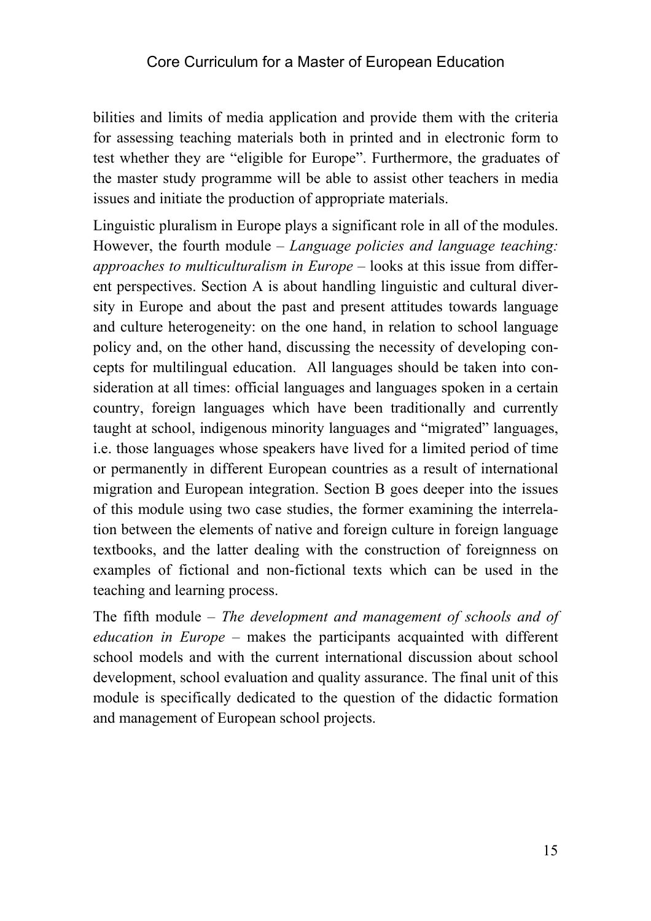bilities and limits of media application and provide them with the criteria for assessing teaching materials both in printed and in electronic form to test whether they are "eligible for Europe". Furthermore, the graduates of the master study programme will be able to assist other teachers in media issues and initiate the production of appropriate materials.

Linguistic pluralism in Europe plays a significant role in all of the modules. However, the fourth module – *Language policies and language teaching: approaches to multiculturalism in Europe* – looks at this issue from different perspectives. Section A is about handling linguistic and cultural diversity in Europe and about the past and present attitudes towards language and culture heterogeneity: on the one hand, in relation to school language policy and, on the other hand, discussing the necessity of developing concepts for multilingual education. All languages should be taken into consideration at all times: official languages and languages spoken in a certain country, foreign languages which have been traditionally and currently taught at school, indigenous minority languages and "migrated" languages, i.e. those languages whose speakers have lived for a limited period of time or permanently in different European countries as a result of international migration and European integration. Section B goes deeper into the issues of this module using two case studies, the former examining the interrelation between the elements of native and foreign culture in foreign language textbooks, and the latter dealing with the construction of foreignness on examples of fictional and non-fictional texts which can be used in the teaching and learning process.

The fifth module – *The development and management of schools and of education in Europe* – makes the participants acquainted with different school models and with the current international discussion about school development, school evaluation and quality assurance. The final unit of this module is specifically dedicated to the question of the didactic formation and management of European school projects.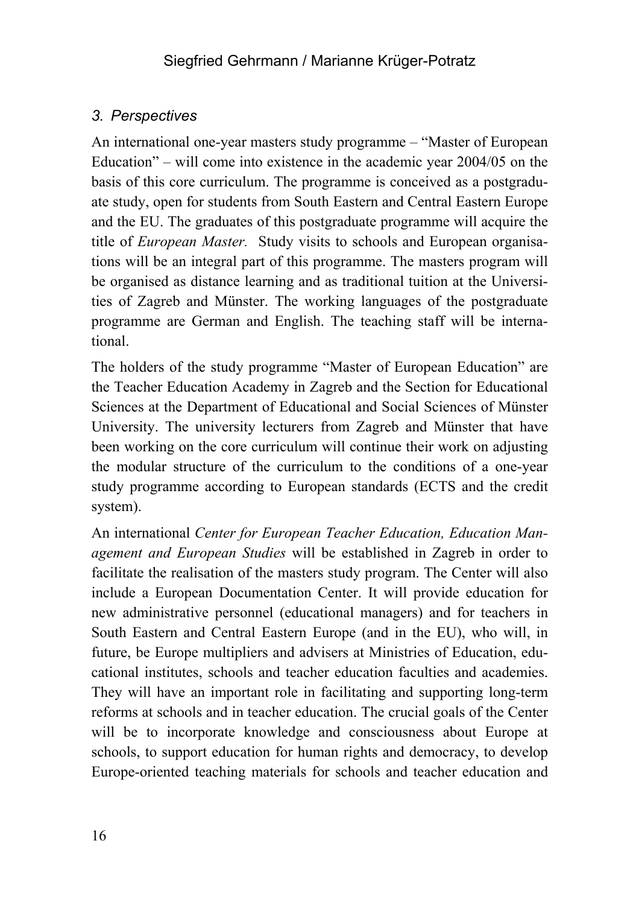### *3. Perspectives*

An international one-year masters study programme – "Master of European Education" – will come into existence in the academic year 2004/05 on the basis of this core curriculum. The programme is conceived as a postgraduate study, open for students from South Eastern and Central Eastern Europe and the EU. The graduates of this postgraduate programme will acquire the title of *European Master.* Study visits to schools and European organisations will be an integral part of this programme. The masters program will be organised as distance learning and as traditional tuition at the Universities of Zagreb and Münster. The working languages of the postgraduate programme are German and English. The teaching staff will be international.

The holders of the study programme "Master of European Education" are the Teacher Education Academy in Zagreb and the Section for Educational Sciences at the Department of Educational and Social Sciences of Münster University. The university lecturers from Zagreb and Münster that have been working on the core curriculum will continue their work on adjusting the modular structure of the curriculum to the conditions of a one-year study programme according to European standards (ECTS and the credit system).

An international *Center for European Teacher Education, Education Management and European Studies* will be established in Zagreb in order to facilitate the realisation of the masters study program. The Center will also include a European Documentation Center. It will provide education for new administrative personnel (educational managers) and for teachers in South Eastern and Central Eastern Europe (and in the EU), who will, in future, be Europe multipliers and advisers at Ministries of Education, educational institutes, schools and teacher education faculties and academies. They will have an important role in facilitating and supporting long-term reforms at schools and in teacher education. The crucial goals of the Center will be to incorporate knowledge and consciousness about Europe at schools, to support education for human rights and democracy, to develop Europe-oriented teaching materials for schools and teacher education and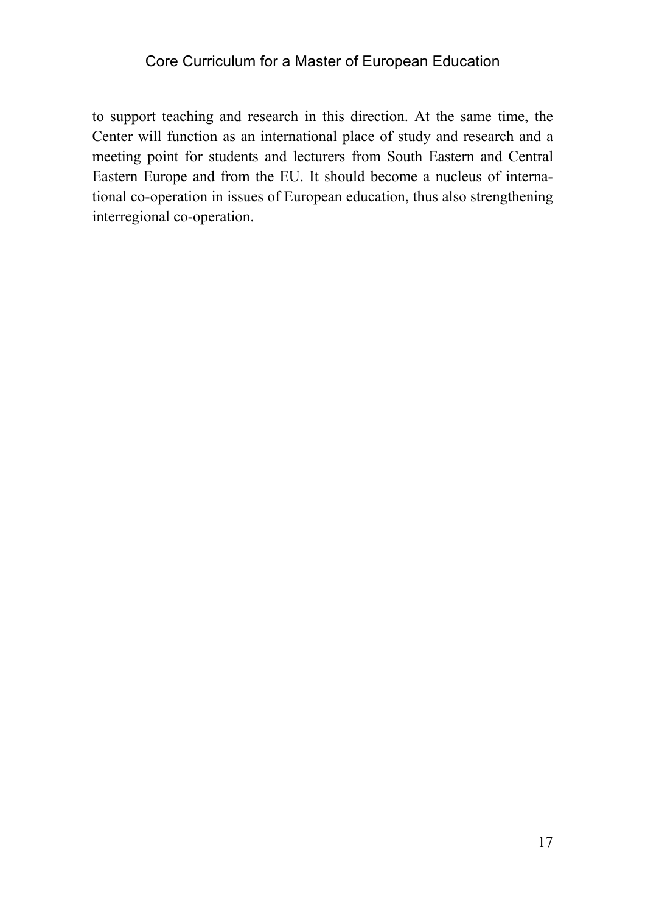to support teaching and research in this direction. At the same time, the Center will function as an international place of study and research and a meeting point for students and lecturers from South Eastern and Central Eastern Europe and from the EU. It should become a nucleus of international co-operation in issues of European education, thus also strengthening interregional co-operation.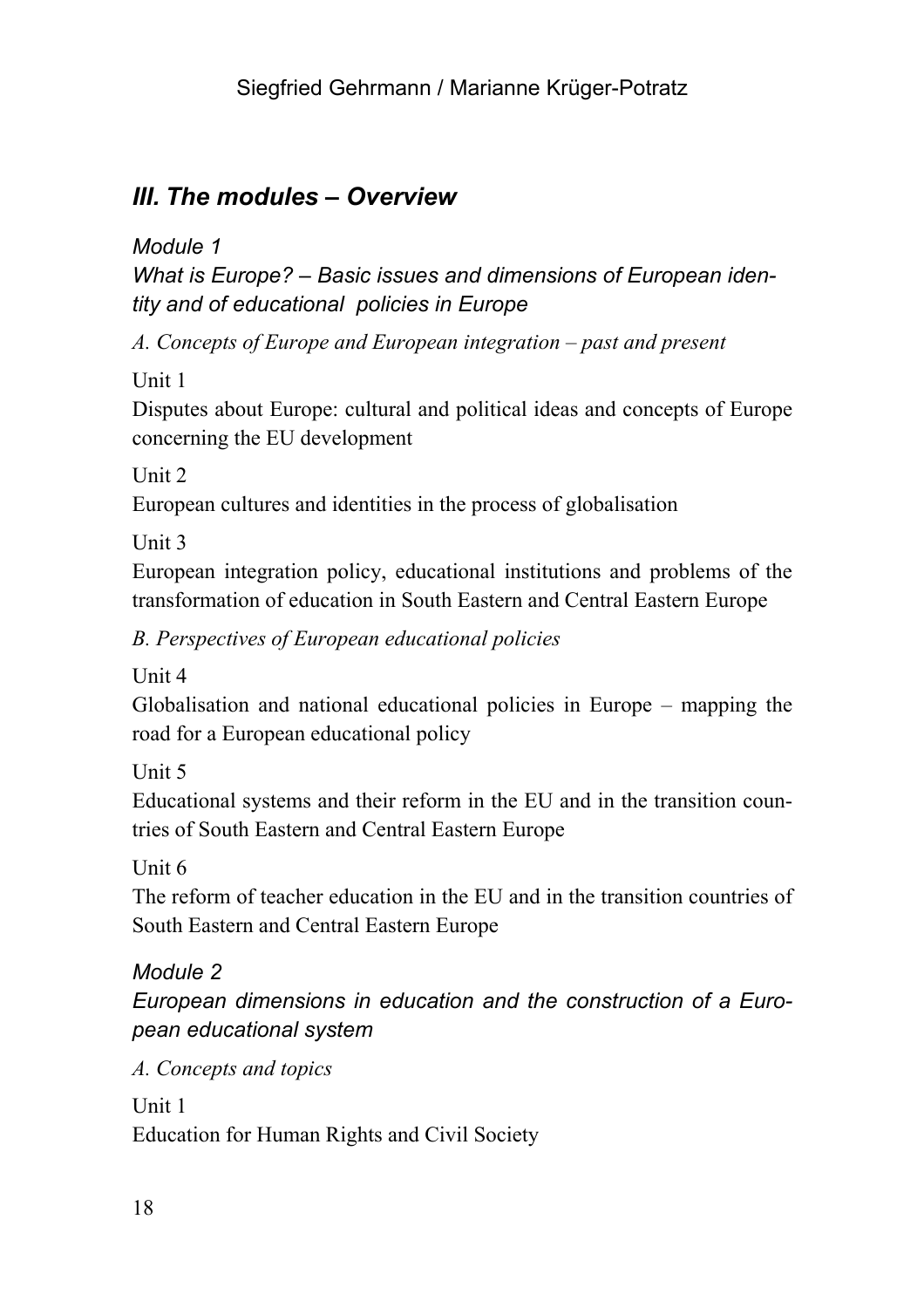## *III. The modules – Overview*

### *Module 1*
### *What is Europe? – Basic issues and dimensions of European identity and of educational policies in Europe*

*A. Concepts of Europe and European integration – past and present*

Unit 1
Disputes about Europe: cultural and political ideas and concepts of Europe concerning the EU development

Unit 2
European cultures and identities in the process of globalisation

Unit 3
European integration policy, educational institutions and problems of the transformation of education in South Eastern and Central Eastern Europe

*B. Perspectives of European educational policies*

Unit 4
Globalisation and national educational policies in Europe – mapping the road for a European educational policy

Unit 5
Educational systems and their reform in the EU and in the transition countries of South Eastern and Central Eastern Europe

Unit 6
The reform of teacher education in the EU and in the transition countries of South Eastern and Central Eastern Europe

### *Module 2*
### *European dimensions in education and the construction of a European educational system*

*A. Concepts and topics*

Unit 1
Education for Human Rights and Civil Society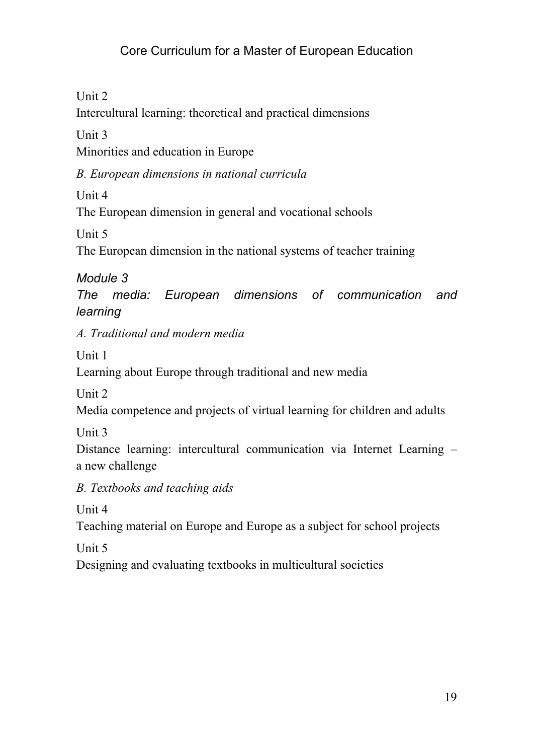Unit 2
Intercultural learning: theoretical and practical dimensions

Unit 3
Minorities and education in Europe

*B. European dimensions in national curricula*

Unit 4
The European dimension in general and vocational schools

Unit 5
The European dimension in the national systems of teacher training

### *Module 3*
### *The media: European dimensions of communication and learning*

*A. Traditional and modern media*

Unit 1
Learning about Europe through traditional and new media

Unit 2
Media competence and projects of virtual learning for children and adults

Unit 3
Distance learning: intercultural communication via Internet Learning – a new challenge

*B. Textbooks and teaching aids*

Unit 4
Teaching material on Europe and Europe as a subject for school projects

Unit 5
Designing and evaluating textbooks in multicultural societies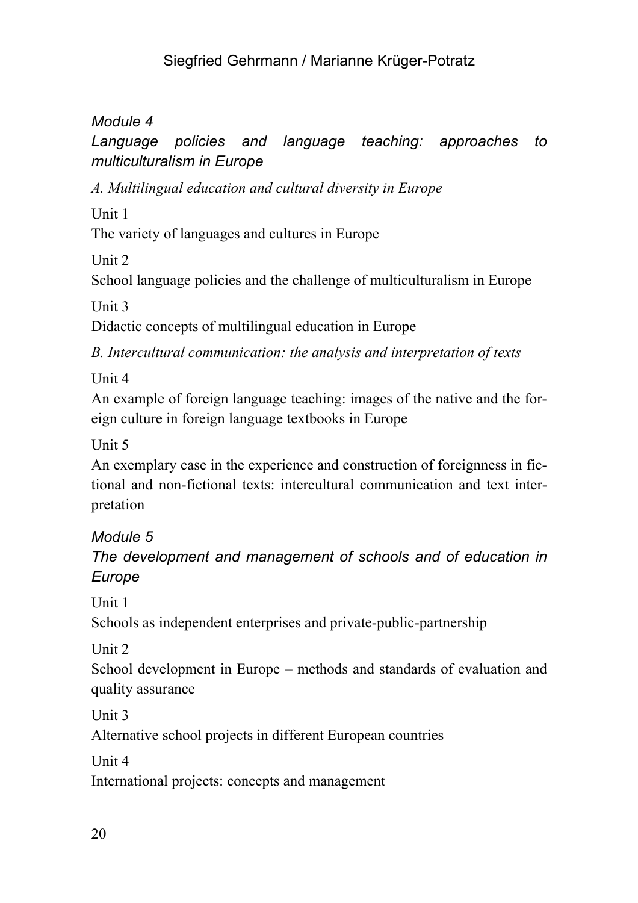*Module 4*
*Language policies and language teaching: approaches to multiculturalism in Europe*

*A. Multilingual education and cultural diversity in Europe*

Unit 1
The variety of languages and cultures in Europe

Unit 2
School language policies and the challenge of multiculturalism in Europe

Unit 3
Didactic concepts of multilingual education in Europe

*B. Intercultural communication: the analysis and interpretation of texts*

Unit 4
An example of foreign language teaching: images of the native and the foreign culture in foreign language textbooks in Europe

Unit 5
An exemplary case in the experience and construction of foreignness in fictional and non-fictional texts: intercultural communication and text interpretation

*Module 5*
*The development and management of schools and of education in Europe*

Unit 1
Schools as independent enterprises and private-public-partnership

Unit 2
School development in Europe – methods and standards of evaluation and quality assurance

Unit 3
Alternative school projects in different European countries

Unit 4
International projects: concepts and management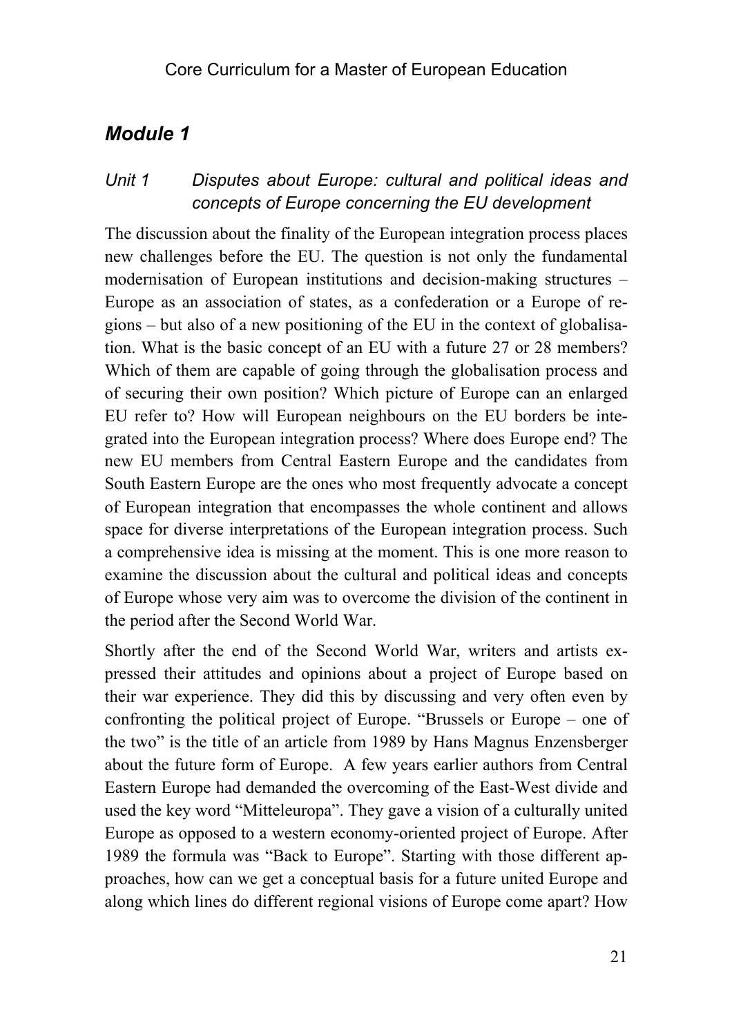## *Module 1*

### *Unit 1 Disputes about Europe: cultural and political ideas and concepts of Europe concerning the EU development*

The discussion about the finality of the European integration process places new challenges before the EU. The question is not only the fundamental modernisation of European institutions and decision-making structures – Europe as an association of states, as a confederation or a Europe of regions – but also of a new positioning of the EU in the context of globalisation. What is the basic concept of an EU with a future 27 or 28 members? Which of them are capable of going through the globalisation process and of securing their own position? Which picture of Europe can an enlarged EU refer to? How will European neighbours on the EU borders be integrated into the European integration process? Where does Europe end? The new EU members from Central Eastern Europe and the candidates from South Eastern Europe are the ones who most frequently advocate a concept of European integration that encompasses the whole continent and allows space for diverse interpretations of the European integration process. Such a comprehensive idea is missing at the moment. This is one more reason to examine the discussion about the cultural and political ideas and concepts of Europe whose very aim was to overcome the division of the continent in the period after the Second World War.

Shortly after the end of the Second World War, writers and artists expressed their attitudes and opinions about a project of Europe based on their war experience. They did this by discussing and very often even by confronting the political project of Europe. "Brussels or Europe – one of the two" is the title of an article from 1989 by Hans Magnus Enzensberger about the future form of Europe. A few years earlier authors from Central Eastern Europe had demanded the overcoming of the East-West divide and used the key word "Mitteleuropa". They gave a vision of a culturally united Europe as opposed to a western economy-oriented project of Europe. After 1989 the formula was "Back to Europe". Starting with those different approaches, how can we get a conceptual basis for a future united Europe and along which lines do different regional visions of Europe come apart? How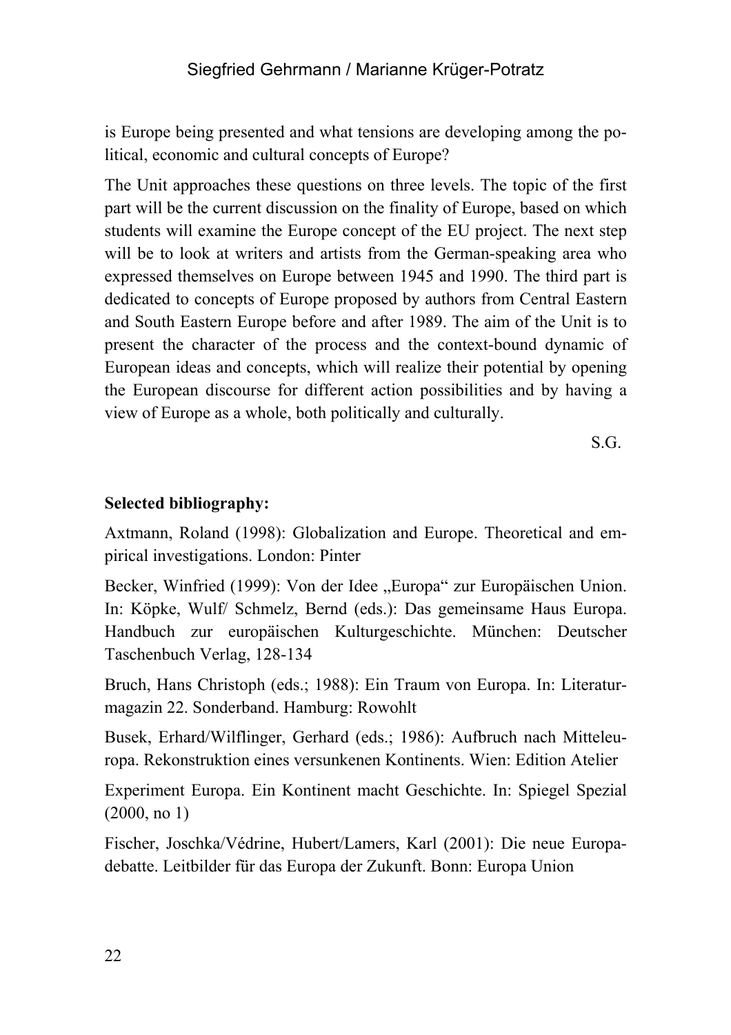is Europe being presented and what tensions are developing among the political, economic and cultural concepts of Europe?

The Unit approaches these questions on three levels. The topic of the first part will be the current discussion on the finality of Europe, based on which students will examine the Europe concept of the EU project. The next step will be to look at writers and artists from the German-speaking area who expressed themselves on Europe between 1945 and 1990. The third part is dedicated to concepts of Europe proposed by authors from Central Eastern and South Eastern Europe before and after 1989. The aim of the Unit is to present the character of the process and the context-bound dynamic of European ideas and concepts, which will realize their potential by opening the European discourse for different action possibilities and by having a view of Europe as a whole, both politically and culturally.

S.G.

**Selected bibliography:**

Axtmann, Roland (1998): Globalization and Europe. Theoretical and empirical investigations. London: Pinter

Becker, Winfried (1999): Von der Idee „Europa" zur Europäischen Union. In: Köpke, Wulf/ Schmelz, Bernd (eds.): Das gemeinsame Haus Europa. Handbuch zur europäischen Kulturgeschichte. München: Deutscher Taschenbuch Verlag, 128-134

Bruch, Hans Christoph (eds.; 1988): Ein Traum von Europa. In: Literaturmagazin 22. Sonderband. Hamburg: Rowohlt

Busek, Erhard/Wilflinger, Gerhard (eds.; 1986): Aufbruch nach Mitteleuropa. Rekonstruktion eines versunkenen Kontinents. Wien: Edition Atelier

Experiment Europa. Ein Kontinent macht Geschichte. In: Spiegel Spezial (2000, no 1)

Fischer, Joschka/Védrine, Hubert/Lamers, Karl (2001): Die neue Europadebatte. Leitbilder für das Europa der Zukunft. Bonn: Europa Union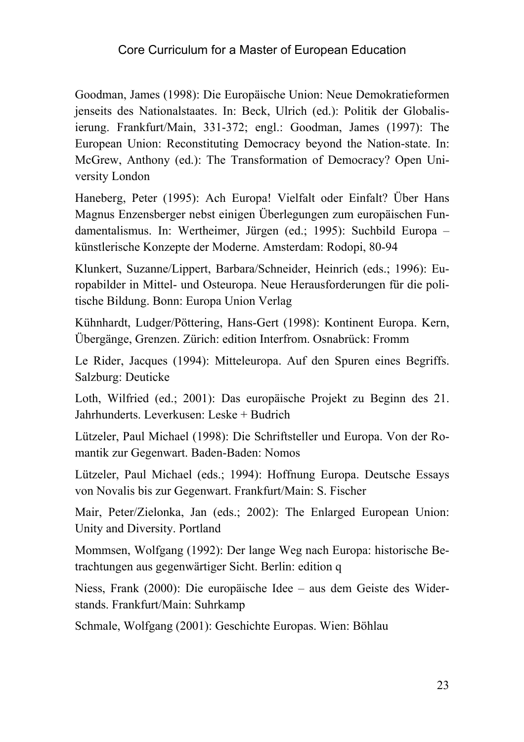Goodman, James (1998): Die Europäische Union: Neue Demokratieformen jenseits des Nationalstaates. In: Beck, Ulrich (ed.): Politik der Globalisierung. Frankfurt/Main, 331-372; engl.: Goodman, James (1997): The European Union: Reconstituting Democracy beyond the Nation-state. In: McGrew, Anthony (ed.): The Transformation of Democracy? Open University London

Haneberg, Peter (1995): Ach Europa! Vielfalt oder Einfalt? Über Hans Magnus Enzensberger nebst einigen Überlegungen zum europäischen Fundamentalismus. In: Wertheimer, Jürgen (ed.; 1995): Suchbild Europa – künstlerische Konzepte der Moderne. Amsterdam: Rodopi, 80-94

Klunkert, Suzanne/Lippert, Barbara/Schneider, Heinrich (eds.; 1996): Europabilder in Mittel- und Osteuropa. Neue Herausforderungen für die politische Bildung. Bonn: Europa Union Verlag

Kühnhardt, Ludger/Pöttering, Hans-Gert (1998): Kontinent Europa. Kern, Übergänge, Grenzen. Zürich: edition Interfrom. Osnabrück: Fromm

Le Rider, Jacques (1994): Mitteleuropa. Auf den Spuren eines Begriffs. Salzburg: Deuticke

Loth, Wilfried (ed.; 2001): Das europäische Projekt zu Beginn des 21. Jahrhunderts. Leverkusen: Leske + Budrich

Lützeler, Paul Michael (1998): Die Schriftsteller und Europa. Von der Romantik zur Gegenwart. Baden-Baden: Nomos

Lützeler, Paul Michael (eds.; 1994): Hoffnung Europa. Deutsche Essays von Novalis bis zur Gegenwart. Frankfurt/Main: S. Fischer

Mair, Peter/Zielonka, Jan (eds.; 2002): The Enlarged European Union: Unity and Diversity. Portland

Mommsen, Wolfgang (1992): Der lange Weg nach Europa: historische Betrachtungen aus gegenwärtiger Sicht. Berlin: edition q

Niess, Frank (2000): Die europäische Idee – aus dem Geiste des Widerstands. Frankfurt/Main: Suhrkamp

Schmale, Wolfgang (2001): Geschichte Europas. Wien: Böhlau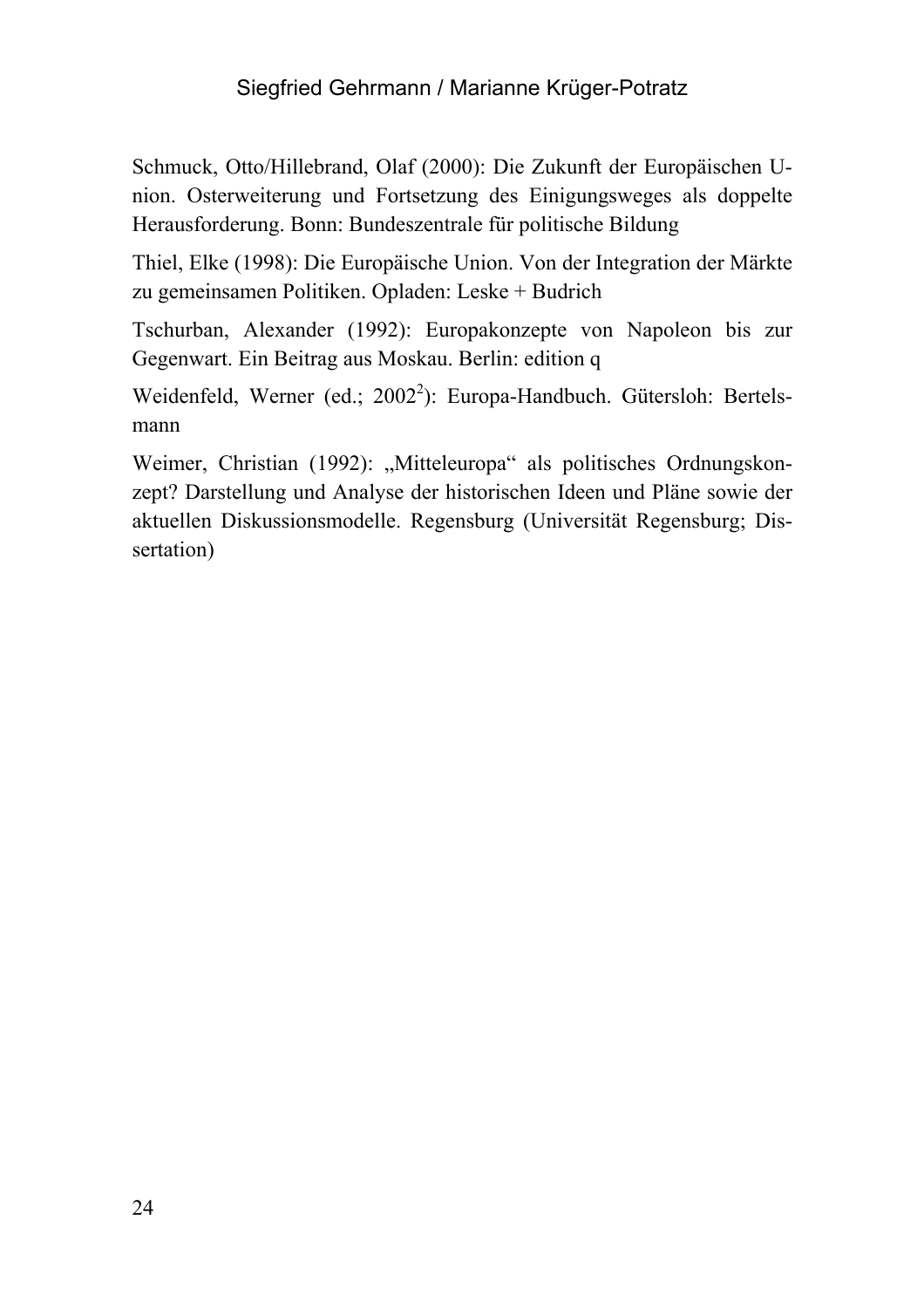Schmuck, Otto/Hillebrand, Olaf (2000): Die Zukunft der Europäischen Union. Osterweiterung und Fortsetzung des Einigungsweges als doppelte Herausforderung. Bonn: Bundeszentrale für politische Bildung

Thiel, Elke (1998): Die Europäische Union. Von der Integration der Märkte zu gemeinsamen Politiken. Opladen: Leske + Budrich

Tschurban, Alexander (1992): Europakonzepte von Napoleon bis zur Gegenwart. Ein Beitrag aus Moskau. Berlin: edition q

Weidenfeld, Werner (ed.; $2002^2$): Europa-Handbuch. Gütersloh: Bertelsmann

Weimer, Christian (1992): „Mitteleuropa“ als politisches Ordnungskonzept? Darstellung und Analyse der historischen Ideen und Pläne sowie der aktuellen Diskussionsmodelle. Regensburg (Universität Regensburg; Dissertation)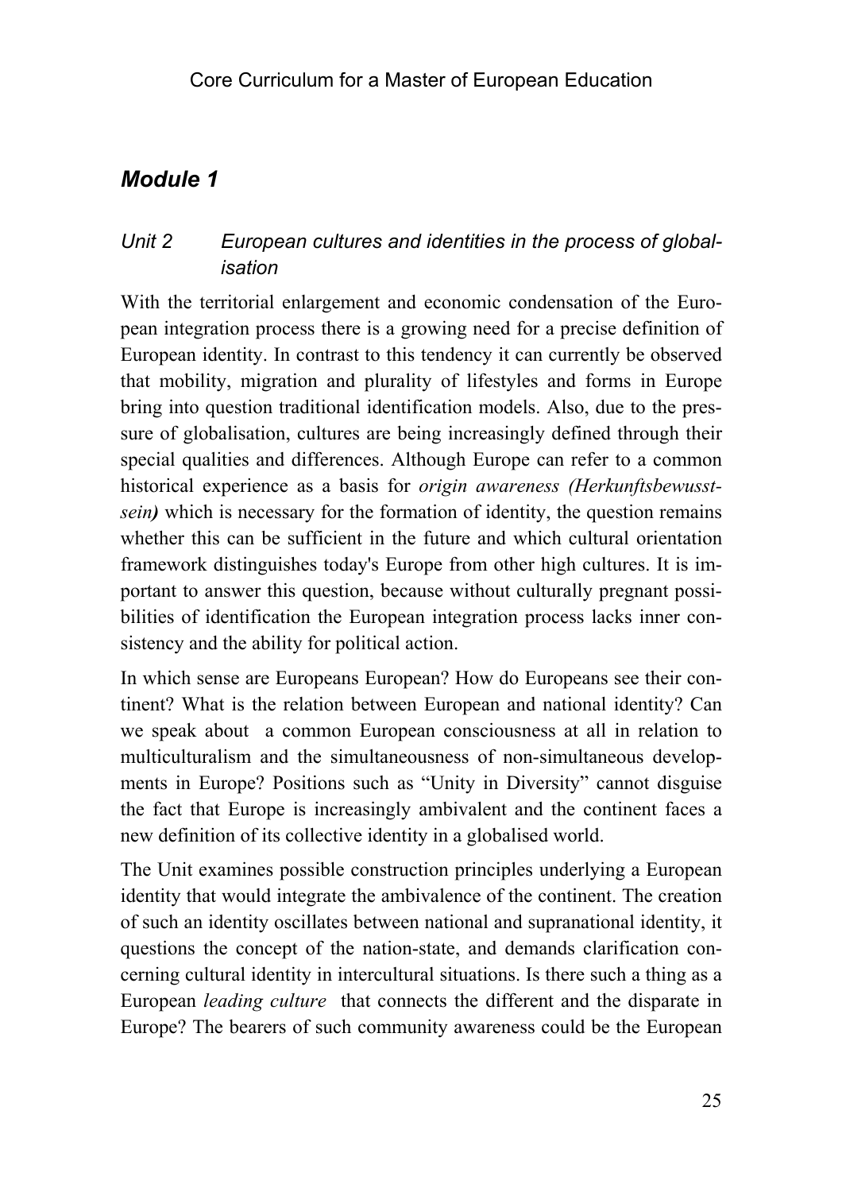## *Module 1*

### *Unit 2 European cultures and identities in the process of globalisation*

With the territorial enlargement and economic condensation of the European integration process there is a growing need for a precise definition of European identity. In contrast to this tendency it can currently be observed that mobility, migration and plurality of lifestyles and forms in Europe bring into question traditional identification models. Also, due to the pressure of globalisation, cultures are being increasingly defined through their special qualities and differences. Although Europe can refer to a common historical experience as a basis for *origin awareness (Herkunftsbewusstsein)* which is necessary for the formation of identity, the question remains whether this can be sufficient in the future and which cultural orientation framework distinguishes today's Europe from other high cultures. It is important to answer this question, because without culturally pregnant possibilities of identification the European integration process lacks inner consistency and the ability for political action.

In which sense are Europeans European? How do Europeans see their continent? What is the relation between European and national identity? Can we speak about a common European consciousness at all in relation to multiculturalism and the simultaneousness of non-simultaneous developments in Europe? Positions such as "Unity in Diversity" cannot disguise the fact that Europe is increasingly ambivalent and the continent faces a new definition of its collective identity in a globalised world.

The Unit examines possible construction principles underlying a European identity that would integrate the ambivalence of the continent. The creation of such an identity oscillates between national and supranational identity, it questions the concept of the nation-state, and demands clarification concerning cultural identity in intercultural situations. Is there such a thing as a European *leading culture* that connects the different and the disparate in Europe? The bearers of such community awareness could be the European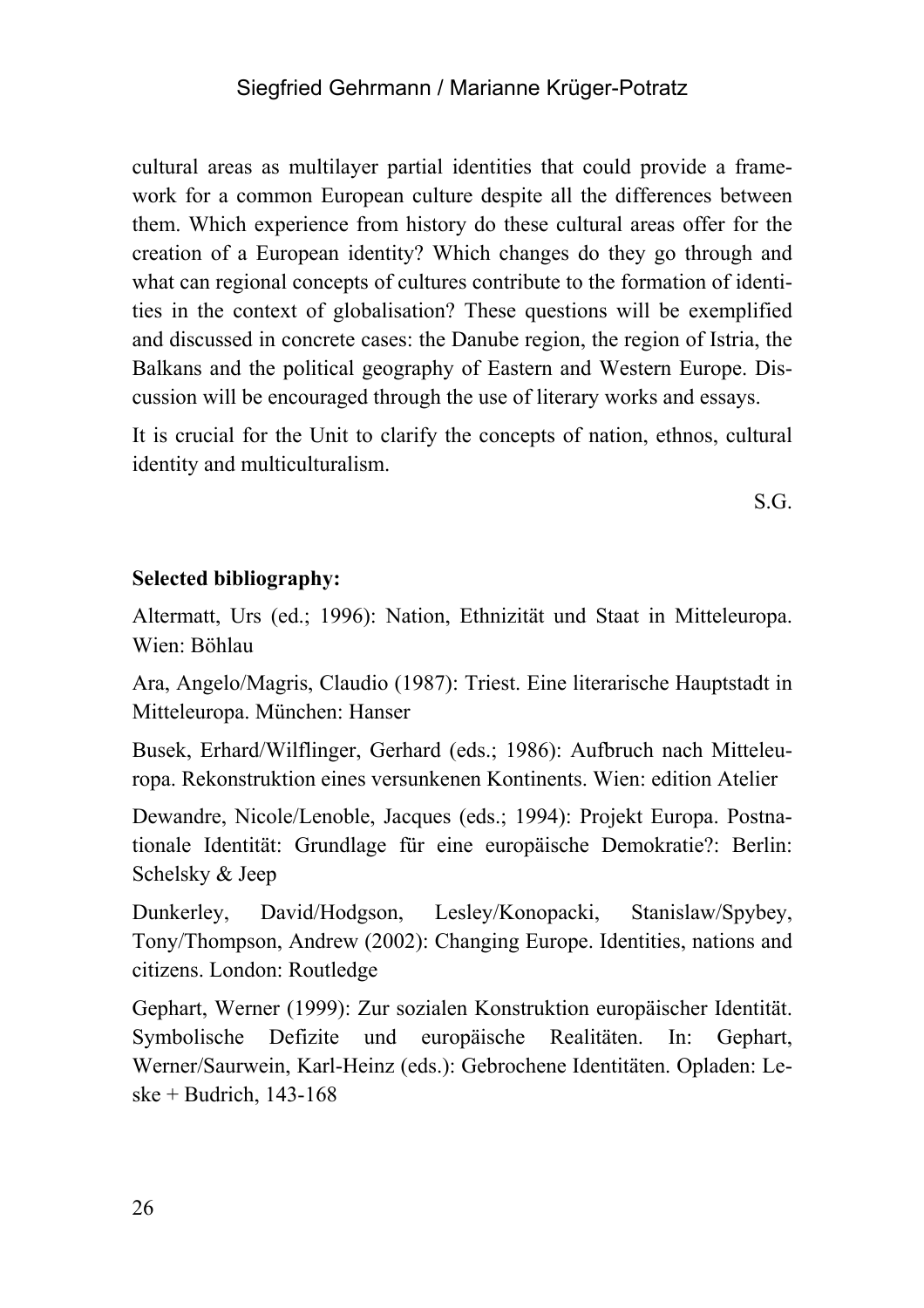cultural areas as multilayer partial identities that could provide a framework for a common European culture despite all the differences between them. Which experience from history do these cultural areas offer for the creation of a European identity? Which changes do they go through and what can regional concepts of cultures contribute to the formation of identities in the context of globalisation? These questions will be exemplified and discussed in concrete cases: the Danube region, the region of Istria, the Balkans and the political geography of Eastern and Western Europe. Discussion will be encouraged through the use of literary works and essays.

It is crucial for the Unit to clarify the concepts of nation, ethnos, cultural identity and multiculturalism.

S.G.

**Selected bibliography:**

Altermatt, Urs (ed.; 1996): Nation, Ethnizität und Staat in Mitteleuropa. Wien: Böhlau

Ara, Angelo/Magris, Claudio (1987): Triest. Eine literarische Hauptstadt in Mitteleuropa. München: Hanser

Busek, Erhard/Wilflinger, Gerhard (eds.; 1986): Aufbruch nach Mitteleuropa. Rekonstruktion eines versunkenen Kontinents. Wien: edition Atelier

Dewandre, Nicole/Lenoble, Jacques (eds.; 1994): Projekt Europa. Postnationale Identität: Grundlage für eine europäische Demokratie?: Berlin: Schelsky & Jeep

Dunkerley, David/Hodgson, Lesley/Konopacki, Stanislaw/Spybey, Tony/Thompson, Andrew (2002): Changing Europe. Identities, nations and citizens. London: Routledge

Gephart, Werner (1999): Zur sozialen Konstruktion europäischer Identität. Symbolische Defizite und europäische Realitäten. In: Gephart, Werner/Saurwein, Karl-Heinz (eds.): Gebrochene Identitäten. Opladen: Leske + Budrich, 143-168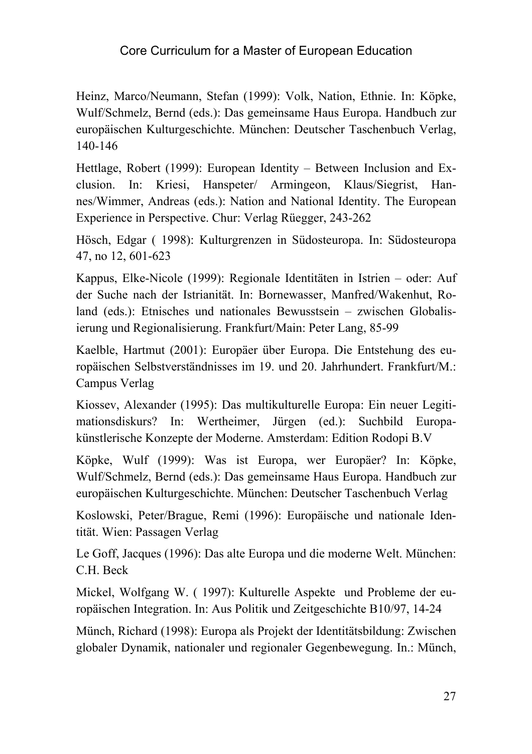Heinz, Marco/Neumann, Stefan (1999): Volk, Nation, Ethnie. In: Köpke, Wulf/Schmelz, Bernd (eds.): Das gemeinsame Haus Europa. Handbuch zur europäischen Kulturgeschichte. München: Deutscher Taschenbuch Verlag, 140-146

Hettlage, Robert (1999): European Identity – Between Inclusion and Exclusion. In: Kriesi, Hanspeter/ Armingeon, Klaus/Siegrist, Hannes/Wimmer, Andreas (eds.): Nation and National Identity. The European Experience in Perspective. Chur: Verlag Rüegger, 243-262

Hösch, Edgar ( 1998): Kulturgrenzen in Südosteuropa. In: Südosteuropa 47, no 12, 601-623

Kappus, Elke-Nicole (1999): Regionale Identitäten in Istrien – oder: Auf der Suche nach der Istrianität. In: Bornewasser, Manfred/Wakenhut, Roland (eds.): Etnisches und nationales Bewusstsein – zwischen Globalisierung und Regionalisierung. Frankfurt/Main: Peter Lang, 85-99

Kaelble, Hartmut (2001): Europäer über Europa. Die Entstehung des europäischen Selbstverständnisses im 19. und 20. Jahrhundert. Frankfurt/M.: Campus Verlag

Kiossev, Alexander (1995): Das multikulturelle Europa: Ein neuer Legitimationsdiskurs? In: Wertheimer, Jürgen (ed.): Suchbild Europa-künstlerische Konzepte der Moderne. Amsterdam: Edition Rodopi B.V

Köpke, Wulf (1999): Was ist Europa, wer Europäer? In: Köpke, Wulf/Schmelz, Bernd (eds.): Das gemeinsame Haus Europa. Handbuch zur europäischen Kulturgeschichte. München: Deutscher Taschenbuch Verlag

Koslowski, Peter/Brague, Remi (1996): Europäische und nationale Identität. Wien: Passagen Verlag

Le Goff, Jacques (1996): Das alte Europa und die moderne Welt. München: C.H. Beck

Mickel, Wolfgang W. ( 1997): Kulturelle Aspekte und Probleme der europäischen Integration. In: Aus Politik und Zeitgeschichte B10/97, 14-24

Münch, Richard (1998): Europa als Projekt der Identitätsbildung: Zwischen globaler Dynamik, nationaler und regionaler Gegenbewegung. In.: Münch,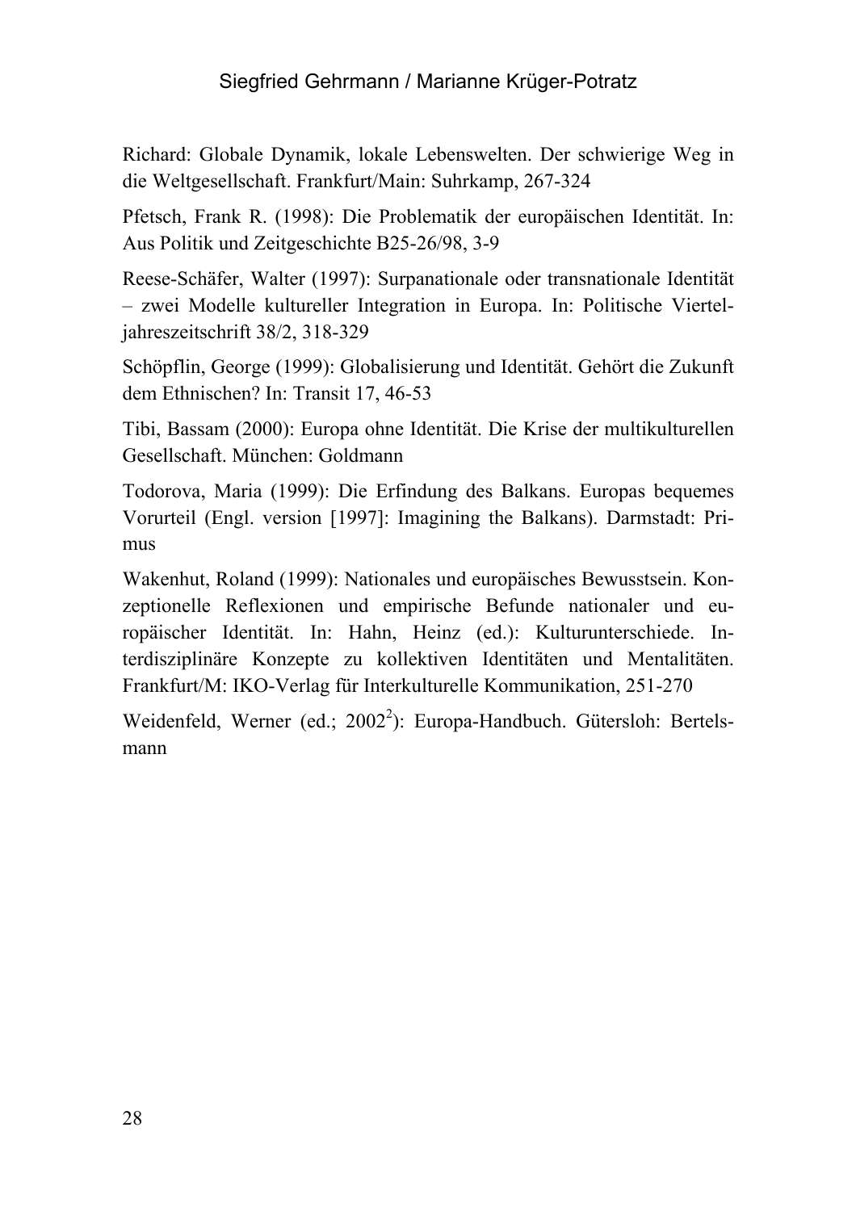Richard: Globale Dynamik, lokale Lebenswelten. Der schwierige Weg in die Weltgesellschaft. Frankfurt/Main: Suhrkamp, 267-324

Pfetsch, Frank R. (1998): Die Problematik der europäischen Identität. In: Aus Politik und Zeitgeschichte B25-26/98, 3-9

Reese-Schäfer, Walter (1997): Surpanationale oder transnationale Identität – zwei Modelle kultureller Integration in Europa. In: Politische Vierteljahreszeitschrift 38/2, 318-329

Schöpflin, George (1999): Globalisierung und Identität. Gehört die Zukunft dem Ethnischen? In: Transit 17, 46-53

Tibi, Bassam (2000): Europa ohne Identität. Die Krise der multikulturellen Gesellschaft. München: Goldmann

Todorova, Maria (1999): Die Erfindung des Balkans. Europas bequemes Vorurteil (Engl. version [1997]: Imagining the Balkans). Darmstadt: Primus

Wakenhut, Roland (1999): Nationales und europäisches Bewusstsein. Konzeptionelle Reflexionen und empirische Befunde nationaler und europäischer Identität. In: Hahn, Heinz (ed.): Kulturunterschiede. Interdisziplinäre Konzepte zu kollektiven Identitäten und Mentalitäten. Frankfurt/M: IKO-Verlag für Interkulturelle Kommunikation, 251-270

Weidenfeld, Werner (ed.; 2002[2]): Europa-Handbuch. Gütersloh: Bertelsmann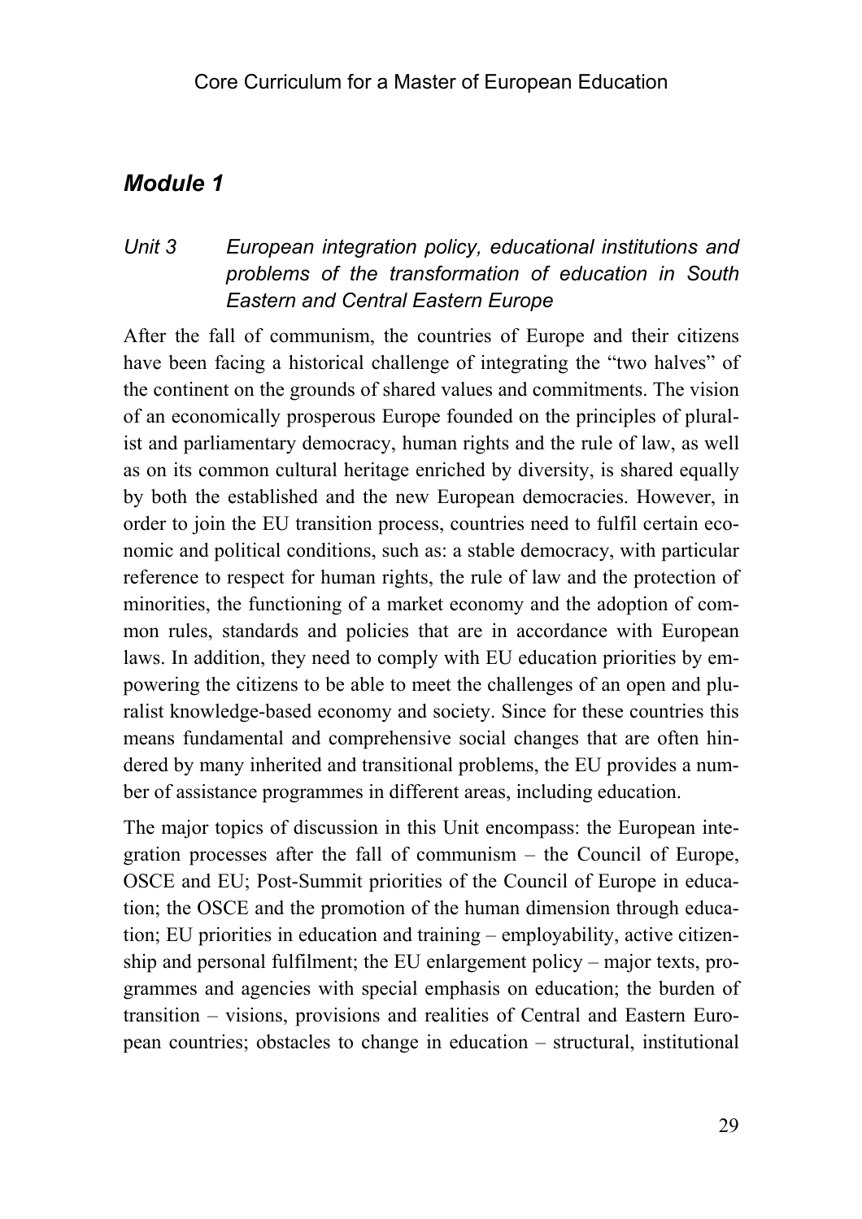## *Module 1*

### *Unit 3 European integration policy, educational institutions and problems of the transformation of education in South Eastern and Central Eastern Europe*

After the fall of communism, the countries of Europe and their citizens have been facing a historical challenge of integrating the "two halves" of the continent on the grounds of shared values and commitments. The vision of an economically prosperous Europe founded on the principles of pluralist and parliamentary democracy, human rights and the rule of law, as well as on its common cultural heritage enriched by diversity, is shared equally by both the established and the new European democracies. However, in order to join the EU transition process, countries need to fulfil certain economic and political conditions, such as: a stable democracy, with particular reference to respect for human rights, the rule of law and the protection of minorities, the functioning of a market economy and the adoption of common rules, standards and policies that are in accordance with European laws. In addition, they need to comply with EU education priorities by empowering the citizens to be able to meet the challenges of an open and pluralist knowledge-based economy and society. Since for these countries this means fundamental and comprehensive social changes that are often hindered by many inherited and transitional problems, the EU provides a number of assistance programmes in different areas, including education.

The major topics of discussion in this Unit encompass: the European integration processes after the fall of communism – the Council of Europe, OSCE and EU; Post-Summit priorities of the Council of Europe in education; the OSCE and the promotion of the human dimension through education; EU priorities in education and training – employability, active citizenship and personal fulfilment; the EU enlargement policy – major texts, programmes and agencies with special emphasis on education; the burden of transition – visions, provisions and realities of Central and Eastern European countries; obstacles to change in education – structural, institutional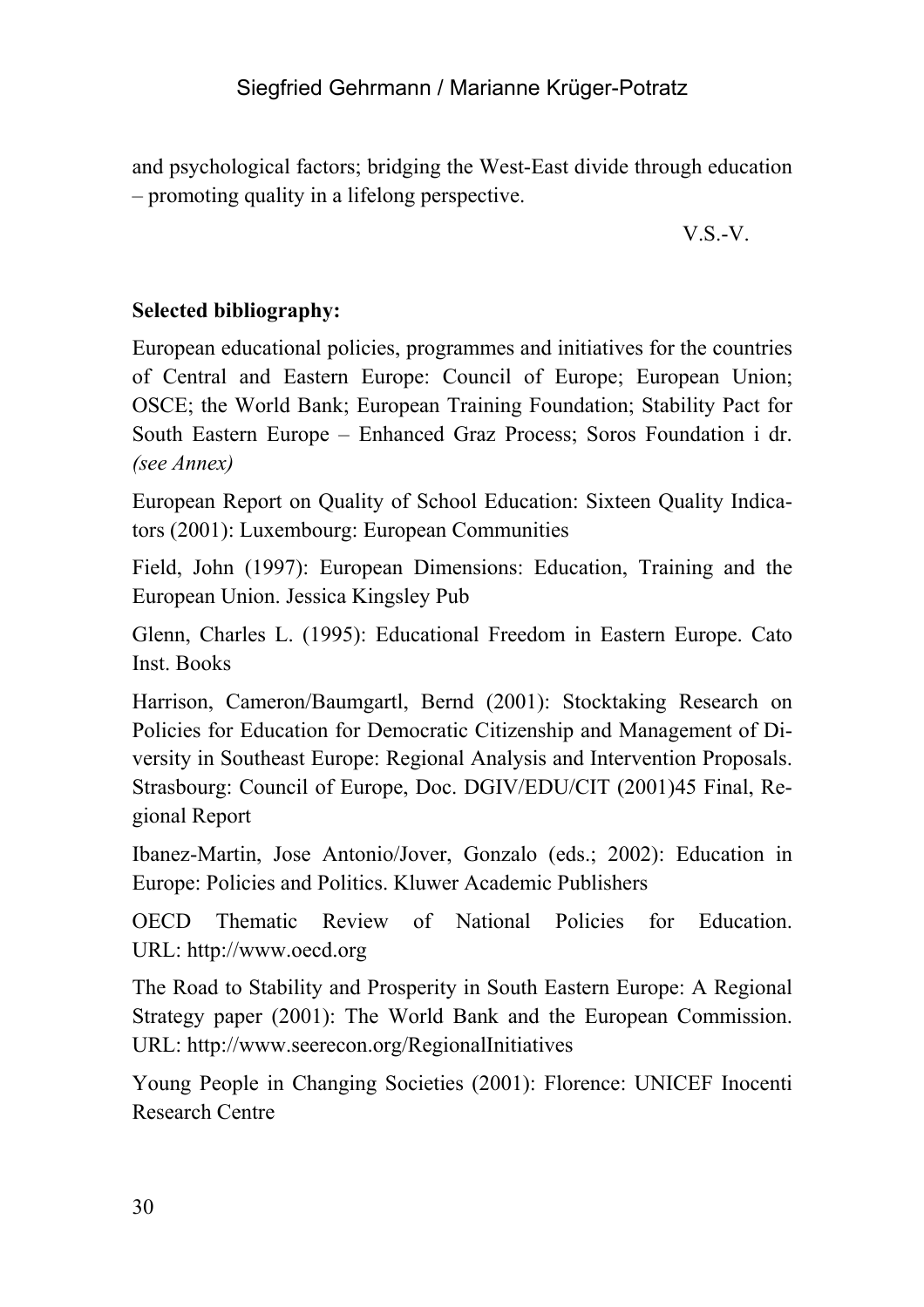and psychological factors; bridging the West-East divide through education – promoting quality in a lifelong perspective.

V.S.-V.

**Selected bibliography:**

European educational policies, programmes and initiatives for the countries of Central and Eastern Europe: Council of Europe; European Union; OSCE; the World Bank; European Training Foundation; Stability Pact for South Eastern Europe – Enhanced Graz Process; Soros Foundation i dr. *(see Annex)*

European Report on Quality of School Education: Sixteen Quality Indicators (2001): Luxembourg: European Communities

Field, John (1997): European Dimensions: Education, Training and the European Union. Jessica Kingsley Pub

Glenn, Charles L. (1995): Educational Freedom in Eastern Europe. Cato Inst. Books

Harrison, Cameron/Baumgartl, Bernd (2001): Stocktaking Research on Policies for Education for Democratic Citizenship and Management of Diversity in Southeast Europe: Regional Analysis and Intervention Proposals. Strasbourg: Council of Europe, Doc. DGIV/EDU/CIT (2001)45 Final, Regional Report

Ibanez-Martin, Jose Antonio/Jover, Gonzalo (eds.; 2002): Education in Europe: Policies and Politics. Kluwer Academic Publishers

OECD Thematic Review of National Policies for Education. URL: http://www.oecd.org

The Road to Stability and Prosperity in South Eastern Europe: A Regional Strategy paper (2001): The World Bank and the European Commission. URL: http://www.seerecon.org/RegionalInitiatives

Young People in Changing Societies (2001): Florence: UNICEF Inocenti Research Centre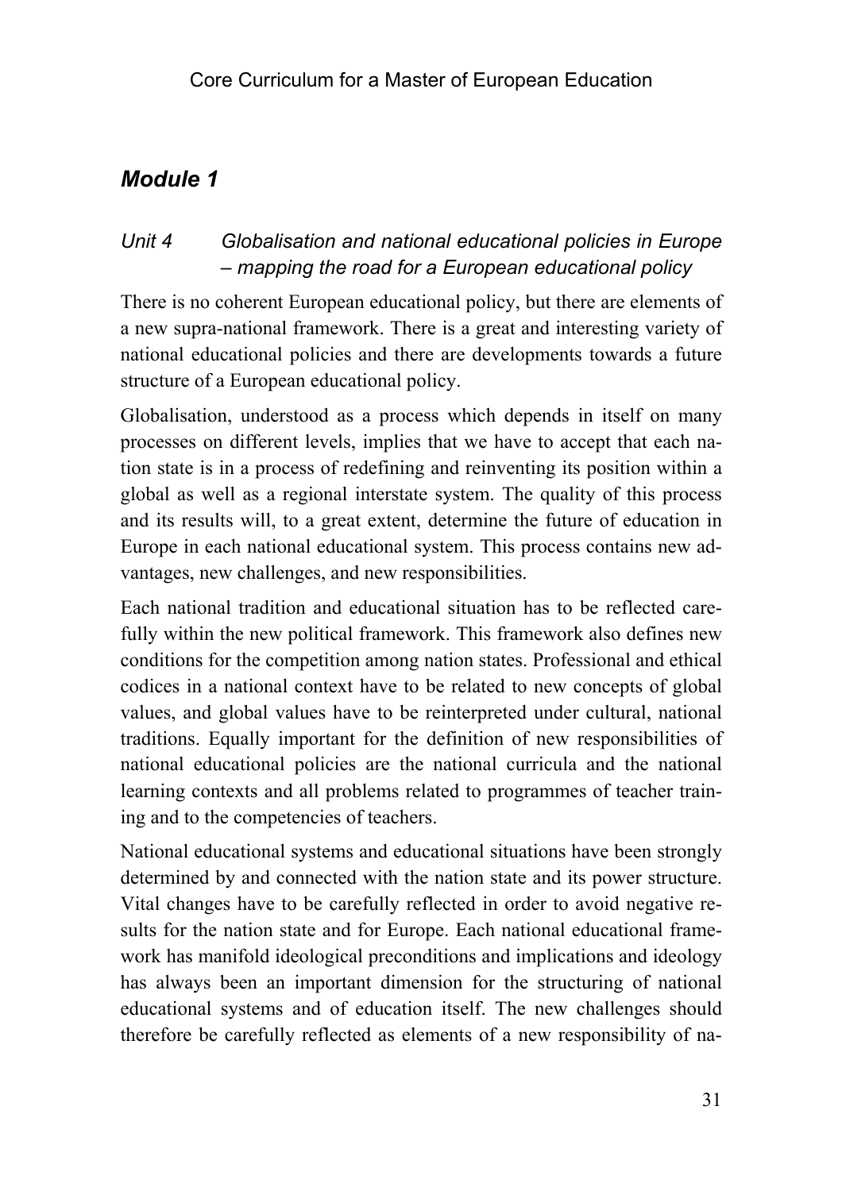## *Module 1*

### *Unit 4 Globalisation and national educational policies in Europe – mapping the road for a European educational policy*

There is no coherent European educational policy, but there are elements of a new supra-national framework. There is a great and interesting variety of national educational policies and there are developments towards a future structure of a European educational policy.

Globalisation, understood as a process which depends in itself on many processes on different levels, implies that we have to accept that each nation state is in a process of redefining and reinventing its position within a global as well as a regional interstate system. The quality of this process and its results will, to a great extent, determine the future of education in Europe in each national educational system. This process contains new advantages, new challenges, and new responsibilities.

Each national tradition and educational situation has to be reflected carefully within the new political framework. This framework also defines new conditions for the competition among nation states. Professional and ethical codices in a national context have to be related to new concepts of global values, and global values have to be reinterpreted under cultural, national traditions. Equally important for the definition of new responsibilities of national educational policies are the national curricula and the national learning contexts and all problems related to programmes of teacher training and to the competencies of teachers.

National educational systems and educational situations have been strongly determined by and connected with the nation state and its power structure. Vital changes have to be carefully reflected in order to avoid negative results for the nation state and for Europe. Each national educational framework has manifold ideological preconditions and implications and ideology has always been an important dimension for the structuring of national educational systems and of education itself. The new challenges should therefore be carefully reflected as elements of a new responsibility of na-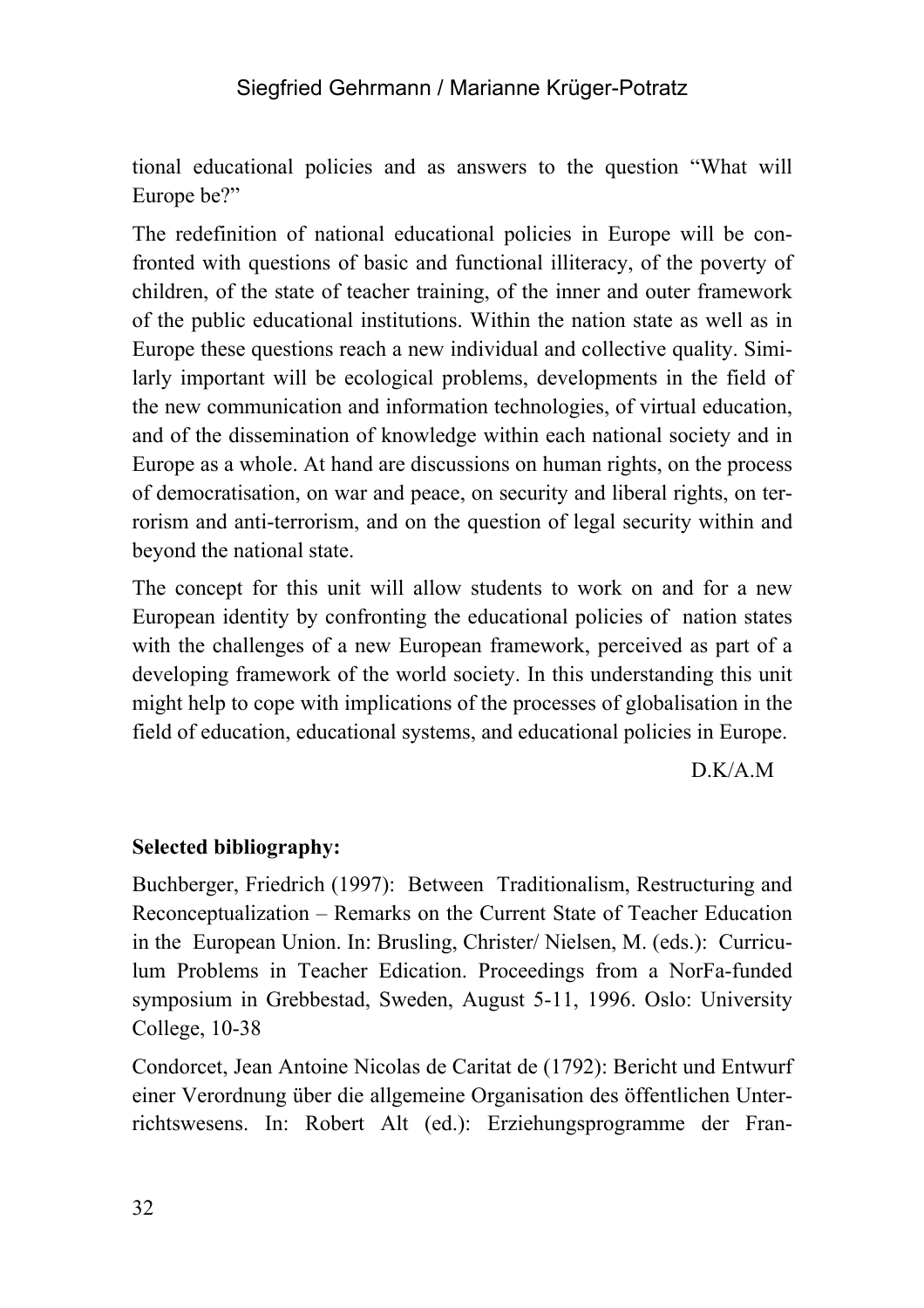tional educational policies and as answers to the question “What will Europe be?”

The redefinition of national educational policies in Europe will be confronted with questions of basic and functional illiteracy, of the poverty of children, of the state of teacher training, of the inner and outer framework of the public educational institutions. Within the nation state as well as in Europe these questions reach a new individual and collective quality. Similarly important will be ecological problems, developments in the field of the new communication and information technologies, of virtual education, and of the dissemination of knowledge within each national society and in Europe as a whole. At hand are discussions on human rights, on the process of democratisation, on war and peace, on security and liberal rights, on terrorism and anti-terrorism, and on the question of legal security within and beyond the national state.

The concept for this unit will allow students to work on and for a new European identity by confronting the educational policies of nation states with the challenges of a new European framework, perceived as part of a developing framework of the world society. In this understanding this unit might help to cope with implications of the processes of globalisation in the field of education, educational systems, and educational policies in Europe.

D.K/A.M

**Selected bibliography:**

Buchberger, Friedrich (1997): Between Traditionalism, Restructuring and Reconceptualization – Remarks on the Current State of Teacher Education in the European Union. In: Brusling, Christer/ Nielsen, M. (eds.): Curriculum Problems in Teacher Edication. Proceedings from a NorFa-funded symposium in Grebbestad, Sweden, August 5-11, 1996. Oslo: University College, 10-38

Condorcet, Jean Antoine Nicolas de Caritat de (1792): Bericht und Entwurf einer Verordnung über die allgemeine Organisation des öffentlichen Unterrichtswesens. In: Robert Alt (ed.): Erziehungsprogramme der Fran-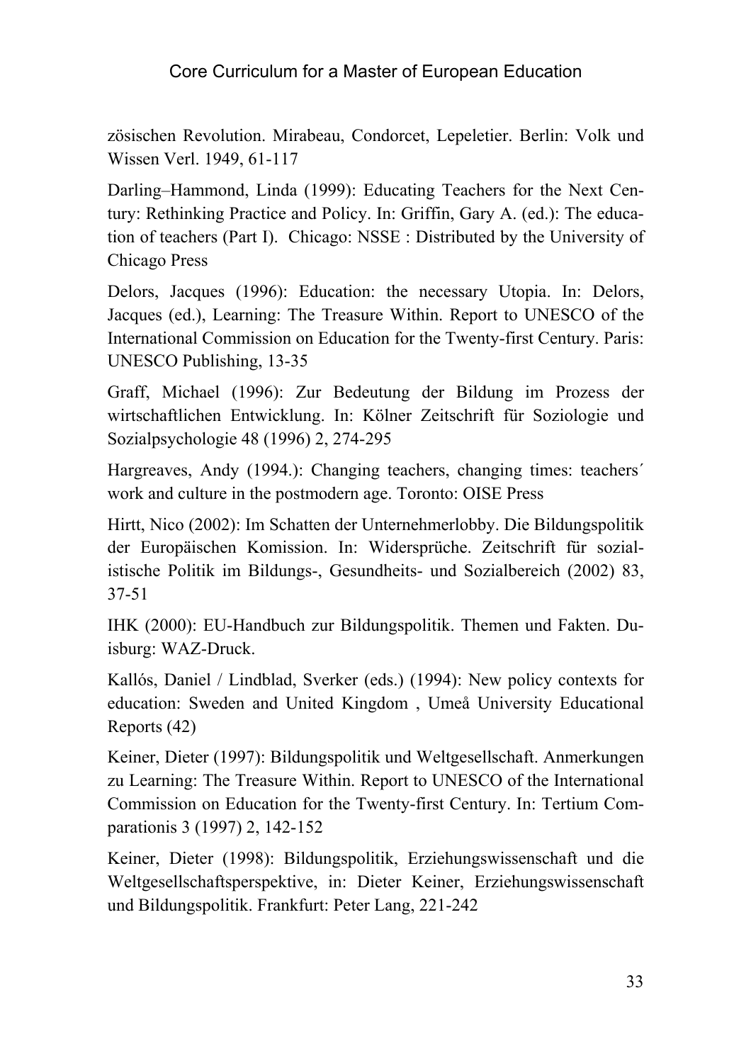zösischen Revolution. Mirabeau, Condorcet, Lepeletier. Berlin: Volk und Wissen Verl. 1949, 61-117

Darling–Hammond, Linda (1999): Educating Teachers for the Next Century: Rethinking Practice and Policy. In: Griffin, Gary A. (ed.): The education of teachers (Part I). Chicago: NSSE : Distributed by the University of Chicago Press

Delors, Jacques (1996): Education: the necessary Utopia. In: Delors, Jacques (ed.), Learning: The Treasure Within. Report to UNESCO of the International Commission on Education for the Twenty-first Century. Paris: UNESCO Publishing, 13-35

Graff, Michael (1996): Zur Bedeutung der Bildung im Prozess der wirtschaftlichen Entwicklung. In: Kölner Zeitschrift für Soziologie und Sozialpsychologie 48 (1996) 2, 274-295

Hargreaves, Andy (1994.): Changing teachers, changing times: teachers´ work and culture in the postmodern age. Toronto: OISE Press

Hirtt, Nico (2002): Im Schatten der Unternehmerlobby. Die Bildungspolitik der Europäischen Komission. In: Widersprüche. Zeitschrift für sozialistische Politik im Bildungs-, Gesundheits- und Sozialbereich (2002) 83, 37-51

IHK (2000): EU-Handbuch zur Bildungspolitik. Themen und Fakten. Duisburg: WAZ-Druck.

Kallós, Daniel / Lindblad, Sverker (eds.) (1994): New policy contexts for education: Sweden and United Kingdom , Umeå University Educational Reports (42)

Keiner, Dieter (1997): Bildungspolitik und Weltgesellschaft. Anmerkungen zu Learning: The Treasure Within. Report to UNESCO of the International Commission on Education for the Twenty-first Century. In: Tertium Comparationis 3 (1997) 2, 142-152

Keiner, Dieter (1998): Bildungspolitik, Erziehungswissenschaft und die Weltgesellschaftsperspektive, in: Dieter Keiner, Erziehungswissenschaft und Bildungspolitik. Frankfurt: Peter Lang, 221-242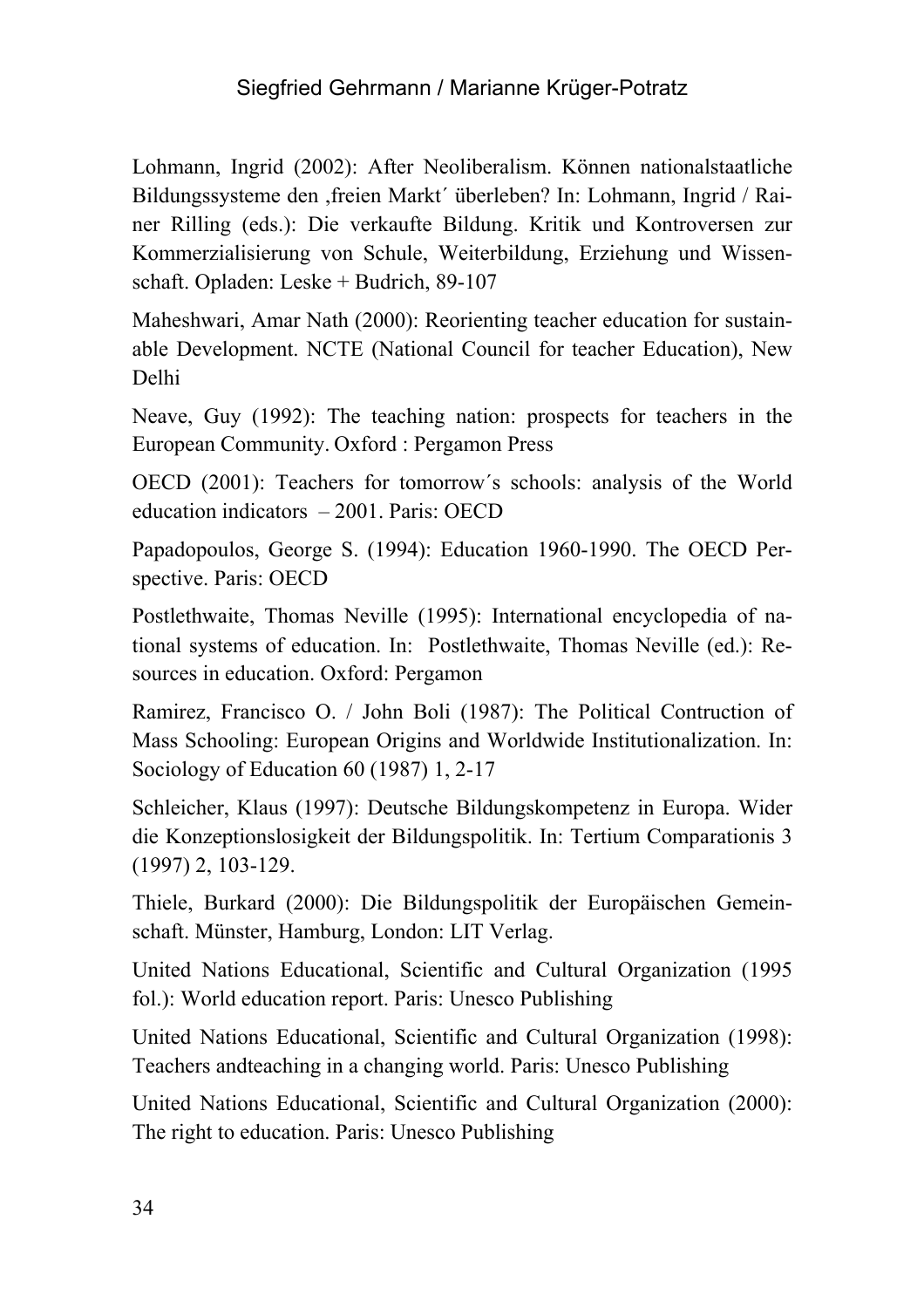Lohmann, Ingrid (2002): After Neoliberalism. Können nationalstaatliche Bildungssysteme den ‚freien Markt´ überleben? In: Lohmann, Ingrid / Rainer Rilling (eds.): Die verkaufte Bildung. Kritik und Kontroversen zur Kommerzialisierung von Schule, Weiterbildung, Erziehung und Wissenschaft. Opladen: Leske + Budrich, 89-107

Maheshwari, Amar Nath (2000): Reorienting teacher education for sustainable Development. NCTE (National Council for teacher Education), New Delhi

Neave, Guy (1992): The teaching nation: prospects for teachers in the European Community. Oxford : Pergamon Press

OECD (2001): Teachers for tomorrow´s schools: analysis of the World education indicators – 2001. Paris: OECD

Papadopoulos, George S. (1994): Education 1960-1990. The OECD Perspective. Paris: OECD

Postlethwaite, Thomas Neville (1995): International encyclopedia of national systems of education. In: Postlethwaite, Thomas Neville (ed.): Resources in education. Oxford: Pergamon

Ramirez, Francisco O. / John Boli (1987): The Political Contruction of Mass Schooling: European Origins and Worldwide Institutionalization. In: Sociology of Education 60 (1987) 1, 2-17

Schleicher, Klaus (1997): Deutsche Bildungskompetenz in Europa. Wider die Konzeptionslosigkeit der Bildungspolitik. In: Tertium Comparationis 3 (1997) 2, 103-129.

Thiele, Burkard (2000): Die Bildungspolitik der Europäischen Gemeinschaft. Münster, Hamburg, London: LIT Verlag.

United Nations Educational, Scientific and Cultural Organization (1995 fol.): World education report. Paris: Unesco Publishing

United Nations Educational, Scientific and Cultural Organization (1998): Teachers andteaching in a changing world. Paris: Unesco Publishing

United Nations Educational, Scientific and Cultural Organization (2000): The right to education. Paris: Unesco Publishing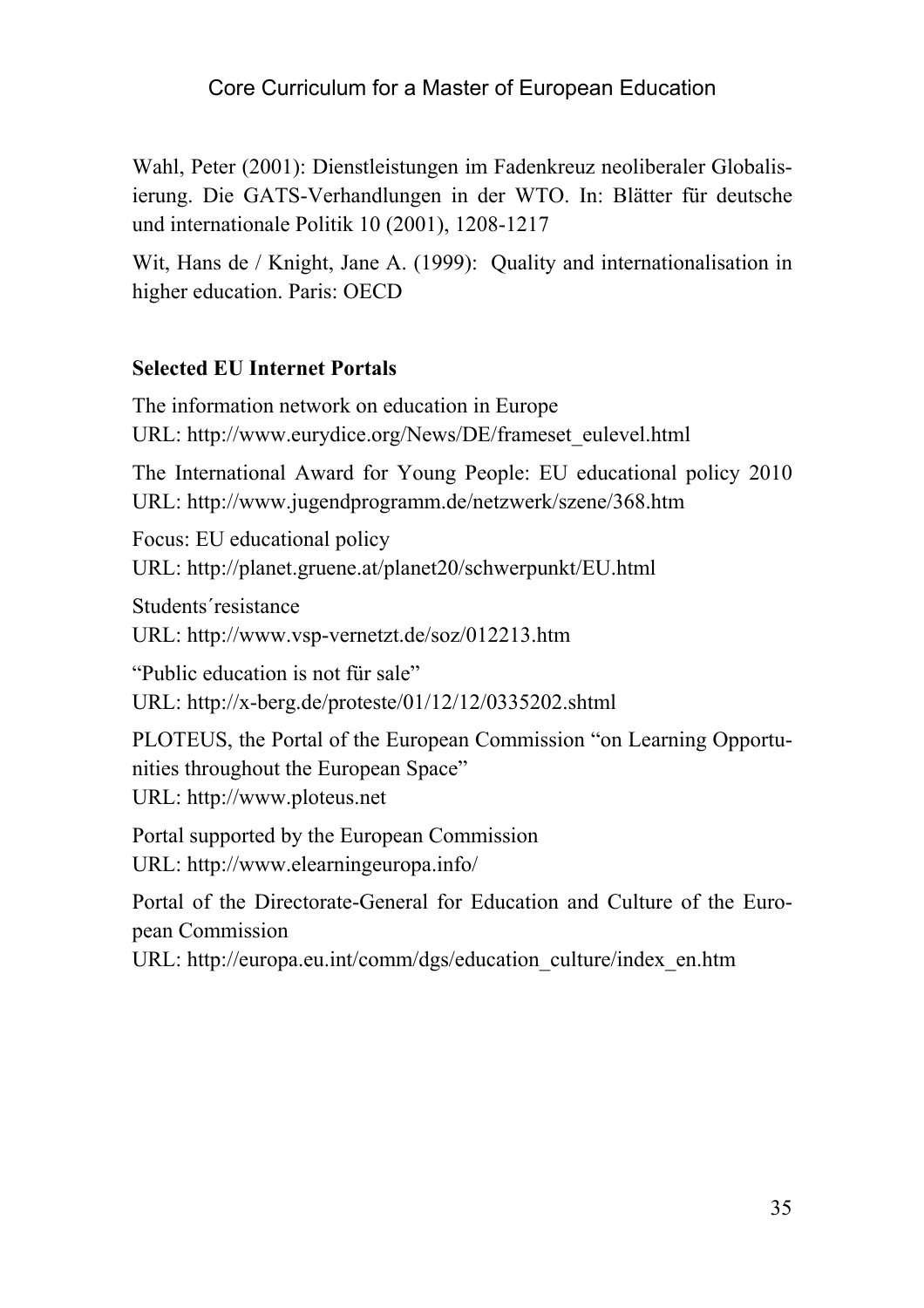Wahl, Peter (2001): Dienstleistungen im Fadenkreuz neoliberaler Globalisierung. Die GATS-Verhandlungen in der WTO. In: Blätter für deutsche und internationale Politik 10 (2001), 1208-1217

Wit, Hans de / Knight, Jane A. (1999): Quality and internationalisation in higher education. Paris: OECD

**Selected EU Internet Portals**

The information network on education in Europe
URL: http://www.eurydice.org/News/DE/frameset_eulevel.html

The International Award for Young People: EU educational policy 2010
URL: http://www.jugendprogramm.de/netzwerk/szene/368.htm

Focus: EU educational policy
URL: http://planet.gruene.at/planet20/schwerpunkt/EU.html

Students´resistance
URL: http://www.vsp-vernetzt.de/soz/012213.htm

"Public education is not für sale"
URL: http://x-berg.de/proteste/01/12/12/0335202.shtml

PLOTEUS, the Portal of the European Commission "on Learning Opportunities throughout the European Space"
URL: http://www.ploteus.net

Portal supported by the European Commission
URL: http://www.elearningeuropa.info/

Portal of the Directorate-General for Education and Culture of the European Commission
URL: http://europa.eu.int/comm/dgs/education_culture/index_en.htm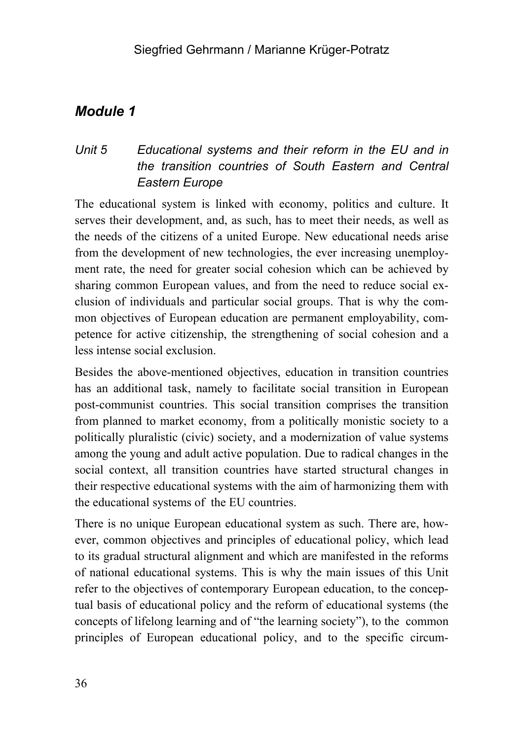## *Module 1*

### *Unit 5 Educational systems and their reform in the EU and in the transition countries of South Eastern and Central Eastern Europe*

The educational system is linked with economy, politics and culture. It serves their development, and, as such, has to meet their needs, as well as the needs of the citizens of a united Europe. New educational needs arise from the development of new technologies, the ever increasing unemployment rate, the need for greater social cohesion which can be achieved by sharing common European values, and from the need to reduce social exclusion of individuals and particular social groups. That is why the common objectives of European education are permanent employability, competence for active citizenship, the strengthening of social cohesion and a less intense social exclusion.

Besides the above-mentioned objectives, education in transition countries has an additional task, namely to facilitate social transition in European post-communist countries. This social transition comprises the transition from planned to market economy, from a politically monistic society to a politically pluralistic (civic) society, and a modernization of value systems among the young and adult active population. Due to radical changes in the social context, all transition countries have started structural changes in their respective educational systems with the aim of harmonizing them with the educational systems of the EU countries.

There is no unique European educational system as such. There are, however, common objectives and principles of educational policy, which lead to its gradual structural alignment and which are manifested in the reforms of national educational systems. This is why the main issues of this Unit refer to the objectives of contemporary European education, to the conceptual basis of educational policy and the reform of educational systems (the concepts of lifelong learning and of “the learning society”), to the common principles of European educational policy, and to the specific circum-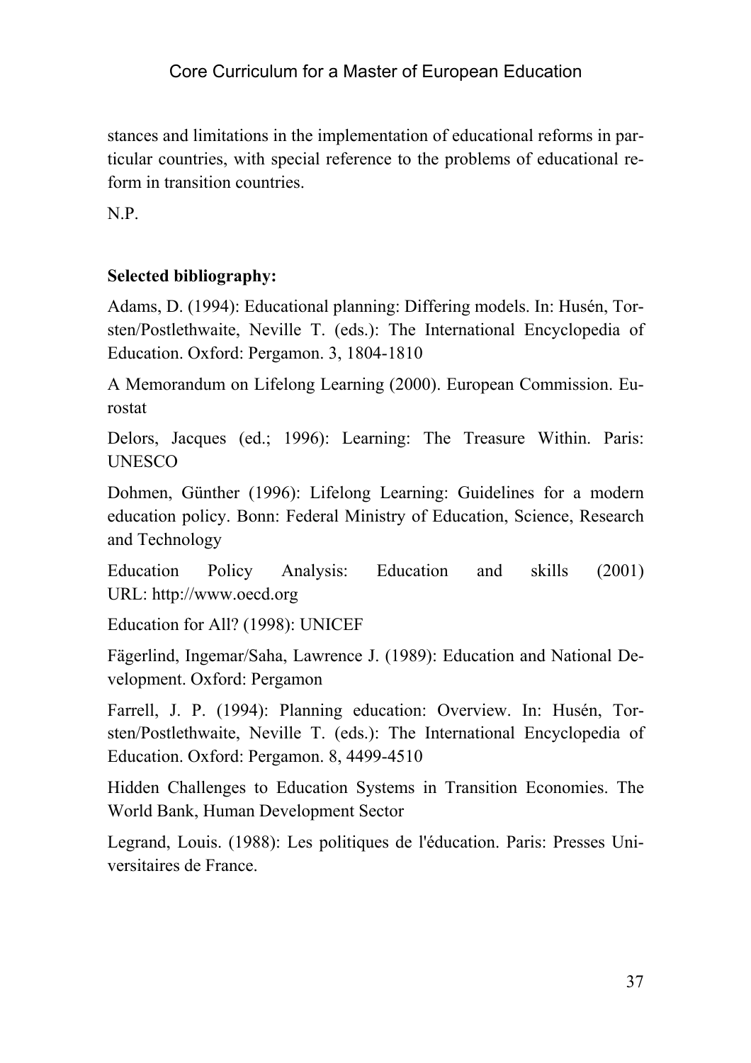stances and limitations in the implementation of educational reforms in particular countries, with special reference to the problems of educational reform in transition countries.

N.P.

**Selected bibliography:**

Adams, D. (1994): Educational planning: Differing models. In: Husén, Torsten/Postlethwaite, Neville T. (eds.): The International Encyclopedia of Education. Oxford: Pergamon. 3, 1804-1810

A Memorandum on Lifelong Learning (2000). European Commission. Eurostat

Delors, Jacques (ed.; 1996): Learning: The Treasure Within. Paris: UNESCO

Dohmen, Günther (1996): Lifelong Learning: Guidelines for a modern education policy. Bonn: Federal Ministry of Education, Science, Research and Technology

Education Policy Analysis: Education and skills (2001) URL: http://www.oecd.org

Education for All? (1998): UNICEF

Fägerlind, Ingemar/Saha, Lawrence J. (1989): Education and National Development. Oxford: Pergamon

Farrell, J. P. (1994): Planning education: Overview. In: Husén, Torsten/Postlethwaite, Neville T. (eds.): The International Encyclopedia of Education. Oxford: Pergamon. 8, 4499-4510

Hidden Challenges to Education Systems in Transition Economies. The World Bank, Human Development Sector

Legrand, Louis. (1988): Les politiques de l'éducation. Paris: Presses Universitaires de France.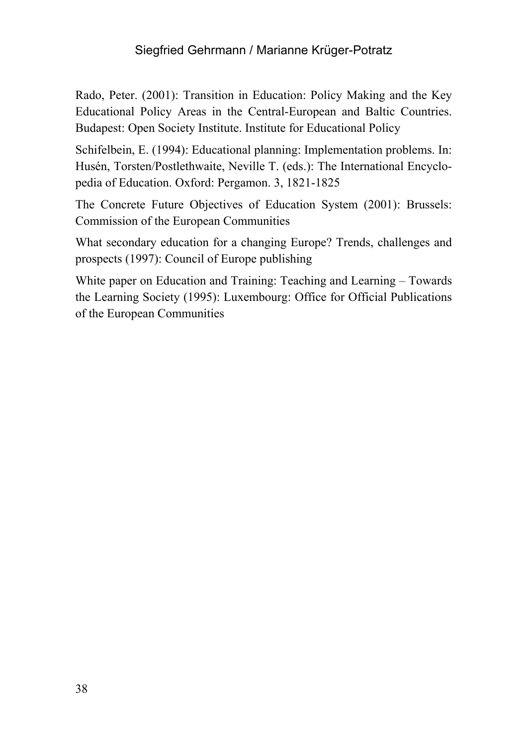Rado, Peter. (2001): Transition in Education: Policy Making and the Key Educational Policy Areas in the Central-European and Baltic Countries. Budapest: Open Society Institute. Institute for Educational Policy

Schifelbein, E. (1994): Educational planning: Implementation problems. In: Husén, Torsten/Postlethwaite, Neville T. (eds.): The International Encyclopedia of Education. Oxford: Pergamon. 3, 1821-1825

The Concrete Future Objectives of Education System (2001): Brussels: Commission of the European Communities

What secondary education for a changing Europe? Trends, challenges and prospects (1997): Council of Europe publishing

White paper on Education and Training: Teaching and Learning – Towards the Learning Society (1995): Luxembourg: Office for Official Publications of the European Communities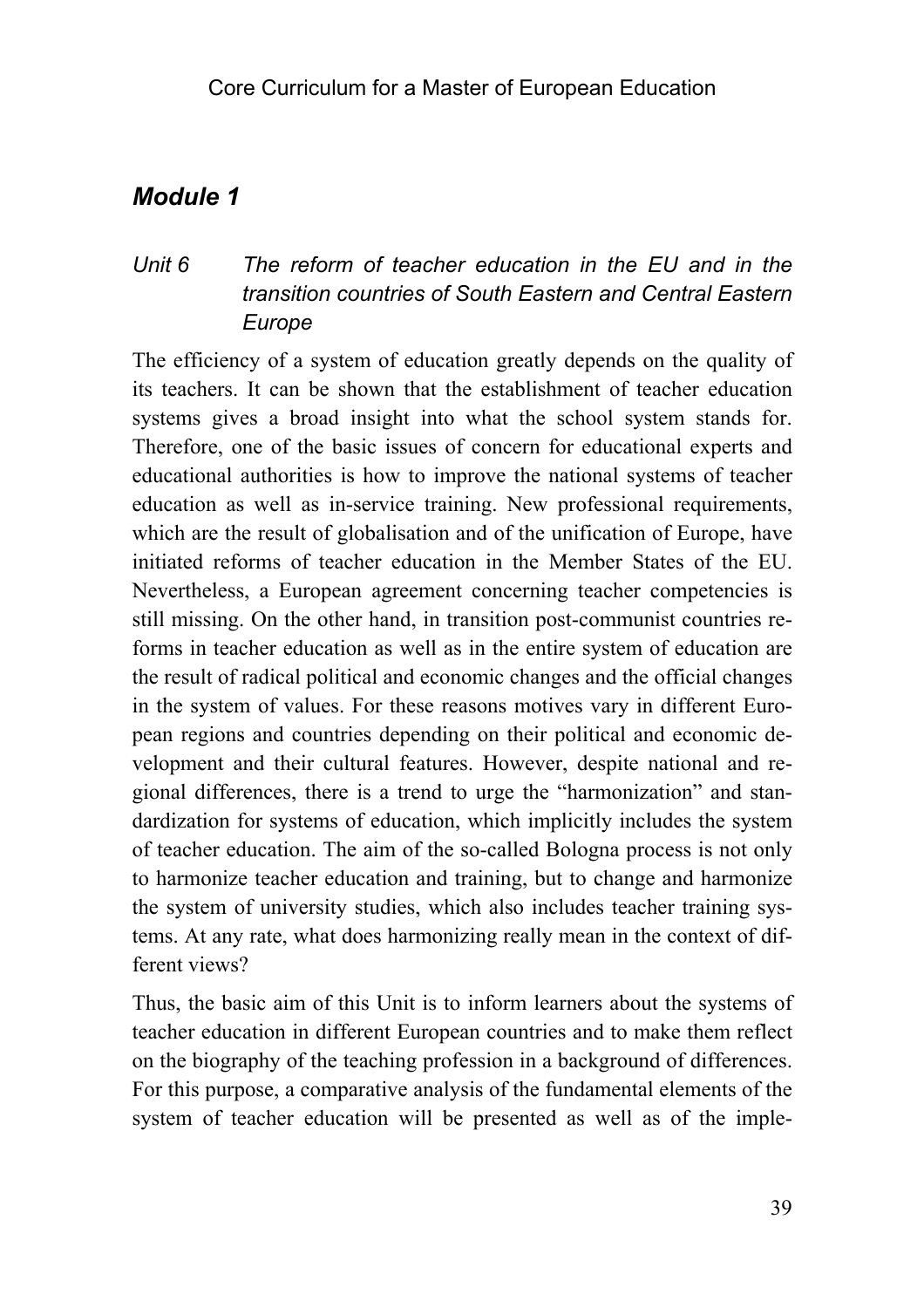## *Module 1*

### *Unit 6 The reform of teacher education in the EU and in the transition countries of South Eastern and Central Eastern Europe*

The efficiency of a system of education greatly depends on the quality of its teachers. It can be shown that the establishment of teacher education systems gives a broad insight into what the school system stands for. Therefore, one of the basic issues of concern for educational experts and educational authorities is how to improve the national systems of teacher education as well as in-service training. New professional requirements, which are the result of globalisation and of the unification of Europe, have initiated reforms of teacher education in the Member States of the EU. Nevertheless, a European agreement concerning teacher competencies is still missing. On the other hand, in transition post-communist countries reforms in teacher education as well as in the entire system of education are the result of radical political and economic changes and the official changes in the system of values. For these reasons motives vary in different European regions and countries depending on their political and economic development and their cultural features. However, despite national and regional differences, there is a trend to urge the "harmonization" and standardization for systems of education, which implicitly includes the system of teacher education. The aim of the so-called Bologna process is not only to harmonize teacher education and training, but to change and harmonize the system of university studies, which also includes teacher training systems. At any rate, what does harmonizing really mean in the context of different views?

Thus, the basic aim of this Unit is to inform learners about the systems of teacher education in different European countries and to make them reflect on the biography of the teaching profession in a background of differences. For this purpose, a comparative analysis of the fundamental elements of the system of teacher education will be presented as well as of the imple-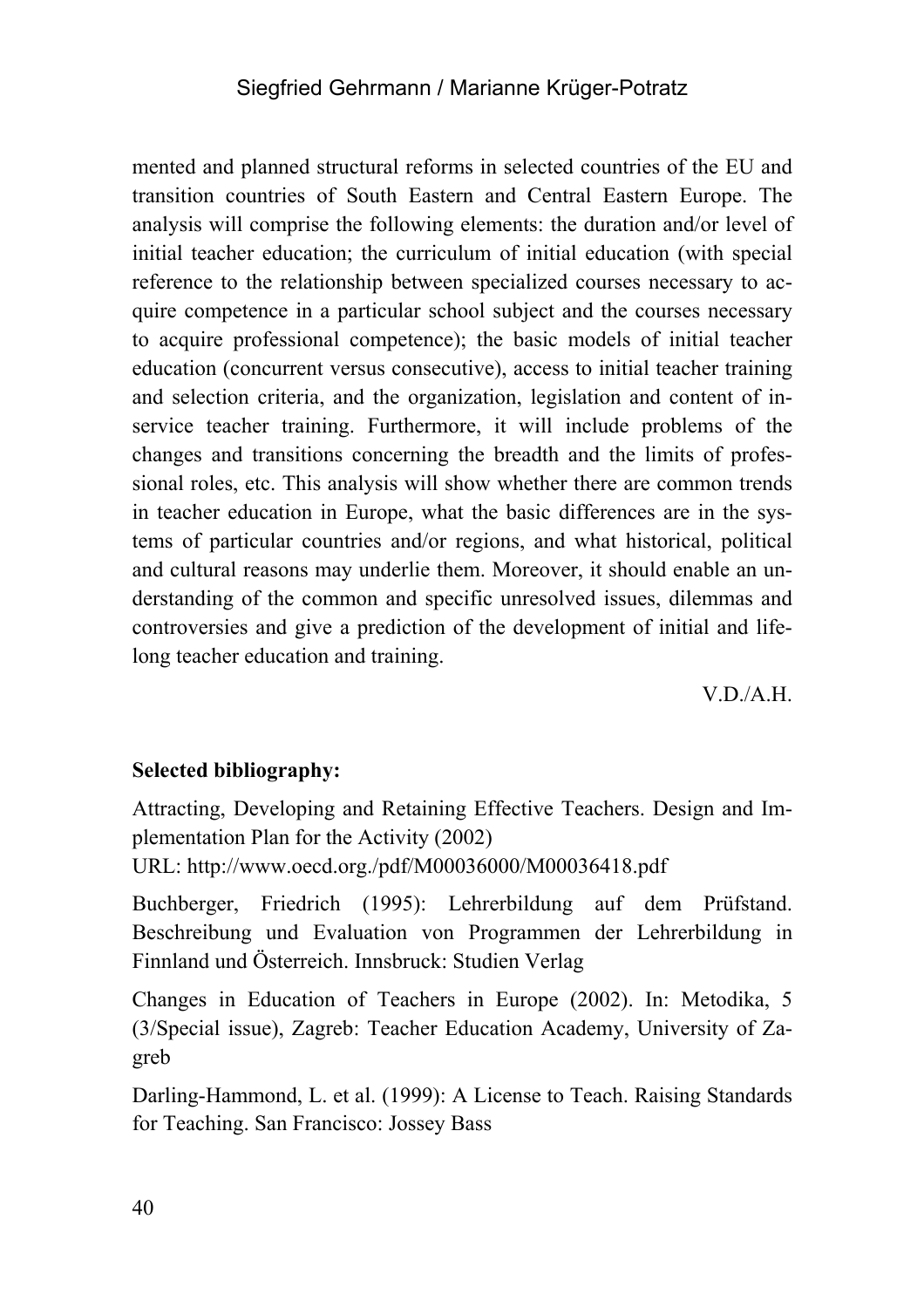mented and planned structural reforms in selected countries of the EU and transition countries of South Eastern and Central Eastern Europe. The analysis will comprise the following elements: the duration and/or level of initial teacher education; the curriculum of initial education (with special reference to the relationship between specialized courses necessary to acquire competence in a particular school subject and the courses necessary to acquire professional competence); the basic models of initial teacher education (concurrent versus consecutive), access to initial teacher training and selection criteria, and the organization, legislation and content of in-service teacher training. Furthermore, it will include problems of the changes and transitions concerning the breadth and the limits of professional roles, etc. This analysis will show whether there are common trends in teacher education in Europe, what the basic differences are in the systems of particular countries and/or regions, and what historical, political and cultural reasons may underlie them. Moreover, it should enable an understanding of the common and specific unresolved issues, dilemmas and controversies and give a prediction of the development of initial and lifelong teacher education and training.

V.D./A.H.

**Selected bibliography:**

Attracting, Developing and Retaining Effective Teachers. Design and Implementation Plan for the Activity (2002)
URL: http://www.oecd.org./pdf/M00036000/M00036418.pdf

Buchberger, Friedrich (1995): Lehrerbildung auf dem Prüfstand. Beschreibung und Evaluation von Programmen der Lehrerbildung in Finnland und Österreich. Innsbruck: Studien Verlag

Changes in Education of Teachers in Europe (2002). In: Metodika, 5 (3/Special issue), Zagreb: Teacher Education Academy, University of Zagreb

Darling-Hammond, L. et al. (1999): A License to Teach. Raising Standards for Teaching. San Francisco: Jossey Bass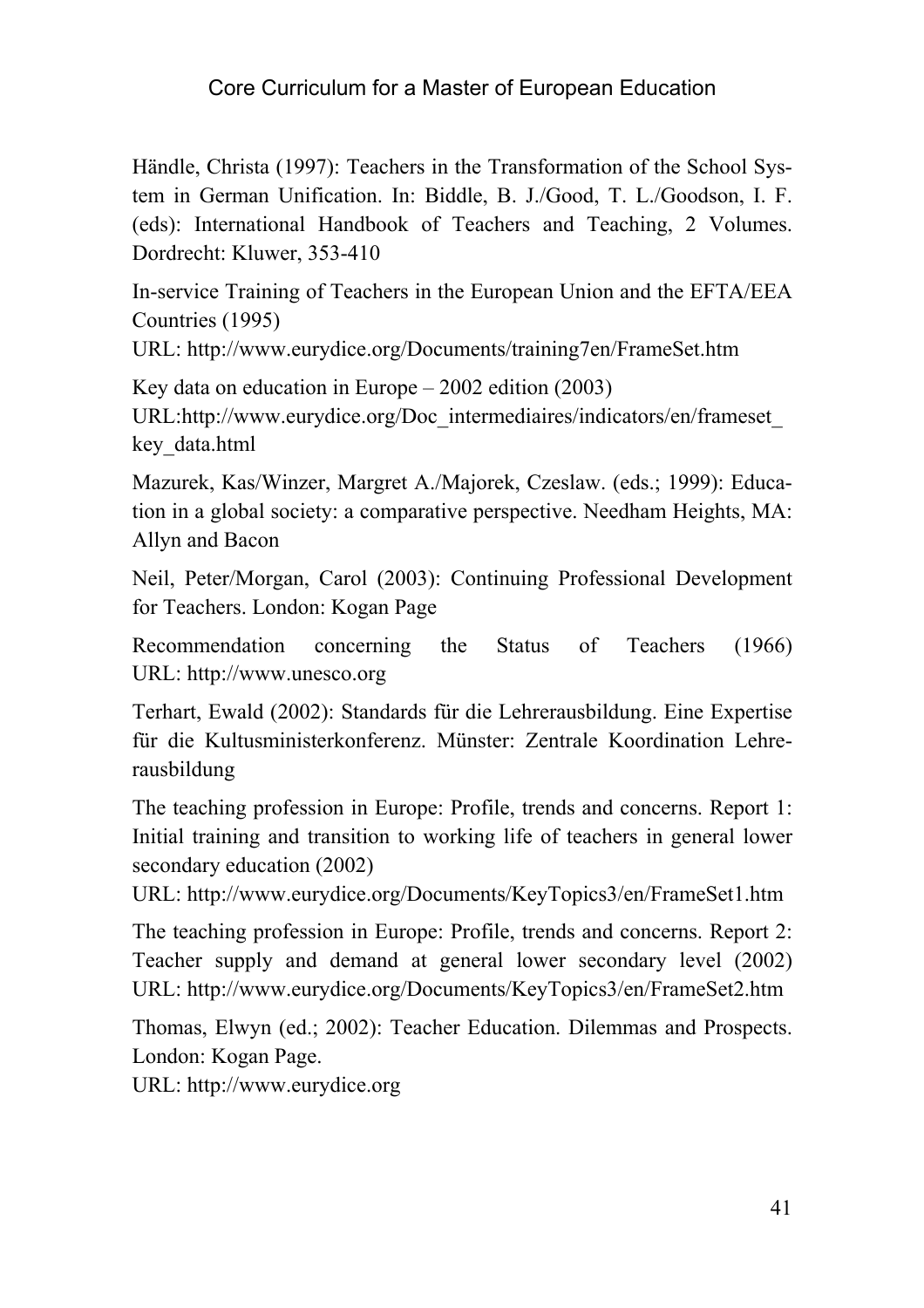Händle, Christa (1997): Teachers in the Transformation of the School System in German Unification. In: Biddle, B. J./Good, T. L./Goodson, I. F. (eds): International Handbook of Teachers and Teaching, 2 Volumes. Dordrecht: Kluwer, 353-410

In-service Training of Teachers in the European Union and the EFTA/EEA Countries (1995)
URL: http://www.eurydice.org/Documents/training7en/FrameSet.htm

Key data on education in Europe – 2002 edition (2003)
URL:http://www.eurydice.org/Doc_intermediaires/indicators/en/frameset_key_data.html

Mazurek, Kas/Winzer, Margret A./Majorek, Czeslaw. (eds.; 1999): Education in a global society: a comparative perspective. Needham Heights, MA: Allyn and Bacon

Neil, Peter/Morgan, Carol (2003): Continuing Professional Development for Teachers. London: Kogan Page

Recommendation concerning the Status of Teachers (1966)
URL: http://www.unesco.org

Terhart, Ewald (2002): Standards für die Lehrerausbildung. Eine Expertise für die Kultusministerkonferenz. Münster: Zentrale Koordination Lehrerausbildung

The teaching profession in Europe: Profile, trends and concerns. Report 1: Initial training and transition to working life of teachers in general lower secondary education (2002)
URL: http://www.eurydice.org/Documents/KeyTopics3/en/FrameSet1.htm

The teaching profession in Europe: Profile, trends and concerns. Report 2: Teacher supply and demand at general lower secondary level (2002)
URL: http://www.eurydice.org/Documents/KeyTopics3/en/FrameSet2.htm

Thomas, Elwyn (ed.; 2002): Teacher Education. Dilemmas and Prospects. London: Kogan Page.
URL: http://www.eurydice.org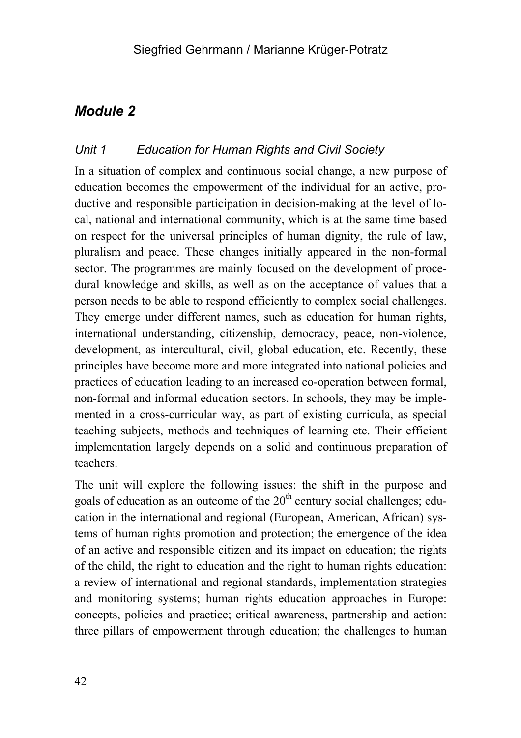## *Module 2*

### *Unit 1 Education for Human Rights and Civil Society*

In a situation of complex and continuous social change, a new purpose of education becomes the empowerment of the individual for an active, productive and responsible participation in decision-making at the level of local, national and international community, which is at the same time based on respect for the universal principles of human dignity, the rule of law, pluralism and peace. These changes initially appeared in the non-formal sector. The programmes are mainly focused on the development of procedural knowledge and skills, as well as on the acceptance of values that a person needs to be able to respond efficiently to complex social challenges. They emerge under different names, such as education for human rights, international understanding, citizenship, democracy, peace, non-violence, development, as intercultural, civil, global education, etc. Recently, these principles have become more and more integrated into national policies and practices of education leading to an increased co-operation between formal, non-formal and informal education sectors. In schools, they may be implemented in a cross-curricular way, as part of existing curricula, as special teaching subjects, methods and techniques of learning etc. Their efficient implementation largely depends on a solid and continuous preparation of teachers.

The unit will explore the following issues: the shift in the purpose and goals of education as an outcome of the 20th century social challenges; education in the international and regional (European, American, African) systems of human rights promotion and protection; the emergence of the idea of an active and responsible citizen and its impact on education; the rights of the child, the right to education and the right to human rights education: a review of international and regional standards, implementation strategies and monitoring systems; human rights education approaches in Europe: concepts, policies and practice; critical awareness, partnership and action: three pillars of empowerment through education; the challenges to human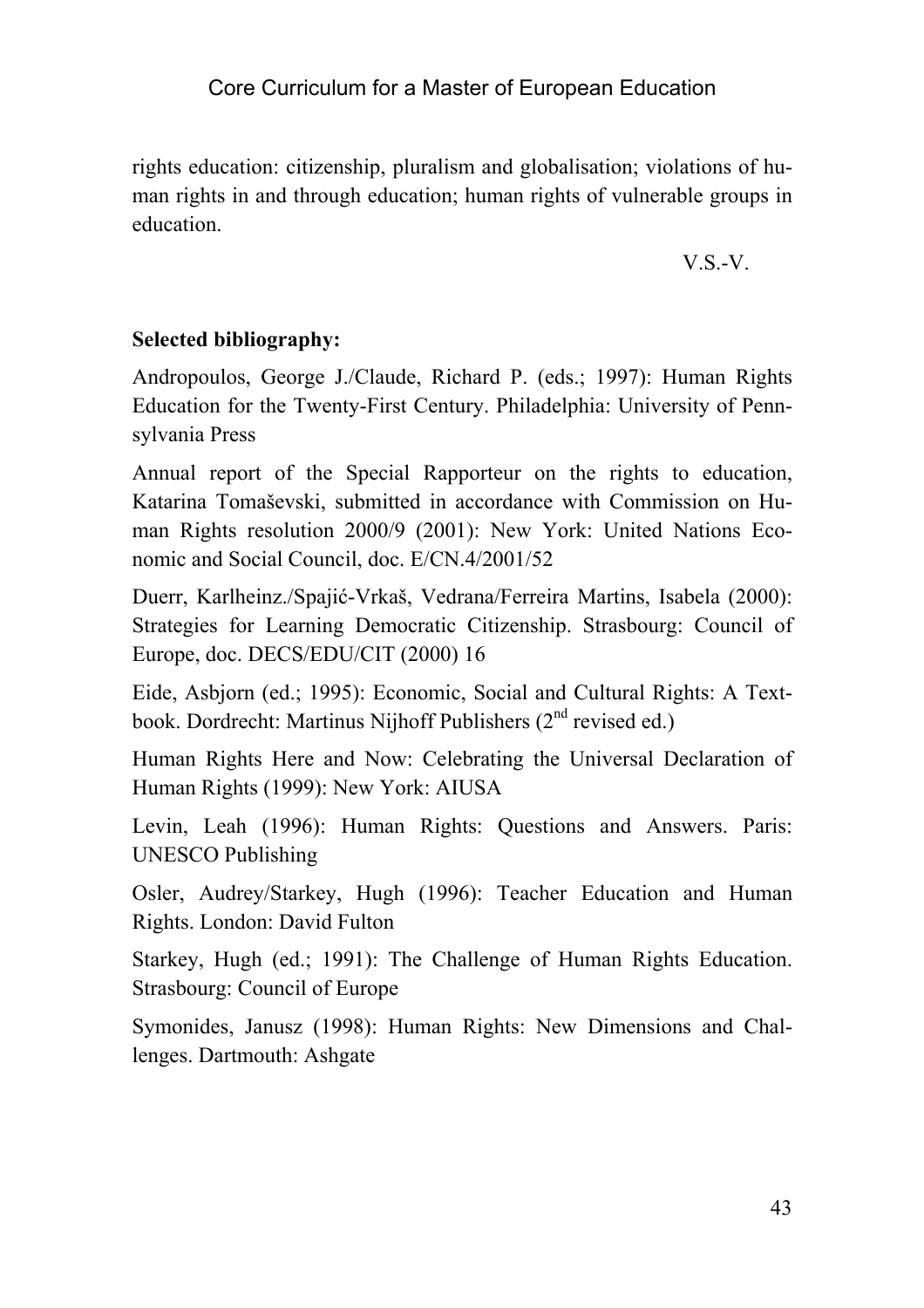rights education: citizenship, pluralism and globalisation; violations of human rights in and through education; human rights of vulnerable groups in education.

V.S.-V.

**Selected bibliography:**

Andropoulos, George J./Claude, Richard P. (eds.; 1997): Human Rights Education for the Twenty-First Century. Philadelphia: University of Pennsylvania Press

Annual report of the Special Rapporteur on the rights to education, Katarina Tomaševski, submitted in accordance with Commission on Human Rights resolution 2000/9 (2001): New York: United Nations Economic and Social Council, doc. E/CN.4/2001/52

Duerr, Karlheinz./Spajić-Vrkaš, Vedrana/Ferreira Martins, Isabela (2000): Strategies for Learning Democratic Citizenship. Strasbourg: Council of Europe, doc. DECS/EDU/CIT (2000) 16

Eide, Asbjorn (ed.; 1995): Economic, Social and Cultural Rights: A Textbook. Dordrecht: Martinus Nijhoff Publishers (2nd revised ed.)

Human Rights Here and Now: Celebrating the Universal Declaration of Human Rights (1999): New York: AIUSA

Levin, Leah (1996): Human Rights: Questions and Answers. Paris: UNESCO Publishing

Osler, Audrey/Starkey, Hugh (1996): Teacher Education and Human Rights. London: David Fulton

Starkey, Hugh (ed.; 1991): The Challenge of Human Rights Education. Strasbourg: Council of Europe

Symonides, Janusz (1998): Human Rights: New Dimensions and Challenges. Dartmouth: Ashgate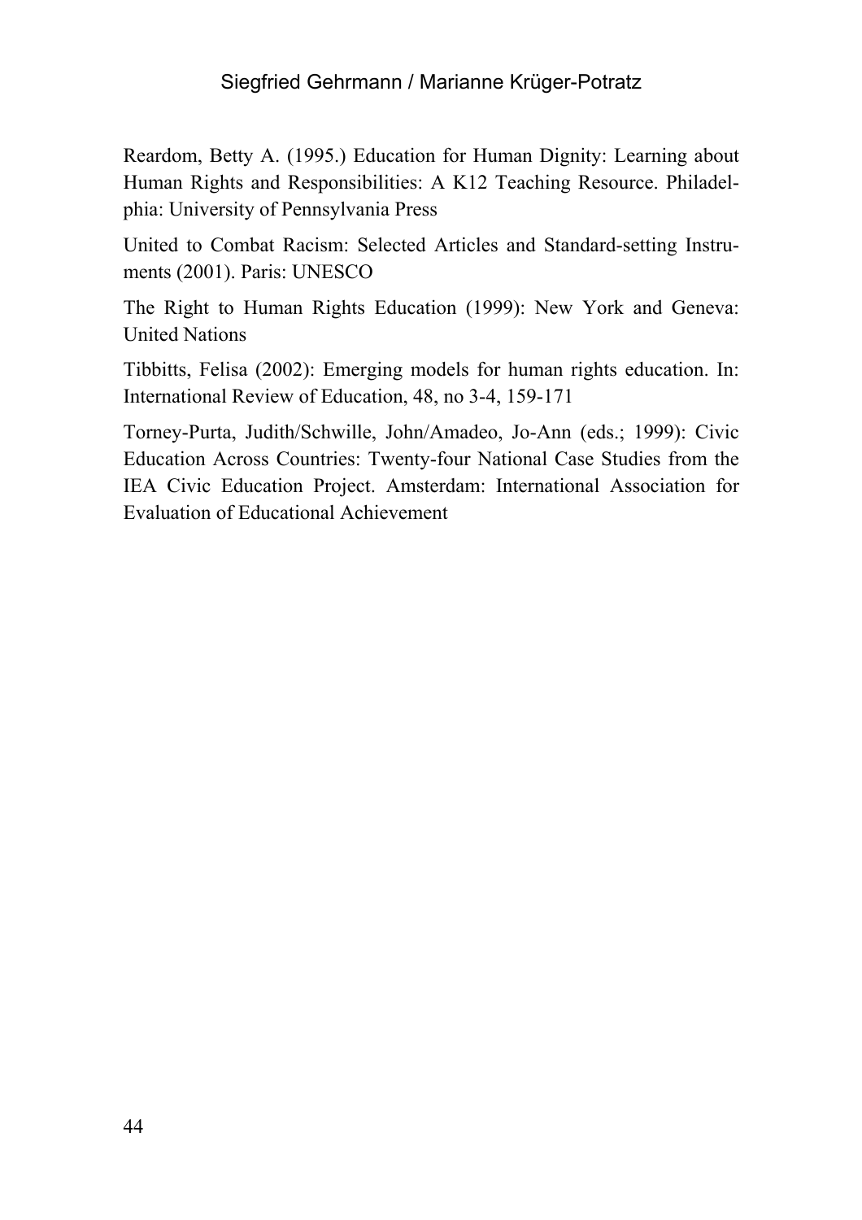Reardom, Betty A. (1995.) Education for Human Dignity: Learning about Human Rights and Responsibilities: A K12 Teaching Resource. Philadelphia: University of Pennsylvania Press

United to Combat Racism: Selected Articles and Standard-setting Instruments (2001). Paris: UNESCO

The Right to Human Rights Education (1999): New York and Geneva: United Nations

Tibbitts, Felisa (2002): Emerging models for human rights education. In: International Review of Education, 48, no 3-4, 159-171

Torney-Purta, Judith/Schwille, John/Amadeo, Jo-Ann (eds.; 1999): Civic Education Across Countries: Twenty-four National Case Studies from the IEA Civic Education Project. Amsterdam: International Association for Evaluation of Educational Achievement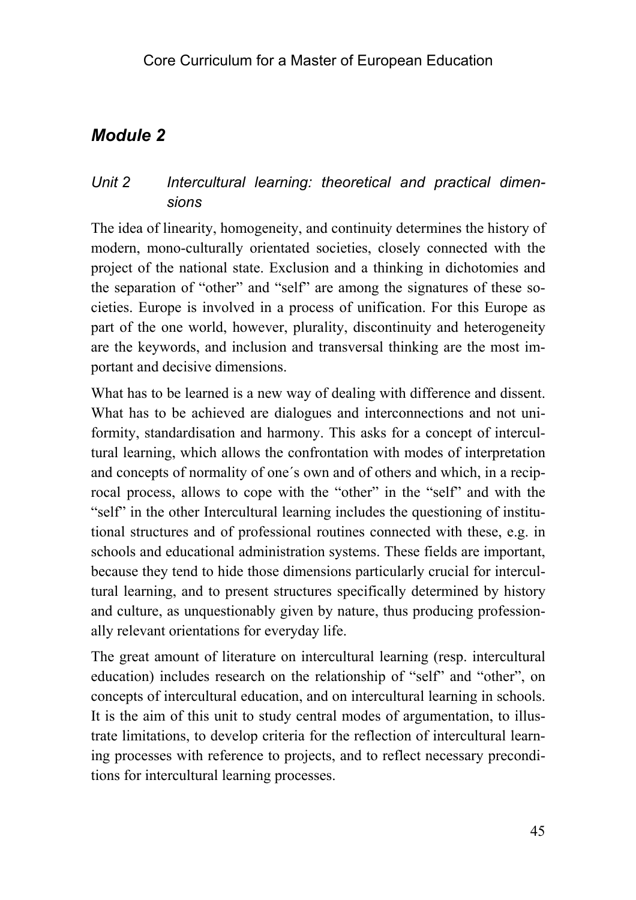## *Module 2*

### *Unit 2 Intercultural learning: theoretical and practical dimensions*

The idea of linearity, homogeneity, and continuity determines the history of modern, mono-culturally orientated societies, closely connected with the project of the national state. Exclusion and a thinking in dichotomies and the separation of “other” and “self” are among the signatures of these societies. Europe is involved in a process of unification. For this Europe as part of the one world, however, plurality, discontinuity and heterogeneity are the keywords, and inclusion and transversal thinking are the most important and decisive dimensions.

What has to be learned is a new way of dealing with difference and dissent. What has to be achieved are dialogues and interconnections and not uniformity, standardisation and harmony. This asks for a concept of intercultural learning, which allows the confrontation with modes of interpretation and concepts of normality of one´s own and of others and which, in a reciprocal process, allows to cope with the “other” in the “self” and with the “self” in the other Intercultural learning includes the questioning of institutional structures and of professional routines connected with these, e.g. in schools and educational administration systems. These fields are important, because they tend to hide those dimensions particularly crucial for intercultural learning, and to present structures specifically determined by history and culture, as unquestionably given by nature, thus producing professionally relevant orientations for everyday life.

The great amount of literature on intercultural learning (resp. intercultural education) includes research on the relationship of “self” and “other”, on concepts of intercultural education, and on intercultural learning in schools. It is the aim of this unit to study central modes of argumentation, to illustrate limitations, to develop criteria for the reflection of intercultural learning processes with reference to projects, and to reflect necessary preconditions for intercultural learning processes.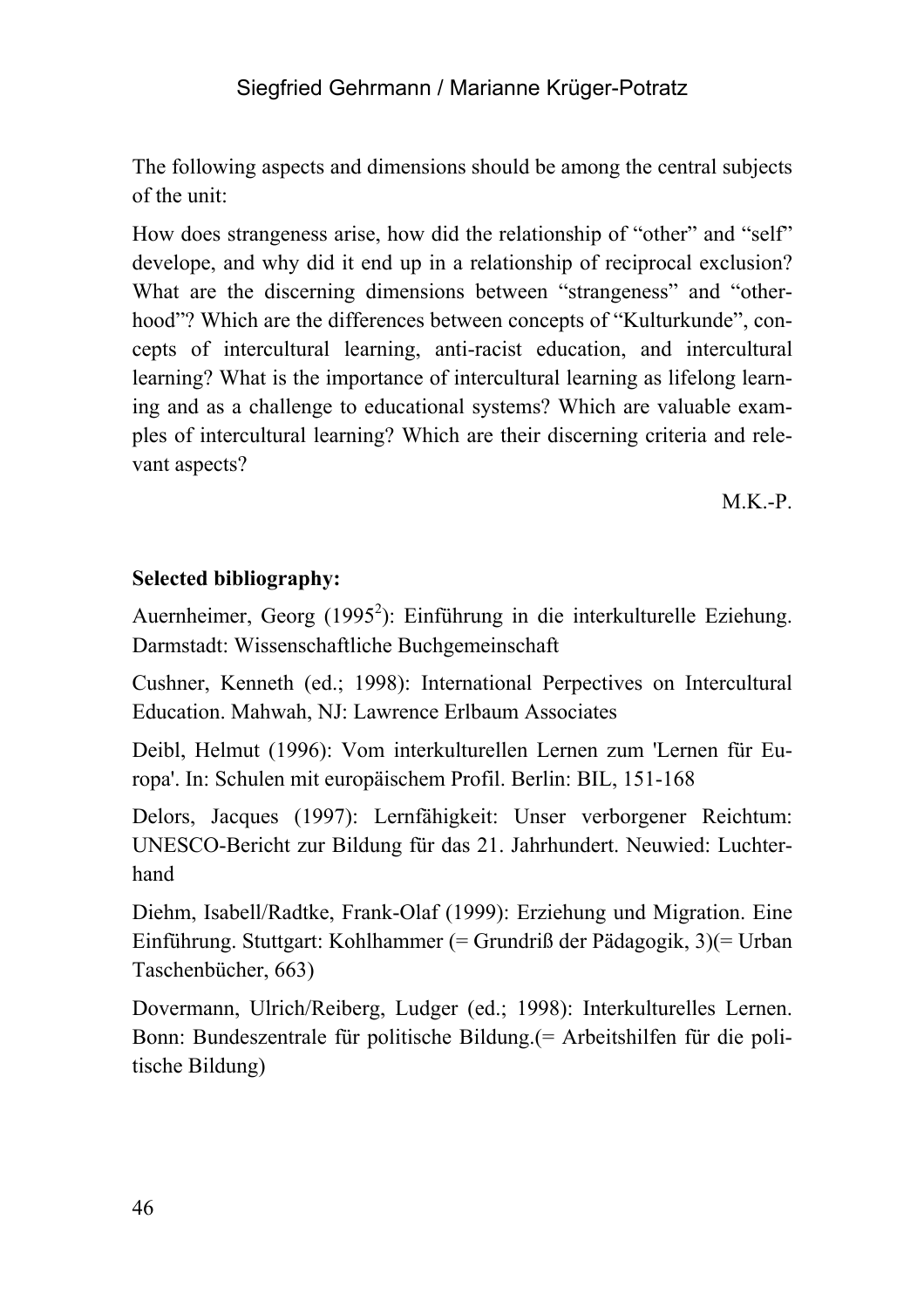The following aspects and dimensions should be among the central subjects of the unit:

How does strangeness arise, how did the relationship of "other" and "self" develope, and why did it end up in a relationship of reciprocal exclusion? What are the discerning dimensions between "strangeness" and "otherhood"? Which are the differences between concepts of "Kulturkunde", concepts of intercultural learning, anti-racist education, and intercultural learning? What is the importance of intercultural learning as lifelong learning and as a challenge to educational systems? Which are valuable examples of intercultural learning? Which are their discerning criteria and relevant aspects?

M.K.-P.

**Selected bibliography:**

Auernheimer, Georg (1995[2]): Einführung in die interkulturelle Eziehung. Darmstadt: Wissenschaftliche Buchgemeinschaft

Cushner, Kenneth (ed.; 1998): International Perpectives on Intercultural Education. Mahwah, NJ: Lawrence Erlbaum Associates

Deibl, Helmut (1996): Vom interkulturellen Lernen zum 'Lernen für Europa'. In: Schulen mit europäischem Profil. Berlin: BIL, 151-168

Delors, Jacques (1997): Lernfähigkeit: Unser verborgener Reichtum: UNESCO-Bericht zur Bildung für das 21. Jahrhundert. Neuwied: Luchterhand

Diehm, Isabell/Radtke, Frank-Olaf (1999): Erziehung und Migration. Eine Einführung. Stuttgart: Kohlhammer (= Grundriß der Pädagogik, 3)(= Urban Taschenbücher, 663)

Dovermann, Ulrich/Reiberg, Ludger (ed.; 1998): Interkulturelles Lernen. Bonn: Bundeszentrale für politische Bildung.(= Arbeitshilfen für die politische Bildung)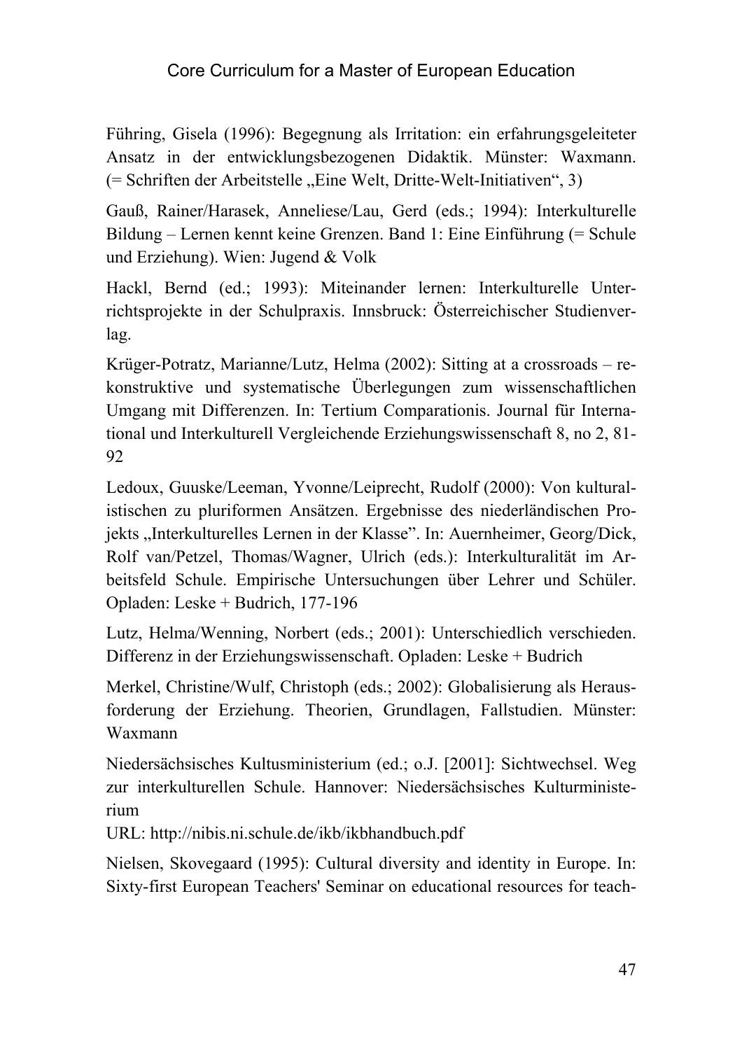Führing, Gisela (1996): Begegnung als Irritation: ein erfahrungsgeleiteter Ansatz in der entwicklungsbezogenen Didaktik. Münster: Waxmann. (= Schriften der Arbeitstelle „Eine Welt, Dritte-Welt-Initiativen“, 3)

Gauß, Rainer/Harasek, Anneliese/Lau, Gerd (eds.; 1994): Interkulturelle Bildung – Lernen kennt keine Grenzen. Band 1: Eine Einführung (= Schule und Erziehung). Wien: Jugend & Volk

Hackl, Bernd (ed.; 1993): Miteinander lernen: Interkulturelle Unterrichtsprojekte in der Schulpraxis. Innsbruck: Österreichischer Studienverlag.

Krüger-Potratz, Marianne/Lutz, Helma (2002): Sitting at a crossroads – rekonstruktive und systematische Überlegungen zum wissenschaftlichen Umgang mit Differenzen. In: Tertium Comparationis. Journal für International und Interkulturell Vergleichende Erziehungswissenschaft 8, no 2, 81-92

Ledoux, Guuske/Leeman, Yvonne/Leiprecht, Rudolf (2000): Von kulturalistischen zu pluriformen Ansätzen. Ergebnisse des niederländischen Projekts „Interkulturelles Lernen in der Klasse”. In: Auernheimer, Georg/Dick, Rolf van/Petzel, Thomas/Wagner, Ulrich (eds.): Interkulturalität im Arbeitsfeld Schule. Empirische Untersuchungen über Lehrer und Schüler. Opladen: Leske + Budrich, 177-196

Lutz, Helma/Wenning, Norbert (eds.; 2001): Unterschiedlich verschieden. Differenz in der Erziehungswissenschaft. Opladen: Leske + Budrich

Merkel, Christine/Wulf, Christoph (eds.; 2002): Globalisierung als Herausforderung der Erziehung. Theorien, Grundlagen, Fallstudien. Münster: Waxmann

Niedersächsisches Kultusministerium (ed.; o.J. [2001]: Sichtwechsel. Weg zur interkulturellen Schule. Hannover: Niedersächsisches Kulturministerium
URL: http://nibis.ni.schule.de/ikb/ikbhandbuch.pdf

Nielsen, Skovegaard (1995): Cultural diversity and identity in Europe. In: Sixty-first European Teachers' Seminar on educational resources for teach-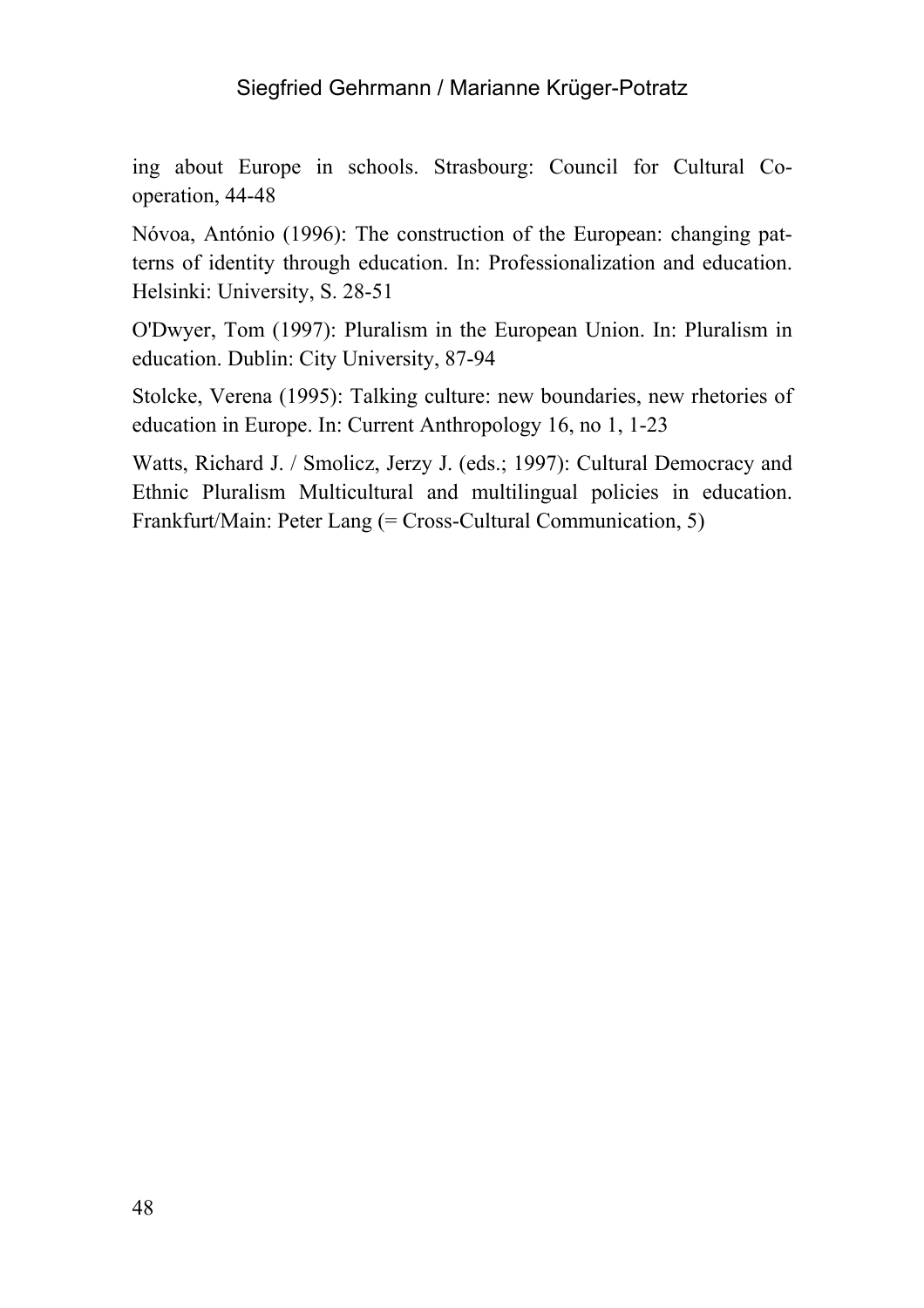ing about Europe in schools. Strasbourg: Council for Cultural Co-operation, 44-48

Nóvoa, António (1996): The construction of the European: changing patterns of identity through education. In: Professionalization and education. Helsinki: University, S. 28-51

O'Dwyer, Tom (1997): Pluralism in the European Union. In: Pluralism in education. Dublin: City University, 87-94

Stolcke, Verena (1995): Talking culture: new boundaries, new rhetories of education in Europe. In: Current Anthropology 16, no 1, 1-23

Watts, Richard J. / Smolicz, Jerzy J. (eds.; 1997): Cultural Democracy and Ethnic Pluralism Multicultural and multilingual policies in education. Frankfurt/Main: Peter Lang (= Cross-Cultural Communication, 5)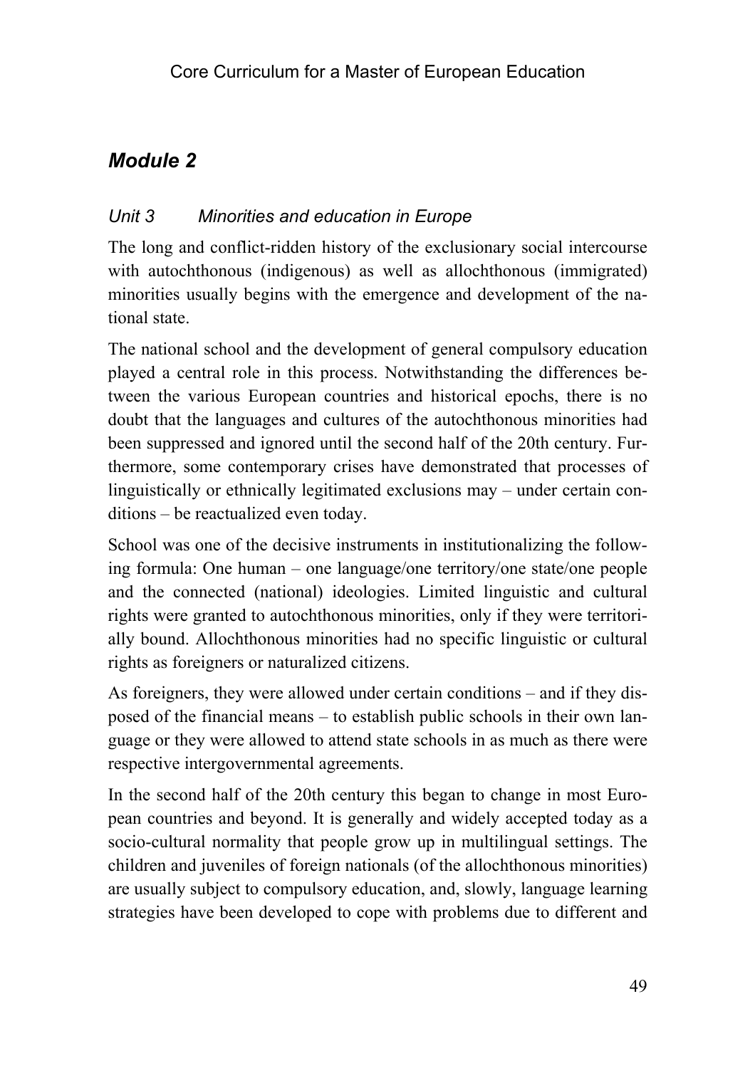## *Module 2*

### *Unit 3 Minorities and education in Europe*

The long and conflict-ridden history of the exclusionary social intercourse with autochthonous (indigenous) as well as allochthonous (immigrated) minorities usually begins with the emergence and development of the national state.

The national school and the development of general compulsory education played a central role in this process. Notwithstanding the differences between the various European countries and historical epochs, there is no doubt that the languages and cultures of the autochthonous minorities had been suppressed and ignored until the second half of the 20th century. Furthermore, some contemporary crises have demonstrated that processes of linguistically or ethnically legitimated exclusions may – under certain conditions – be reactualized even today.

School was one of the decisive instruments in institutionalizing the following formula: One human – one language/one territory/one state/one people and the connected (national) ideologies. Limited linguistic and cultural rights were granted to autochthonous minorities, only if they were territorially bound. Allochthonous minorities had no specific linguistic or cultural rights as foreigners or naturalized citizens.

As foreigners, they were allowed under certain conditions – and if they disposed of the financial means – to establish public schools in their own language or they were allowed to attend state schools in as much as there were respective intergovernmental agreements.

In the second half of the 20th century this began to change in most European countries and beyond. It is generally and widely accepted today as a socio-cultural normality that people grow up in multilingual settings. The children and juveniles of foreign nationals (of the allochthonous minorities) are usually subject to compulsory education, and, slowly, language learning strategies have been developed to cope with problems due to different and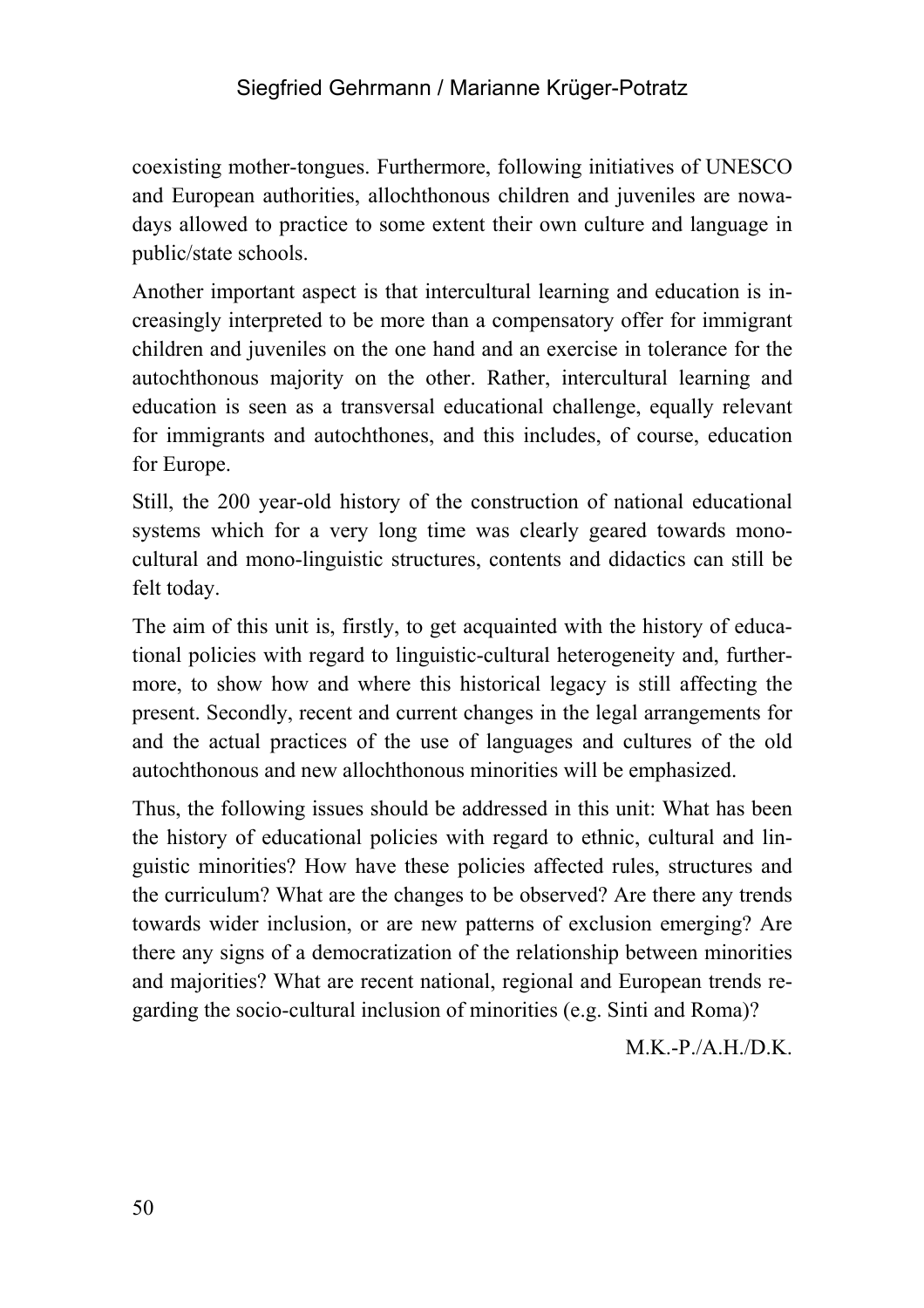coexisting mother-tongues. Furthermore, following initiatives of UNESCO and European authorities, allochthonous children and juveniles are nowadays allowed to practice to some extent their own culture and language in public/state schools.

Another important aspect is that intercultural learning and education is increasingly interpreted to be more than a compensatory offer for immigrant children and juveniles on the one hand and an exercise in tolerance for the autochthonous majority on the other. Rather, intercultural learning and education is seen as a transversal educational challenge, equally relevant for immigrants and autochthones, and this includes, of course, education for Europe.

Still, the 200 year-old history of the construction of national educational systems which for a very long time was clearly geared towards mono-cultural and mono-linguistic structures, contents and didactics can still be felt today.

The aim of this unit is, firstly, to get acquainted with the history of educational policies with regard to linguistic-cultural heterogeneity and, furthermore, to show how and where this historical legacy is still affecting the present. Secondly, recent and current changes in the legal arrangements for and the actual practices of the use of languages and cultures of the old autochthonous and new allochthonous minorities will be emphasized.

Thus, the following issues should be addressed in this unit: What has been the history of educational policies with regard to ethnic, cultural and linguistic minorities? How have these policies affected rules, structures and the curriculum? What are the changes to be observed? Are there any trends towards wider inclusion, or are new patterns of exclusion emerging? Are there any signs of a democratization of the relationship between minorities and majorities? What are recent national, regional and European trends regarding the socio-cultural inclusion of minorities (e.g. Sinti and Roma)?

M.K.-P./A.H./D.K.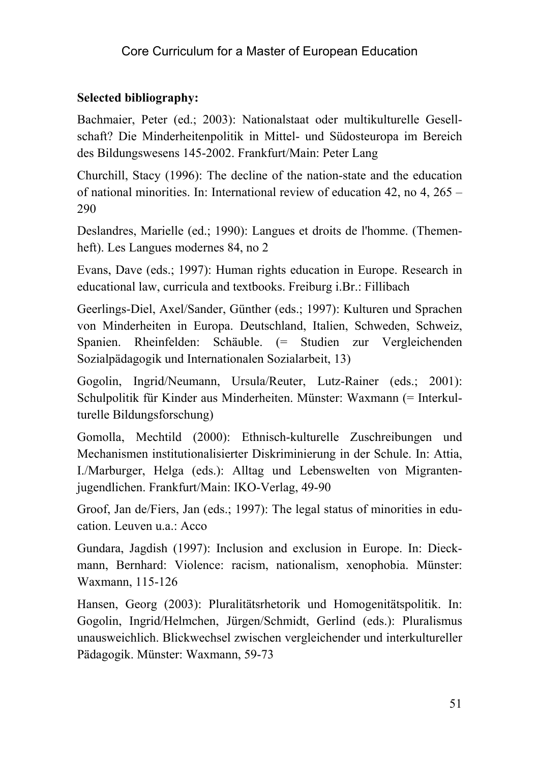**Selected bibliography:**

Bachmaier, Peter (ed.; 2003): Nationalstaat oder multikulturelle Gesellschaft? Die Minderheitenpolitik in Mittel- und Südosteuropa im Bereich des Bildungswesens 145-2002. Frankfurt/Main: Peter Lang

Churchill, Stacy (1996): The decline of the nation-state and the education of national minorities. In: International review of education 42, no 4, 265 – 290

Deslandres, Marielle (ed.; 1990): Langues et droits de l'homme. (Themenheft). Les Langues modernes 84, no 2

Evans, Dave (eds.; 1997): Human rights education in Europe. Research in educational law, curricula and textbooks. Freiburg i.Br.: Fillibach

Geerlings-Diel, Axel/Sander, Günther (eds.; 1997): Kulturen und Sprachen von Minderheiten in Europa. Deutschland, Italien, Schweden, Schweiz, Spanien. Rheinfelden: Schäuble. (= Studien zur Vergleichenden Sozialpädagogik und Internationalen Sozialarbeit, 13)

Gogolin, Ingrid/Neumann, Ursula/Reuter, Lutz-Rainer (eds.; 2001): Schulpolitik für Kinder aus Minderheiten. Münster: Waxmann (= Interkulturelle Bildungsforschung)

Gomolla, Mechtild (2000): Ethnisch-kulturelle Zuschreibungen und Mechanismen institutionalisierter Diskriminierung in der Schule. In: Attia, I./Marburger, Helga (eds.): Alltag und Lebenswelten von Migrantenjugendlichen. Frankfurt/Main: IKO-Verlag, 49-90

Groof, Jan de/Fiers, Jan (eds.; 1997): The legal status of minorities in education. Leuven u.a.: Acco

Gundara, Jagdish (1997): Inclusion and exclusion in Europe. In: Dieckmann, Bernhard: Violence: racism, nationalism, xenophobia. Münster: Waxmann, 115-126

Hansen, Georg (2003): Pluralitätsrhetorik und Homogenitätspolitik. In: Gogolin, Ingrid/Helmchen, Jürgen/Schmidt, Gerlind (eds.): Pluralismus unausweichlich. Blickwechsel zwischen vergleichender und interkultureller Pädagogik. Münster: Waxmann, 59-73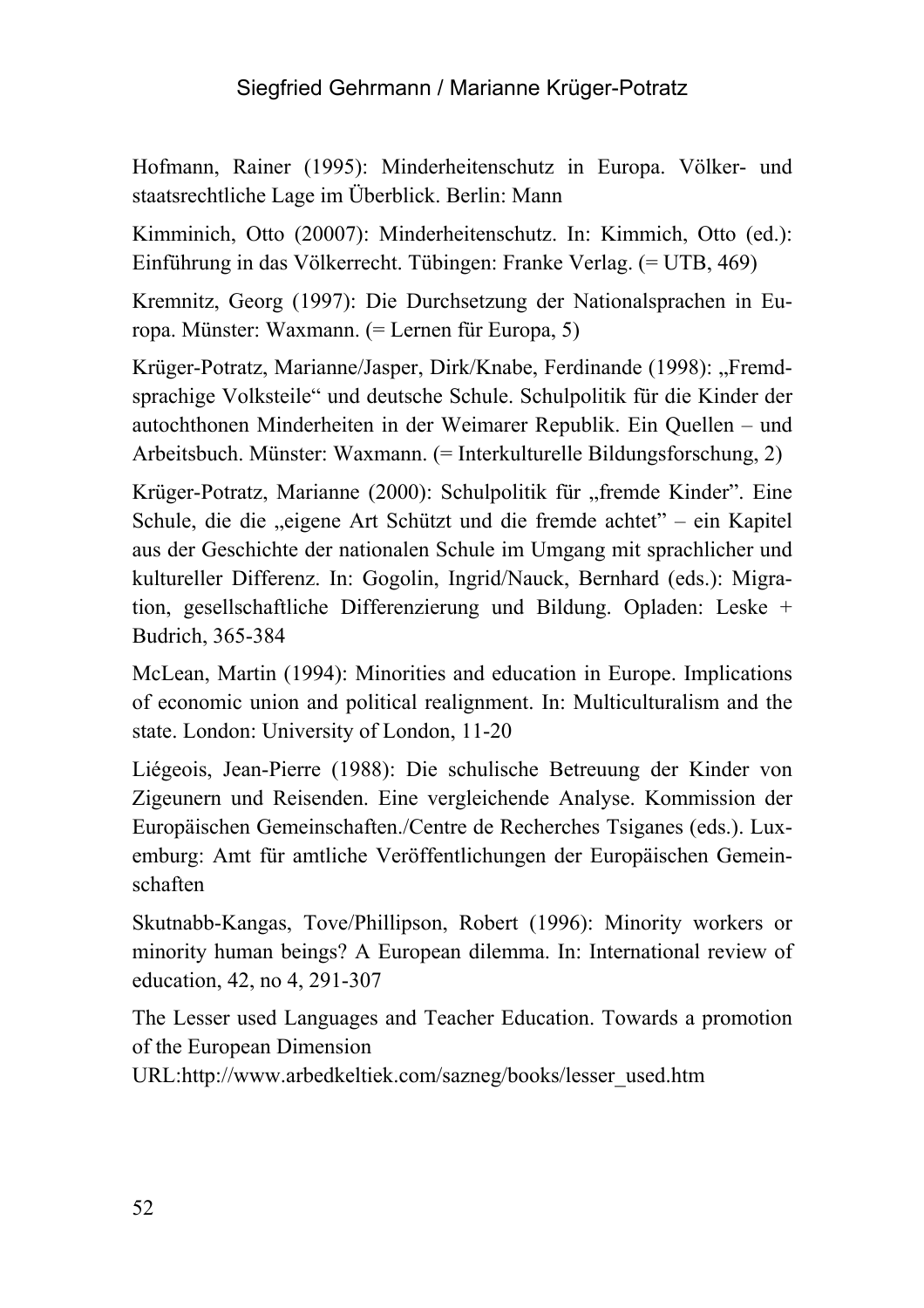Hofmann, Rainer (1995): Minderheitenschutz in Europa. Völker- und staatsrechtliche Lage im Überblick. Berlin: Mann

Kimminich, Otto (20007): Minderheitenschutz. In: Kimmich, Otto (ed.): Einführung in das Völkerrecht. Tübingen: Franke Verlag. (= UTB, 469)

Kremnitz, Georg (1997): Die Durchsetzung der Nationalsprachen in Europa. Münster: Waxmann. (= Lernen für Europa, 5)

Krüger-Potratz, Marianne/Jasper, Dirk/Knabe, Ferdinande (1998): „Fremdsprachige Volksteile" und deutsche Schule. Schulpolitik für die Kinder der autochthonen Minderheiten in der Weimarer Republik. Ein Quellen – und Arbeitsbuch. Münster: Waxmann. (= Interkulturelle Bildungsforschung, 2)

Krüger-Potratz, Marianne (2000): Schulpolitik für „fremde Kinder". Eine Schule, die die „eigene Art Schützt und die fremde achtet" – ein Kapitel aus der Geschichte der nationalen Schule im Umgang mit sprachlicher und kultureller Differenz. In: Gogolin, Ingrid/Nauck, Bernhard (eds.): Migration, gesellschaftliche Differenzierung und Bildung. Opladen: Leske + Budrich, 365-384

McLean, Martin (1994): Minorities and education in Europe. Implications of economic union and political realignment. In: Multiculturalism and the state. London: University of London, 11-20

Liégeois, Jean-Pierre (1988): Die schulische Betreuung der Kinder von Zigeunern und Reisenden. Eine vergleichende Analyse. Kommission der Europäischen Gemeinschaften./Centre de Recherches Tsiganes (eds.). Luxemburg: Amt für amtliche Veröffentlichungen der Europäischen Gemeinschaften

Skutnabb-Kangas, Tove/Phillipson, Robert (1996): Minority workers or minority human beings? A European dilemma. In: International review of education, 42, no 4, 291-307

The Lesser used Languages and Teacher Education. Towards a promotion of the European Dimension
URL:http://www.arbedkeltiek.com/sazneg/books/lesser_used.htm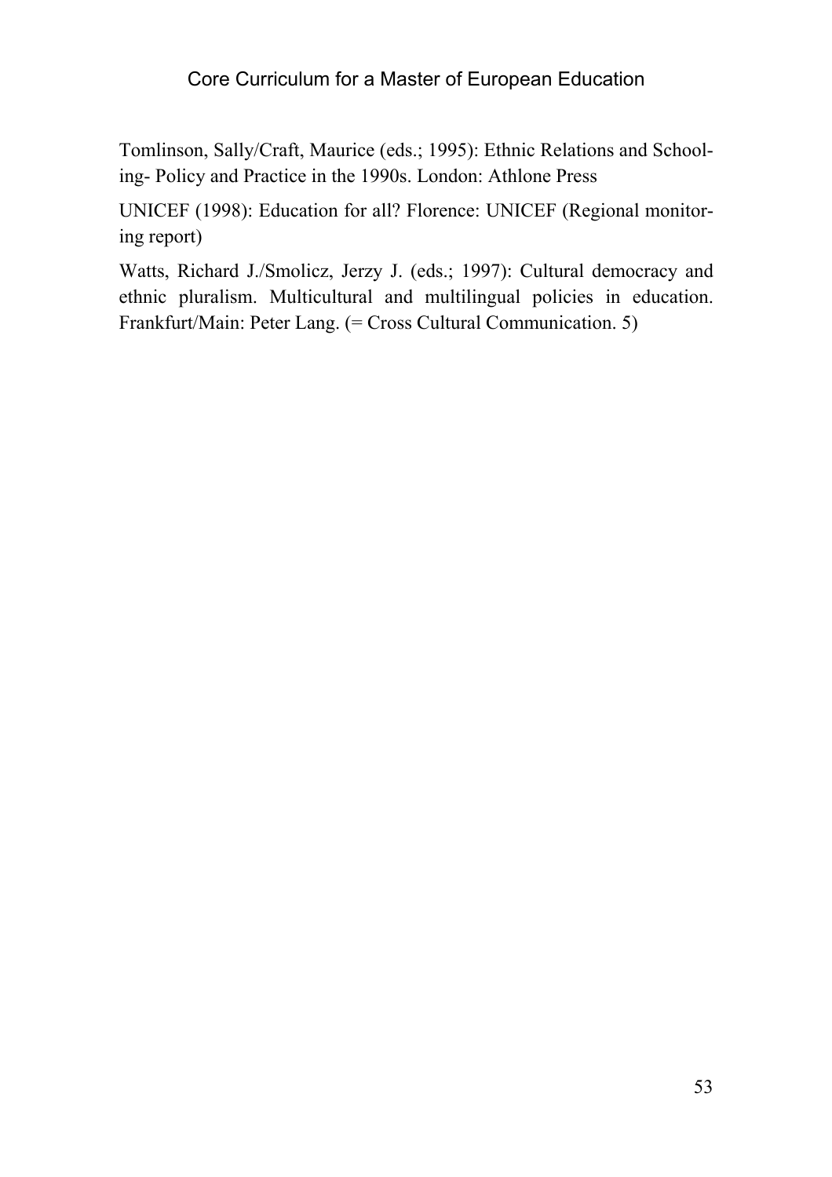Tomlinson, Sally/Craft, Maurice (eds.; 1995): Ethnic Relations and Schooling- Policy and Practice in the 1990s. London: Athlone Press

UNICEF (1998): Education for all? Florence: UNICEF (Regional monitoring report)

Watts, Richard J./Smolicz, Jerzy J. (eds.; 1997): Cultural democracy and ethnic pluralism. Multicultural and multilingual policies in education. Frankfurt/Main: Peter Lang. (= Cross Cultural Communication. 5)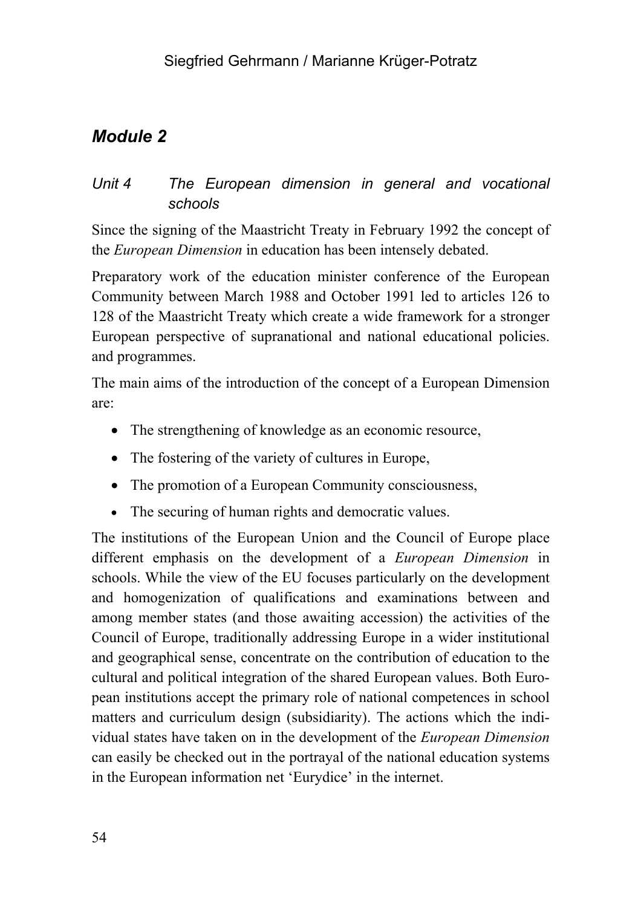## *Module 2*

### *Unit 4 The European dimension in general and vocational schools*

Since the signing of the Maastricht Treaty in February 1992 the concept of the *European Dimension* in education has been intensely debated.

Preparatory work of the education minister conference of the European Community between March 1988 and October 1991 led to articles 126 to 128 of the Maastricht Treaty which create a wide framework for a stronger European perspective of supranational and national educational policies. and programmes.

The main aims of the introduction of the concept of a European Dimension are:

- The strengthening of knowledge as an economic resource,
- The fostering of the variety of cultures in Europe,
- The promotion of a European Community consciousness,
- The securing of human rights and democratic values.

The institutions of the European Union and the Council of Europe place different emphasis on the development of a *European Dimension* in schools. While the view of the EU focuses particularly on the development and homogenization of qualifications and examinations between and among member states (and those awaiting accession) the activities of the Council of Europe, traditionally addressing Europe in a wider institutional and geographical sense, concentrate on the contribution of education to the cultural and political integration of the shared European values. Both European institutions accept the primary role of national competences in school matters and curriculum design (subsidiarity). The actions which the individual states have taken on in the development of the *European Dimension* can easily be checked out in the portrayal of the national education systems in the European information net 'Eurydice' in the internet.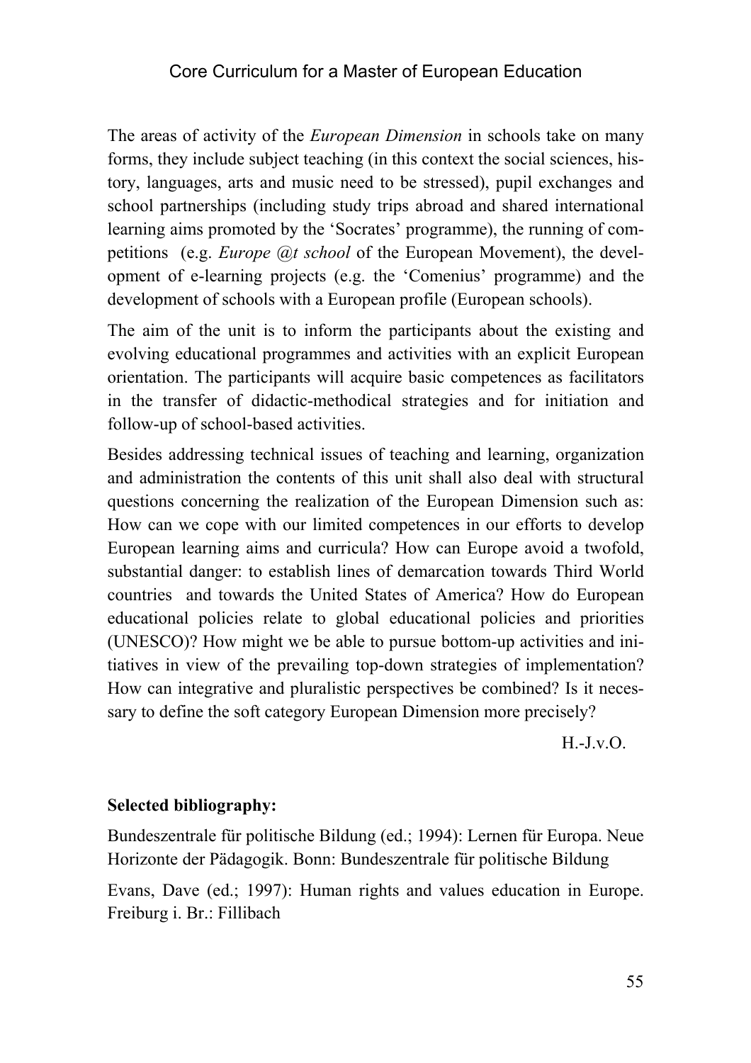The areas of activity of the *European Dimension* in schools take on many forms, they include subject teaching (in this context the social sciences, history, languages, arts and music need to be stressed), pupil exchanges and school partnerships (including study trips abroad and shared international learning aims promoted by the 'Socrates' programme), the running of competitions (e.g. *Europe @t school* of the European Movement), the development of e-learning projects (e.g. the 'Comenius' programme) and the development of schools with a European profile (European schools).

The aim of the unit is to inform the participants about the existing and evolving educational programmes and activities with an explicit European orientation. The participants will acquire basic competences as facilitators in the transfer of didactic-methodical strategies and for initiation and follow-up of school-based activities.

Besides addressing technical issues of teaching and learning, organization and administration the contents of this unit shall also deal with structural questions concerning the realization of the European Dimension such as: How can we cope with our limited competences in our efforts to develop European learning aims and curricula? How can Europe avoid a twofold, substantial danger: to establish lines of demarcation towards Third World countries and towards the United States of America? How do European educational policies relate to global educational policies and priorities (UNESCO)? How might we be able to pursue bottom-up activities and initiatives in view of the prevailing top-down strategies of implementation? How can integrative and pluralistic perspectives be combined? Is it necessary to define the soft category European Dimension more precisely?

H.-J.v.O.

**Selected bibliography:**

Bundeszentrale für politische Bildung (ed.; 1994): Lernen für Europa. Neue Horizonte der Pädagogik. Bonn: Bundeszentrale für politische Bildung

Evans, Dave (ed.; 1997): Human rights and values education in Europe. Freiburg i. Br.: Fillibach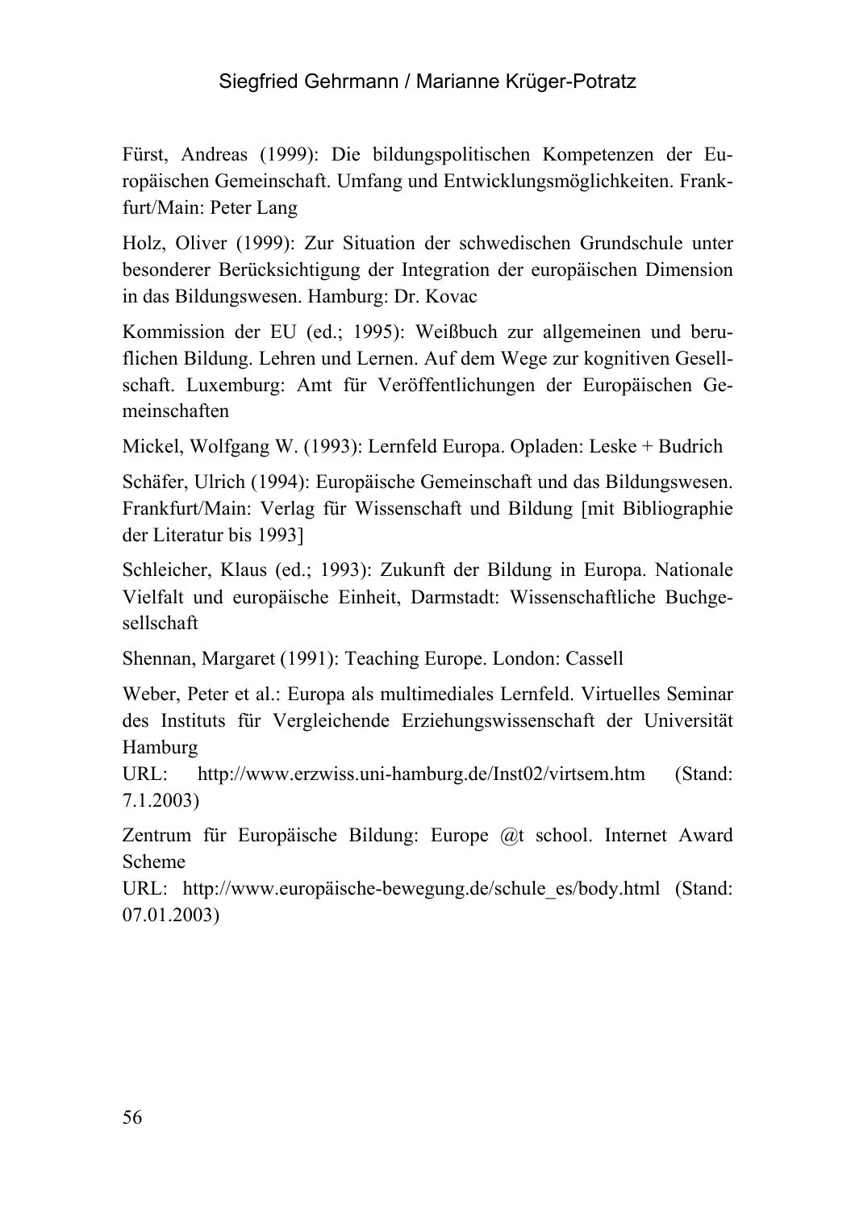Fürst, Andreas (1999): Die bildungspolitischen Kompetenzen der Europäischen Gemeinschaft. Umfang und Entwicklungsmöglichkeiten. Frankfurt/Main: Peter Lang

Holz, Oliver (1999): Zur Situation der schwedischen Grundschule unter besonderer Berücksichtigung der Integration der europäischen Dimension in das Bildungswesen. Hamburg: Dr. Kovac

Kommission der EU (ed.; 1995): Weißbuch zur allgemeinen und beruflichen Bildung. Lehren und Lernen. Auf dem Wege zur kognitiven Gesellschaft. Luxemburg: Amt für Veröffentlichungen der Europäischen Gemeinschaften

Mickel, Wolfgang W. (1993): Lernfeld Europa. Opladen: Leske + Budrich

Schäfer, Ulrich (1994): Europäische Gemeinschaft und das Bildungswesen. Frankfurt/Main: Verlag für Wissenschaft und Bildung [mit Bibliographie der Literatur bis 1993]

Schleicher, Klaus (ed.; 1993): Zukunft der Bildung in Europa. Nationale Vielfalt und europäische Einheit, Darmstadt: Wissenschaftliche Buchgesellschaft

Shennan, Margaret (1991): Teaching Europe. London: Cassell

Weber, Peter et al.: Europa als multimediales Lernfeld. Virtuelles Seminar des Instituts für Vergleichende Erziehungswissenschaft der Universität Hamburg
URL: http://www.erzwiss.uni-hamburg.de/Inst02/virtsem.htm (Stand: 7.1.2003)

Zentrum für Europäische Bildung: Europe @t school. Internet Award Scheme
URL: http://www.europäische-bewegung.de/schule_es/body.html (Stand: 07.01.2003)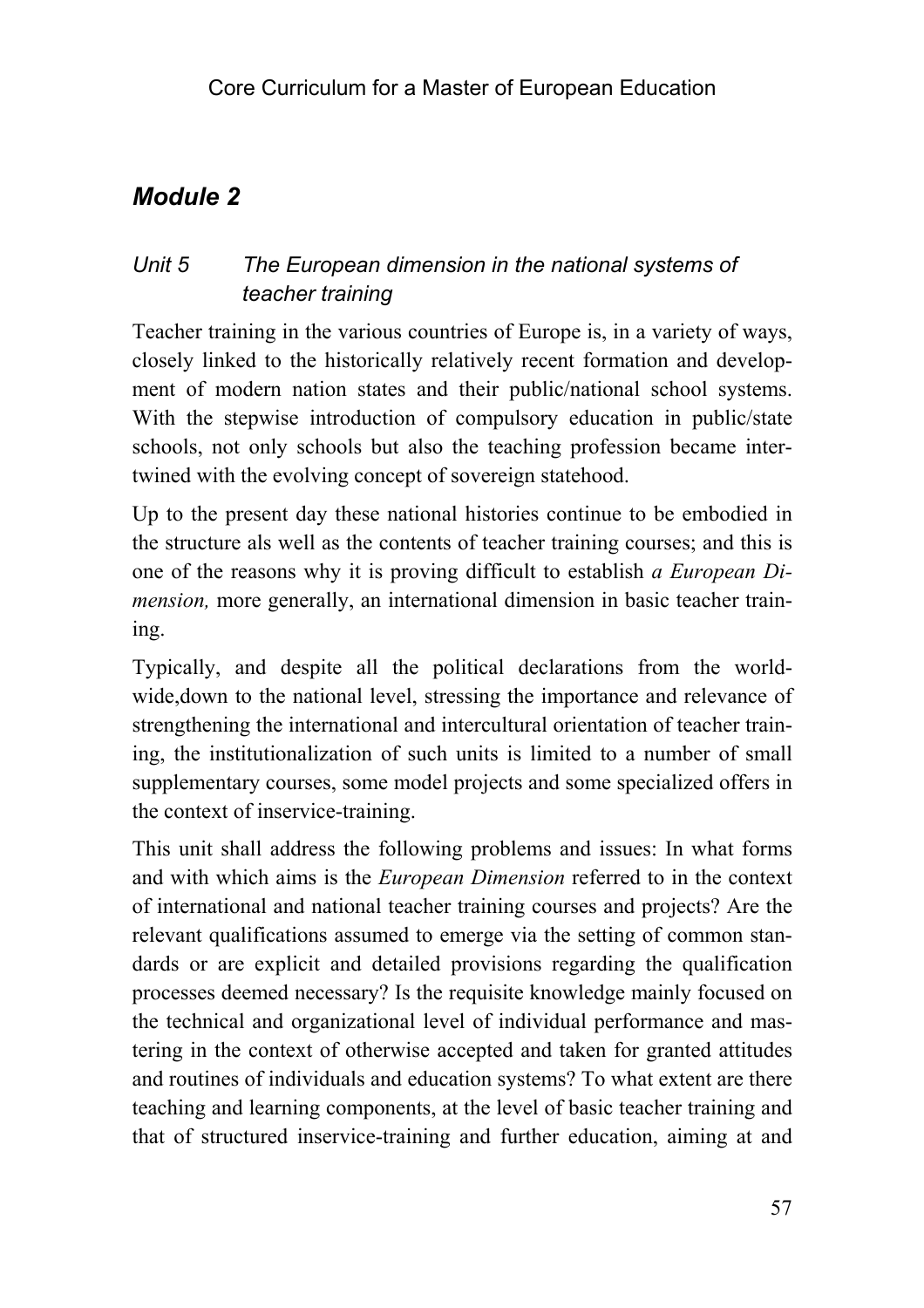## Module 2

### *Unit 5 The European dimension in the national systems of teacher training*

Teacher training in the various countries of Europe is, in a variety of ways, closely linked to the historically relatively recent formation and development of modern nation states and their public/national school systems. With the stepwise introduction of compulsory education in public/state schools, not only schools but also the teaching profession became intertwined with the evolving concept of sovereign statehood.

Up to the present day these national histories continue to be embodied in the structure als well as the contents of teacher training courses; and this is one of the reasons why it is proving difficult to establish *a European Dimension,* more generally, an international dimension in basic teacher training.

Typically, and despite all the political declarations from the world-wide,down to the national level, stressing the importance and relevance of strengthening the international and intercultural orientation of teacher training, the institutionalization of such units is limited to a number of small supplementary courses, some model projects and some specialized offers in the context of inservice-training.

This unit shall address the following problems and issues: In what forms and with which aims is the *European Dimension* referred to in the context of international and national teacher training courses and projects? Are the relevant qualifications assumed to emerge via the setting of common standards or are explicit and detailed provisions regarding the qualification processes deemed necessary? Is the requisite knowledge mainly focused on the technical and organizational level of individual performance and mastering in the context of otherwise accepted and taken for granted attitudes and routines of individuals and education systems? To what extent are there teaching and learning components, at the level of basic teacher training and that of structured inservice-training and further education, aiming at and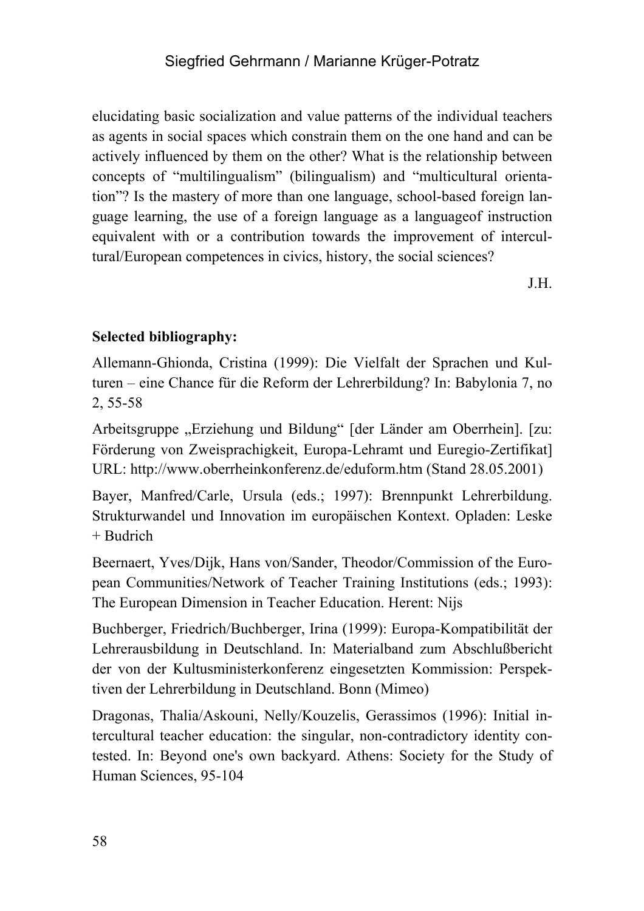elucidating basic socialization and value patterns of the individual teachers as agents in social spaces which constrain them on the one hand and can be actively influenced by them on the other? What is the relationship between concepts of "multilingualism" (bilingualism) and "multicultural orientation"? Is the mastery of more than one language, school-based foreign language learning, the use of a foreign language as a languageof instruction equivalent with or a contribution towards the improvement of intercultural/European competences in civics, history, the social sciences?

J.H.

**Selected bibliography:**

Allemann-Ghionda, Cristina (1999): Die Vielfalt der Sprachen und Kulturen – eine Chance für die Reform der Lehrerbildung? In: Babylonia 7, no 2, 55-58

Arbeitsgruppe „Erziehung und Bildung" [der Länder am Oberrhein]. [zu: Förderung von Zweisprachigkeit, Europa-Lehramt und Euregio-Zertifikat] URL: http://www.oberrheinkonferenz.de/eduform.htm (Stand 28.05.2001)

Bayer, Manfred/Carle, Ursula (eds.; 1997): Brennpunkt Lehrerbildung. Strukturwandel und Innovation im europäischen Kontext. Opladen: Leske + Budrich

Beernaert, Yves/Dijk, Hans von/Sander, Theodor/Commission of the European Communities/Network of Teacher Training Institutions (eds.; 1993): The European Dimension in Teacher Education. Herent: Nijs

Buchberger, Friedrich/Buchberger, Irina (1999): Europa-Kompatibilität der Lehrerausbildung in Deutschland. In: Materialband zum Abschlußbericht der von der Kultusministerkonferenz eingesetzten Kommission: Perspektiven der Lehrerbildung in Deutschland. Bonn (Mimeo)

Dragonas, Thalia/Askouni, Nelly/Kouzelis, Gerassimos (1996): Initial intercultural teacher education: the singular, non-contradictory identity contested. In: Beyond one's own backyard. Athens: Society for the Study of Human Sciences, 95-104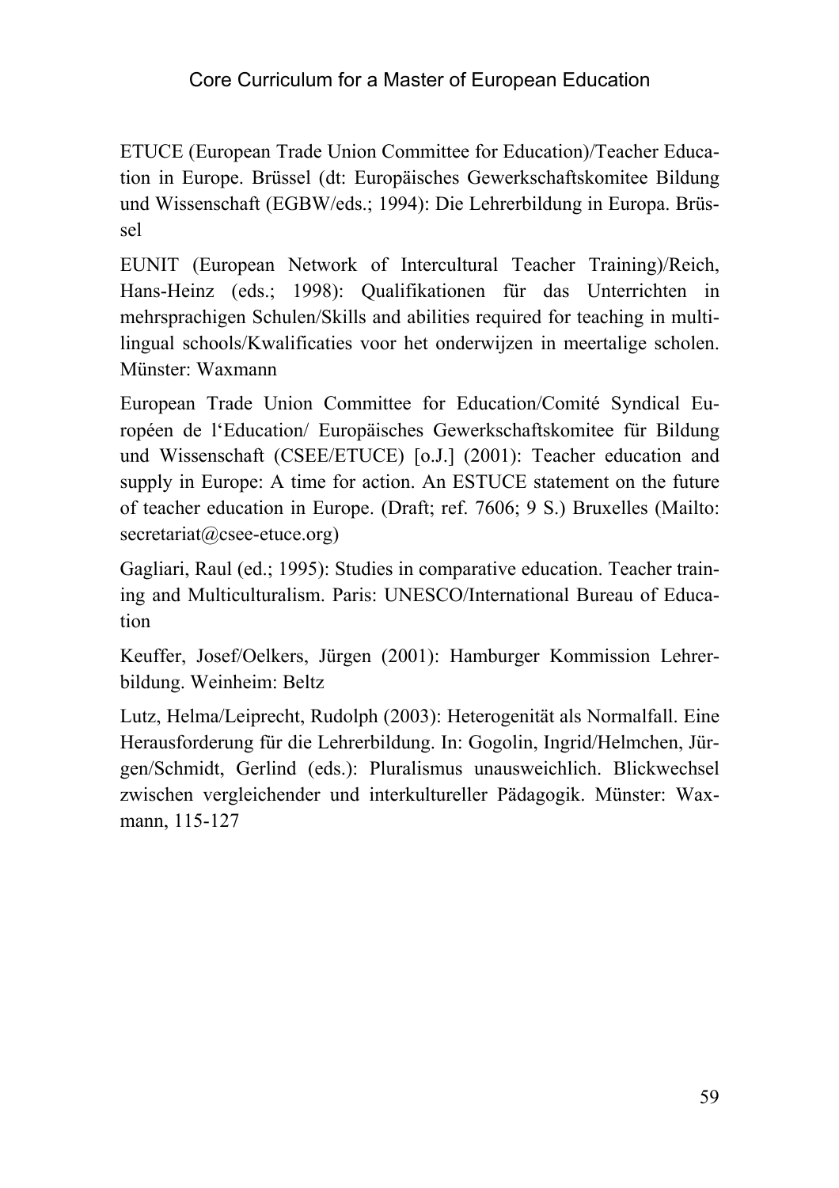ETUCE (European Trade Union Committee for Education)/Teacher Education in Europe. Brüssel (dt: Europäisches Gewerkschaftskomitee Bildung und Wissenschaft (EGBW/eds.; 1994): Die Lehrerbildung in Europa. Brüssel

EUNIT (European Network of Intercultural Teacher Training)/Reich, Hans-Heinz (eds.; 1998): Qualifikationen für das Unterrichten in mehrsprachigen Schulen/Skills and abilities required for teaching in multilingual schools/Kwalificaties voor het onderwijzen in meertalige scholen. Münster: Waxmann

European Trade Union Committee for Education/Comité Syndical Européen de l'Education/ Europäisches Gewerkschaftskomitee für Bildung und Wissenschaft (CSEE/ETUCE) [o.J.] (2001): Teacher education and supply in Europe: A time for action. An ESTUCE statement on the future of teacher education in Europe. (Draft; ref. 7606; 9 S.) Bruxelles (Mailto: secretariat@csee-etuce.org)

Gagliari, Raul (ed.; 1995): Studies in comparative education. Teacher training and Multiculturalism. Paris: UNESCO/International Bureau of Education

Keuffer, Josef/Oelkers, Jürgen (2001): Hamburger Kommission Lehrerbildung. Weinheim: Beltz

Lutz, Helma/Leiprecht, Rudolph (2003): Heterogenität als Normalfall. Eine Herausforderung für die Lehrerbildung. In: Gogolin, Ingrid/Helmchen, Jürgen/Schmidt, Gerlind (eds.): Pluralismus unausweichlich. Blickwechsel zwischen vergleichender und interkultureller Pädagogik. Münster: Waxmann, 115-127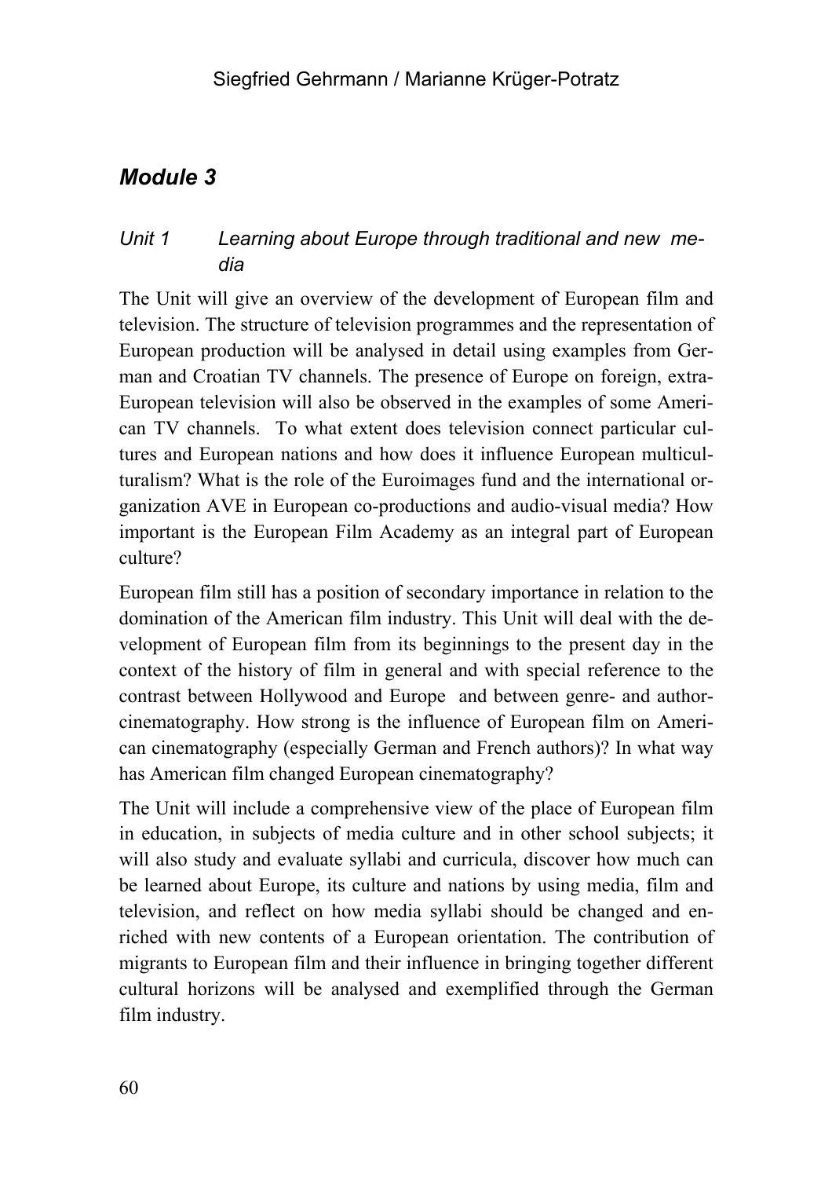## *Module 3*

### *Unit 1 Learning about Europe through traditional and new media*

The Unit will give an overview of the development of European film and television. The structure of television programmes and the representation of European production will be analysed in detail using examples from German and Croatian TV channels. The presence of Europe on foreign, extra-European television will also be observed in the examples of some American TV channels. To what extent does television connect particular cultures and European nations and how does it influence European multiculturalism? What is the role of the Euroimages fund and the international organization AVE in European co-productions and audio-visual media? How important is the European Film Academy as an integral part of European culture?

European film still has a position of secondary importance in relation to the domination of the American film industry. This Unit will deal with the development of European film from its beginnings to the present day in the context of the history of film in general and with special reference to the contrast between Hollywood and Europe and between genre- and author-cinematography. How strong is the influence of European film on American cinematography (especially German and French authors)? In what way has American film changed European cinematography?

The Unit will include a comprehensive view of the place of European film in education, in subjects of media culture and in other school subjects; it will also study and evaluate syllabi and curricula, discover how much can be learned about Europe, its culture and nations by using media, film and television, and reflect on how media syllabi should be changed and enriched with new contents of a European orientation. The contribution of migrants to European film and their influence in bringing together different cultural horizons will be analysed and exemplified through the German film industry.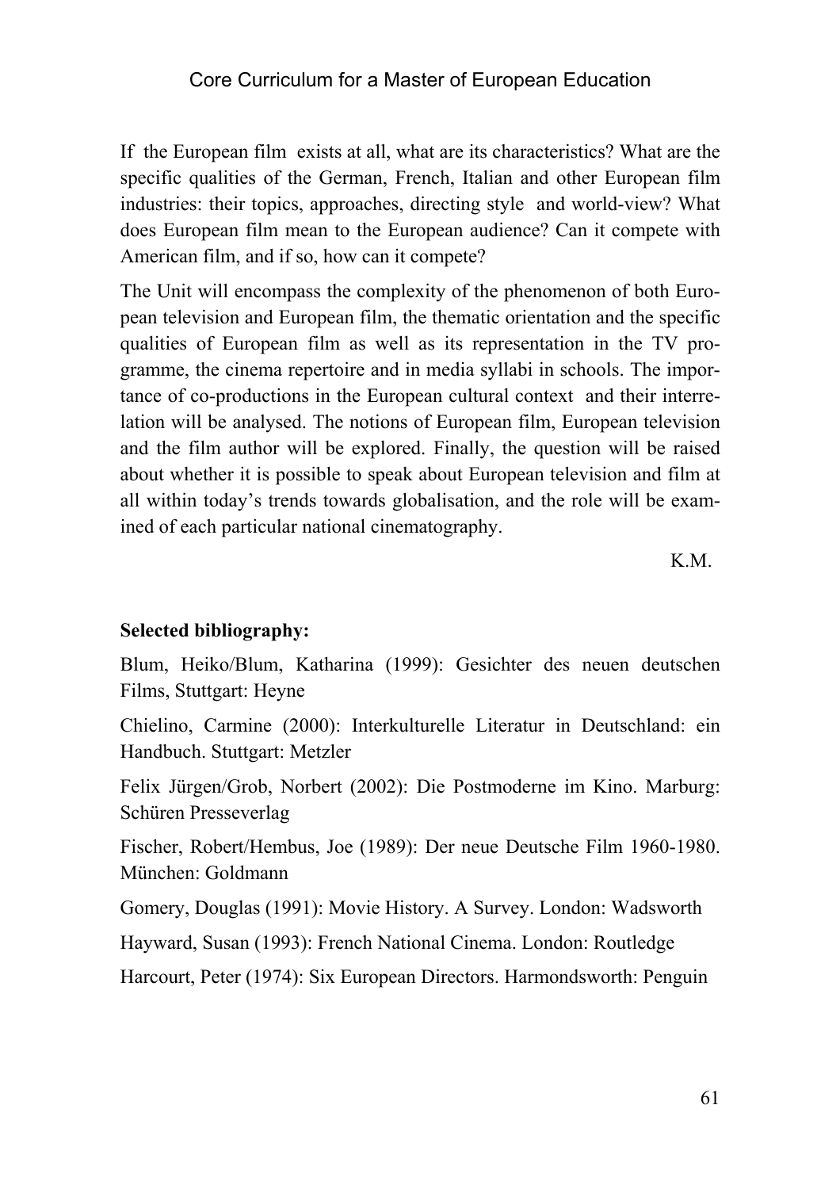If the European film exists at all, what are its characteristics? What are the specific qualities of the German, French, Italian and other European film industries: their topics, approaches, directing style and world-view? What does European film mean to the European audience? Can it compete with American film, and if so, how can it compete?

The Unit will encompass the complexity of the phenomenon of both European television and European film, the thematic orientation and the specific qualities of European film as well as its representation in the TV programme, the cinema repertoire and in media syllabi in schools. The importance of co-productions in the European cultural context and their interrelation will be analysed. The notions of European film, European television and the film author will be explored. Finally, the question will be raised about whether it is possible to speak about European television and film at all within today's trends towards globalisation, and the role will be examined of each particular national cinematography.

K.M.

**Selected bibliography:**

Blum, Heiko/Blum, Katharina (1999): Gesichter des neuen deutschen Films, Stuttgart: Heyne

Chielino, Carmine (2000): Interkulturelle Literatur in Deutschland: ein Handbuch. Stuttgart: Metzler

Felix Jürgen/Grob, Norbert (2002): Die Postmoderne im Kino. Marburg: Schüren Presseverlag

Fischer, Robert/Hembus, Joe (1989): Der neue Deutsche Film 1960-1980. München: Goldmann

Gomery, Douglas (1991): Movie History. A Survey. London: Wadsworth

Hayward, Susan (1993): French National Cinema. London: Routledge

Harcourt, Peter (1974): Six European Directors. Harmondsworth: Penguin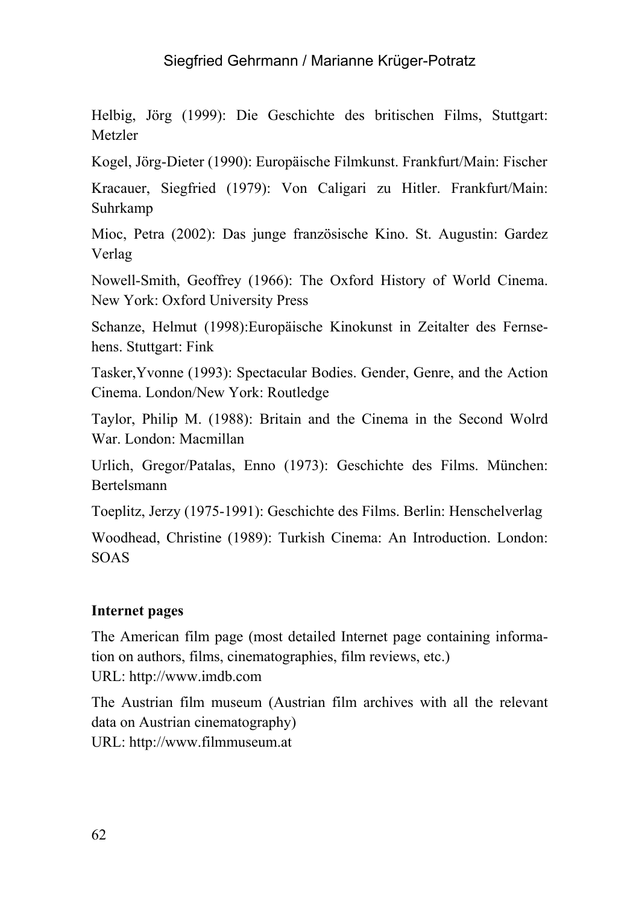Helbig, Jörg (1999): Die Geschichte des britischen Films, Stuttgart: Metzler

Kogel, Jörg-Dieter (1990): Europäische Filmkunst. Frankfurt/Main: Fischer

Kracauer, Siegfried (1979): Von Caligari zu Hitler. Frankfurt/Main: Suhrkamp

Mioc, Petra (2002): Das junge französische Kino. St. Augustin: Gardez Verlag

Nowell-Smith, Geoffrey (1966): The Oxford History of World Cinema. New York: Oxford University Press

Schanze, Helmut (1998):Europäische Kinokunst in Zeitalter des Fernsehens. Stuttgart: Fink

Tasker,Yvonne (1993): Spectacular Bodies. Gender, Genre, and the Action Cinema. London/New York: Routledge

Taylor, Philip M. (1988): Britain and the Cinema in the Second Wolrd War. London: Macmillan

Urlich, Gregor/Patalas, Enno (1973): Geschichte des Films. München: Bertelsmann

Toeplitz, Jerzy (1975-1991): Geschichte des Films. Berlin: Henschelverlag

Woodhead, Christine (1989): Turkish Cinema: An Introduction. London: SOAS

**Internet pages**

The American film page (most detailed Internet page containing information on authors, films, cinematographies, film reviews, etc.)
URL: http://www.imdb.com

The Austrian film museum (Austrian film archives with all the relevant data on Austrian cinematography)
URL: http://www.filmmuseum.at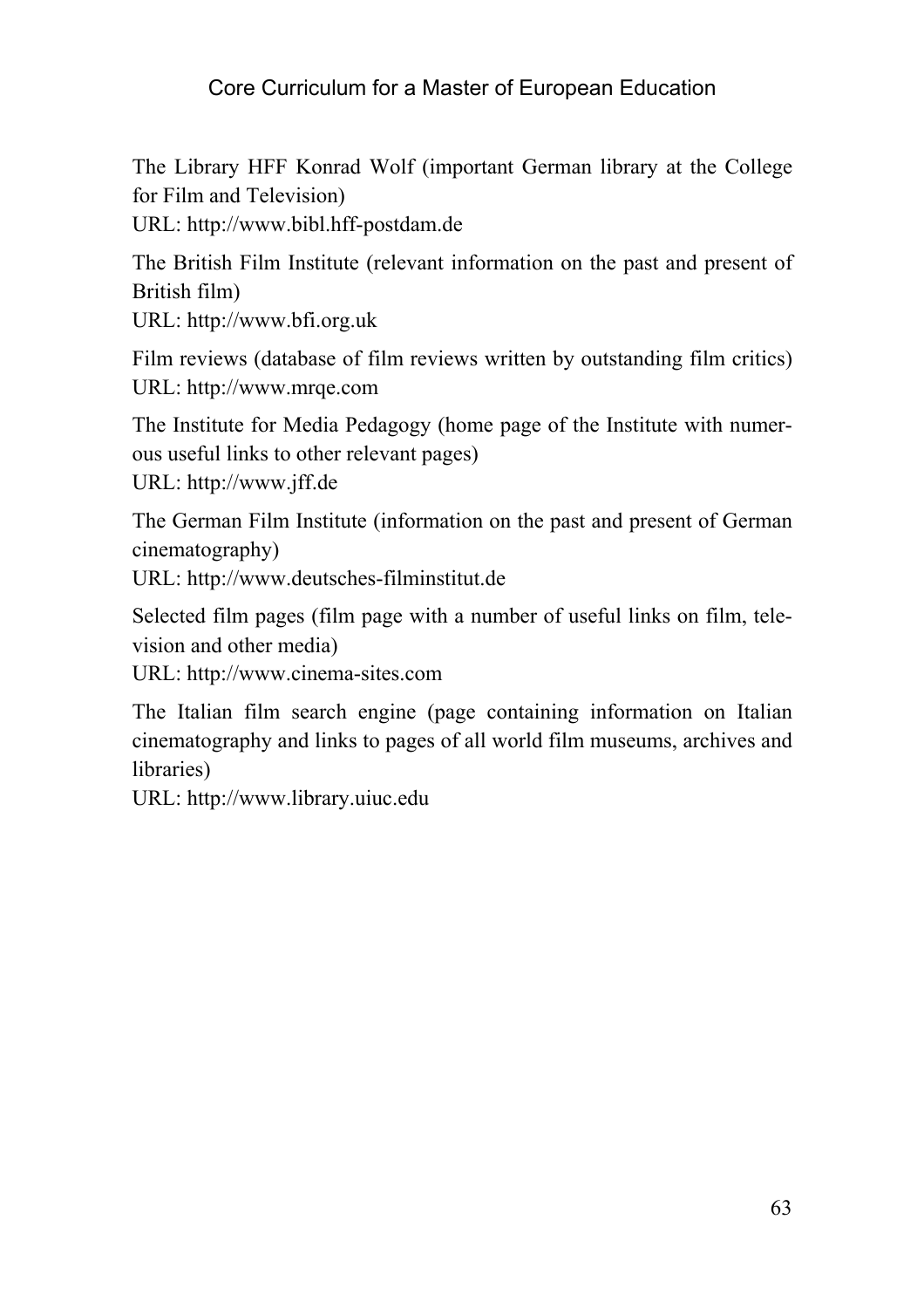The Library HFF Konrad Wolf (important German library at the College for Film and Television)
URL: http://www.bibl.hff-postdam.de

The British Film Institute (relevant information on the past and present of British film)
URL: http://www.bfi.org.uk

Film reviews (database of film reviews written by outstanding film critics)
URL: http://www.mrqe.com

The Institute for Media Pedagogy (home page of the Institute with numerous useful links to other relevant pages)
URL: http://www.jff.de

The German Film Institute (information on the past and present of German cinematography)
URL: http://www.deutsches-filminstitut.de

Selected film pages (film page with a number of useful links on film, television and other media)
URL: http://www.cinema-sites.com

The Italian film search engine (page containing information on Italian cinematography and links to pages of all world film museums, archives and libraries)
URL: http://www.library.uiuc.edu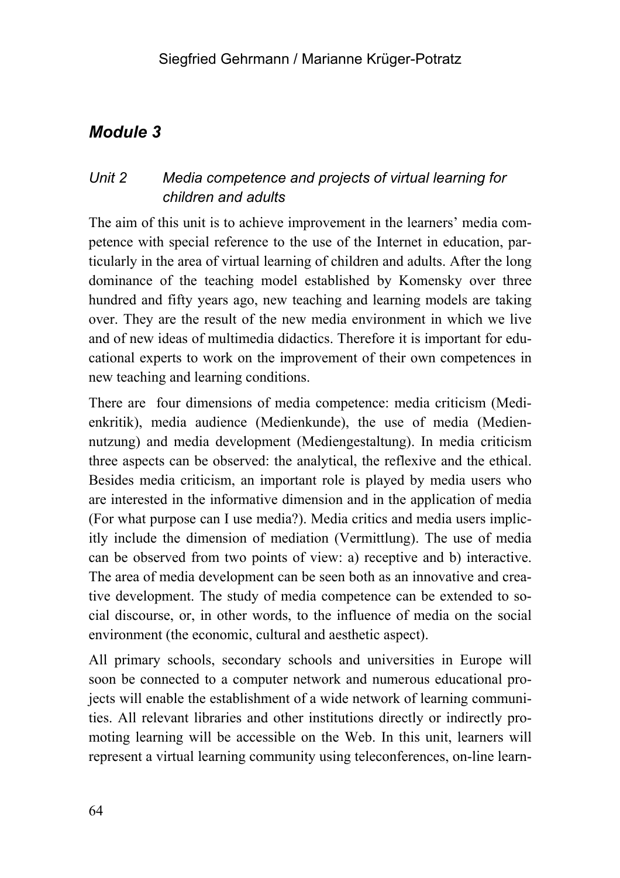## Module 3

### Unit 2 Media competence and projects of virtual learning for children and adults

The aim of this unit is to achieve improvement in the learners' media competence with special reference to the use of the Internet in education, particularly in the area of virtual learning of children and adults. After the long dominance of the teaching model established by Komensky over three hundred and fifty years ago, new teaching and learning models are taking over. They are the result of the new media environment in which we live and of new ideas of multimedia didactics. Therefore it is important for educational experts to work on the improvement of their own competences in new teaching and learning conditions.

There are four dimensions of media competence: media criticism (Medienkritik), media audience (Medienkunde), the use of media (Mediennutzung) and media development (Mediengestaltung). In media criticism three aspects can be observed: the analytical, the reflexive and the ethical. Besides media criticism, an important role is played by media users who are interested in the informative dimension and in the application of media (For what purpose can I use media?). Media critics and media users implicitly include the dimension of mediation (Vermittlung). The use of media can be observed from two points of view: a) receptive and b) interactive. The area of media development can be seen both as an innovative and creative development. The study of media competence can be extended to social discourse, or, in other words, to the influence of media on the social environment (the economic, cultural and aesthetic aspect).

All primary schools, secondary schools and universities in Europe will soon be connected to a computer network and numerous educational projects will enable the establishment of a wide network of learning communities. All relevant libraries and other institutions directly or indirectly promoting learning will be accessible on the Web. In this unit, learners will represent a virtual learning community using teleconferences, on-line learn-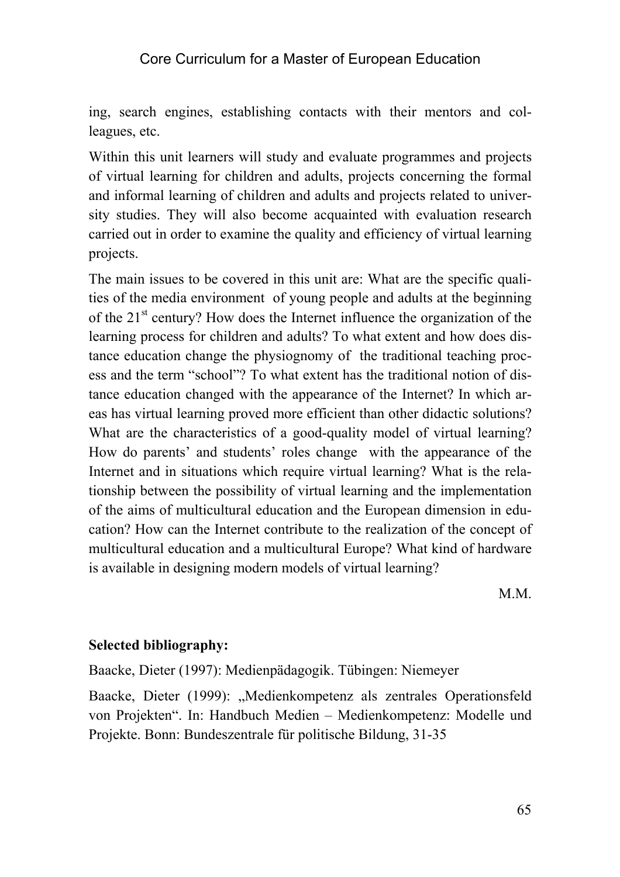ing, search engines, establishing contacts with their mentors and colleagues, etc.

Within this unit learners will study and evaluate programmes and projects of virtual learning for children and adults, projects concerning the formal and informal learning of children and adults and projects related to university studies. They will also become acquainted with evaluation research carried out in order to examine the quality and efficiency of virtual learning projects.

The main issues to be covered in this unit are: What are the specific qualities of the media environment of young people and adults at the beginning of the 21st century? How does the Internet influence the organization of the learning process for children and adults? To what extent and how does distance education change the physiognomy of the traditional teaching process and the term "school"? To what extent has the traditional notion of distance education changed with the appearance of the Internet? In which areas has virtual learning proved more efficient than other didactic solutions? What are the characteristics of a good-quality model of virtual learning? How do parents' and students' roles change with the appearance of the Internet and in situations which require virtual learning? What is the relationship between the possibility of virtual learning and the implementation of the aims of multicultural education and the European dimension in education? How can the Internet contribute to the realization of the concept of multicultural education and a multicultural Europe? What kind of hardware is available in designing modern models of virtual learning?

M.M.

**Selected bibliography:**

Baacke, Dieter (1997): Medienpädagogik. Tübingen: Niemeyer

Baacke, Dieter (1999): „Medienkompetenz als zentrales Operationsfeld von Projekten". In: Handbuch Medien – Medienkompetenz: Modelle und Projekte. Bonn: Bundeszentrale für politische Bildung, 31-35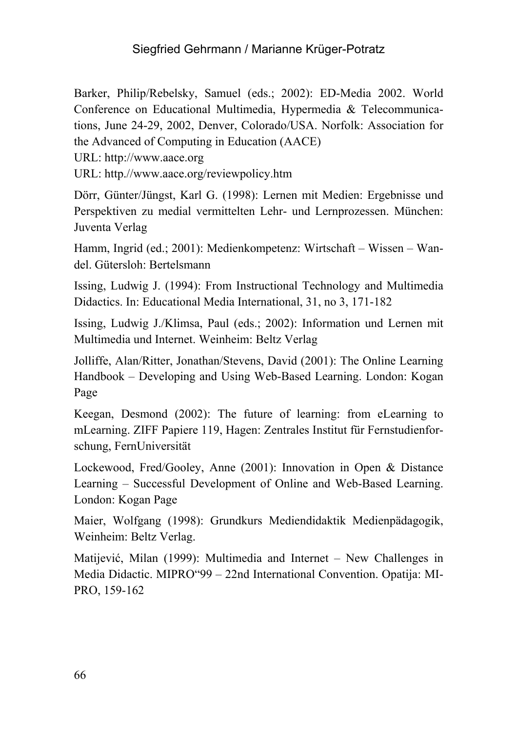Barker, Philip/Rebelsky, Samuel (eds.; 2002): ED-Media 2002. World Conference on Educational Multimedia, Hypermedia & Telecommunications, June 24-29, 2002, Denver, Colorado/USA. Norfolk: Association for the Advanced of Computing in Education (AACE)

URL: http://www.aace.org

URL: http.//www.aace.org/reviewpolicy.htm

Dörr, Günter/Jüngst, Karl G. (1998): Lernen mit Medien: Ergebnisse und Perspektiven zu medial vermittelten Lehr- und Lernprozessen. München: Juventa Verlag

Hamm, Ingrid (ed.; 2001): Medienkompetenz: Wirtschaft – Wissen – Wandel. Gütersloh: Bertelsmann

Issing, Ludwig J. (1994): From Instructional Technology and Multimedia Didactics. In: Educational Media International, 31, no 3, 171-182

Issing, Ludwig J./Klimsa, Paul (eds.; 2002): Information und Lernen mit Multimedia und Internet. Weinheim: Beltz Verlag

Jolliffe, Alan/Ritter, Jonathan/Stevens, David (2001): The Online Learning Handbook – Developing and Using Web-Based Learning. London: Kogan Page

Keegan, Desmond (2002): The future of learning: from eLearning to mLearning. ZIFF Papiere 119, Hagen: Zentrales Institut für Fernstudienforschung, FernUniversität

Lockewood, Fred/Gooley, Anne (2001): Innovation in Open & Distance Learning – Successful Development of Online and Web-Based Learning. London: Kogan Page

Maier, Wolfgang (1998): Grundkurs Mediendidaktik Medienpädagogik, Weinheim: Beltz Verlag.

Matijević, Milan (1999): Multimedia and Internet – New Challenges in Media Didactic. MIPRO"99 – 22nd International Convention. Opatija: MIPRO, 159-162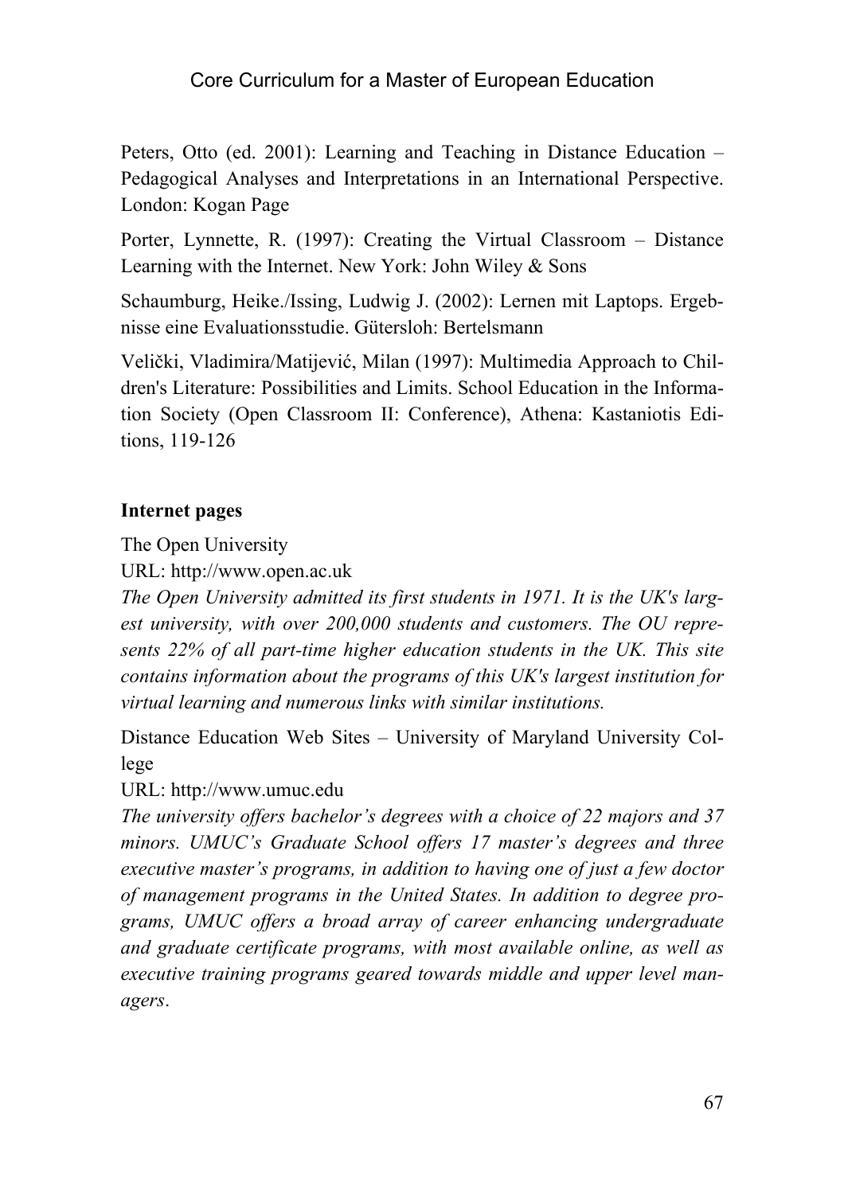Peters, Otto (ed. 2001): Learning and Teaching in Distance Education – Pedagogical Analyses and Interpretations in an International Perspective. London: Kogan Page

Porter, Lynnette, R. (1997): Creating the Virtual Classroom – Distance Learning with the Internet. New York: John Wiley & Sons

Schaumburg, Heike./Issing, Ludwig J. (2002): Lernen mit Laptops. Ergebnisse eine Evaluationsstudie. Gütersloh: Bertelsmann

Velički, Vladimira/Matijević, Milan (1997): Multimedia Approach to Children's Literature: Possibilities and Limits. School Education in the Information Society (Open Classroom II: Conference), Athena: Kastaniotis Editions, 119-126

**Internet pages**

The Open University

URL: http://www.open.ac.uk

*The Open University admitted its first students in 1971. It is the UK's largest university, with over 200,000 students and customers. The OU represents 22% of all part-time higher education students in the UK. This site contains information about the programs of this UK's largest institution for virtual learning and numerous links with similar institutions.*

Distance Education Web Sites – University of Maryland University College

URL: http://www.umuc.edu

*The university offers bachelor's degrees with a choice of 22 majors and 37 minors. UMUC's Graduate School offers 17 master's degrees and three executive master's programs, in addition to having one of just a few doctor of management programs in the United States. In addition to degree programs, UMUC offers a broad array of career enhancing undergraduate and graduate certificate programs, with most available online, as well as executive training programs geared towards middle and upper level managers*.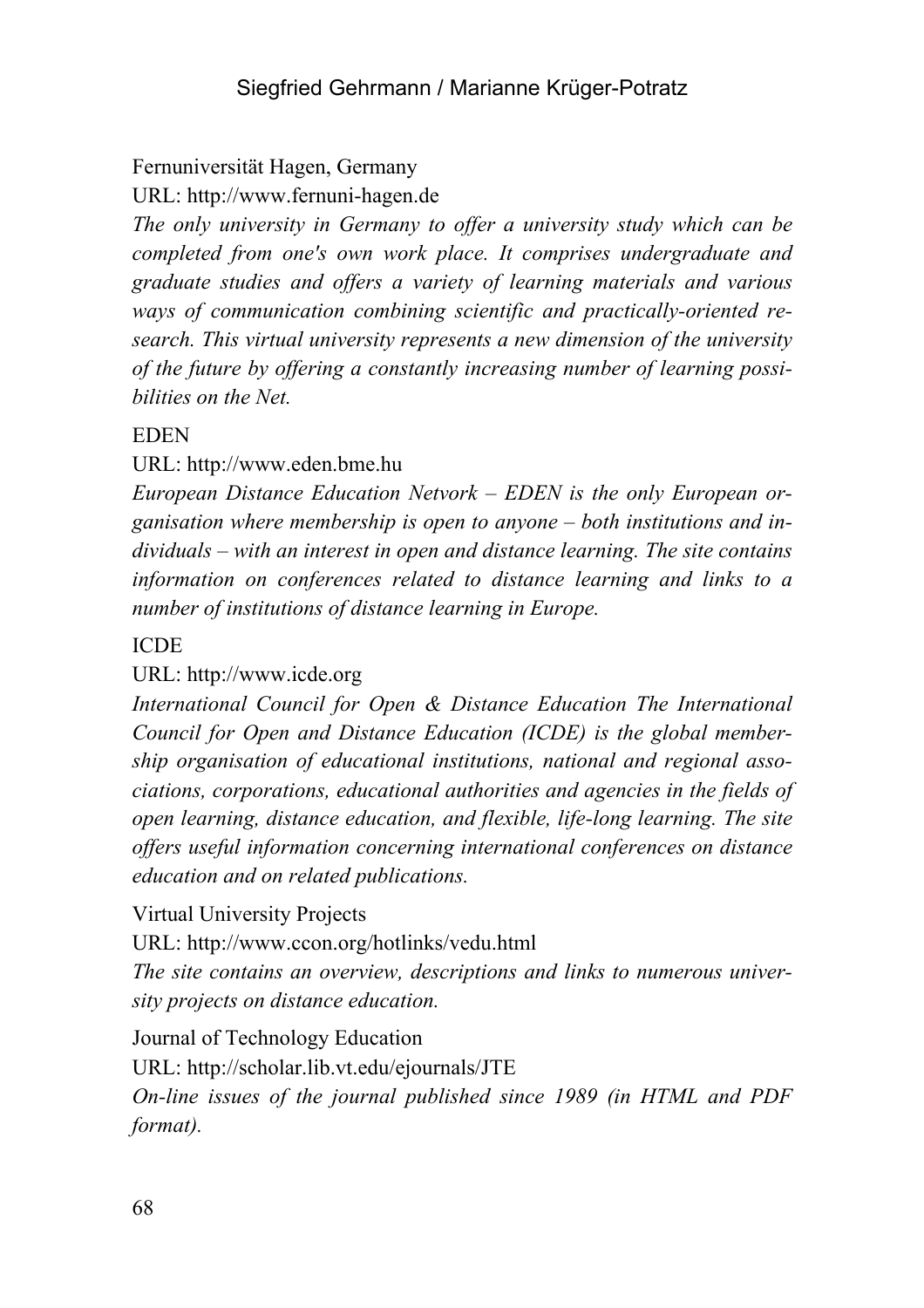Fernuniversität Hagen, Germany

URL: http://www.fernuni-hagen.de

*The only university in Germany to offer a university study which can be completed from one's own work place. It comprises undergraduate and graduate studies and offers a variety of learning materials and various ways of communication combining scientific and practically-oriented research. This virtual university represents a new dimension of the university of the future by offering a constantly increasing number of learning possibilities on the Net.*

EDEN

URL: http://www.eden.bme.hu

*European Distance Education Netvork – EDEN is the only European organisation where membership is open to anyone – both institutions and individuals – with an interest in open and distance learning. The site contains information on conferences related to distance learning and links to a number of institutions of distance learning in Europe.*

ICDE

URL: http://www.icde.org

*International Council for Open & Distance Education The International Council for Open and Distance Education (ICDE) is the global membership organisation of educational institutions, national and regional associations, corporations, educational authorities and agencies in the fields of open learning, distance education, and flexible, life-long learning. The site offers useful information concerning international conferences on distance education and on related publications.*

Virtual University Projects

URL: http://www.ccon.org/hotlinks/vedu.html

*The site contains an overview, descriptions and links to numerous university projects on distance education.*

Journal of Technology Education

URL: http://scholar.lib.vt.edu/ejournals/JTE

*On-line issues of the journal published since 1989 (in HTML and PDF format).*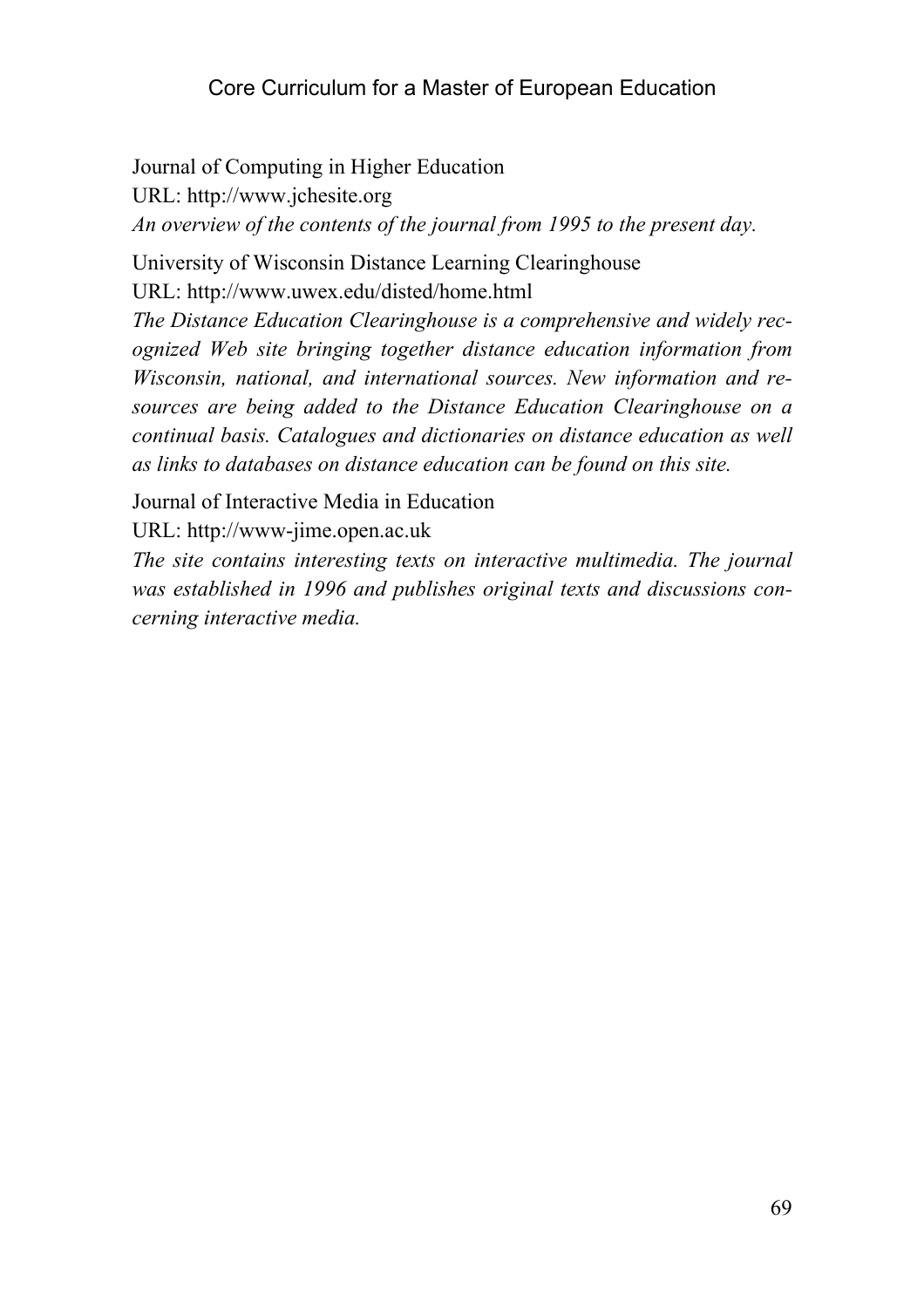Journal of Computing in Higher Education
URL: http://www.jchesite.org
*An overview of the contents of the journal from 1995 to the present day.*

University of Wisconsin Distance Learning Clearinghouse
URL: http://www.uwex.edu/disted/home.html
*The Distance Education Clearinghouse is a comprehensive and widely recognized Web site bringing together distance education information from Wisconsin, national, and international sources. New information and resources are being added to the Distance Education Clearinghouse on a continual basis. Catalogues and dictionaries on distance education as well as links to databases on distance education can be found on this site.*

Journal of Interactive Media in Education
URL: http://www-jime.open.ac.uk
*The site contains interesting texts on interactive multimedia. The journal was established in 1996 and publishes original texts and discussions concerning interactive media.*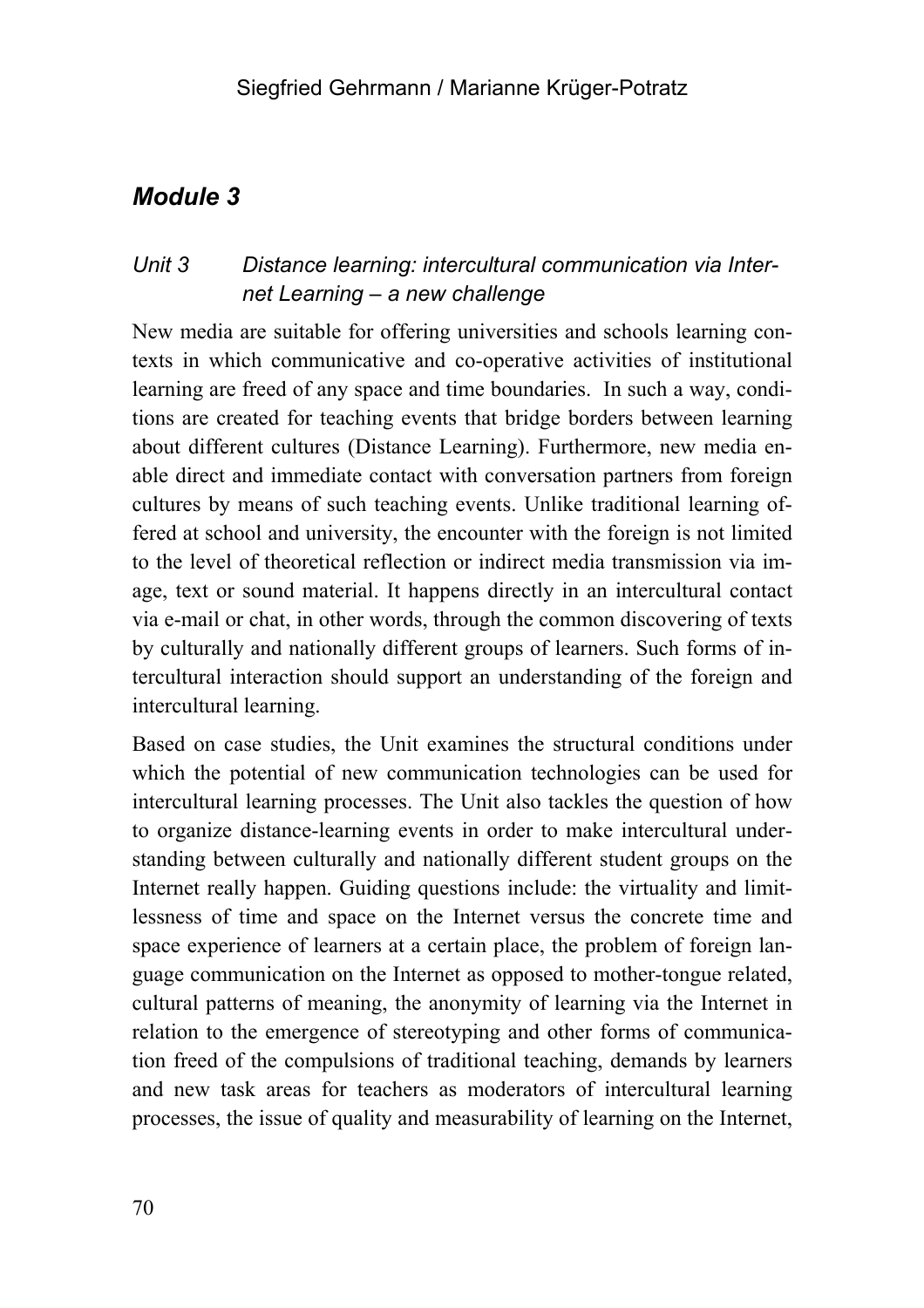## *Module 3*

### *Unit 3 Distance learning: intercultural communication via Internet Learning – a new challenge*

New media are suitable for offering universities and schools learning contexts in which communicative and co-operative activities of institutional learning are freed of any space and time boundaries. In such a way, conditions are created for teaching events that bridge borders between learning about different cultures (Distance Learning). Furthermore, new media enable direct and immediate contact with conversation partners from foreign cultures by means of such teaching events. Unlike traditional learning offered at school and university, the encounter with the foreign is not limited to the level of theoretical reflection or indirect media transmission via image, text or sound material. It happens directly in an intercultural contact via e-mail or chat, in other words, through the common discovering of texts by culturally and nationally different groups of learners. Such forms of intercultural interaction should support an understanding of the foreign and intercultural learning.

Based on case studies, the Unit examines the structural conditions under which the potential of new communication technologies can be used for intercultural learning processes. The Unit also tackles the question of how to organize distance-learning events in order to make intercultural understanding between culturally and nationally different student groups on the Internet really happen. Guiding questions include: the virtuality and limitlessness of time and space on the Internet versus the concrete time and space experience of learners at a certain place, the problem of foreign language communication on the Internet as opposed to mother-tongue related, cultural patterns of meaning, the anonymity of learning via the Internet in relation to the emergence of stereotyping and other forms of communication freed of the compulsions of traditional teaching, demands by learners and new task areas for teachers as moderators of intercultural learning processes, the issue of quality and measurability of learning on the Internet,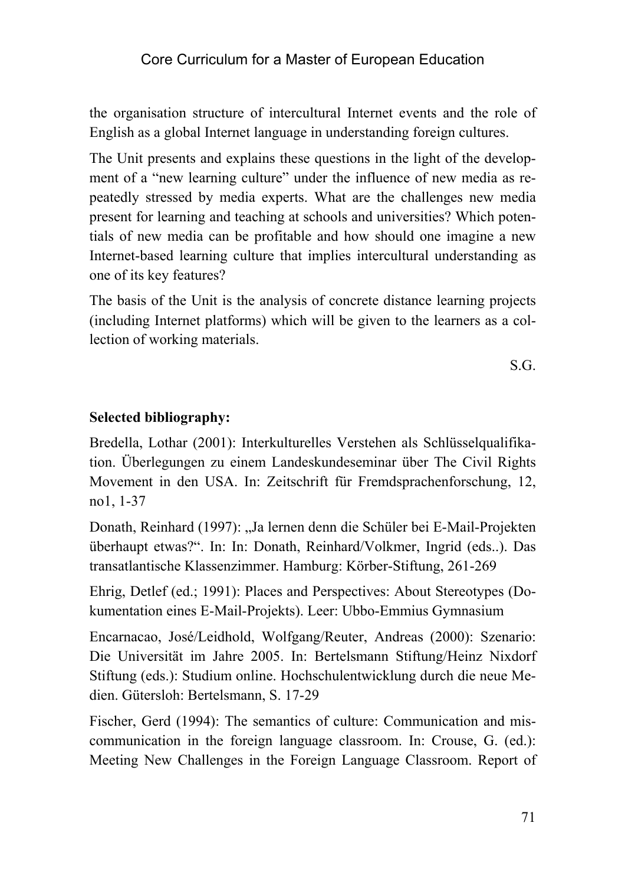the organisation structure of intercultural Internet events and the role of English as a global Internet language in understanding foreign cultures.

The Unit presents and explains these questions in the light of the development of a "new learning culture" under the influence of new media as repeatedly stressed by media experts. What are the challenges new media present for learning and teaching at schools and universities? Which potentials of new media can be profitable and how should one imagine a new Internet-based learning culture that implies intercultural understanding as one of its key features?

The basis of the Unit is the analysis of concrete distance learning projects (including Internet platforms) which will be given to the learners as a collection of working materials.

S.G.

**Selected bibliography:**

Bredella, Lothar (2001): Interkulturelles Verstehen als Schlüsselqualifikation. Überlegungen zu einem Landeskundeseminar über The Civil Rights Movement in den USA. In: Zeitschrift für Fremdsprachenforschung, 12, no1, 1-37

Donath, Reinhard (1997): „Ja lernen denn die Schüler bei E-Mail-Projekten überhaupt etwas?". In: In: Donath, Reinhard/Volkmer, Ingrid (eds..). Das transatlantische Klassenzimmer. Hamburg: Körber-Stiftung, 261-269

Ehrig, Detlef (ed.; 1991): Places and Perspectives: About Stereotypes (Dokumentation eines E-Mail-Projekts). Leer: Ubbo-Emmius Gymnasium

Encarnacao, José/Leidhold, Wolfgang/Reuter, Andreas (2000): Szenario: Die Universität im Jahre 2005. In: Bertelsmann Stiftung/Heinz Nixdorf Stiftung (eds.): Studium online. Hochschulentwicklung durch die neue Medien. Gütersloh: Bertelsmann, S. 17-29

Fischer, Gerd (1994): The semantics of culture: Communication and miscommunication in the foreign language classroom. In: Crouse, G. (ed.): Meeting New Challenges in the Foreign Language Classroom. Report of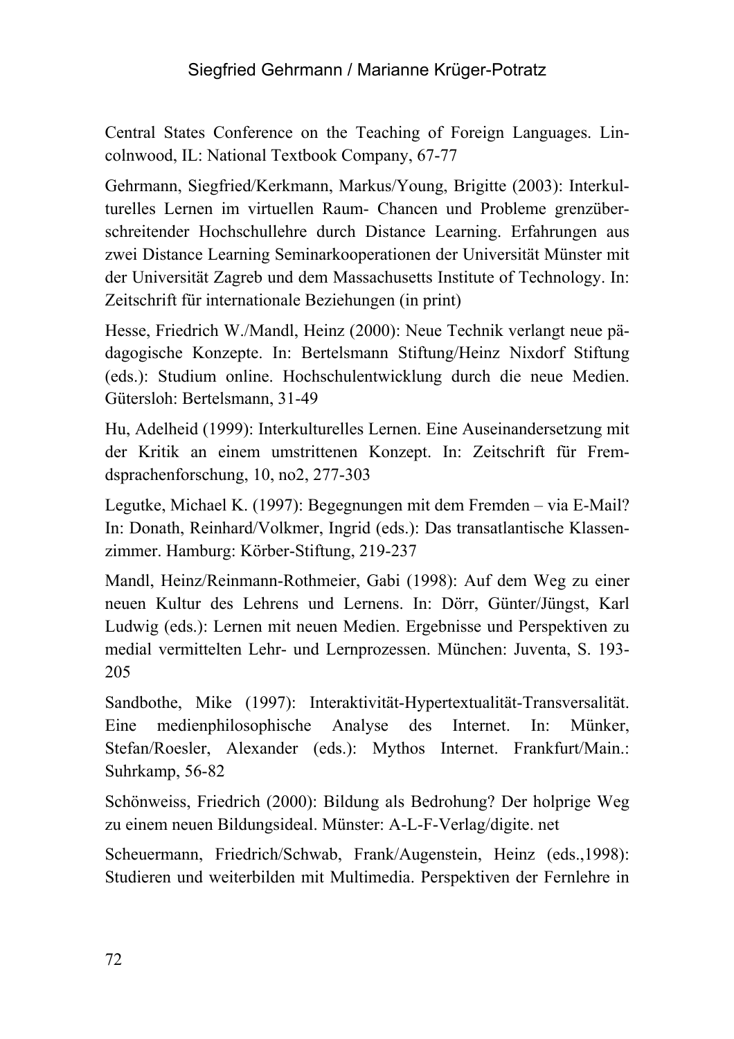Central States Conference on the Teaching of Foreign Languages. Lincolnwood, IL: National Textbook Company, 67-77

Gehrmann, Siegfried/Kerkmann, Markus/Young, Brigitte (2003): Interkulturelles Lernen im virtuellen Raum- Chancen und Probleme grenzüberschreitender Hochschullehre durch Distance Learning. Erfahrungen aus zwei Distance Learning Seminarkooperationen der Universität Münster mit der Universität Zagreb und dem Massachusetts Institute of Technology. In: Zeitschrift für internationale Beziehungen (in print)

Hesse, Friedrich W./Mandl, Heinz (2000): Neue Technik verlangt neue pädagogische Konzepte. In: Bertelsmann Stiftung/Heinz Nixdorf Stiftung (eds.): Studium online. Hochschulentwicklung durch die neue Medien. Gütersloh: Bertelsmann, 31-49

Hu, Adelheid (1999): Interkulturelles Lernen. Eine Auseinandersetzung mit der Kritik an einem umstrittenen Konzept. In: Zeitschrift für Fremdsprachenforschung, 10, no2, 277-303

Legutke, Michael K. (1997): Begegnungen mit dem Fremden – via E-Mail? In: Donath, Reinhard/Volkmer, Ingrid (eds.): Das transatlantische Klassenzimmer. Hamburg: Körber-Stiftung, 219-237

Mandl, Heinz/Reinmann-Rothmeier, Gabi (1998): Auf dem Weg zu einer neuen Kultur des Lehrens und Lernens. In: Dörr, Günter/Jüngst, Karl Ludwig (eds.): Lernen mit neuen Medien. Ergebnisse und Perspektiven zu medial vermittelten Lehr- und Lernprozessen. München: Juventa, S. 193-205

Sandbothe, Mike (1997): Interaktivität-Hypertextualität-Transversalität. Eine medienphilosophische Analyse des Internet. In: Münker, Stefan/Roesler, Alexander (eds.): Mythos Internet. Frankfurt/Main.: Suhrkamp, 56-82

Schönweiss, Friedrich (2000): Bildung als Bedrohung? Der holprige Weg zu einem neuen Bildungsideal. Münster: A-L-F-Verlag/digite. net

Scheuermann, Friedrich/Schwab, Frank/Augenstein, Heinz (eds.,1998): Studieren und weiterbilden mit Multimedia. Perspektiven der Fernlehre in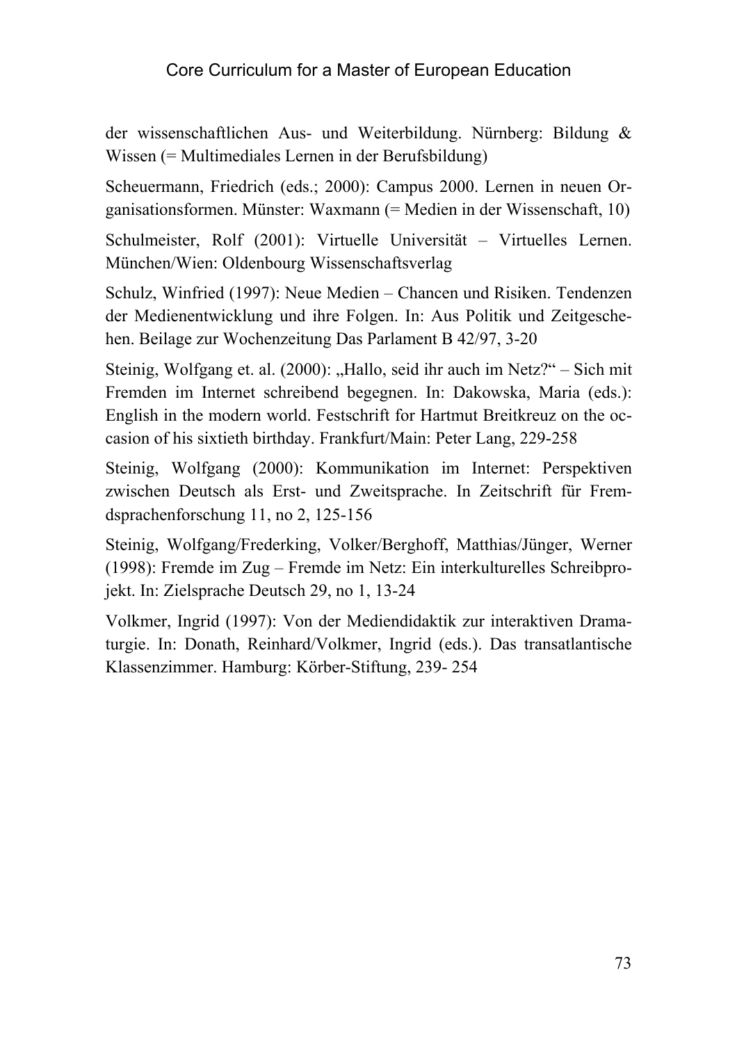der wissenschaftlichen Aus- und Weiterbildung. Nürnberg: Bildung & Wissen (= Multimediales Lernen in der Berufsbildung)

Scheuermann, Friedrich (eds.; 2000): Campus 2000. Lernen in neuen Organisationsformen. Münster: Waxmann (= Medien in der Wissenschaft, 10)

Schulmeister, Rolf (2001): Virtuelle Universität – Virtuelles Lernen. München/Wien: Oldenbourg Wissenschaftsverlag

Schulz, Winfried (1997): Neue Medien – Chancen und Risiken. Tendenzen der Medienentwicklung und ihre Folgen. In: Aus Politik und Zeitgeschehen. Beilage zur Wochenzeitung Das Parlament B 42/97, 3-20

Steinig, Wolfgang et. al. (2000): „Hallo, seid ihr auch im Netz?" – Sich mit Fremden im Internet schreibend begegnen. In: Dakowska, Maria (eds.): English in the modern world. Festschrift for Hartmut Breitkreuz on the occasion of his sixtieth birthday. Frankfurt/Main: Peter Lang, 229-258

Steinig, Wolfgang (2000): Kommunikation im Internet: Perspektiven zwischen Deutsch als Erst- und Zweitsprache. In Zeitschrift für Fremdsprachenforschung 11, no 2, 125-156

Steinig, Wolfgang/Frederking, Volker/Berghoff, Matthias/Jünger, Werner (1998): Fremde im Zug – Fremde im Netz: Ein interkulturelles Schreibprojekt. In: Zielsprache Deutsch 29, no 1, 13-24

Volkmer, Ingrid (1997): Von der Mediendidaktik zur interaktiven Dramaturgie. In: Donath, Reinhard/Volkmer, Ingrid (eds.). Das transatlantische Klassenzimmer. Hamburg: Körber-Stiftung, 239- 254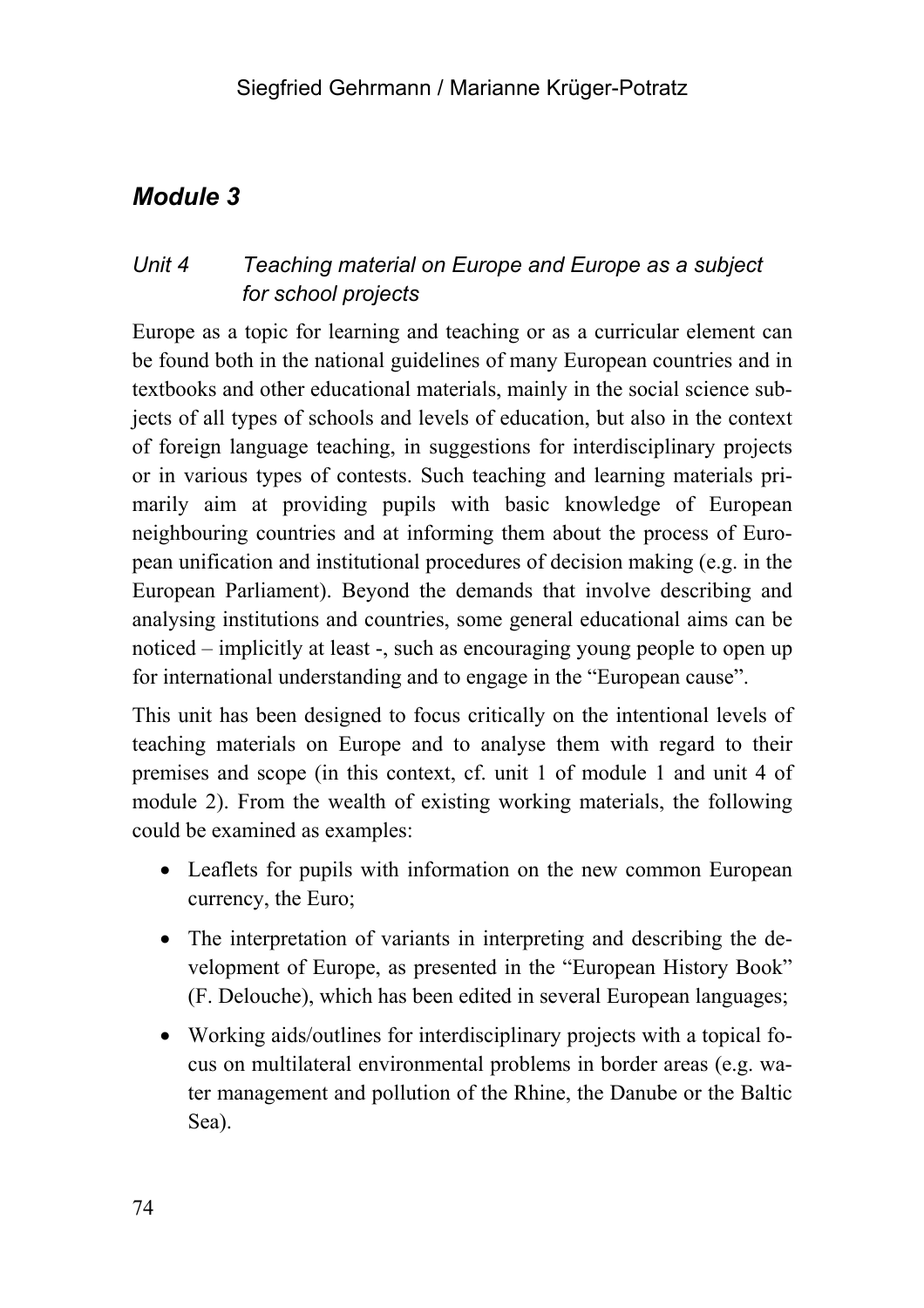## *Module 3*

### *Unit 4 Teaching material on Europe and Europe as a subject for school projects*

Europe as a topic for learning and teaching or as a curricular element can be found both in the national guidelines of many European countries and in textbooks and other educational materials, mainly in the social science subjects of all types of schools and levels of education, but also in the context of foreign language teaching, in suggestions for interdisciplinary projects or in various types of contests. Such teaching and learning materials primarily aim at providing pupils with basic knowledge of European neighbouring countries and at informing them about the process of European unification and institutional procedures of decision making (e.g. in the European Parliament). Beyond the demands that involve describing and analysing institutions and countries, some general educational aims can be noticed – implicitly at least -, such as encouraging young people to open up for international understanding and to engage in the "European cause".

This unit has been designed to focus critically on the intentional levels of teaching materials on Europe and to analyse them with regard to their premises and scope (in this context, cf. unit 1 of module 1 and unit 4 of module 2). From the wealth of existing working materials, the following could be examined as examples:

- Leaflets for pupils with information on the new common European currency, the Euro;
- The interpretation of variants in interpreting and describing the development of Europe, as presented in the "European History Book" (F. Delouche), which has been edited in several European languages;
- Working aids/outlines for interdisciplinary projects with a topical focus on multilateral environmental problems in border areas (e.g. water management and pollution of the Rhine, the Danube or the Baltic Sea).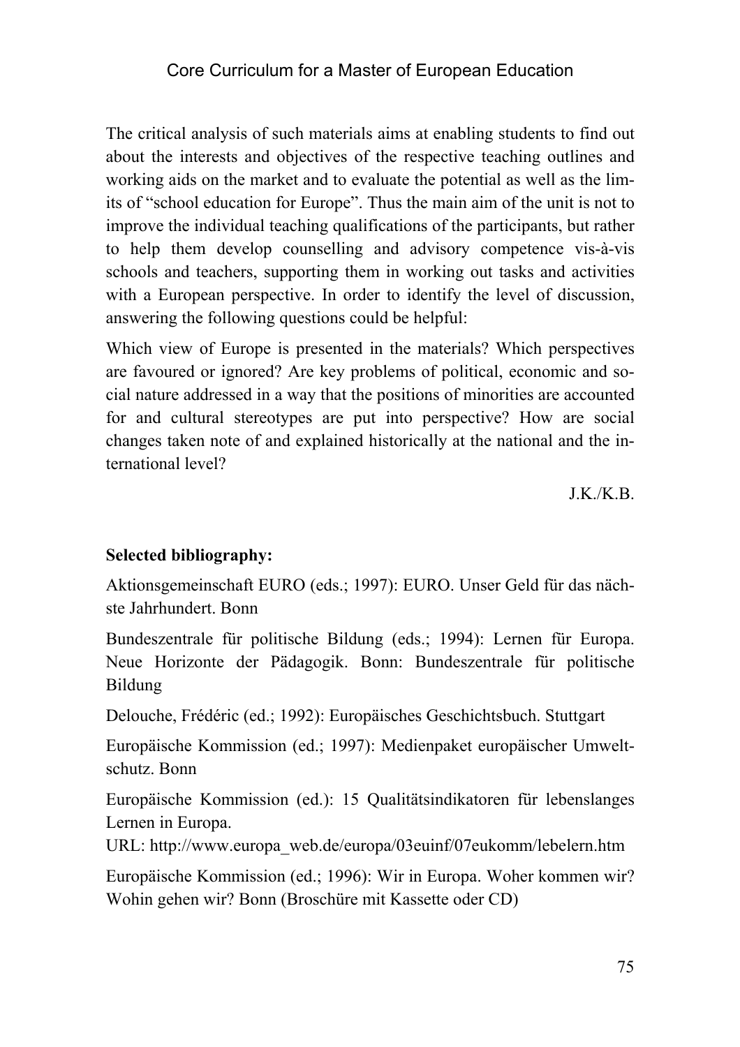The critical analysis of such materials aims at enabling students to find out about the interests and objectives of the respective teaching outlines and working aids on the market and to evaluate the potential as well as the limits of "school education for Europe". Thus the main aim of the unit is not to improve the individual teaching qualifications of the participants, but rather to help them develop counselling and advisory competence vis-à-vis schools and teachers, supporting them in working out tasks and activities with a European perspective. In order to identify the level of discussion, answering the following questions could be helpful:

Which view of Europe is presented in the materials? Which perspectives are favoured or ignored? Are key problems of political, economic and social nature addressed in a way that the positions of minorities are accounted for and cultural stereotypes are put into perspective? How are social changes taken note of and explained historically at the national and the international level?

J.K./K.B.

**Selected bibliography:**

Aktionsgemeinschaft EURO (eds.; 1997): EURO. Unser Geld für das nächste Jahrhundert. Bonn

Bundeszentrale für politische Bildung (eds.; 1994): Lernen für Europa. Neue Horizonte der Pädagogik. Bonn: Bundeszentrale für politische Bildung

Delouche, Frédéric (ed.; 1992): Europäisches Geschichtsbuch. Stuttgart

Europäische Kommission (ed.; 1997): Medienpaket europäischer Umweltschutz. Bonn

Europäische Kommission (ed.): 15 Qualitätsindikatoren für lebenslanges Lernen in Europa.
URL: http://www.europa_web.de/europa/03euinf/07eukomm/lebelern.htm

Europäische Kommission (ed.; 1996): Wir in Europa. Woher kommen wir? Wohin gehen wir? Bonn (Broschüre mit Kassette oder CD)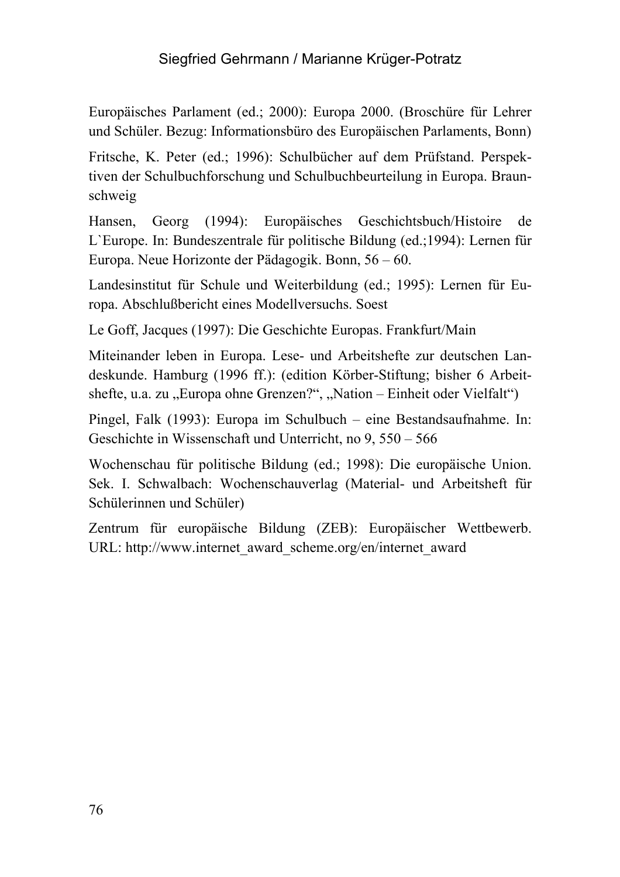Europäisches Parlament (ed.; 2000): Europa 2000. (Broschüre für Lehrer und Schüler. Bezug: Informationsbüro des Europäischen Parlaments, Bonn)

Fritsche, K. Peter (ed.; 1996): Schulbücher auf dem Prüfstand. Perspektiven der Schulbuchforschung und Schulbuchbeurteilung in Europa. Braunschweig

Hansen, Georg (1994): Europäisches Geschichtsbuch/Histoire de L`Europe. In: Bundeszentrale für politische Bildung (ed.;1994): Lernen für Europa. Neue Horizonte der Pädagogik. Bonn, 56 – 60.

Landesinstitut für Schule und Weiterbildung (ed.; 1995): Lernen für Europa. Abschlußbericht eines Modellversuchs. Soest

Le Goff, Jacques (1997): Die Geschichte Europas. Frankfurt/Main

Miteinander leben in Europa. Lese- und Arbeitshefte zur deutschen Landeskunde. Hamburg (1996 ff.): (edition Körber-Stiftung; bisher 6 Arbeitshefte, u.a. zu „Europa ohne Grenzen?", „Nation – Einheit oder Vielfalt")

Pingel, Falk (1993): Europa im Schulbuch – eine Bestandsaufnahme. In: Geschichte in Wissenschaft und Unterricht, no 9, 550 – 566

Wochenschau für politische Bildung (ed.; 1998): Die europäische Union. Sek. I. Schwalbach: Wochenschauverlag (Material- und Arbeitsheft für Schülerinnen und Schüler)

Zentrum für europäische Bildung (ZEB): Europäischer Wettbewerb. URL: http://www.internet_award_scheme.org/en/internet_award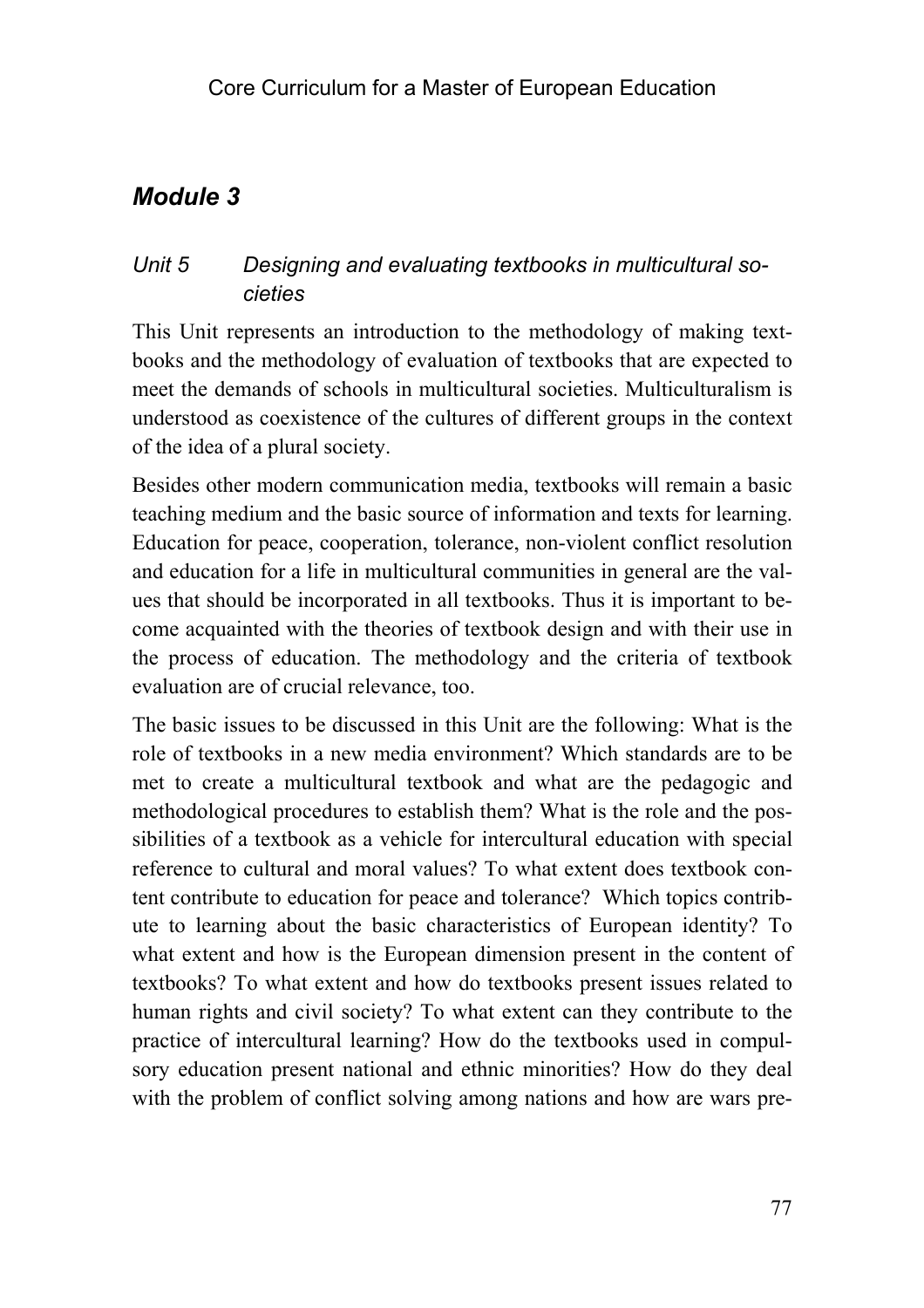## *Module 3*

### *Unit 5 Designing and evaluating textbooks in multicultural societies*

This Unit represents an introduction to the methodology of making textbooks and the methodology of evaluation of textbooks that are expected to meet the demands of schools in multicultural societies. Multiculturalism is understood as coexistence of the cultures of different groups in the context of the idea of a plural society.

Besides other modern communication media, textbooks will remain a basic teaching medium and the basic source of information and texts for learning. Education for peace, cooperation, tolerance, non-violent conflict resolution and education for a life in multicultural communities in general are the values that should be incorporated in all textbooks. Thus it is important to become acquainted with the theories of textbook design and with their use in the process of education. The methodology and the criteria of textbook evaluation are of crucial relevance, too.

The basic issues to be discussed in this Unit are the following: What is the role of textbooks in a new media environment? Which standards are to be met to create a multicultural textbook and what are the pedagogic and methodological procedures to establish them? What is the role and the possibilities of a textbook as a vehicle for intercultural education with special reference to cultural and moral values? To what extent does textbook content contribute to education for peace and tolerance? Which topics contribute to learning about the basic characteristics of European identity? To what extent and how is the European dimension present in the content of textbooks? To what extent and how do textbooks present issues related to human rights and civil society? To what extent can they contribute to the practice of intercultural learning? How do the textbooks used in compulsory education present national and ethnic minorities? How do they deal with the problem of conflict solving among nations and how are wars pre-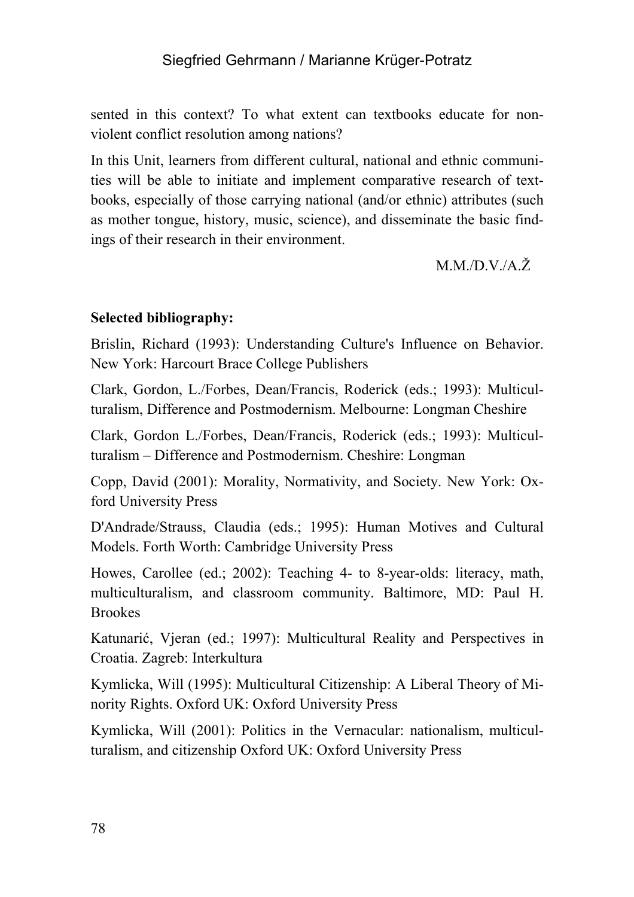sented in this context? To what extent can textbooks educate for non-violent conflict resolution among nations?

In this Unit, learners from different cultural, national and ethnic communities will be able to initiate and implement comparative research of textbooks, especially of those carrying national (and/or ethnic) attributes (such as mother tongue, history, music, science), and disseminate the basic findings of their research in their environment.

M.M./D.V./A.Ž

**Selected bibliography:**

Brislin, Richard (1993): Understanding Culture's Influence on Behavior. New York: Harcourt Brace College Publishers

Clark, Gordon, L./Forbes, Dean/Francis, Roderick (eds.; 1993): Multiculturalism, Difference and Postmodernism. Melbourne: Longman Cheshire

Clark, Gordon L./Forbes, Dean/Francis, Roderick (eds.; 1993): Multiculturalism – Difference and Postmodernism. Cheshire: Longman

Copp, David (2001): Morality, Normativity, and Society. New York: Oxford University Press

D'Andrade/Strauss, Claudia (eds.; 1995): Human Motives and Cultural Models. Forth Worth: Cambridge University Press

Howes, Carollee (ed.; 2002): Teaching 4- to 8-year-olds: literacy, math, multiculturalism, and classroom community. Baltimore, MD: Paul H. Brookes

Katunarić, Vjeran (ed.; 1997): Multicultural Reality and Perspectives in Croatia. Zagreb: Interkultura

Kymlicka, Will (1995): Multicultural Citizenship: A Liberal Theory of Minority Rights. Oxford UK: Oxford University Press

Kymlicka, Will (2001): Politics in the Vernacular: nationalism, multiculturalism, and citizenship Oxford UK: Oxford University Press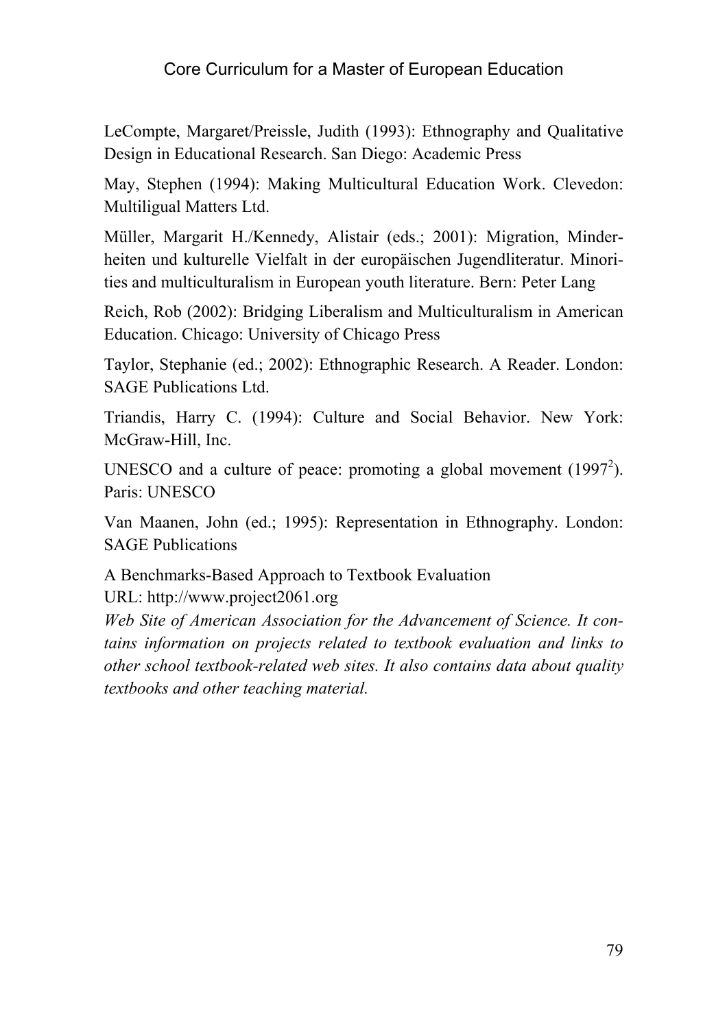LeCompte, Margaret/Preissle, Judith (1993): Ethnography and Qualitative Design in Educational Research. San Diego: Academic Press

May, Stephen (1994): Making Multicultural Education Work. Clevedon: Multiligual Matters Ltd.

Müller, Margarit H./Kennedy, Alistair (eds.; 2001): Migration, Minderheiten und kulturelle Vielfalt in der europäischen Jugendliteratur. Minorities and multiculturalism in European youth literature. Bern: Peter Lang

Reich, Rob (2002): Bridging Liberalism and Multiculturalism in American Education. Chicago: University of Chicago Press

Taylor, Stephanie (ed.; 2002): Ethnographic Research. A Reader. London: SAGE Publications Ltd.

Triandis, Harry C. (1994): Culture and Social Behavior. New York: McGraw-Hill, Inc.

UNESCO and a culture of peace: promoting a global movement (1997[2]). Paris: UNESCO

Van Maanen, John (ed.; 1995): Representation in Ethnography. London: SAGE Publications

A Benchmarks-Based Approach to Textbook Evaluation
URL: http://www.project2061.org
*Web Site of American Association for the Advancement of Science. It contains information on projects related to textbook evaluation and links to other school textbook-related web sites. It also contains data about quality textbooks and other teaching material.*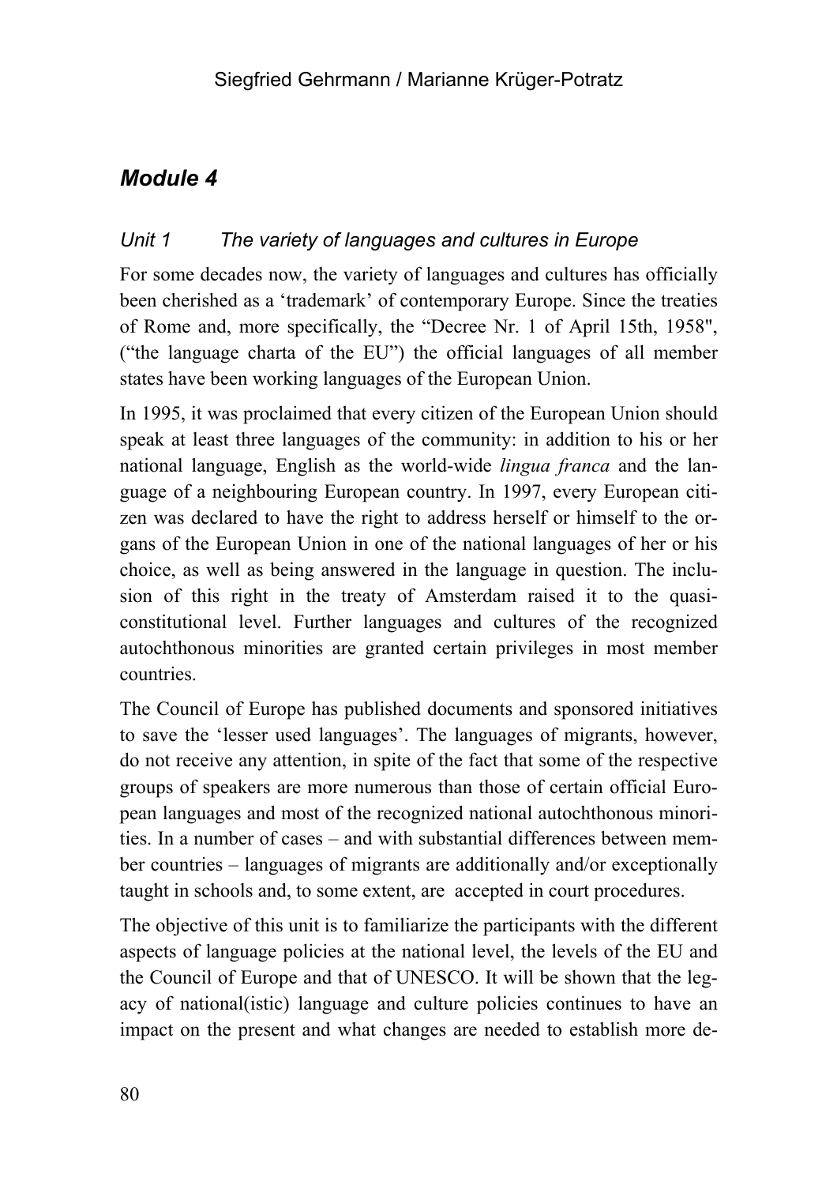## *Module 4*

### *Unit 1 The variety of languages and cultures in Europe*

For some decades now, the variety of languages and cultures has officially been cherished as a 'trademark' of contemporary Europe. Since the treaties of Rome and, more specifically, the "Decree Nr. 1 of April 15th, 1958", ("the language charta of the EU") the official languages of all member states have been working languages of the European Union.

In 1995, it was proclaimed that every citizen of the European Union should speak at least three languages of the community: in addition to his or her national language, English as the world-wide *lingua franca* and the language of a neighbouring European country. In 1997, every European citizen was declared to have the right to address herself or himself to the organs of the European Union in one of the national languages of her or his choice, as well as being answered in the language in question. The inclusion of this right in the treaty of Amsterdam raised it to the quasi-constitutional level. Further languages and cultures of the recognized autochthonous minorities are granted certain privileges in most member countries.

The Council of Europe has published documents and sponsored initiatives to save the 'lesser used languages'. The languages of migrants, however, do not receive any attention, in spite of the fact that some of the respective groups of speakers are more numerous than those of certain official European languages and most of the recognized national autochthonous minorities. In a number of cases – and with substantial differences between member countries – languages of migrants are additionally and/or exceptionally taught in schools and, to some extent, are accepted in court procedures.

The objective of this unit is to familiarize the participants with the different aspects of language policies at the national level, the levels of the EU and the Council of Europe and that of UNESCO. It will be shown that the legacy of national(istic) language and culture policies continues to have an impact on the present and what changes are needed to establish more de-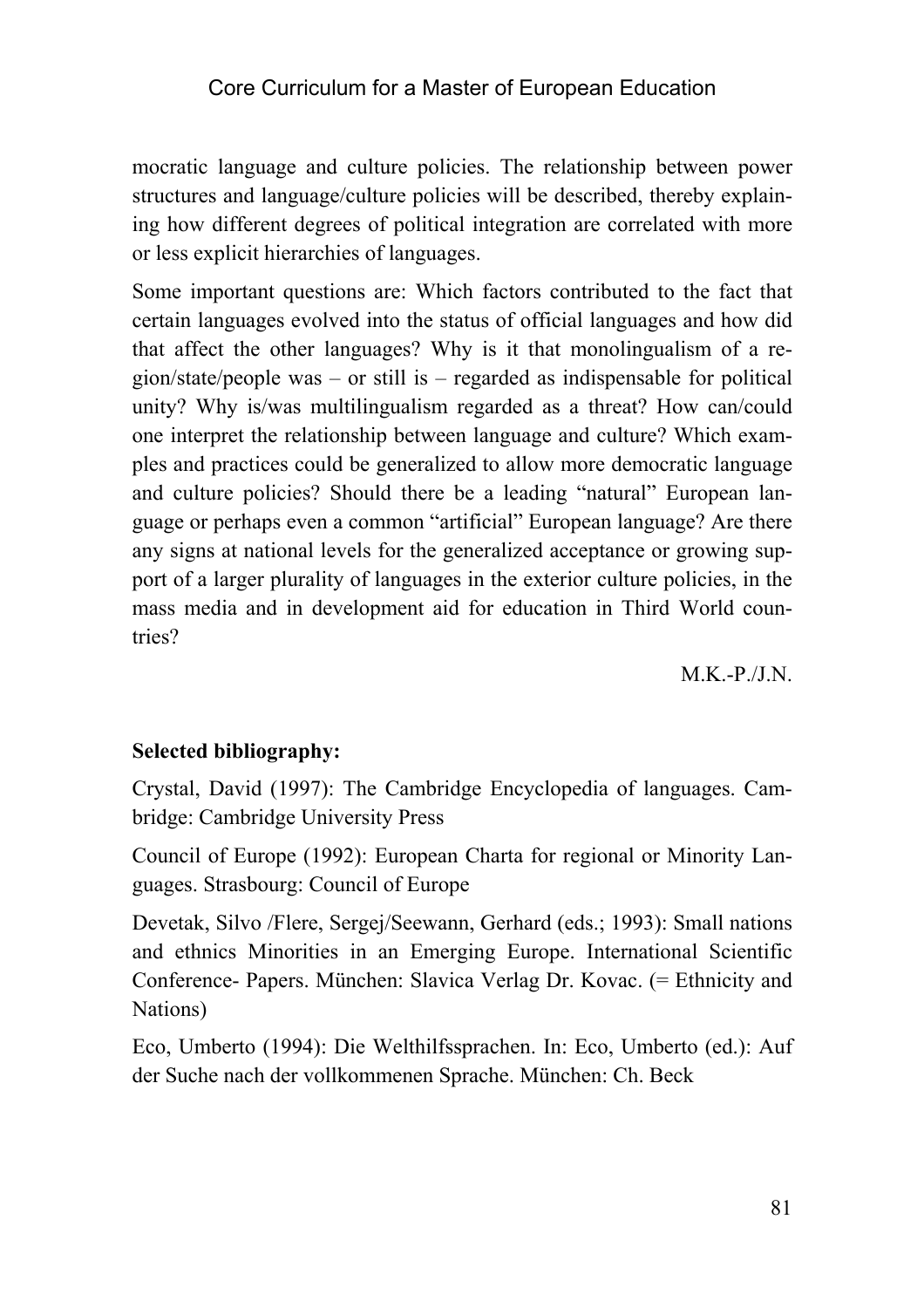mocratic language and culture policies. The relationship between power structures and language/culture policies will be described, thereby explaining how different degrees of political integration are correlated with more or less explicit hierarchies of languages.

Some important questions are: Which factors contributed to the fact that certain languages evolved into the status of official languages and how did that affect the other languages? Why is it that monolingualism of a region/state/people was – or still is – regarded as indispensable for political unity? Why is/was multilingualism regarded as a threat? How can/could one interpret the relationship between language and culture? Which examples and practices could be generalized to allow more democratic language and culture policies? Should there be a leading "natural" European language or perhaps even a common "artificial" European language? Are there any signs at national levels for the generalized acceptance or growing support of a larger plurality of languages in the exterior culture policies, in the mass media and in development aid for education in Third World countries?

M.K.-P./J.N.

**Selected bibliography:**

Crystal, David (1997): The Cambridge Encyclopedia of languages. Cambridge: Cambridge University Press

Council of Europe (1992): European Charta for regional or Minority Languages. Strasbourg: Council of Europe

Devetak, Silvo /Flere, Sergej/Seewann, Gerhard (eds.; 1993): Small nations and ethnics Minorities in an Emerging Europe. International Scientific Conference- Papers. München: Slavica Verlag Dr. Kovac. (= Ethnicity and Nations)

Eco, Umberto (1994): Die Welthilfssprachen. In: Eco, Umberto (ed.): Auf der Suche nach der vollkommenen Sprache. München: Ch. Beck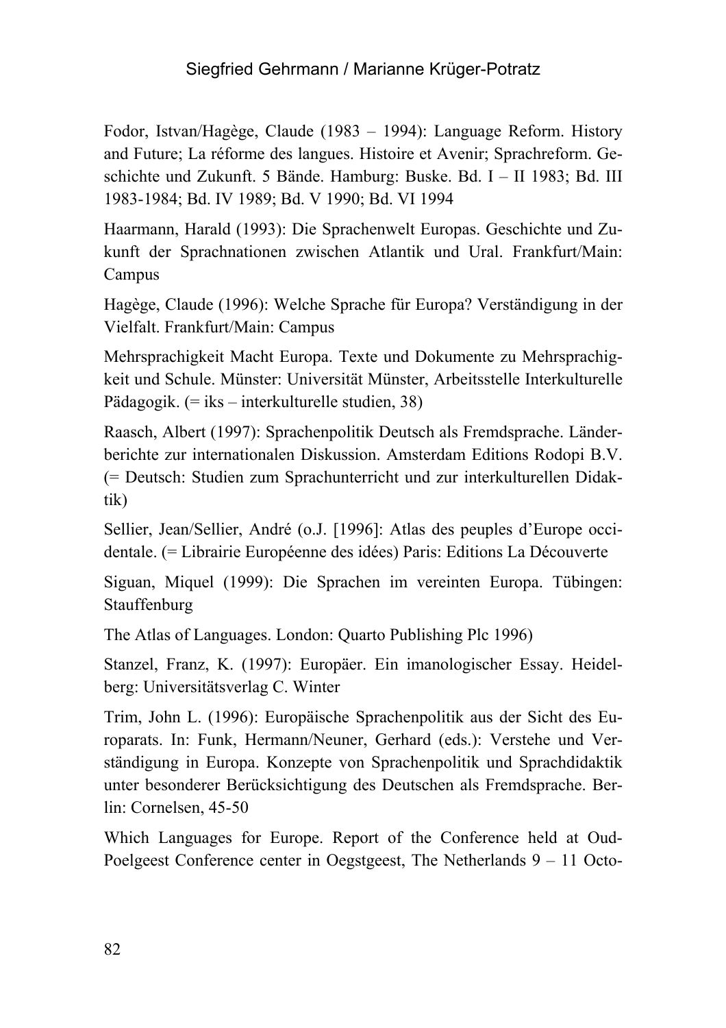Fodor, Istvan/Hagège, Claude (1983 – 1994): Language Reform. History and Future; La réforme des langues. Histoire et Avenir; Sprachreform. Geschichte und Zukunft. 5 Bände. Hamburg: Buske. Bd. I – II 1983; Bd. III 1983-1984; Bd. IV 1989; Bd. V 1990; Bd. VI 1994

Haarmann, Harald (1993): Die Sprachenwelt Europas. Geschichte und Zukunft der Sprachnationen zwischen Atlantik und Ural. Frankfurt/Main: Campus

Hagège, Claude (1996): Welche Sprache für Europa? Verständigung in der Vielfalt. Frankfurt/Main: Campus

Mehrsprachigkeit Macht Europa. Texte und Dokumente zu Mehrsprachigkeit und Schule. Münster: Universität Münster, Arbeitsstelle Interkulturelle Pädagogik. (= iks – interkulturelle studien, 38)

Raasch, Albert (1997): Sprachenpolitik Deutsch als Fremdsprache. Länderberichte zur internationalen Diskussion. Amsterdam Editions Rodopi B.V. (= Deutsch: Studien zum Sprachunterricht und zur interkulturellen Didaktik)

Sellier, Jean/Sellier, André (o.J. [1996]: Atlas des peuples d'Europe occidentale. (= Librairie Européenne des idées) Paris: Editions La Découverte

Siguan, Miquel (1999): Die Sprachen im vereinten Europa. Tübingen: Stauffenburg

The Atlas of Languages. London: Quarto Publishing Plc 1996)

Stanzel, Franz, K. (1997): Europäer. Ein imanologischer Essay. Heidelberg: Universitätsverlag C. Winter

Trim, John L. (1996): Europäische Sprachenpolitik aus der Sicht des Europarats. In: Funk, Hermann/Neuner, Gerhard (eds.): Verstehe und Verständigung in Europa. Konzepte von Sprachenpolitik und Sprachdidaktik unter besonderer Berücksichtigung des Deutschen als Fremdsprache. Berlin: Cornelsen, 45-50

Which Languages for Europe. Report of the Conference held at Oud-Poelgeest Conference center in Oegstgeest, The Netherlands 9 – 11 Octo-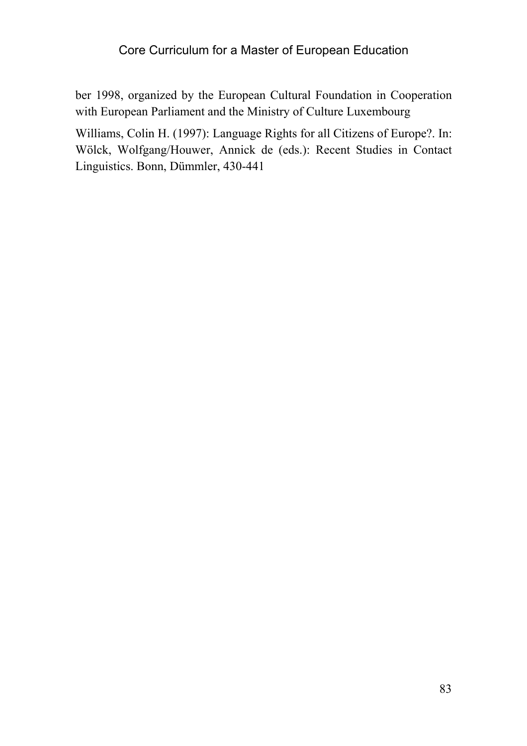ber 1998, organized by the European Cultural Foundation in Cooperation with European Parliament and the Ministry of Culture Luxembourg

Williams, Colin H. (1997): Language Rights for all Citizens of Europe?. In: Wölck, Wolfgang/Houwer, Annick de (eds.): Recent Studies in Contact Linguistics. Bonn, Dümmler, 430-441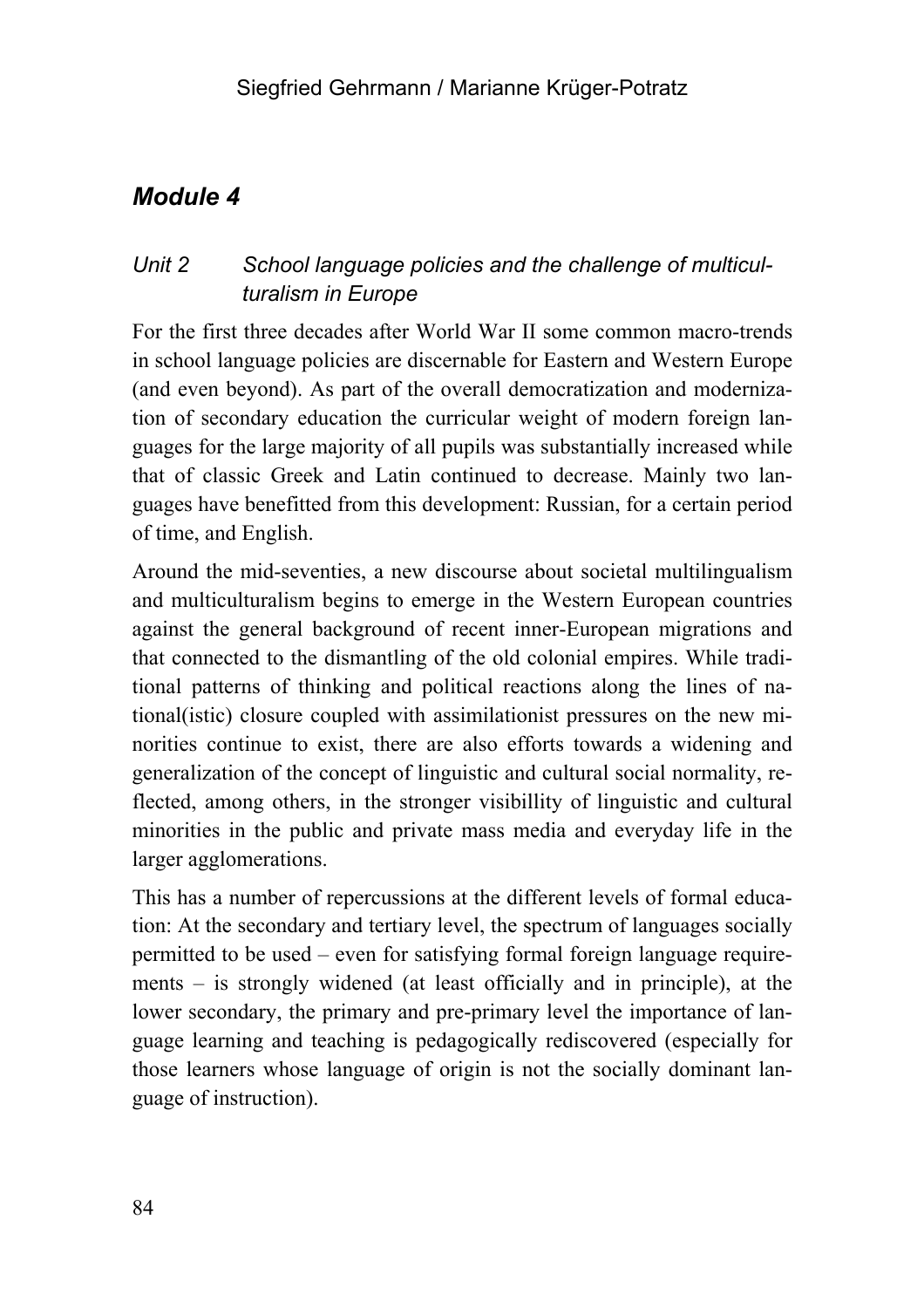## Module 4

### Unit 2 School language policies and the challenge of multiculturalism in Europe

For the first three decades after World War II some common macro-trends in school language policies are discernable for Eastern and Western Europe (and even beyond). As part of the overall democratization and modernization of secondary education the curricular weight of modern foreign languages for the large majority of all pupils was substantially increased while that of classic Greek and Latin continued to decrease. Mainly two languages have benefitted from this development: Russian, for a certain period of time, and English.

Around the mid-seventies, a new discourse about societal multilingualism and multiculturalism begins to emerge in the Western European countries against the general background of recent inner-European migrations and that connected to the dismantling of the old colonial empires. While traditional patterns of thinking and political reactions along the lines of national(istic) closure coupled with assimilationist pressures on the new minorities continue to exist, there are also efforts towards a widening and generalization of the concept of linguistic and cultural social normality, reflected, among others, in the stronger visibillity of linguistic and cultural minorities in the public and private mass media and everyday life in the larger agglomerations.

This has a number of repercussions at the different levels of formal education: At the secondary and tertiary level, the spectrum of languages socially permitted to be used – even for satisfying formal foreign language requirements – is strongly widened (at least officially and in principle), at the lower secondary, the primary and pre-primary level the importance of language learning and teaching is pedagogically rediscovered (especially for those learners whose language of origin is not the socially dominant language of instruction).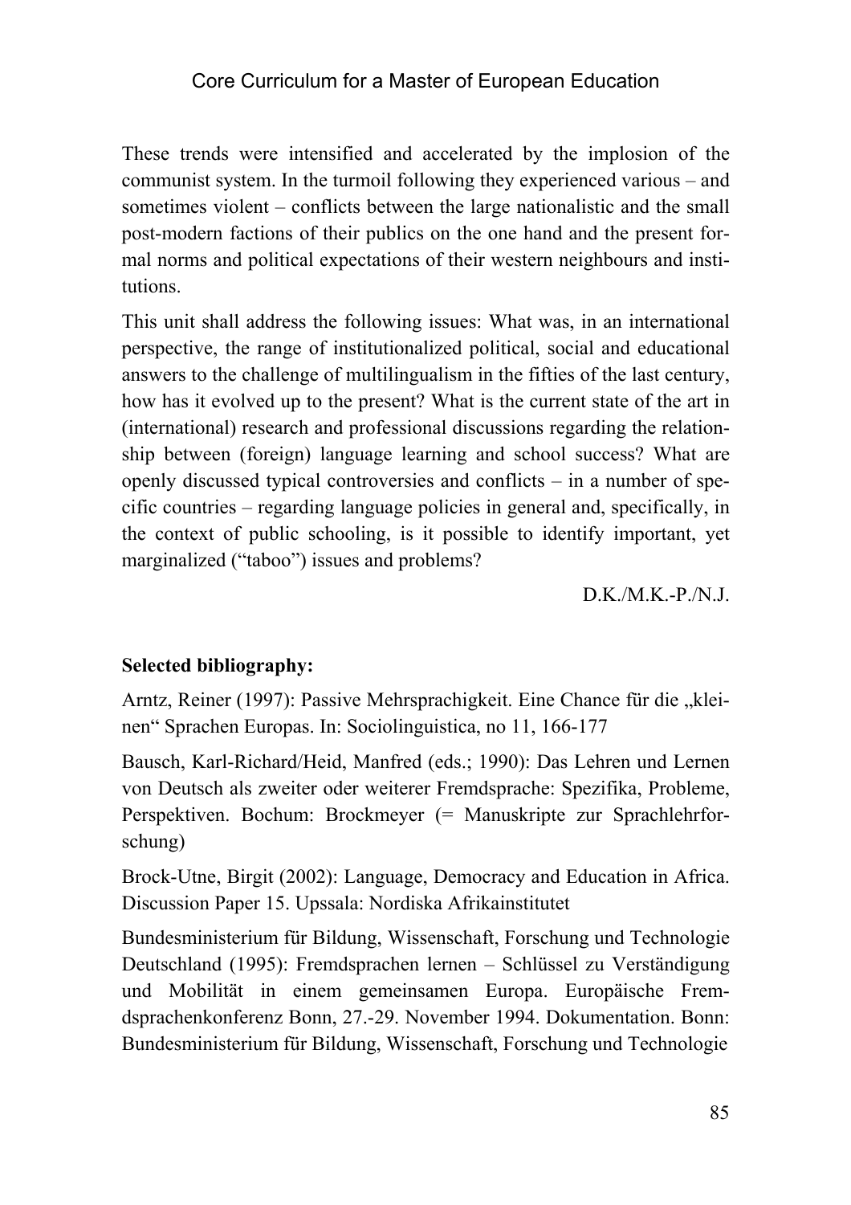These trends were intensified and accelerated by the implosion of the communist system. In the turmoil following they experienced various – and sometimes violent – conflicts between the large nationalistic and the small post-modern factions of their publics on the one hand and the present formal norms and political expectations of their western neighbours and institutions.

This unit shall address the following issues: What was, in an international perspective, the range of institutionalized political, social and educational answers to the challenge of multilingualism in the fifties of the last century, how has it evolved up to the present? What is the current state of the art in (international) research and professional discussions regarding the relationship between (foreign) language learning and school success? What are openly discussed typical controversies and conflicts – in a number of specific countries – regarding language policies in general and, specifically, in the context of public schooling, is it possible to identify important, yet marginalized ("taboo") issues and problems?

D.K./M.K.-P./N.J.

**Selected bibliography:**

Arntz, Reiner (1997): Passive Mehrsprachigkeit. Eine Chance für die „kleinen" Sprachen Europas. In: Sociolinguistica, no 11, 166-177

Bausch, Karl-Richard/Heid, Manfred (eds.; 1990): Das Lehren und Lernen von Deutsch als zweiter oder weiterer Fremdsprache: Spezifika, Probleme, Perspektiven. Bochum: Brockmeyer (= Manuskripte zur Sprachlehrforschung)

Brock-Utne, Birgit (2002): Language, Democracy and Education in Africa. Discussion Paper 15. Upssala: Nordiska Afrikainstitutet

Bundesministerium für Bildung, Wissenschaft, Forschung und Technologie Deutschland (1995): Fremdsprachen lernen – Schlüssel zu Verständigung und Mobilität in einem gemeinsamen Europa. Europäische Fremdsprachenkonferenz Bonn, 27.-29. November 1994. Dokumentation. Bonn: Bundesministerium für Bildung, Wissenschaft, Forschung und Technologie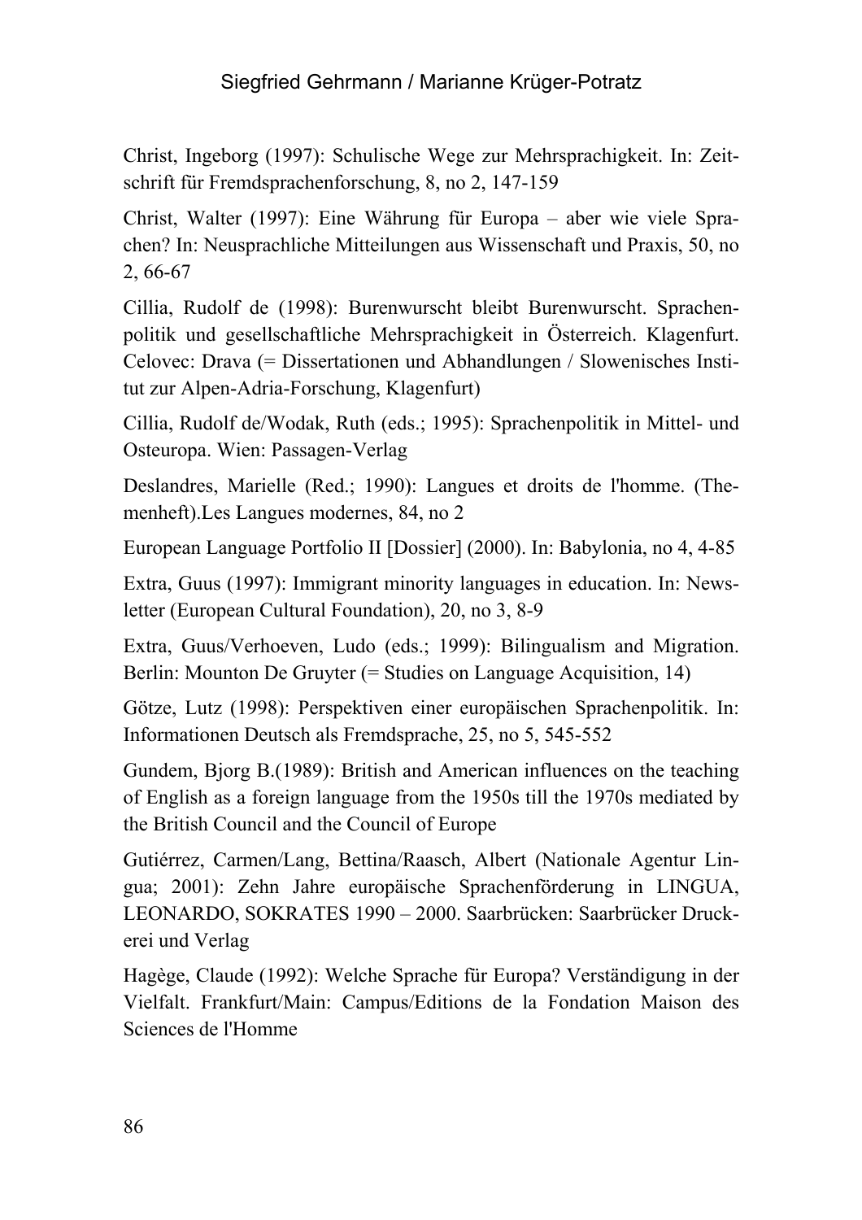Christ, Ingeborg (1997): Schulische Wege zur Mehrsprachigkeit. In: Zeitschrift für Fremdsprachenforschung, 8, no 2, 147-159

Christ, Walter (1997): Eine Währung für Europa – aber wie viele Sprachen? In: Neusprachliche Mitteilungen aus Wissenschaft und Praxis, 50, no 2, 66-67

Cillia, Rudolf de (1998): Burenwurscht bleibt Burenwurscht. Sprachenpolitik und gesellschaftliche Mehrsprachigkeit in Österreich. Klagenfurt. Celovec: Drava (= Dissertationen und Abhandlungen / Slowenisches Institut zur Alpen-Adria-Forschung, Klagenfurt)

Cillia, Rudolf de/Wodak, Ruth (eds.; 1995): Sprachenpolitik in Mittel- und Osteuropa. Wien: Passagen-Verlag

Deslandres, Marielle (Red.; 1990): Langues et droits de l'homme. (Themenheft).Les Langues modernes, 84, no 2

European Language Portfolio II [Dossier] (2000). In: Babylonia, no 4, 4-85

Extra, Guus (1997): Immigrant minority languages in education. In: Newsletter (European Cultural Foundation), 20, no 3, 8-9

Extra, Guus/Verhoeven, Ludo (eds.; 1999): Bilingualism and Migration. Berlin: Mounton De Gruyter (= Studies on Language Acquisition, 14)

Götze, Lutz (1998): Perspektiven einer europäischen Sprachenpolitik. In: Informationen Deutsch als Fremdsprache, 25, no 5, 545-552

Gundem, Bjorg B.(1989): British and American influences on the teaching of English as a foreign language from the 1950s till the 1970s mediated by the British Council and the Council of Europe

Gutiérrez, Carmen/Lang, Bettina/Raasch, Albert (Nationale Agentur Lingua; 2001): Zehn Jahre europäische Sprachenförderung in LINGUA, LEONARDO, SOKRATES 1990 – 2000. Saarbrücken: Saarbrücker Druckerei und Verlag

Hagège, Claude (1992): Welche Sprache für Europa? Verständigung in der Vielfalt. Frankfurt/Main: Campus/Editions de la Fondation Maison des Sciences de l'Homme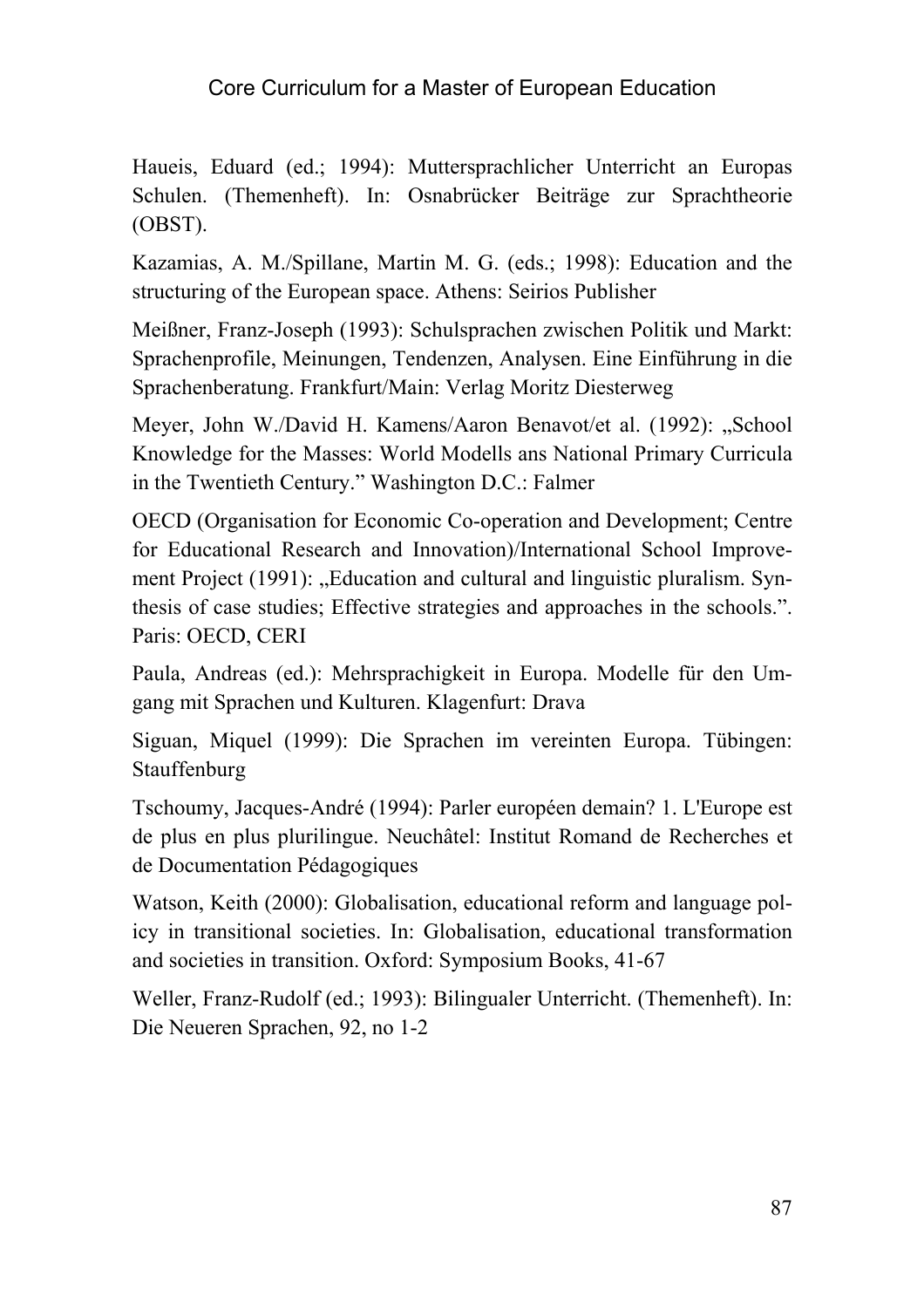Haueis, Eduard (ed.; 1994): Muttersprachlicher Unterricht an Europas Schulen. (Themenheft). In: Osnabrücker Beiträge zur Sprachtheorie (OBST).

Kazamias, A. M./Spillane, Martin M. G. (eds.; 1998): Education and the structuring of the European space. Athens: Seirios Publisher

Meißner, Franz-Joseph (1993): Schulsprachen zwischen Politik und Markt: Sprachenprofile, Meinungen, Tendenzen, Analysen. Eine Einführung in die Sprachenberatung. Frankfurt/Main: Verlag Moritz Diesterweg

Meyer, John W./David H. Kamens/Aaron Benavot/et al. (1992): „School Knowledge for the Masses: World Modells ans National Primary Curricula in the Twentieth Century." Washington D.C.: Falmer

OECD (Organisation for Economic Co-operation and Development; Centre for Educational Research and Innovation)/International School Improvement Project (1991): „Education and cultural and linguistic pluralism. Synthesis of case studies; Effective strategies and approaches in the schools.". Paris: OECD, CERI

Paula, Andreas (ed.): Mehrsprachigkeit in Europa. Modelle für den Umgang mit Sprachen und Kulturen. Klagenfurt: Drava

Siguan, Miquel (1999): Die Sprachen im vereinten Europa. Tübingen: Stauffenburg

Tschoumy, Jacques-André (1994): Parler européen demain? 1. L'Europe est de plus en plus plurilingue. Neuchâtel: Institut Romand de Recherches et de Documentation Pédagogiques

Watson, Keith (2000): Globalisation, educational reform and language policy in transitional societies. In: Globalisation, educational transformation and societies in transition. Oxford: Symposium Books, 41-67

Weller, Franz-Rudolf (ed.; 1993): Bilingualer Unterricht. (Themenheft). In: Die Neueren Sprachen, 92, no 1-2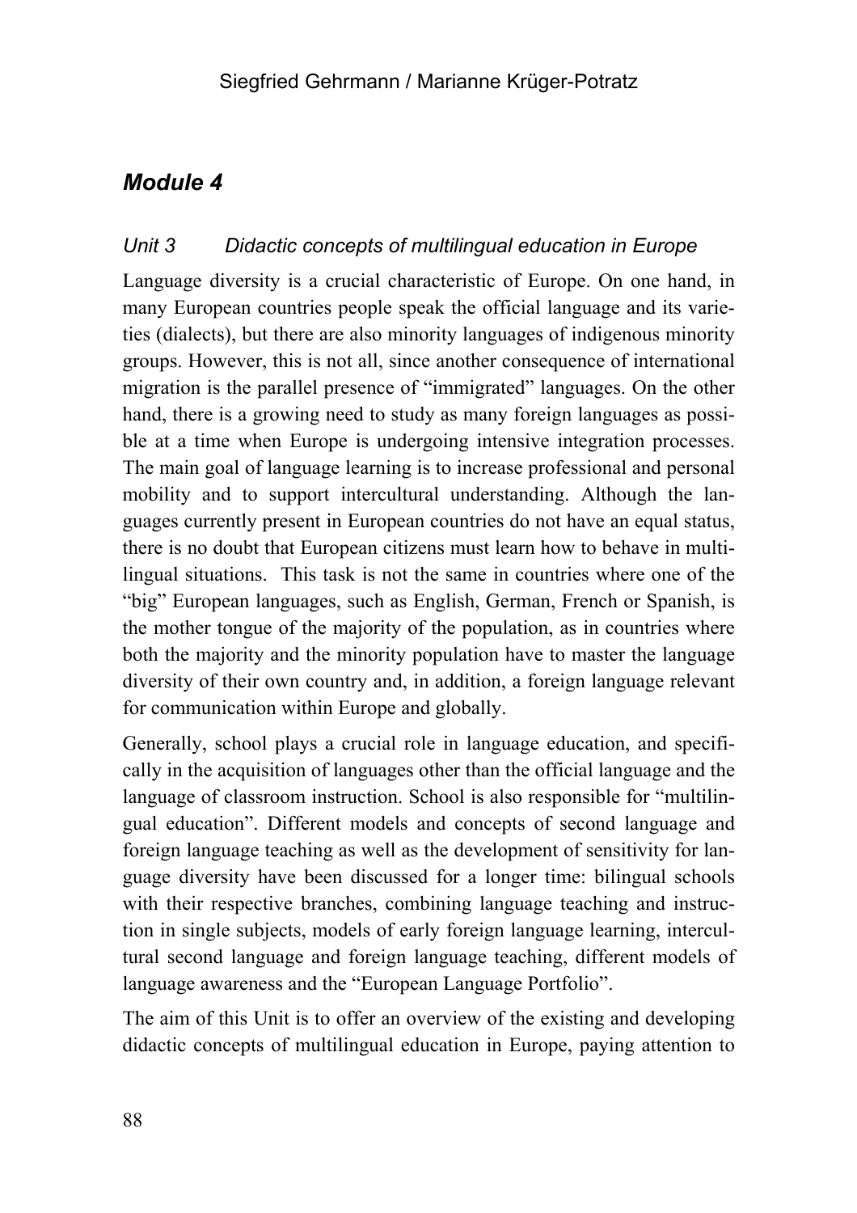## Module 4

### Unit 3 Didactic concepts of multilingual education in Europe

Language diversity is a crucial characteristic of Europe. On one hand, in many European countries people speak the official language and its varieties (dialects), but there are also minority languages of indigenous minority groups. However, this is not all, since another consequence of international migration is the parallel presence of "immigrated" languages. On the other hand, there is a growing need to study as many foreign languages as possible at a time when Europe is undergoing intensive integration processes. The main goal of language learning is to increase professional and personal mobility and to support intercultural understanding. Although the languages currently present in European countries do not have an equal status, there is no doubt that European citizens must learn how to behave in multilingual situations. This task is not the same in countries where one of the "big" European languages, such as English, German, French or Spanish, is the mother tongue of the majority of the population, as in countries where both the majority and the minority population have to master the language diversity of their own country and, in addition, a foreign language relevant for communication within Europe and globally.

Generally, school plays a crucial role in language education, and specifically in the acquisition of languages other than the official language and the language of classroom instruction. School is also responsible for "multilingual education". Different models and concepts of second language and foreign language teaching as well as the development of sensitivity for language diversity have been discussed for a longer time: bilingual schools with their respective branches, combining language teaching and instruction in single subjects, models of early foreign language learning, intercultural second language and foreign language teaching, different models of language awareness and the "European Language Portfolio".

The aim of this Unit is to offer an overview of the existing and developing didactic concepts of multilingual education in Europe, paying attention to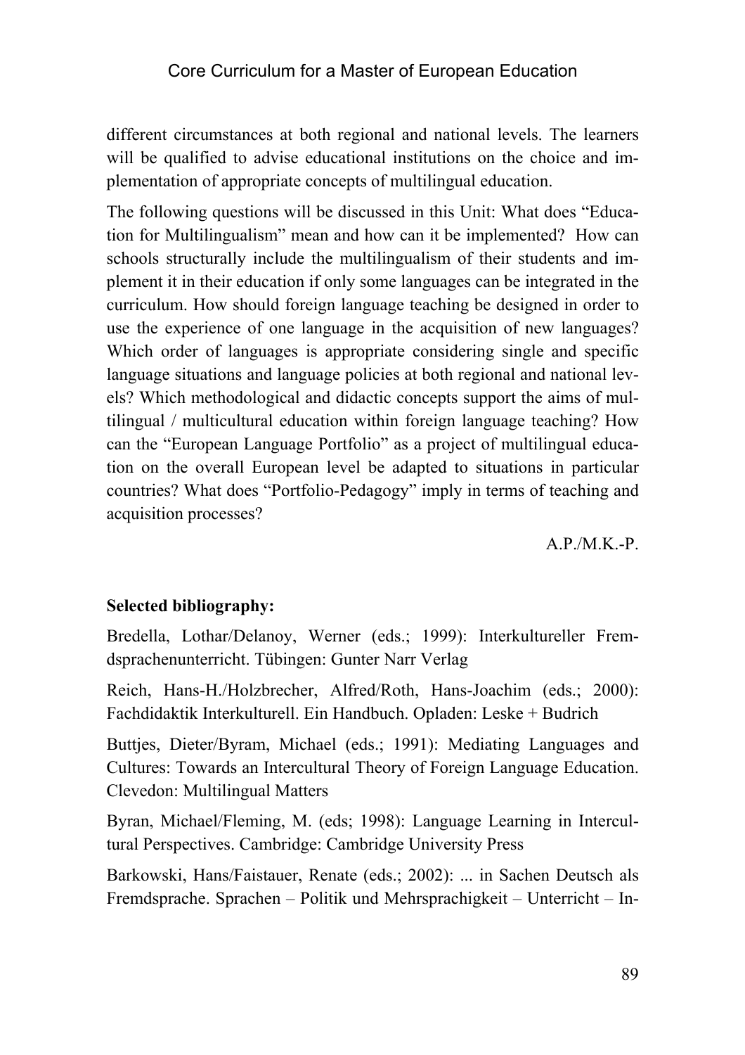different circumstances at both regional and national levels. The learners will be qualified to advise educational institutions on the choice and implementation of appropriate concepts of multilingual education.

The following questions will be discussed in this Unit: What does "Education for Multilingualism" mean and how can it be implemented? How can schools structurally include the multilingualism of their students and implement it in their education if only some languages can be integrated in the curriculum. How should foreign language teaching be designed in order to use the experience of one language in the acquisition of new languages? Which order of languages is appropriate considering single and specific language situations and language policies at both regional and national levels? Which methodological and didactic concepts support the aims of multilingual / multicultural education within foreign language teaching? How can the "European Language Portfolio" as a project of multilingual education on the overall European level be adapted to situations in particular countries? What does "Portfolio-Pedagogy" imply in terms of teaching and acquisition processes?

A.P./M.K.-P.

**Selected bibliography:**

Bredella, Lothar/Delanoy, Werner (eds.; 1999): Interkultureller Fremdsprachenunterricht. Tübingen: Gunter Narr Verlag

Reich, Hans-H./Holzbrecher, Alfred/Roth, Hans-Joachim (eds.; 2000): Fachdidaktik Interkulturell. Ein Handbuch. Opladen: Leske + Budrich

Buttjes, Dieter/Byram, Michael (eds.; 1991): Mediating Languages and Cultures: Towards an Intercultural Theory of Foreign Language Education. Clevedon: Multilingual Matters

Byran, Michael/Fleming, M. (eds; 1998): Language Learning in Intercultural Perspectives. Cambridge: Cambridge University Press

Barkowski, Hans/Faistauer, Renate (eds.; 2002): ... in Sachen Deutsch als Fremdsprache. Sprachen – Politik und Mehrsprachigkeit – Unterricht – In-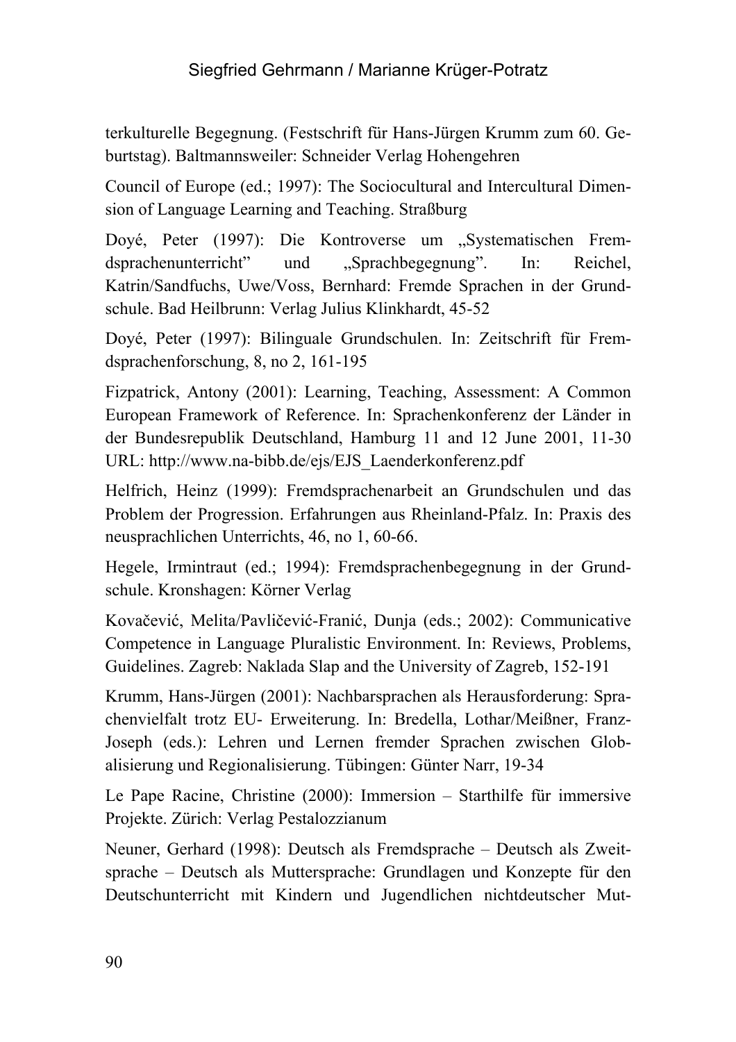terkulturelle Begegnung. (Festschrift für Hans-Jürgen Krumm zum 60. Geburtstag). Baltmannsweiler: Schneider Verlag Hohengehren

Council of Europe (ed.; 1997): The Sociocultural and Intercultural Dimension of Language Learning and Teaching. Straßburg

Doyé, Peter (1997): Die Kontroverse um „Systematischen Fremdsprachenunterricht" und „Sprachbegegnung". In: Reichel, Katrin/Sandfuchs, Uwe/Voss, Bernhard: Fremde Sprachen in der Grundschule. Bad Heilbrunn: Verlag Julius Klinkhardt, 45-52

Doyé, Peter (1997): Bilinguale Grundschulen. In: Zeitschrift für Fremdsprachenforschung, 8, no 2, 161-195

Fizpatrick, Antony (2001): Learning, Teaching, Assessment: A Common European Framework of Reference. In: Sprachenkonferenz der Länder in der Bundesrepublik Deutschland, Hamburg 11 and 12 June 2001, 11-30 URL: http://www.na-bibb.de/ejs/EJS_Laenderkonferenz.pdf

Helfrich, Heinz (1999): Fremdsprachenarbeit an Grundschulen und das Problem der Progression. Erfahrungen aus Rheinland-Pfalz. In: Praxis des neusprachlichen Unterrichts, 46, no 1, 60-66.

Hegele, Irmintraut (ed.; 1994): Fremdsprachenbegegnung in der Grundschule. Kronshagen: Körner Verlag

Kovačević, Melita/Pavličević-Franić, Dunja (eds.; 2002): Communicative Competence in Language Pluralistic Environment. In: Reviews, Problems, Guidelines. Zagreb: Naklada Slap and the University of Zagreb, 152-191

Krumm, Hans-Jürgen (2001): Nachbarsprachen als Herausforderung: Sprachenvielfalt trotz EU- Erweiterung. In: Bredella, Lothar/Meißner, Franz-Joseph (eds.): Lehren und Lernen fremder Sprachen zwischen Globalisierung und Regionalisierung. Tübingen: Günter Narr, 19-34

Le Pape Racine, Christine (2000): Immersion – Starthilfe für immersive Projekte. Zürich: Verlag Pestalozzianum

Neuner, Gerhard (1998): Deutsch als Fremdsprache – Deutsch als Zweitsprache – Deutsch als Muttersprache: Grundlagen und Konzepte für den Deutschunterricht mit Kindern und Jugendlichen nichtdeutscher Mut-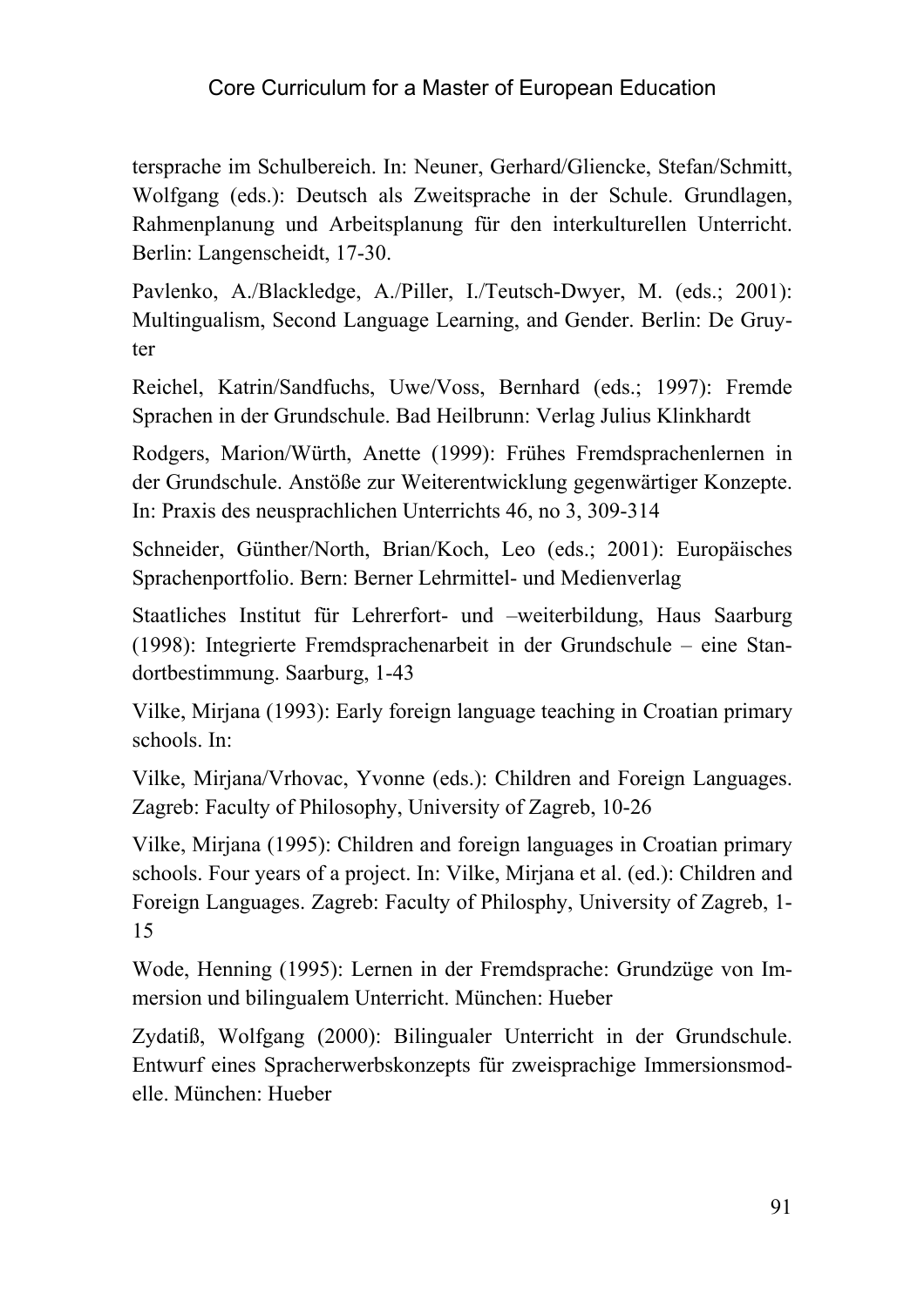tersprache im Schulbereich. In: Neuner, Gerhard/Gliencke, Stefan/Schmitt, Wolfgang (eds.): Deutsch als Zweitsprache in der Schule. Grundlagen, Rahmenplanung und Arbeitsplanung für den interkulturellen Unterricht. Berlin: Langenscheidt, 17-30.

Pavlenko, A./Blackledge, A./Piller, I./Teutsch-Dwyer, M. (eds.; 2001): Multingualism, Second Language Learning, and Gender. Berlin: De Gruyter

Reichel, Katrin/Sandfuchs, Uwe/Voss, Bernhard (eds.; 1997): Fremde Sprachen in der Grundschule. Bad Heilbrunn: Verlag Julius Klinkhardt

Rodgers, Marion/Würth, Anette (1999): Frühes Fremdsprachenlernen in der Grundschule. Anstöße zur Weiterentwicklung gegenwärtiger Konzepte. In: Praxis des neusprachlichen Unterrichts 46, no 3, 309-314

Schneider, Günther/North, Brian/Koch, Leo (eds.; 2001): Europäisches Sprachenportfolio. Bern: Berner Lehrmittel- und Medienverlag

Staatliches Institut für Lehrerfort- und –weiterbildung, Haus Saarburg (1998): Integrierte Fremdsprachenarbeit in der Grundschule – eine Standortbestimmung. Saarburg, 1-43

Vilke, Mirjana (1993): Early foreign language teaching in Croatian primary schools. In:

Vilke, Mirjana/Vrhovac, Yvonne (eds.): Children and Foreign Languages. Zagreb: Faculty of Philosophy, University of Zagreb, 10-26

Vilke, Mirjana (1995): Children and foreign languages in Croatian primary schools. Four years of a project. In: Vilke, Mirjana et al. (ed.): Children and Foreign Languages. Zagreb: Faculty of Philosphy, University of Zagreb, 1-15

Wode, Henning (1995): Lernen in der Fremdsprache: Grundzüge von Immersion und bilingualem Unterricht. München: Hueber

Zydatiß, Wolfgang (2000): Bilingualer Unterricht in der Grundschule. Entwurf eines Spracherwerbskonzepts für zweisprachige Immersionsmodelle. München: Hueber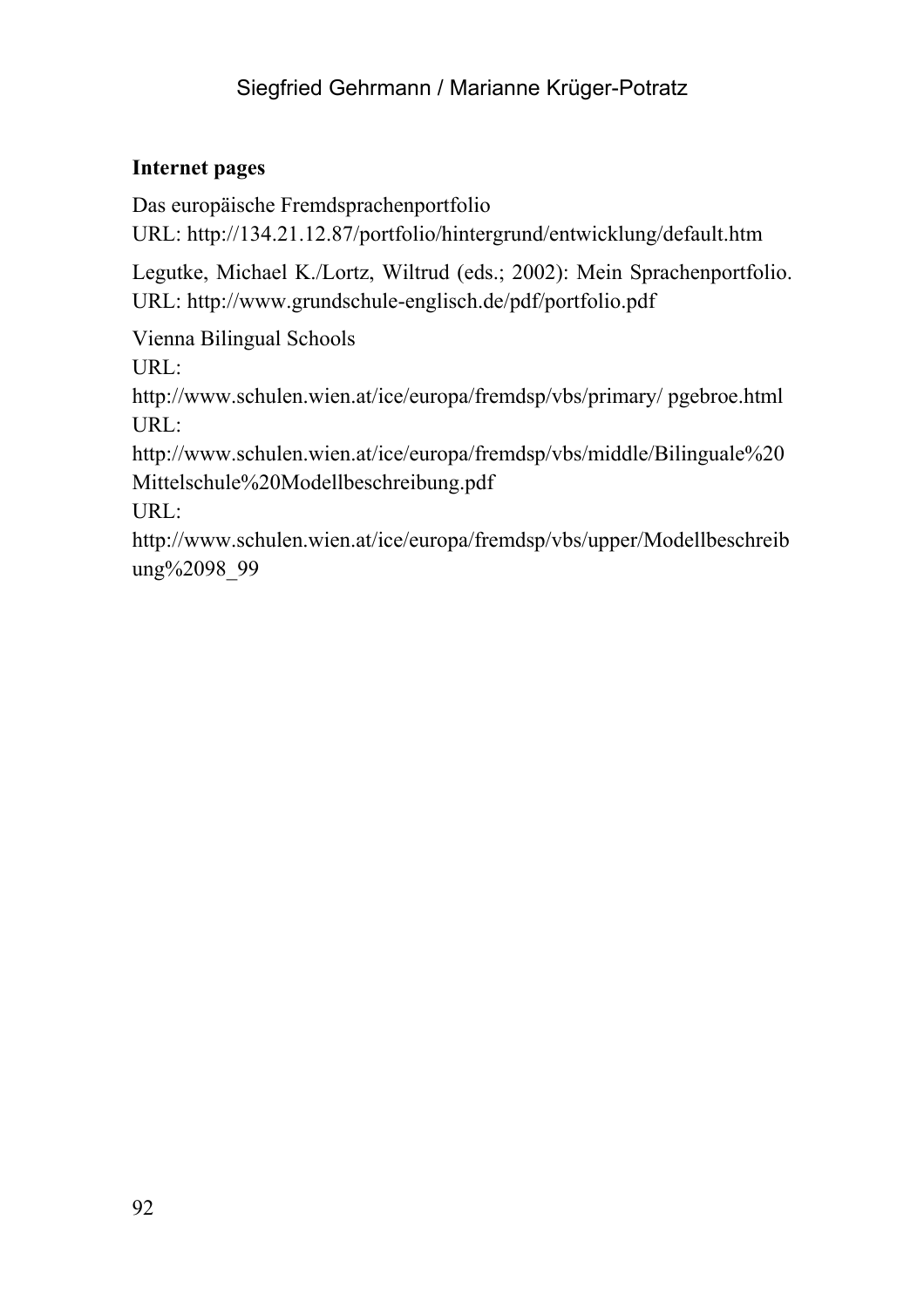**Internet pages**

Das europäische Fremdsprachenportfolio
URL: http://134.21.12.87/portfolio/hintergrund/entwicklung/default.htm

Legutke, Michael K./Lortz, Wiltrud (eds.; 2002): Mein Sprachenportfolio.
URL: http://www.grundschule-englisch.de/pdf/portfolio.pdf

Vienna Bilingual Schools
URL:
http://www.schulen.wien.at/ice/europa/fremdsp/vbs/primary/ pgebroe.html
URL:
http://www.schulen.wien.at/ice/europa/fremdsp/vbs/middle/Bilinguale%20 Mittelschule%20Modellbeschreibung.pdf
URL:
http://www.schulen.wien.at/ice/europa/fremdsp/vbs/upper/Modellbeschreibung%2098_99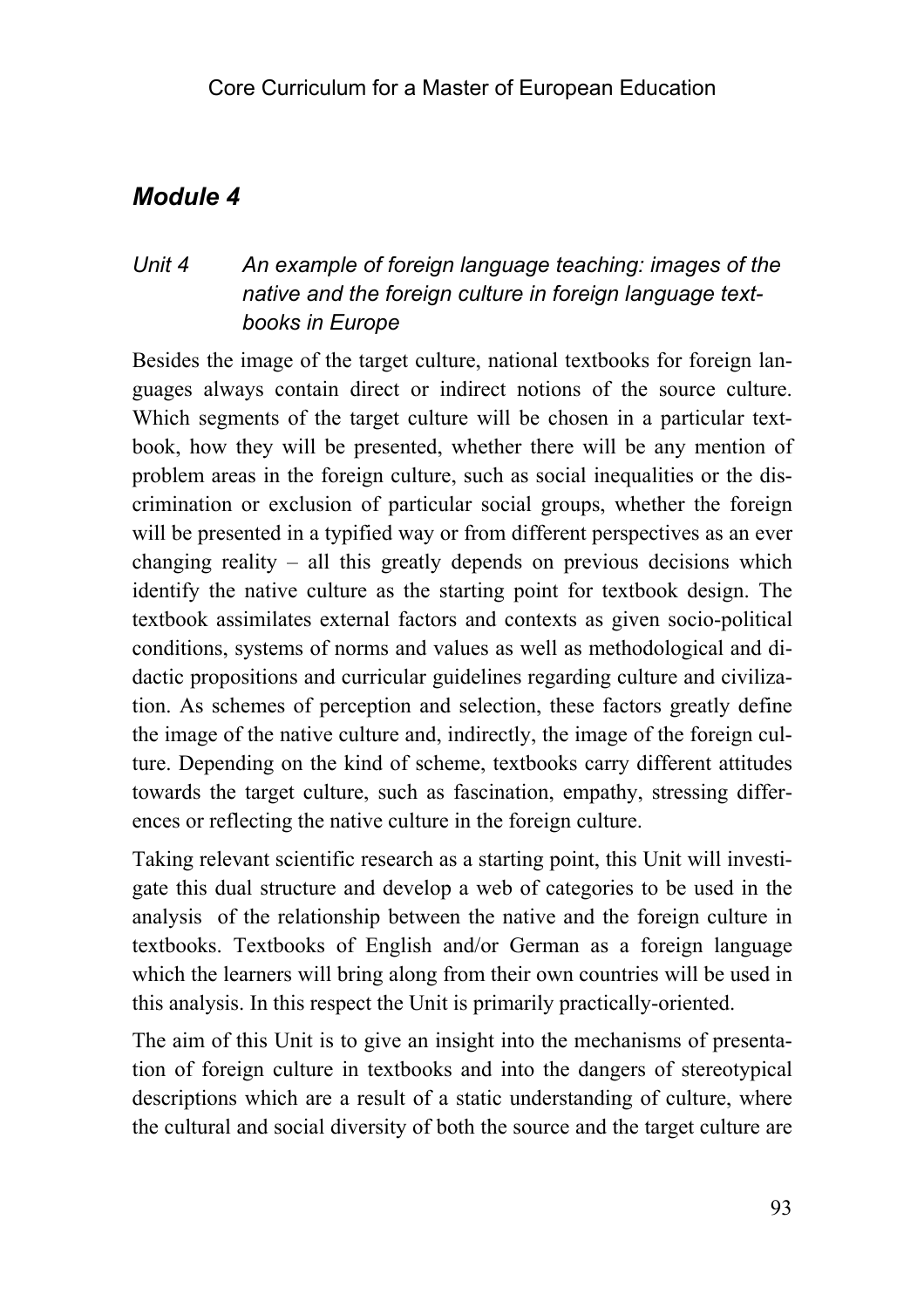## *Module 4*

### *Unit 4 An example of foreign language teaching: images of the native and the foreign culture in foreign language textbooks in Europe*

Besides the image of the target culture, national textbooks for foreign languages always contain direct or indirect notions of the source culture. Which segments of the target culture will be chosen in a particular textbook, how they will be presented, whether there will be any mention of problem areas in the foreign culture, such as social inequalities or the discrimination or exclusion of particular social groups, whether the foreign will be presented in a typified way or from different perspectives as an ever changing reality – all this greatly depends on previous decisions which identify the native culture as the starting point for textbook design. The textbook assimilates external factors and contexts as given socio-political conditions, systems of norms and values as well as methodological and didactic propositions and curricular guidelines regarding culture and civilization. As schemes of perception and selection, these factors greatly define the image of the native culture and, indirectly, the image of the foreign culture. Depending on the kind of scheme, textbooks carry different attitudes towards the target culture, such as fascination, empathy, stressing differences or reflecting the native culture in the foreign culture.

Taking relevant scientific research as a starting point, this Unit will investigate this dual structure and develop a web of categories to be used in the analysis of the relationship between the native and the foreign culture in textbooks. Textbooks of English and/or German as a foreign language which the learners will bring along from their own countries will be used in this analysis. In this respect the Unit is primarily practically-oriented.

The aim of this Unit is to give an insight into the mechanisms of presentation of foreign culture in textbooks and into the dangers of stereotypical descriptions which are a result of a static understanding of culture, where the cultural and social diversity of both the source and the target culture are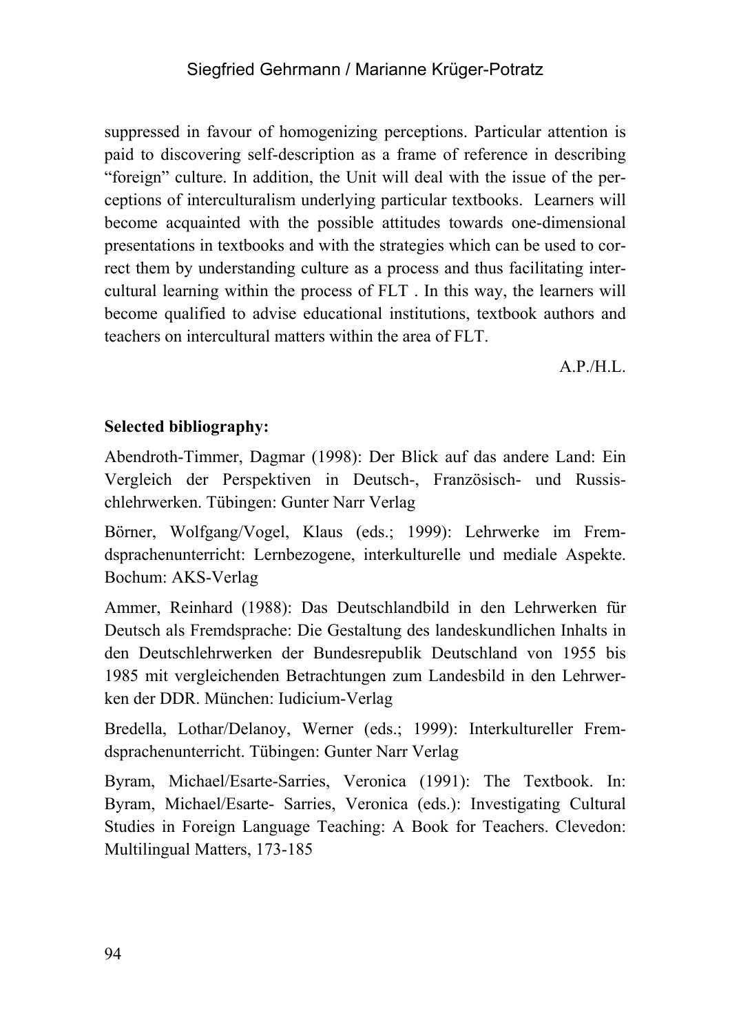suppressed in favour of homogenizing perceptions. Particular attention is paid to discovering self-description as a frame of reference in describing "foreign" culture. In addition, the Unit will deal with the issue of the perceptions of interculturalism underlying particular textbooks. Learners will become acquainted with the possible attitudes towards one-dimensional presentations in textbooks and with the strategies which can be used to correct them by understanding culture as a process and thus facilitating intercultural learning within the process of FLT . In this way, the learners will become qualified to advise educational institutions, textbook authors and teachers on intercultural matters within the area of FLT.

A.P./H.L.

**Selected bibliography:**

Abendroth-Timmer, Dagmar (1998): Der Blick auf das andere Land: Ein Vergleich der Perspektiven in Deutsch-, Französisch- und Russischlehrwerken. Tübingen: Gunter Narr Verlag

Börner, Wolfgang/Vogel, Klaus (eds.; 1999): Lehrwerke im Fremdsprachenunterricht: Lernbezogene, interkulturelle und mediale Aspekte. Bochum: AKS-Verlag

Ammer, Reinhard (1988): Das Deutschlandbild in den Lehrwerken für Deutsch als Fremdsprache: Die Gestaltung des landeskundlichen Inhalts in den Deutschlehrwerken der Bundesrepublik Deutschland von 1955 bis 1985 mit vergleichenden Betrachtungen zum Landesbild in den Lehrwerken der DDR. München: Iudicium-Verlag

Bredella, Lothar/Delanoy, Werner (eds.; 1999): Interkultureller Fremdsprachenunterricht. Tübingen: Gunter Narr Verlag

Byram, Michael/Esarte-Sarries, Veronica (1991): The Textbook. In: Byram, Michael/Esarte- Sarries, Veronica (eds.): Investigating Cultural Studies in Foreign Language Teaching: A Book for Teachers. Clevedon: Multilingual Matters, 173-185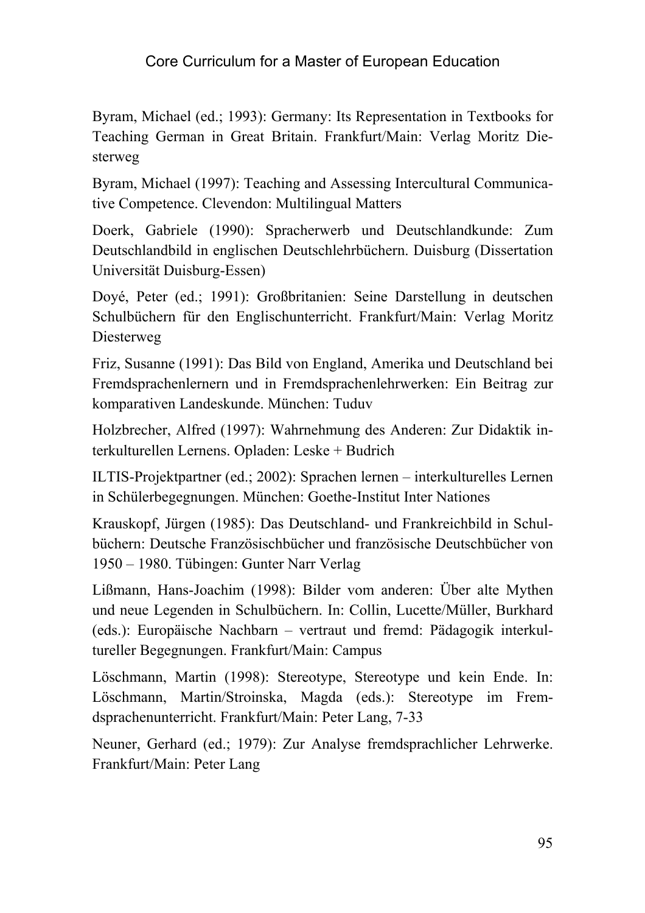Byram, Michael (ed.; 1993): Germany: Its Representation in Textbooks for Teaching German in Great Britain. Frankfurt/Main: Verlag Moritz Diesterweg

Byram, Michael (1997): Teaching and Assessing Intercultural Communicative Competence. Clevendon: Multilingual Matters

Doerk, Gabriele (1990): Spracherwerb und Deutschlandkunde: Zum Deutschlandbild in englischen Deutschlehrbüchern. Duisburg (Dissertation Universität Duisburg-Essen)

Doyé, Peter (ed.; 1991): Großbritanien: Seine Darstellung in deutschen Schulbüchern für den Englischunterricht. Frankfurt/Main: Verlag Moritz Diesterweg

Friz, Susanne (1991): Das Bild von England, Amerika und Deutschland bei Fremdsprachenlernern und in Fremdsprachenlehrwerken: Ein Beitrag zur komparativen Landeskunde. München: Tuduv

Holzbrecher, Alfred (1997): Wahrnehmung des Anderen: Zur Didaktik interkulturellen Lernens. Opladen: Leske + Budrich

ILTIS-Projektpartner (ed.; 2002): Sprachen lernen – interkulturelles Lernen in Schülerbegegnungen. München: Goethe-Institut Inter Nationes

Krauskopf, Jürgen (1985): Das Deutschland- und Frankreichbild in Schulbüchern: Deutsche Französischbücher und französische Deutschbücher von 1950 – 1980. Tübingen: Gunter Narr Verlag

Lißmann, Hans-Joachim (1998): Bilder vom anderen: Über alte Mythen und neue Legenden in Schulbüchern. In: Collin, Lucette/Müller, Burkhard (eds.): Europäische Nachbarn – vertraut und fremd: Pädagogik interkultureller Begegnungen. Frankfurt/Main: Campus

Löschmann, Martin (1998): Stereotype, Stereotype und kein Ende. In: Löschmann, Martin/Stroinska, Magda (eds.): Stereotype im Fremdsprachenunterricht. Frankfurt/Main: Peter Lang, 7-33

Neuner, Gerhard (ed.; 1979): Zur Analyse fremdsprachlicher Lehrwerke. Frankfurt/Main: Peter Lang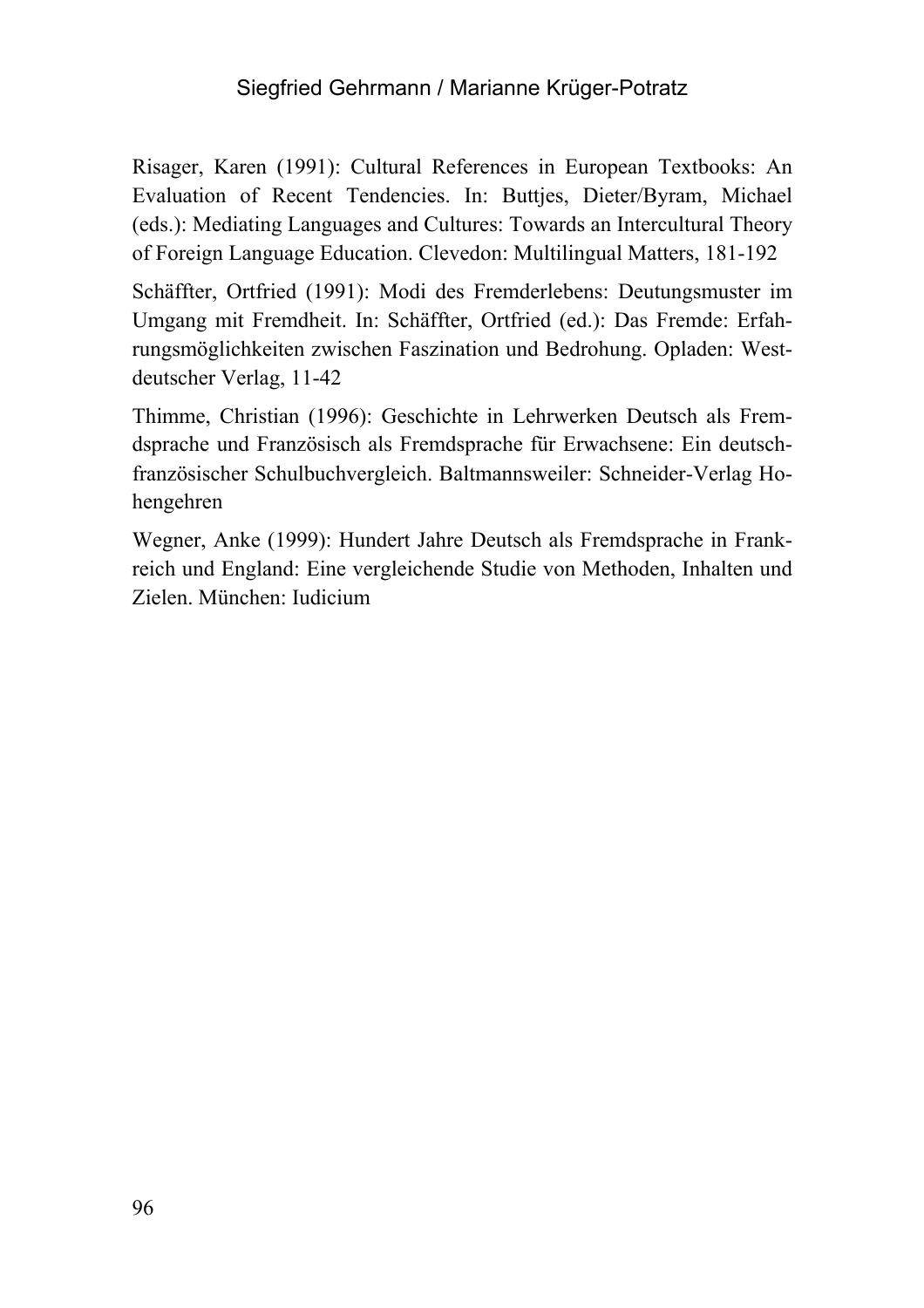Risager, Karen (1991): Cultural References in European Textbooks: An Evaluation of Recent Tendencies. In: Buttjes, Dieter/Byram, Michael (eds.): Mediating Languages and Cultures: Towards an Intercultural Theory of Foreign Language Education. Clevedon: Multilingual Matters, 181-192

Schäffter, Ortfried (1991): Modi des Fremderlebens: Deutungsmuster im Umgang mit Fremdheit. In: Schäffter, Ortfried (ed.): Das Fremde: Erfahrungsmöglichkeiten zwischen Faszination und Bedrohung. Opladen: Westdeutscher Verlag, 11-42

Thimme, Christian (1996): Geschichte in Lehrwerken Deutsch als Fremdsprache und Französisch als Fremdsprache für Erwachsene: Ein deutsch-französischer Schulbuchvergleich. Baltmannsweiler: Schneider-Verlag Hohengehren

Wegner, Anke (1999): Hundert Jahre Deutsch als Fremdsprache in Frankreich und England: Eine vergleichende Studie von Methoden, Inhalten und Zielen. München: Iudicium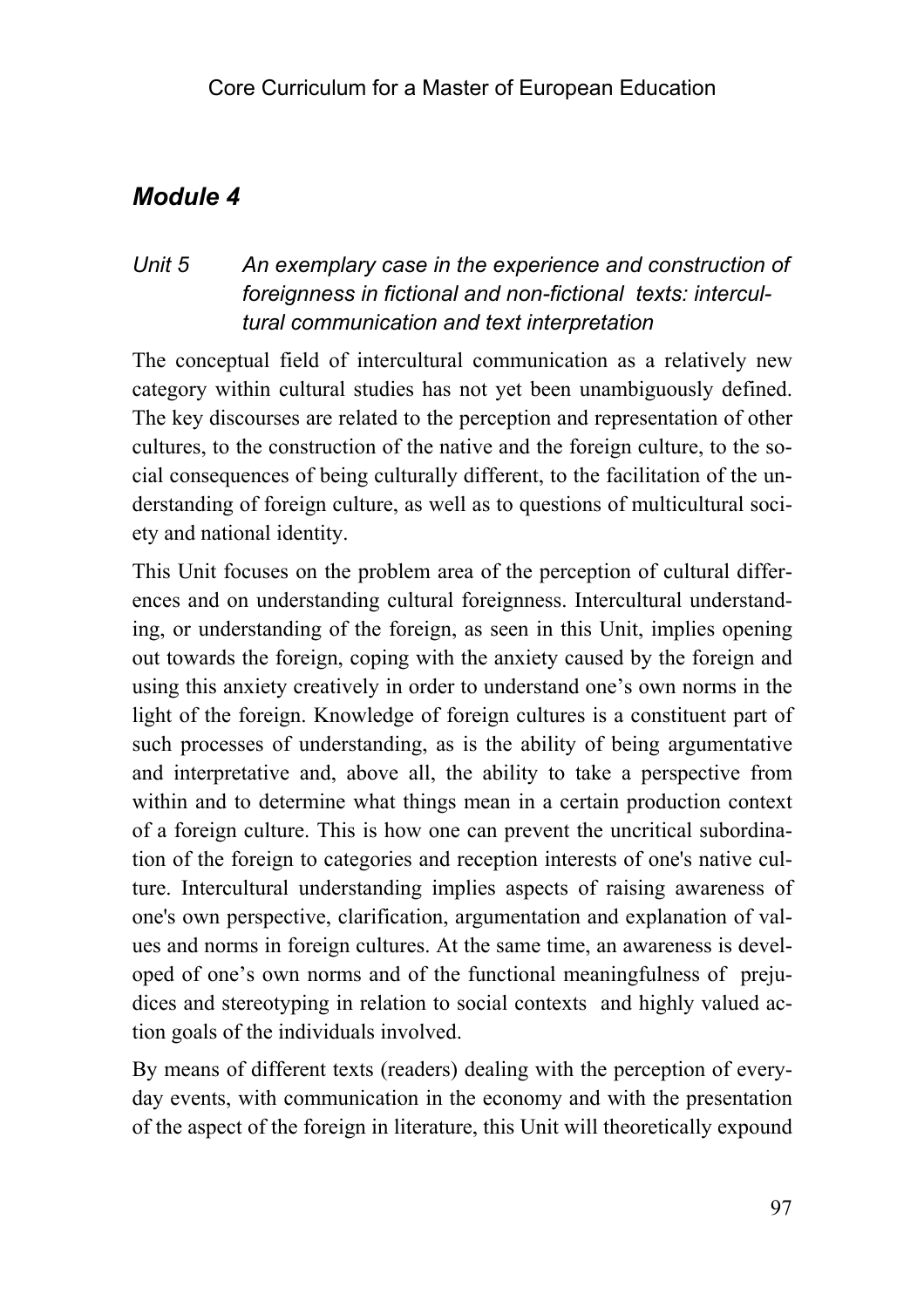## *Module 4*

### *Unit 5 An exemplary case in the experience and construction of foreignness in fictional and non-fictional texts: intercultural communication and text interpretation*

The conceptual field of intercultural communication as a relatively new category within cultural studies has not yet been unambiguously defined. The key discourses are related to the perception and representation of other cultures, to the construction of the native and the foreign culture, to the social consequences of being culturally different, to the facilitation of the understanding of foreign culture, as well as to questions of multicultural society and national identity.

This Unit focuses on the problem area of the perception of cultural differences and on understanding cultural foreignness. Intercultural understanding, or understanding of the foreign, as seen in this Unit, implies opening out towards the foreign, coping with the anxiety caused by the foreign and using this anxiety creatively in order to understand one's own norms in the light of the foreign. Knowledge of foreign cultures is a constituent part of such processes of understanding, as is the ability of being argumentative and interpretative and, above all, the ability to take a perspective from within and to determine what things mean in a certain production context of a foreign culture. This is how one can prevent the uncritical subordination of the foreign to categories and reception interests of one's native culture. Intercultural understanding implies aspects of raising awareness of one's own perspective, clarification, argumentation and explanation of values and norms in foreign cultures. At the same time, an awareness is developed of one's own norms and of the functional meaningfulness of prejudices and stereotyping in relation to social contexts and highly valued action goals of the individuals involved.

By means of different texts (readers) dealing with the perception of everyday events, with communication in the economy and with the presentation of the aspect of the foreign in literature, this Unit will theoretically expound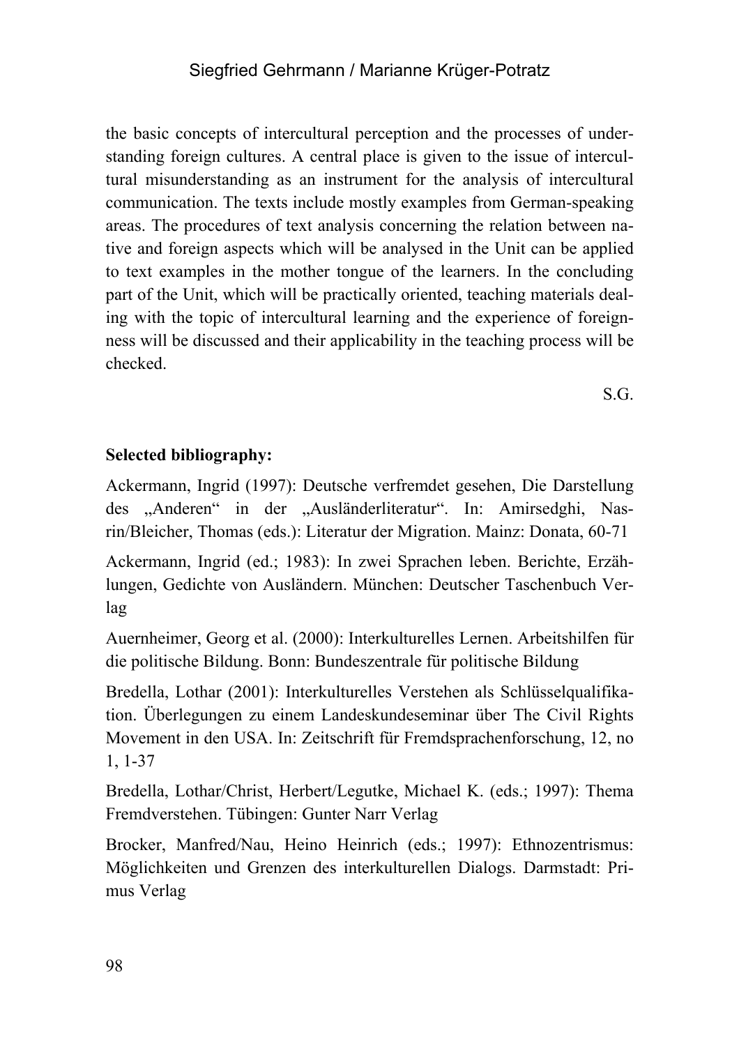the basic concepts of intercultural perception and the processes of understanding foreign cultures. A central place is given to the issue of intercultural misunderstanding as an instrument for the analysis of intercultural communication. The texts include mostly examples from German-speaking areas. The procedures of text analysis concerning the relation between native and foreign aspects which will be analysed in the Unit can be applied to text examples in the mother tongue of the learners. In the concluding part of the Unit, which will be practically oriented, teaching materials dealing with the topic of intercultural learning and the experience of foreignness will be discussed and their applicability in the teaching process will be checked.

S.G.

**Selected bibliography:**

Ackermann, Ingrid (1997): Deutsche verfremdet gesehen, Die Darstellung des „Anderen" in der „Ausländerliteratur". In: Amirsedghi, Nasrin/Bleicher, Thomas (eds.): Literatur der Migration. Mainz: Donata, 60-71

Ackermann, Ingrid (ed.; 1983): In zwei Sprachen leben. Berichte, Erzählungen, Gedichte von Ausländern. München: Deutscher Taschenbuch Verlag

Auernheimer, Georg et al. (2000): Interkulturelles Lernen. Arbeitshilfen für die politische Bildung. Bonn: Bundeszentrale für politische Bildung

Bredella, Lothar (2001): Interkulturelles Verstehen als Schlüsselqualifikation. Überlegungen zu einem Landeskundeseminar über The Civil Rights Movement in den USA. In: Zeitschrift für Fremdsprachenforschung, 12, no 1, 1-37

Bredella, Lothar/Christ, Herbert/Legutke, Michael K. (eds.; 1997): Thema Fremdverstehen. Tübingen: Gunter Narr Verlag

Brocker, Manfred/Nau, Heino Heinrich (eds.; 1997): Ethnozentrismus: Möglichkeiten und Grenzen des interkulturellen Dialogs. Darmstadt: Primus Verlag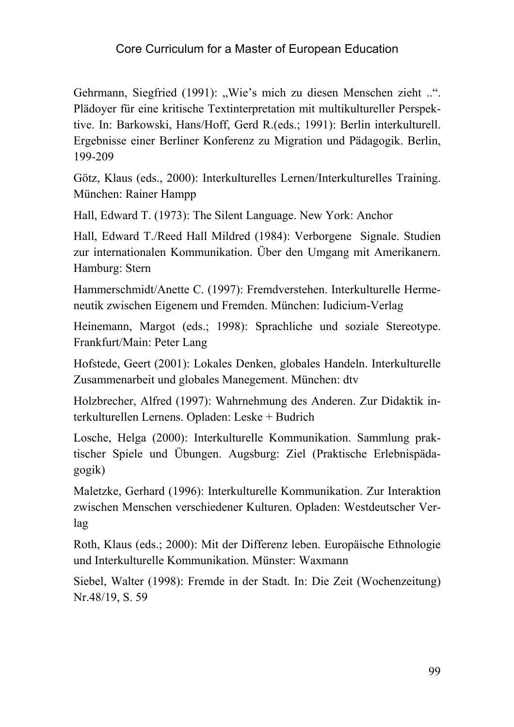Gehrmann, Siegfried (1991): „Wie's mich zu diesen Menschen zieht ..". Plädoyer für eine kritische Textinterpretation mit multikultureller Perspektive. In: Barkowski, Hans/Hoff, Gerd R.(eds.; 1991): Berlin interkulturell. Ergebnisse einer Berliner Konferenz zu Migration und Pädagogik. Berlin, 199-209

Götz, Klaus (eds., 2000): Interkulturelles Lernen/Interkulturelles Training. München: Rainer Hampp

Hall, Edward T. (1973): The Silent Language. New York: Anchor

Hall, Edward T./Reed Hall Mildred (1984): Verborgene Signale. Studien zur internationalen Kommunikation. Über den Umgang mit Amerikanern. Hamburg: Stern

Hammerschmidt/Anette C. (1997): Fremdverstehen. Interkulturelle Hermeneutik zwischen Eigenem und Fremden. München: Iudicium-Verlag

Heinemann, Margot (eds.; 1998): Sprachliche und soziale Stereotype. Frankfurt/Main: Peter Lang

Hofstede, Geert (2001): Lokales Denken, globales Handeln. Interkulturelle Zusammenarbeit und globales Manegement. München: dtv

Holzbrecher, Alfred (1997): Wahrnehmung des Anderen. Zur Didaktik interkulturellen Lernens. Opladen: Leske + Budrich

Losche, Helga (2000): Interkulturelle Kommunikation. Sammlung praktischer Spiele und Übungen. Augsburg: Ziel (Praktische Erlebnispädagogik)

Maletzke, Gerhard (1996): Interkulturelle Kommunikation. Zur Interaktion zwischen Menschen verschiedener Kulturen. Opladen: Westdeutscher Verlag

Roth, Klaus (eds.; 2000): Mit der Differenz leben. Europäische Ethnologie und Interkulturelle Kommunikation. Münster: Waxmann

Siebel, Walter (1998): Fremde in der Stadt. In: Die Zeit (Wochenzeitung) Nr.48/19, S. 59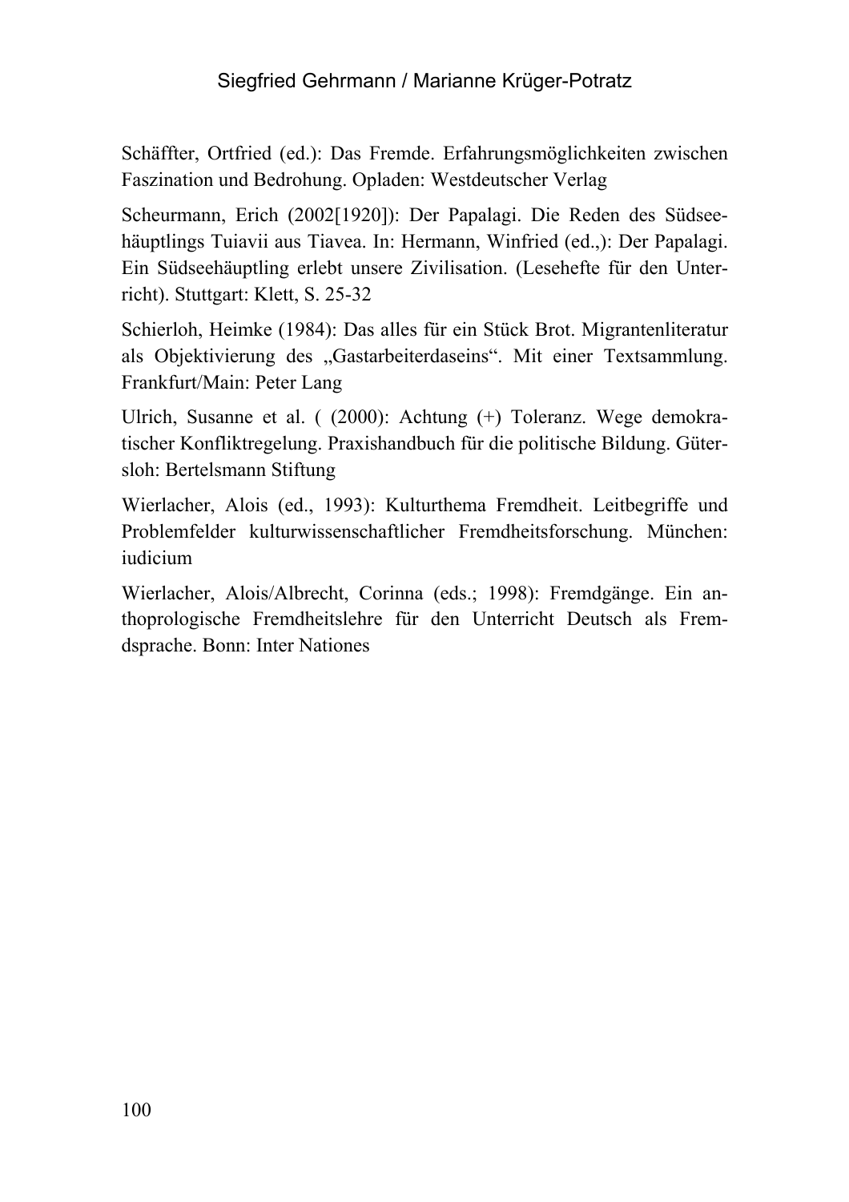Schäffter, Ortfried (ed.): Das Fremde. Erfahrungsmöglichkeiten zwischen Faszination und Bedrohung. Opladen: Westdeutscher Verlag

Scheurmann, Erich (2002[1920]): Der Papalagi. Die Reden des Südseehäuptlings Tuiavii aus Tiavea. In: Hermann, Winfried (ed.,): Der Papalagi. Ein Südseehäuptling erlebt unsere Zivilisation. (Lesehefte für den Unterricht). Stuttgart: Klett, S. 25-32

Schierloh, Heimke (1984): Das alles für ein Stück Brot. Migrantenliteratur als Objektivierung des „Gastarbeiterdaseins“. Mit einer Textsammlung. Frankfurt/Main: Peter Lang

Ulrich, Susanne et al. ( (2000): Achtung (+) Toleranz. Wege demokratischer Konfliktregelung. Praxishandbuch für die politische Bildung. Gütersloh: Bertelsmann Stiftung

Wierlacher, Alois (ed., 1993): Kulturthema Fremdheit. Leitbegriffe und Problemfelder kulturwissenschaftlicher Fremdheitsforschung. München: iudicium

Wierlacher, Alois/Albrecht, Corinna (eds.; 1998): Fremdgänge. Ein anthoprologische Fremdheitslehre für den Unterricht Deutsch als Fremdsprache. Bonn: Inter Nationes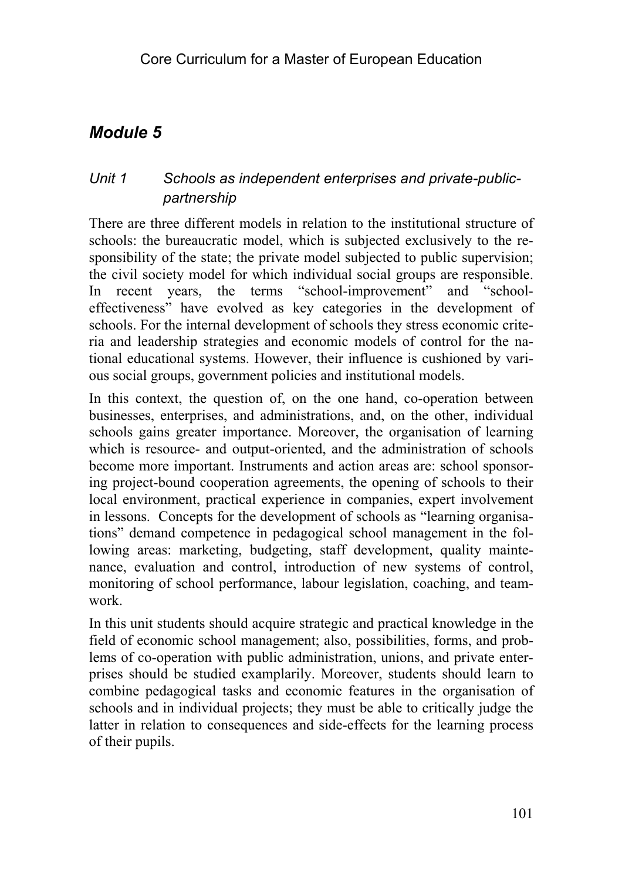## Module 5

### Unit 1 Schools as independent enterprises and private-public-partnership

There are three different models in relation to the institutional structure of schools: the bureaucratic model, which is subjected exclusively to the responsibility of the state; the private model subjected to public supervision; the civil society model for which individual social groups are responsible. In recent years, the terms "school-improvement" and "school-effectiveness" have evolved as key categories in the development of schools. For the internal development of schools they stress economic criteria and leadership strategies and economic models of control for the national educational systems. However, their influence is cushioned by various social groups, government policies and institutional models.

In this context, the question of, on the one hand, co-operation between businesses, enterprises, and administrations, and, on the other, individual schools gains greater importance. Moreover, the organisation of learning which is resource- and output-oriented, and the administration of schools become more important. Instruments and action areas are: school sponsoring project-bound cooperation agreements, the opening of schools to their local environment, practical experience in companies, expert involvement in lessons. Concepts for the development of schools as "learning organisations" demand competence in pedagogical school management in the following areas: marketing, budgeting, staff development, quality maintenance, evaluation and control, introduction of new systems of control, monitoring of school performance, labour legislation, coaching, and teamwork.

In this unit students should acquire strategic and practical knowledge in the field of economic school management; also, possibilities, forms, and problems of co-operation with public administration, unions, and private enterprises should be studied examplarily. Moreover, students should learn to combine pedagogical tasks and economic features in the organisation of schools and in individual projects; they must be able to critically judge the latter in relation to consequences and side-effects for the learning process of their pupils.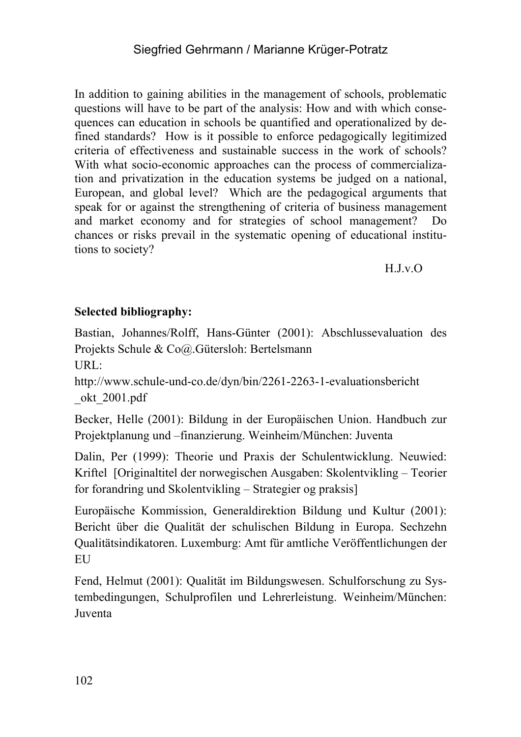In addition to gaining abilities in the management of schools, problematic questions will have to be part of the analysis: How and with which consequences can education in schools be quantified and operationalized by defined standards? How is it possible to enforce pedagogically legitimized criteria of effectiveness and sustainable success in the work of schools? With what socio-economic approaches can the process of commercialization and privatization in the education systems be judged on a national, European, and global level? Which are the pedagogical arguments that speak for or against the strengthening of criteria of business management and market economy and for strategies of school management? Do chances or risks prevail in the systematic opening of educational institutions to society?

H.J.v.O

**Selected bibliography:**

Bastian, Johannes/Rolff, Hans-Günter (2001): Abschlussevaluation des Projekts Schule & Co@.Gütersloh: Bertelsmann
URL:
http://www.schule-und-co.de/dyn/bin/2261-2263-1-evaluationsbericht_okt_2001.pdf

Becker, Helle (2001): Bildung in der Europäischen Union. Handbuch zur Projektplanung und –finanzierung. Weinheim/München: Juventa

Dalin, Per (1999): Theorie und Praxis der Schulentwicklung. Neuwied: Kriftel [Originaltitel der norwegischen Ausgaben: Skolentvikling – Teorier for forandring und Skolentvikling – Strategier og praksis]

Europäische Kommission, Generaldirektion Bildung und Kultur (2001): Bericht über die Qualität der schulischen Bildung in Europa. Sechzehn Qualitätsindikatoren. Luxemburg: Amt für amtliche Veröffentlichungen der EU

Fend, Helmut (2001): Qualität im Bildungswesen. Schulforschung zu Systembedingungen, Schulprofilen und Lehrerleistung. Weinheim/München: Juventa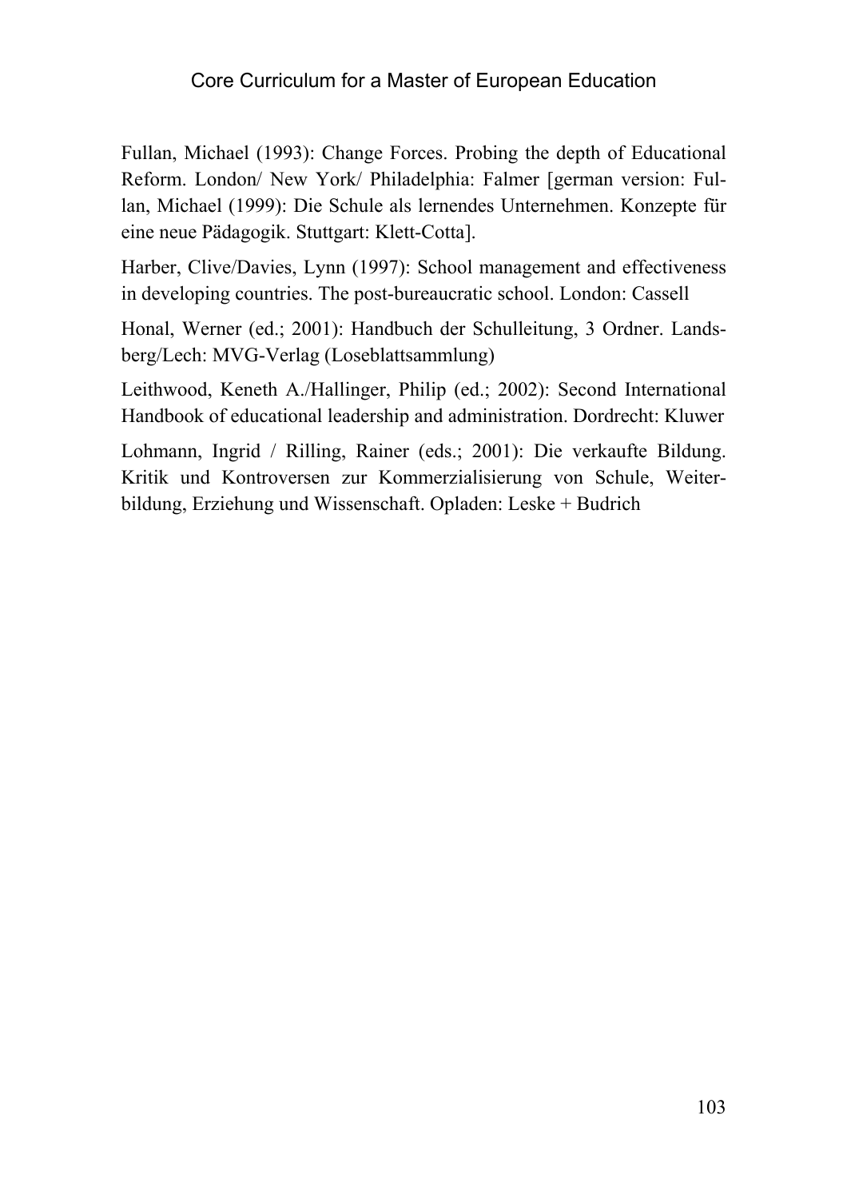Fullan, Michael (1993): Change Forces. Probing the depth of Educational Reform. London/ New York/ Philadelphia: Falmer [german version: Fullan, Michael (1999): Die Schule als lernendes Unternehmen. Konzepte für eine neue Pädagogik. Stuttgart: Klett-Cotta].

Harber, Clive/Davies, Lynn (1997): School management and effectiveness in developing countries. The post-bureaucratic school. London: Cassell

Honal, Werner (ed.; 2001): Handbuch der Schulleitung, 3 Ordner. Landsberg/Lech: MVG-Verlag (Loseblattsammlung)

Leithwood, Keneth A./Hallinger, Philip (ed.; 2002): Second International Handbook of educational leadership and administration. Dordrecht: Kluwer

Lohmann, Ingrid / Rilling, Rainer (eds.; 2001): Die verkaufte Bildung. Kritik und Kontroversen zur Kommerzialisierung von Schule, Weiterbildung, Erziehung und Wissenschaft. Opladen: Leske + Budrich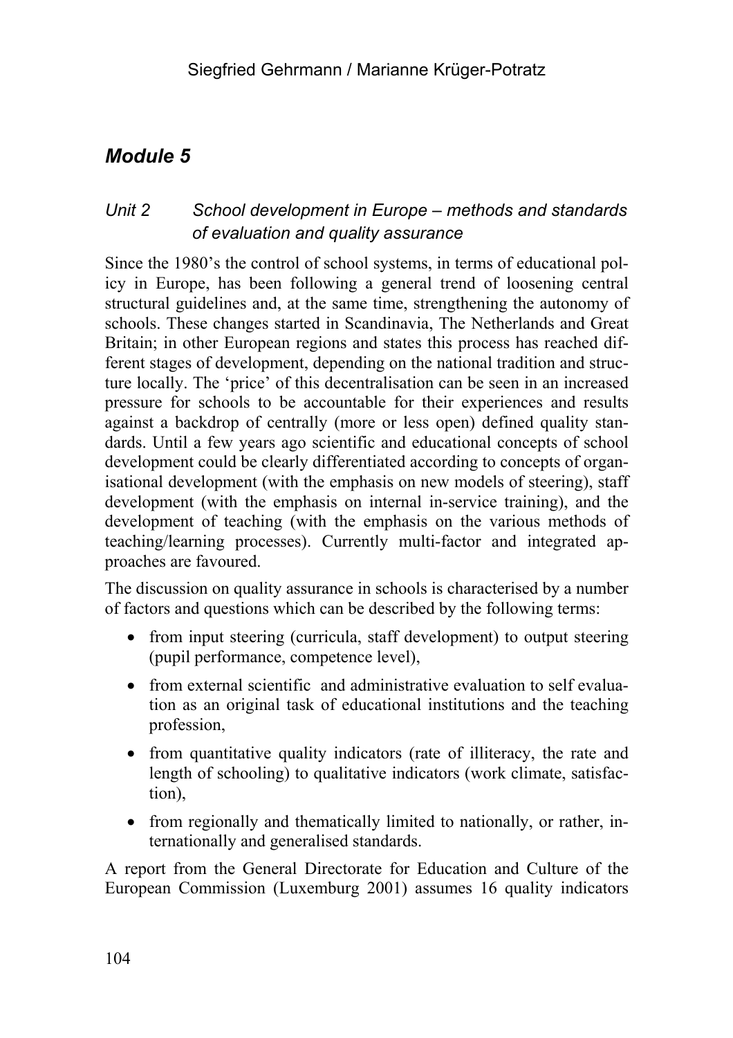## *Module 5*

### *Unit 2 School development in Europe – methods and standards of evaluation and quality assurance*

Since the 1980's the control of school systems, in terms of educational policy in Europe, has been following a general trend of loosening central structural guidelines and, at the same time, strengthening the autonomy of schools. These changes started in Scandinavia, The Netherlands and Great Britain; in other European regions and states this process has reached different stages of development, depending on the national tradition and structure locally. The 'price' of this decentralisation can be seen in an increased pressure for schools to be accountable for their experiences and results against a backdrop of centrally (more or less open) defined quality standards. Until a few years ago scientific and educational concepts of school development could be clearly differentiated according to concepts of organisational development (with the emphasis on new models of steering), staff development (with the emphasis on internal in-service training), and the development of teaching (with the emphasis on the various methods of teaching/learning processes). Currently multi-factor and integrated approaches are favoured.

The discussion on quality assurance in schools is characterised by a number of factors and questions which can be described by the following terms:

- from input steering (curricula, staff development) to output steering (pupil performance, competence level),
- from external scientific and administrative evaluation to self evaluation as an original task of educational institutions and the teaching profession,
- from quantitative quality indicators (rate of illiteracy, the rate and length of schooling) to qualitative indicators (work climate, satisfaction),
- from regionally and thematically limited to nationally, or rather, internationally and generalised standards.

A report from the General Directorate for Education and Culture of the European Commission (Luxemburg 2001) assumes 16 quality indicators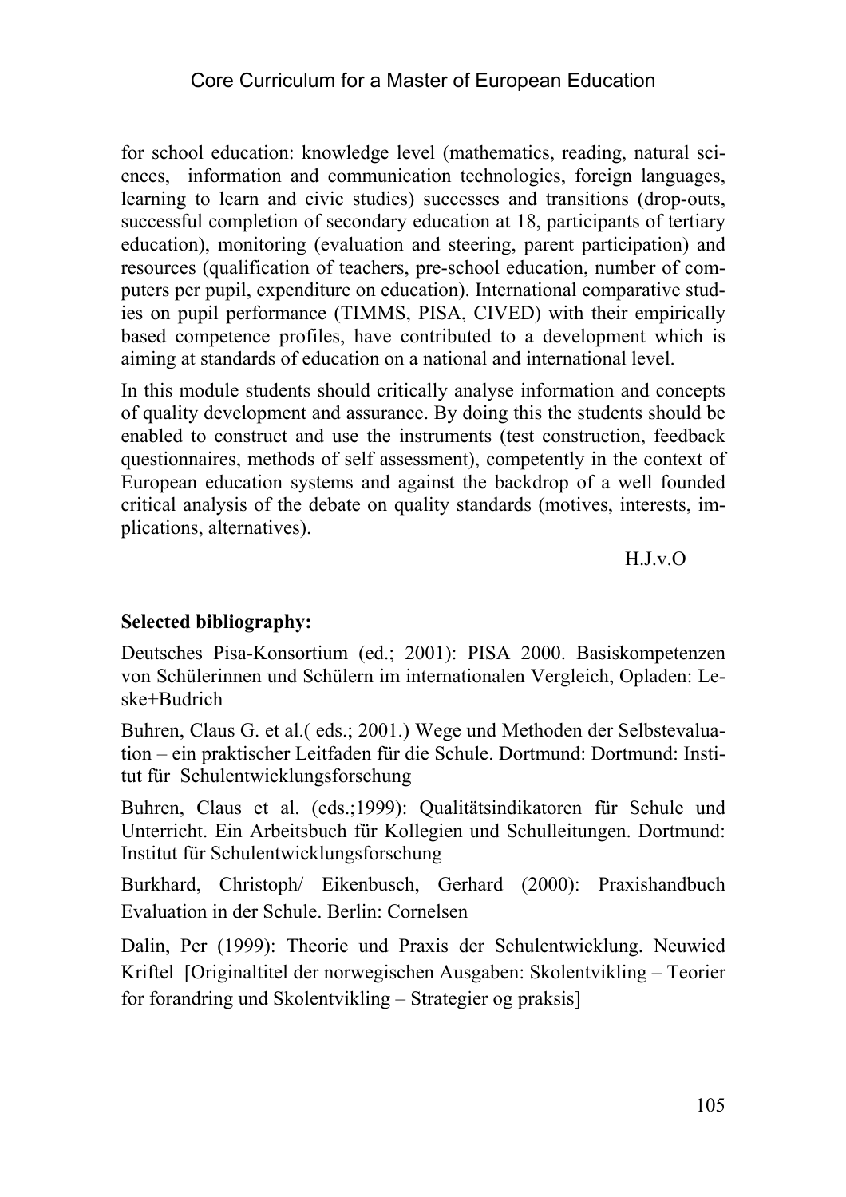for school education: knowledge level (mathematics, reading, natural sciences, information and communication technologies, foreign languages, learning to learn and civic studies) successes and transitions (drop-outs, successful completion of secondary education at 18, participants of tertiary education), monitoring (evaluation and steering, parent participation) and resources (qualification of teachers, pre-school education, number of computers per pupil, expenditure on education). International comparative studies on pupil performance (TIMMS, PISA, CIVED) with their empirically based competence profiles, have contributed to a development which is aiming at standards of education on a national and international level.

In this module students should critically analyse information and concepts of quality development and assurance. By doing this the students should be enabled to construct and use the instruments (test construction, feedback questionnaires, methods of self assessment), competently in the context of European education systems and against the backdrop of a well founded critical analysis of the debate on quality standards (motives, interests, implications, alternatives).

H.J.v.O

**Selected bibliography:**

Deutsches Pisa-Konsortium (ed.; 2001): PISA 2000. Basiskompetenzen von Schülerinnen und Schülern im internationalen Vergleich, Opladen: Leske+Budrich

Buhren, Claus G. et al.( eds.; 2001.) Wege und Methoden der Selbstevaluation – ein praktischer Leitfaden für die Schule. Dortmund: Dortmund: Institut für Schulentwicklungsforschung

Buhren, Claus et al. (eds.;1999): Qualitätsindikatoren für Schule und Unterricht. Ein Arbeitsbuch für Kollegien und Schulleitungen. Dortmund: Institut für Schulentwicklungsforschung

Burkhard, Christoph/ Eikenbusch, Gerhard (2000): Praxishandbuch Evaluation in der Schule. Berlin: Cornelsen

Dalin, Per (1999): Theorie und Praxis der Schulentwicklung. Neuwied Kriftel [Originaltitel der norwegischen Ausgaben: Skolentvikling – Teorier for forandring und Skolentvikling – Strategier og praksis]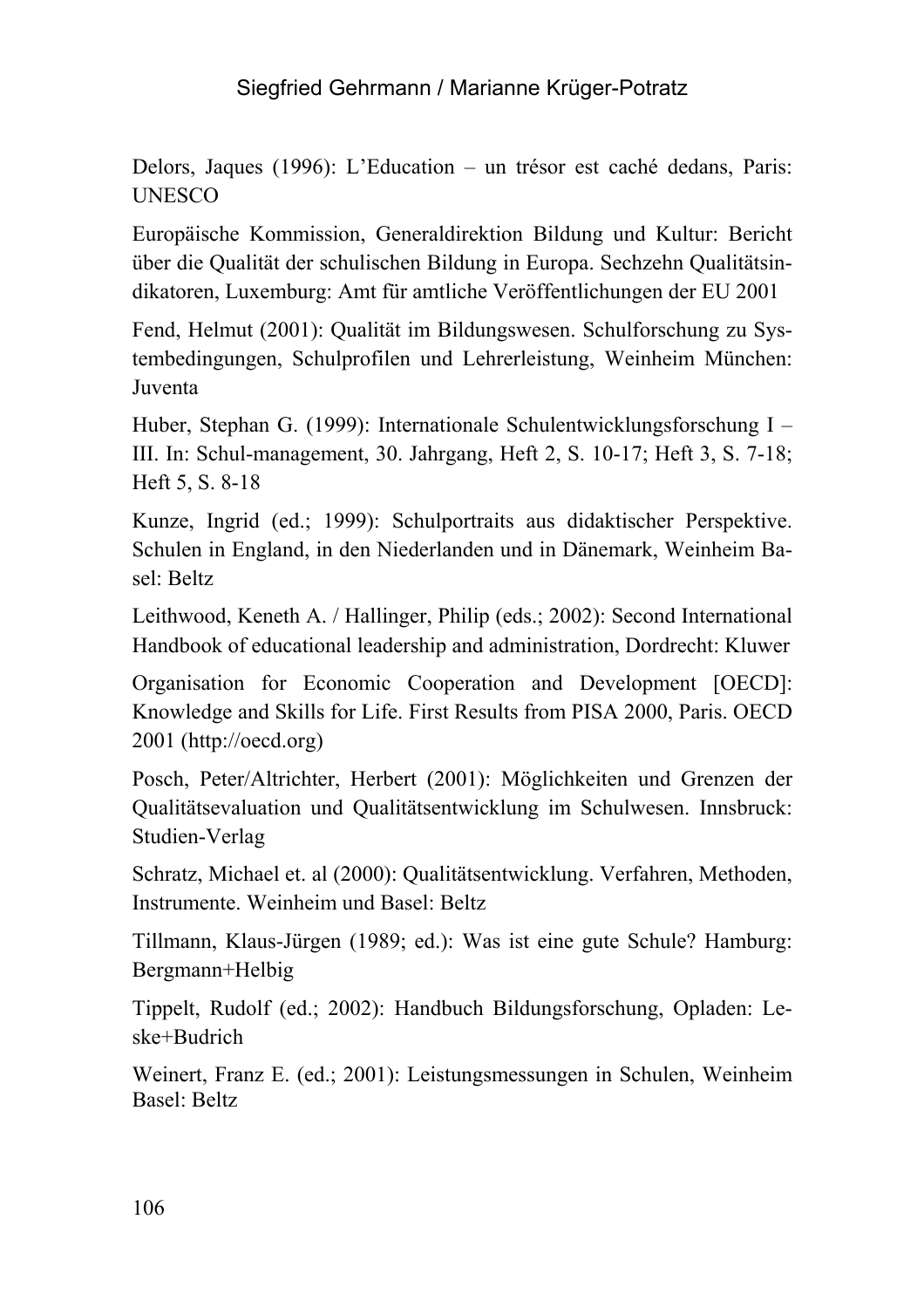Delors, Jaques (1996): L'Education – un trésor est caché dedans, Paris: UNESCO

Europäische Kommission, Generaldirektion Bildung und Kultur: Bericht über die Qualität der schulischen Bildung in Europa. Sechzehn Qualitätsindikatoren, Luxemburg: Amt für amtliche Veröffentlichungen der EU 2001

Fend, Helmut (2001): Qualität im Bildungswesen. Schulforschung zu Systembedingungen, Schulprofilen und Lehrerleistung, Weinheim München: Juventa

Huber, Stephan G. (1999): Internationale Schulentwicklungsforschung I – III. In: Schul-management, 30. Jahrgang, Heft 2, S. 10-17; Heft 3, S. 7-18; Heft 5, S. 8-18

Kunze, Ingrid (ed.; 1999): Schulportraits aus didaktischer Perspektive. Schulen in England, in den Niederlanden und in Dänemark, Weinheim Basel: Beltz

Leithwood, Keneth A. / Hallinger, Philip (eds.; 2002): Second International Handbook of educational leadership and administration, Dordrecht: Kluwer

Organisation for Economic Cooperation and Development [OECD]: Knowledge and Skills for Life. First Results from PISA 2000, Paris. OECD 2001 (http://oecd.org)

Posch, Peter/Altrichter, Herbert (2001): Möglichkeiten und Grenzen der Qualitätsevaluation und Qualitätsentwicklung im Schulwesen. Innsbruck: Studien-Verlag

Schratz, Michael et. al (2000): Qualitätsentwicklung. Verfahren, Methoden, Instrumente. Weinheim und Basel: Beltz

Tillmann, Klaus-Jürgen (1989; ed.): Was ist eine gute Schule? Hamburg: Bergmann+Helbig

Tippelt, Rudolf (ed.; 2002): Handbuch Bildungsforschung, Opladen: Leske+Budrich

Weinert, Franz E. (ed.; 2001): Leistungsmessungen in Schulen, Weinheim Basel: Beltz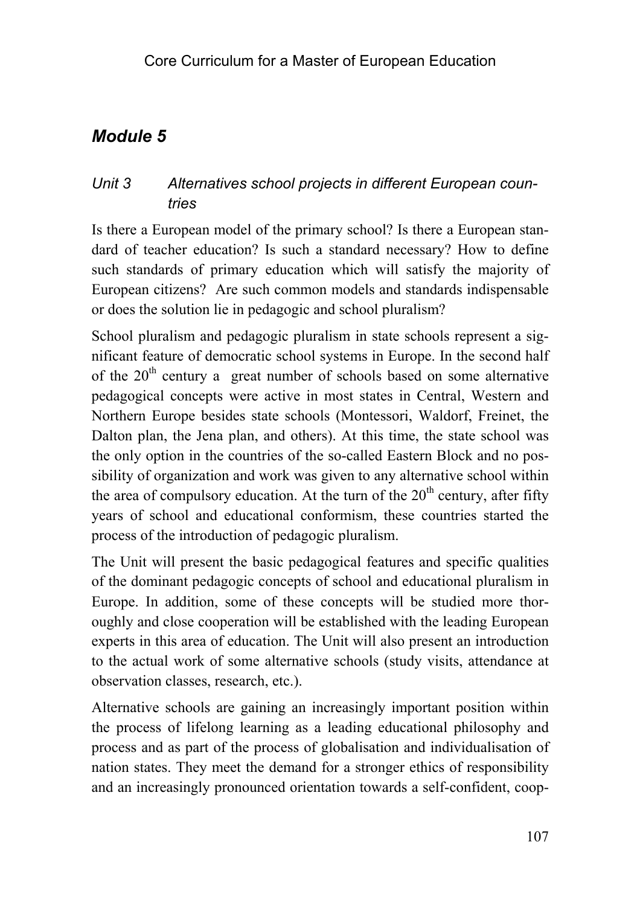## *Module 5*

### *Unit 3 Alternatives school projects in different European countries*

Is there a European model of the primary school? Is there a European standard of teacher education? Is such a standard necessary? How to define such standards of primary education which will satisfy the majority of European citizens? Are such common models and standards indispensable or does the solution lie in pedagogic and school pluralism?

School pluralism and pedagogic pluralism in state schools represent a significant feature of democratic school systems in Europe. In the second half of the 20th century a great number of schools based on some alternative pedagogical concepts were active in most states in Central, Western and Northern Europe besides state schools (Montessori, Waldorf, Freinet, the Dalton plan, the Jena plan, and others). At this time, the state school was the only option in the countries of the so-called Eastern Block and no possibility of organization and work was given to any alternative school within the area of compulsory education. At the turn of the 20th century, after fifty years of school and educational conformism, these countries started the process of the introduction of pedagogic pluralism.

The Unit will present the basic pedagogical features and specific qualities of the dominant pedagogic concepts of school and educational pluralism in Europe. In addition, some of these concepts will be studied more thoroughly and close cooperation will be established with the leading European experts in this area of education. The Unit will also present an introduction to the actual work of some alternative schools (study visits, attendance at observation classes, research, etc.).

Alternative schools are gaining an increasingly important position within the process of lifelong learning as a leading educational philosophy and process and as part of the process of globalisation and individualisation of nation states. They meet the demand for a stronger ethics of responsibility and an increasingly pronounced orientation towards a self-confident, coop-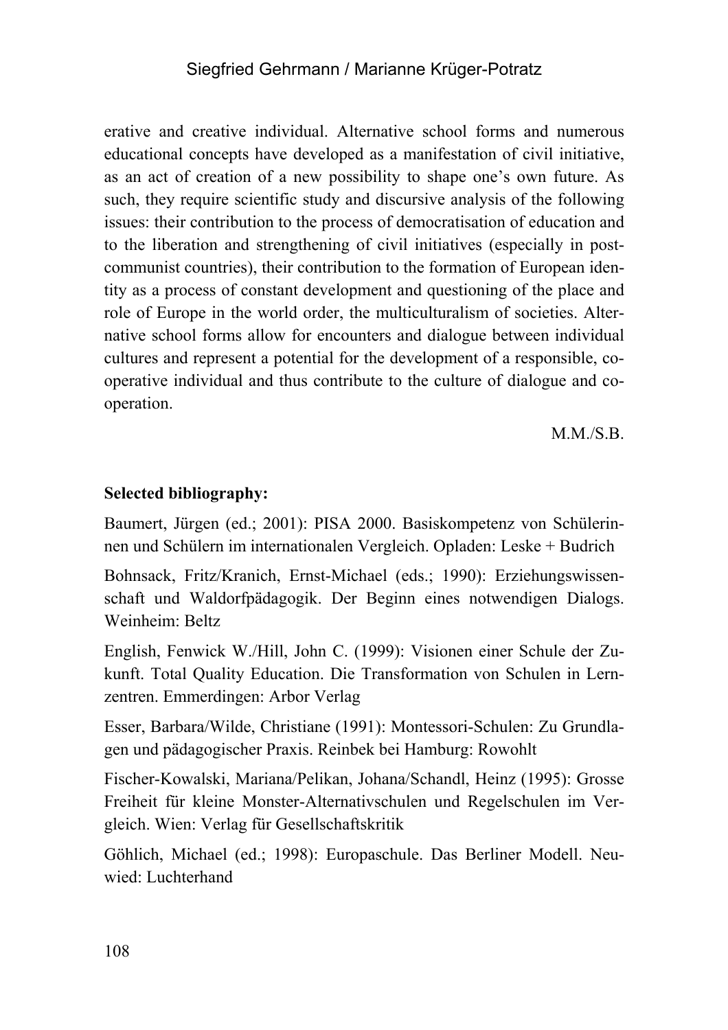erative and creative individual. Alternative school forms and numerous educational concepts have developed as a manifestation of civil initiative, as an act of creation of a new possibility to shape one's own future. As such, they require scientific study and discursive analysis of the following issues: their contribution to the process of democratisation of education and to the liberation and strengthening of civil initiatives (especially in post-communist countries), their contribution to the formation of European identity as a process of constant development and questioning of the place and role of Europe in the world order, the multiculturalism of societies. Alternative school forms allow for encounters and dialogue between individual cultures and represent a potential for the development of a responsible, co-operative individual and thus contribute to the culture of dialogue and co-operation.

M.M./S.B.

**Selected bibliography:**

Baumert, Jürgen (ed.; 2001): PISA 2000. Basiskompetenz von Schülerinnen und Schülern im internationalen Vergleich. Opladen: Leske + Budrich

Bohnsack, Fritz/Kranich, Ernst-Michael (eds.; 1990): Erziehungswissenschaft und Waldorfpädagogik. Der Beginn eines notwendigen Dialogs. Weinheim: Beltz

English, Fenwick W./Hill, John C. (1999): Visionen einer Schule der Zukunft. Total Quality Education. Die Transformation von Schulen in Lernzentren. Emmerdingen: Arbor Verlag

Esser, Barbara/Wilde, Christiane (1991): Montessori-Schulen: Zu Grundlagen und pädagogischer Praxis. Reinbek bei Hamburg: Rowohlt

Fischer-Kowalski, Mariana/Pelikan, Johana/Schandl, Heinz (1995): Grosse Freiheit für kleine Monster-Alternativschulen und Regelschulen im Vergleich. Wien: Verlag für Gesellschaftskritik

Göhlich, Michael (ed.; 1998): Europaschule. Das Berliner Modell. Neuwied: Luchterhand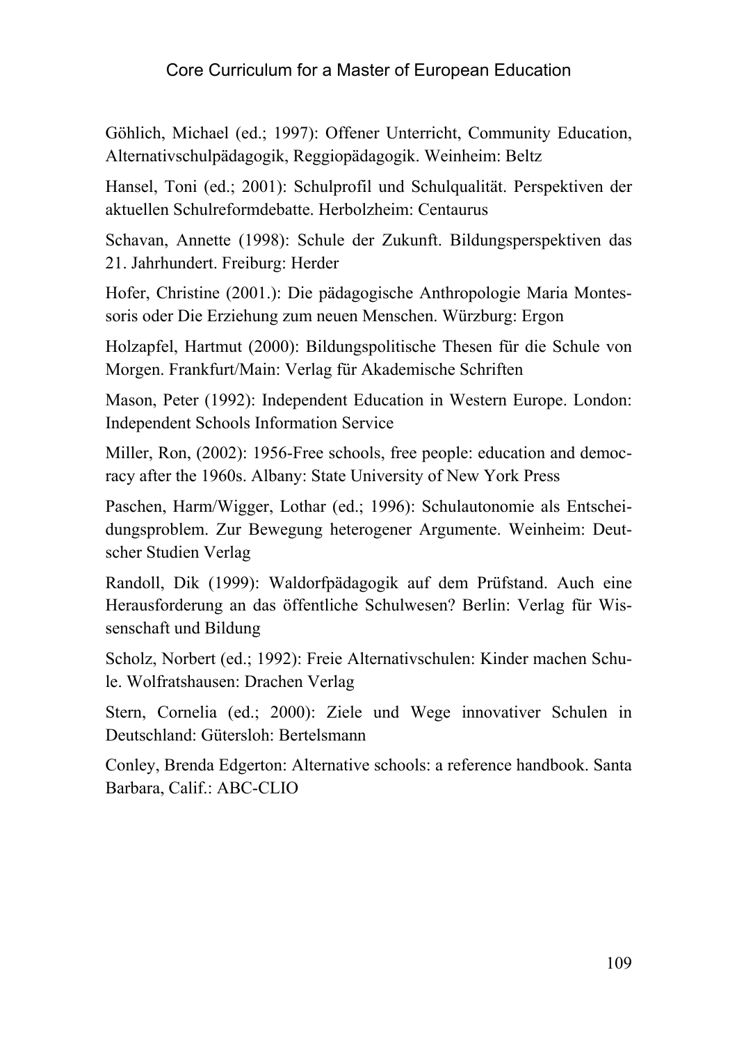Göhlich, Michael (ed.; 1997): Offener Unterricht, Community Education, Alternativschulpädagogik, Reggiopädagogik. Weinheim: Beltz

Hansel, Toni (ed.; 2001): Schulprofil und Schulqualität. Perspektiven der aktuellen Schulreformdebatte. Herbolzheim: Centaurus

Schavan, Annette (1998): Schule der Zukunft. Bildungsperspektiven das 21. Jahrhundert. Freiburg: Herder

Hofer, Christine (2001.): Die pädagogische Anthropologie Maria Montessoris oder Die Erziehung zum neuen Menschen. Würzburg: Ergon

Holzapfel, Hartmut (2000): Bildungspolitische Thesen für die Schule von Morgen. Frankfurt/Main: Verlag für Akademische Schriften

Mason, Peter (1992): Independent Education in Western Europe. London: Independent Schools Information Service

Miller, Ron, (2002): 1956-Free schools, free people: education and democracy after the 1960s. Albany: State University of New York Press

Paschen, Harm/Wigger, Lothar (ed.; 1996): Schulautonomie als Entscheidungsproblem. Zur Bewegung heterogener Argumente. Weinheim: Deutscher Studien Verlag

Randoll, Dik (1999): Waldorfpädagogik auf dem Prüfstand. Auch eine Herausforderung an das öffentliche Schulwesen? Berlin: Verlag für Wissenschaft und Bildung

Scholz, Norbert (ed.; 1992): Freie Alternativschulen: Kinder machen Schule. Wolfratshausen: Drachen Verlag

Stern, Cornelia (ed.; 2000): Ziele und Wege innovativer Schulen in Deutschland: Gütersloh: Bertelsmann

Conley, Brenda Edgerton: Alternative schools: a reference handbook. Santa Barbara, Calif.: ABC-CLIO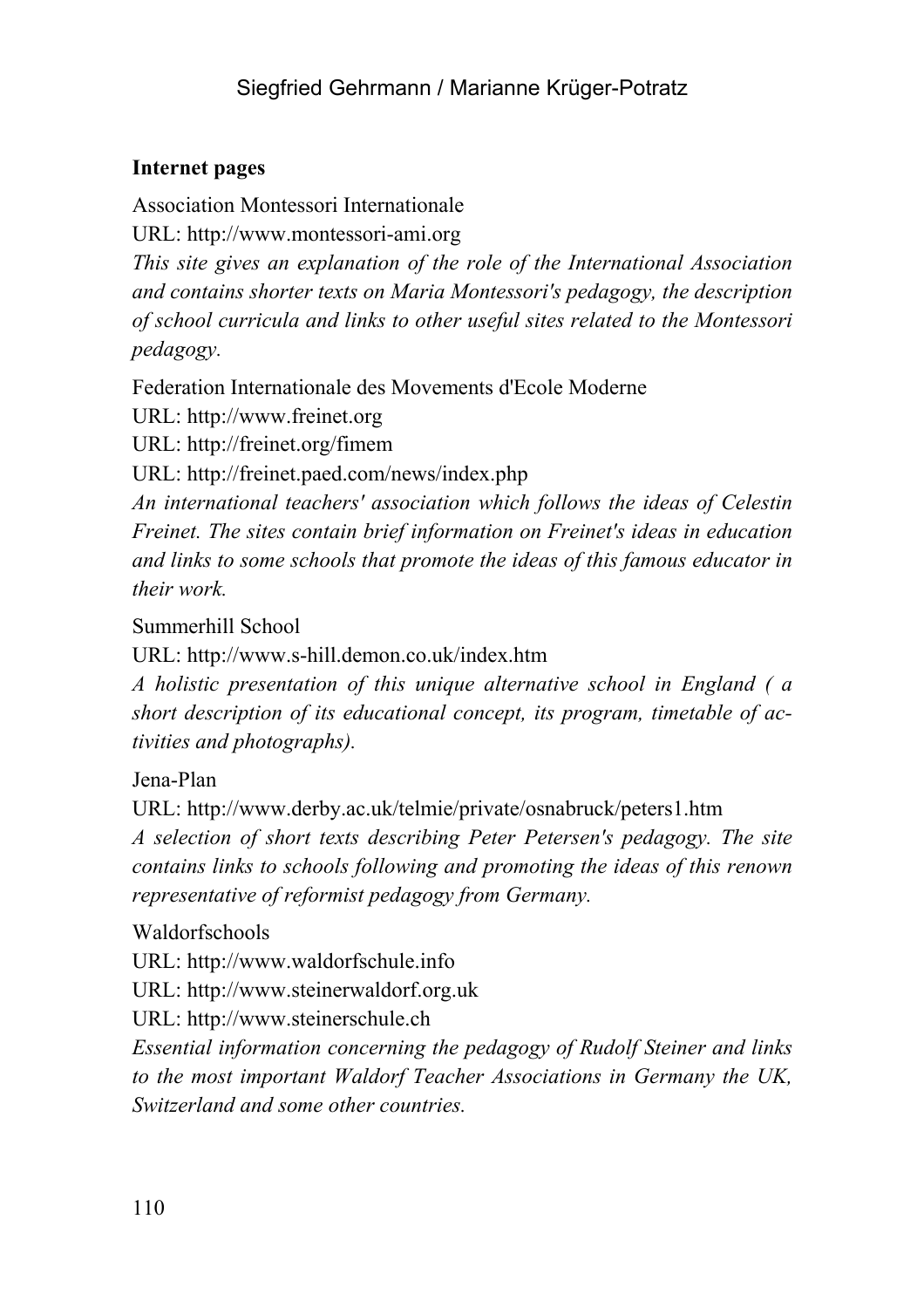**Internet pages**

Association Montessori Internationale

URL: http://www.montessori-ami.org

*This site gives an explanation of the role of the International Association and contains shorter texts on Maria Montessori's pedagogy, the description of school curricula and links to other useful sites related to the Montessori pedagogy.*

Federation Internationale des Movements d'Ecole Moderne

URL: http://www.freinet.org

URL: http://freinet.org/fimem

URL: http://freinet.paed.com/news/index.php

*An international teachers' association which follows the ideas of Celestin Freinet. The sites contain brief information on Freinet's ideas in education and links to some schools that promote the ideas of this famous educator in their work.*

Summerhill School

URL: http://www.s-hill.demon.co.uk/index.htm

*A holistic presentation of this unique alternative school in England ( a short description of its educational concept, its program, timetable of activities and photographs).*

Jena-Plan

URL: http://www.derby.ac.uk/telmie/private/osnabruck/peters1.htm

*A selection of short texts describing Peter Petersen's pedagogy. The site contains links to schools following and promoting the ideas of this renown representative of reformist pedagogy from Germany.*

Waldorfschools

URL: http://www.waldorfschule.info

URL: http://www.steinerwaldorf.org.uk

URL: http://www.steinerschule.ch

*Essential information concerning the pedagogy of Rudolf Steiner and links to the most important Waldorf Teacher Associations in Germany the UK, Switzerland and some other countries.*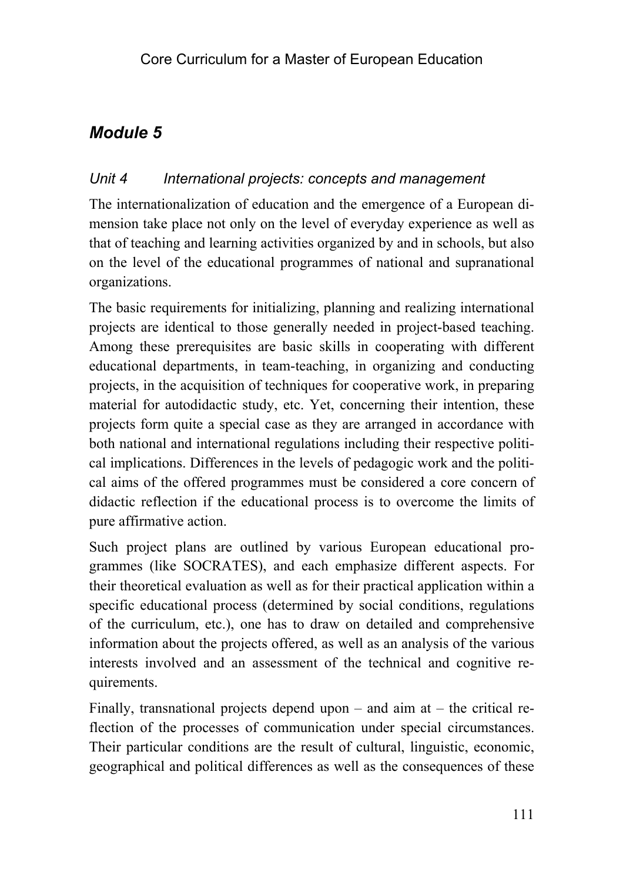## *Module 5*

### *Unit 4 International projects: concepts and management*

The internationalization of education and the emergence of a European dimension take place not only on the level of everyday experience as well as that of teaching and learning activities organized by and in schools, but also on the level of the educational programmes of national and supranational organizations.

The basic requirements for initializing, planning and realizing international projects are identical to those generally needed in project-based teaching. Among these prerequisites are basic skills in cooperating with different educational departments, in team-teaching, in organizing and conducting projects, in the acquisition of techniques for cooperative work, in preparing material for autodidactic study, etc. Yet, concerning their intention, these projects form quite a special case as they are arranged in accordance with both national and international regulations including their respective political implications. Differences in the levels of pedagogic work and the political aims of the offered programmes must be considered a core concern of didactic reflection if the educational process is to overcome the limits of pure affirmative action.

Such project plans are outlined by various European educational programmes (like SOCRATES), and each emphasize different aspects. For their theoretical evaluation as well as for their practical application within a specific educational process (determined by social conditions, regulations of the curriculum, etc.), one has to draw on detailed and comprehensive information about the projects offered, as well as an analysis of the various interests involved and an assessment of the technical and cognitive requirements.

Finally, transnational projects depend upon – and aim at – the critical reflection of the processes of communication under special circumstances. Their particular conditions are the result of cultural, linguistic, economic, geographical and political differences as well as the consequences of these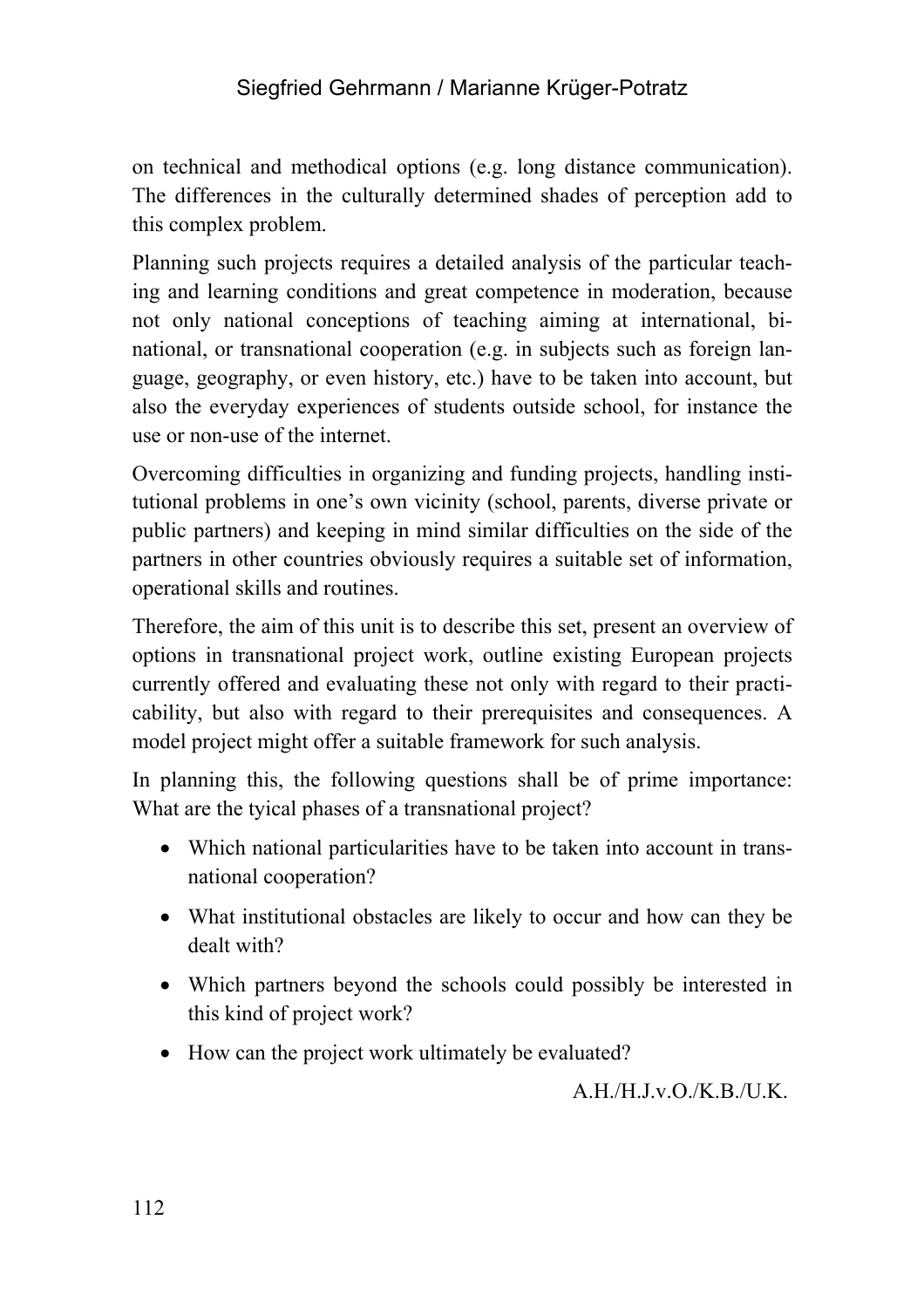on technical and methodical options (e.g. long distance communication). The differences in the culturally determined shades of perception add to this complex problem.

Planning such projects requires a detailed analysis of the particular teaching and learning conditions and great competence in moderation, because not only national conceptions of teaching aiming at international, binational, or transnational cooperation (e.g. in subjects such as foreign language, geography, or even history, etc.) have to be taken into account, but also the everyday experiences of students outside school, for instance the use or non-use of the internet.

Overcoming difficulties in organizing and funding projects, handling institutional problems in one's own vicinity (school, parents, diverse private or public partners) and keeping in mind similar difficulties on the side of the partners in other countries obviously requires a suitable set of information, operational skills and routines.

Therefore, the aim of this unit is to describe this set, present an overview of options in transnational project work, outline existing European projects currently offered and evaluating these not only with regard to their practicability, but also with regard to their prerequisites and consequences. A model project might offer a suitable framework for such analysis.

In planning this, the following questions shall be of prime importance: What are the tyical phases of a transnational project?

- Which national particularities have to be taken into account in transnational cooperation?
- What institutional obstacles are likely to occur and how can they be dealt with?
- Which partners beyond the schools could possibly be interested in this kind of project work?
- How can the project work ultimately be evaluated?

A.H./H.J.v.O./K.B./U.K.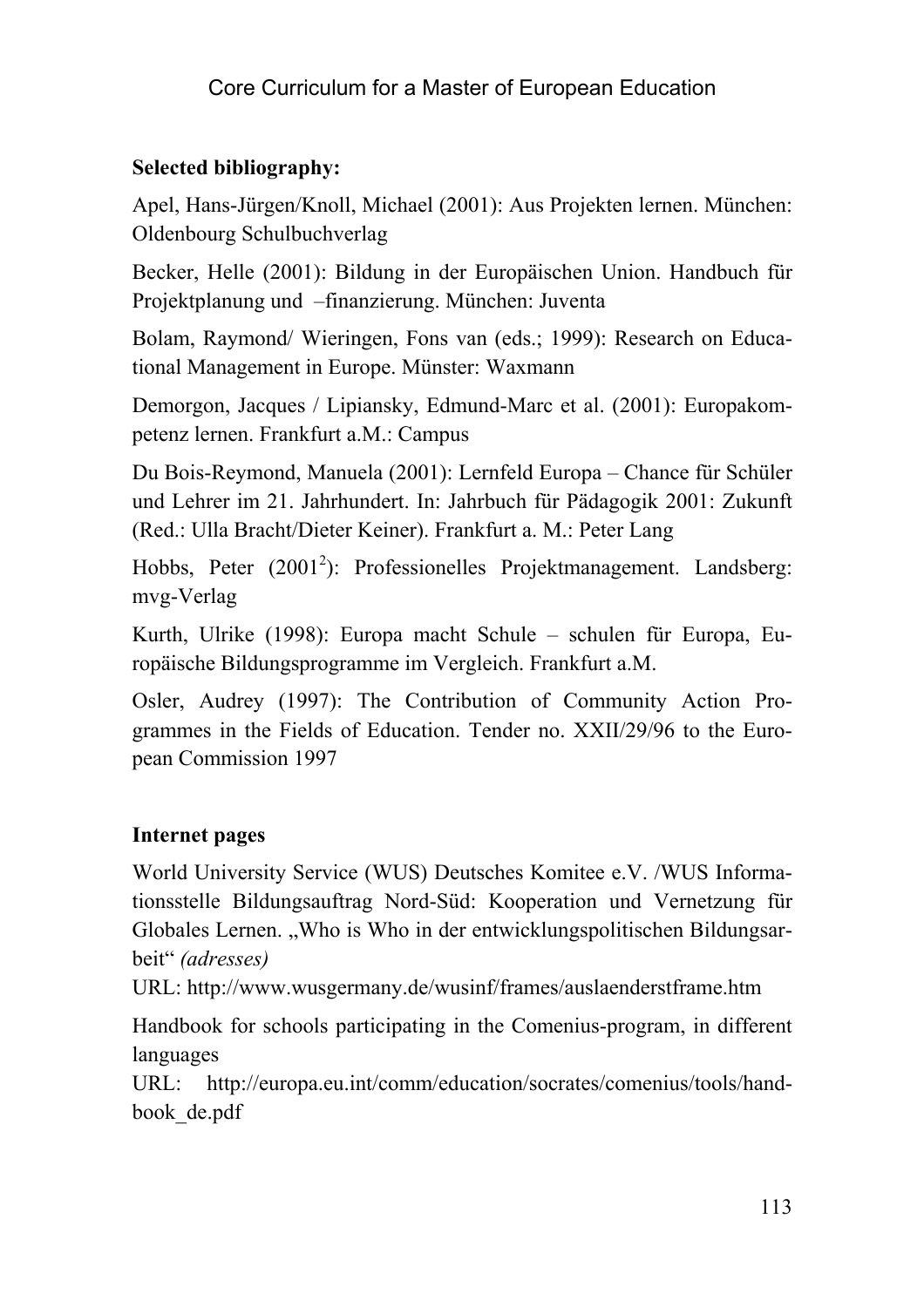**Selected bibliography:**

Apel, Hans-Jürgen/Knoll, Michael (2001): Aus Projekten lernen. München: Oldenbourg Schulbuchverlag

Becker, Helle (2001): Bildung in der Europäischen Union. Handbuch für Projektplanung und –finanzierung. München: Juventa

Bolam, Raymond/ Wieringen, Fons van (eds.; 1999): Research on Educational Management in Europe. Münster: Waxmann

Demorgon, Jacques / Lipiansky, Edmund-Marc et al. (2001): Europakompetenz lernen. Frankfurt a.M.: Campus

Du Bois-Reymond, Manuela (2001): Lernfeld Europa – Chance für Schüler und Lehrer im 21. Jahrhundert. In: Jahrbuch für Pädagogik 2001: Zukunft (Red.: Ulla Bracht/Dieter Keiner). Frankfurt a. M.: Peter Lang

Hobbs, Peter ($2001^2$): Professionelles Projektmanagement. Landsberg: mvg-Verlag

Kurth, Ulrike (1998): Europa macht Schule – schulen für Europa, Europäische Bildungsprogramme im Vergleich. Frankfurt a.M.

Osler, Audrey (1997): The Contribution of Community Action Programmes in the Fields of Education. Tender no. XXII/29/96 to the European Commission 1997

**Internet pages**

World University Service (WUS) Deutsches Komitee e.V. /WUS Informationsstelle Bildungsauftrag Nord-Süd: Kooperation und Vernetzung für Globales Lernen. „Who is Who in der entwicklungspolitischen Bildungsarbeit“ *(adresses)*
URL: http://www.wusgermany.de/wusinf/frames/auslaenderstframe.htm

Handbook for schools participating in the Comenius-program, in different languages
URL: http://europa.eu.int/comm/education/socrates/comenius/tools/handbook_de.pdf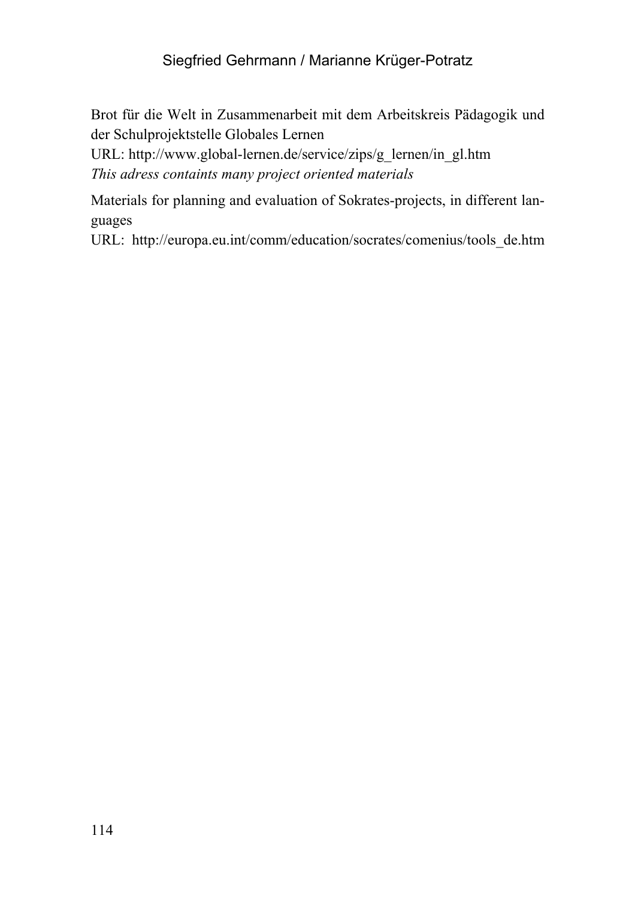Brot für die Welt in Zusammenarbeit mit dem Arbeitskreis Pädagogik und der Schulprojektstelle Globales Lernen
URL: http://www.global-lernen.de/service/zips/g_lernen/in_gl.htm
*This adress containts many project oriented materials*

Materials for planning and evaluation of Sokrates-projects, in different languages
URL: http://europa.eu.int/comm/education/socrates/comenius/tools_de.htm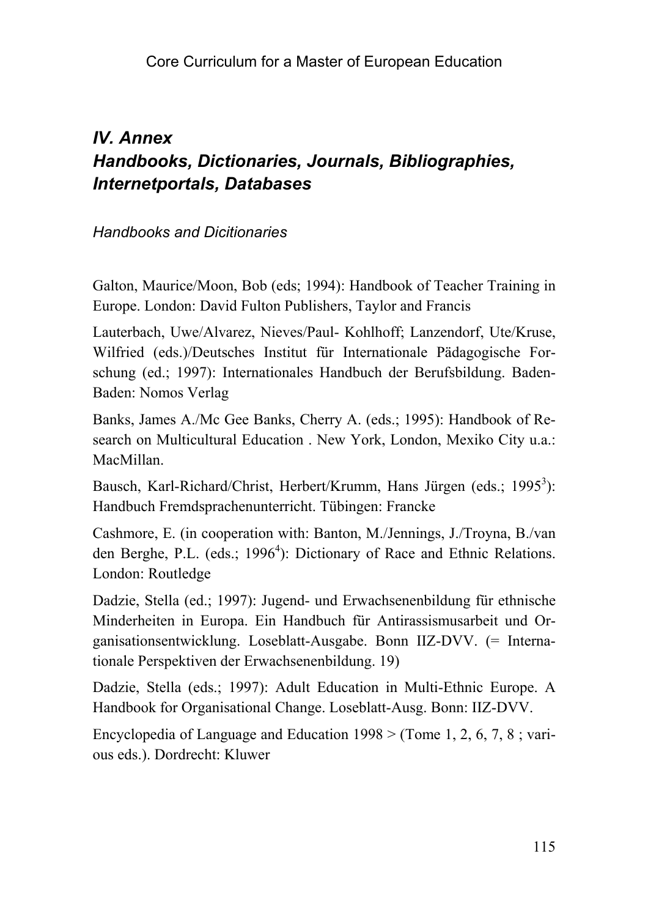## *IV. Annex*
## *Handbooks, Dictionaries, Journals, Bibliographies, Internetportals, Databases*

### *Handbooks and Dicitionaries*

Galton, Maurice/Moon, Bob (eds; 1994): Handbook of Teacher Training in Europe. London: David Fulton Publishers, Taylor and Francis

Lauterbach, Uwe/Alvarez, Nieves/Paul- Kohlhoff; Lanzendorf, Ute/Kruse, Wilfried (eds.)/Deutsches Institut für Internationale Pädagogische Forschung (ed.; 1997): Internationales Handbuch der Berufsbildung. Baden-Baden: Nomos Verlag

Banks, James A./Mc Gee Banks, Cherry A. (eds.; 1995): Handbook of Research on Multicultural Education . New York, London, Mexiko City u.a.: MacMillan.

Bausch, Karl-Richard/Christ, Herbert/Krumm, Hans Jürgen (eds.; 1995[3]): Handbuch Fremdsprachenunterricht. Tübingen: Francke

Cashmore, E. (in cooperation with: Banton, M./Jennings, J./Troyna, B./van den Berghe, P.L. (eds.; 1996[4]): Dictionary of Race and Ethnic Relations. London: Routledge

Dadzie, Stella (ed.; 1997): Jugend- und Erwachsenenbildung für ethnische Minderheiten in Europa. Ein Handbuch für Antirassismusarbeit und Organisationsentwicklung. Loseblatt-Ausgabe. Bonn IIZ-DVV. (= Internationale Perspektiven der Erwachsenenbildung. 19)

Dadzie, Stella (eds.; 1997): Adult Education in Multi-Ethnic Europe. A Handbook for Organisational Change. Loseblatt-Ausg. Bonn: IIZ-DVV.

Encyclopedia of Language and Education 1998 > (Tome 1, 2, 6, 7, 8 ; various eds.). Dordrecht: Kluwer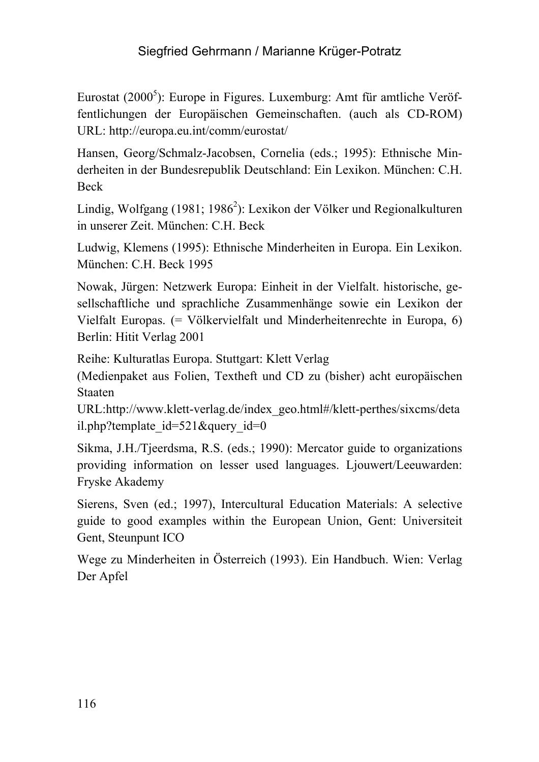Eurostat (2000[5]): Europe in Figures. Luxemburg: Amt für amtliche Veröffentlichungen der Europäischen Gemeinschaften. (auch als CD-ROM) URL: http://europa.eu.int/comm/eurostat/

Hansen, Georg/Schmalz-Jacobsen, Cornelia (eds.; 1995): Ethnische Minderheiten in der Bundesrepublik Deutschland: Ein Lexikon. München: C.H. Beck

Lindig, Wolfgang (1981; 1986[2]): Lexikon der Völker und Regionalkulturen in unserer Zeit. München: C.H. Beck

Ludwig, Klemens (1995): Ethnische Minderheiten in Europa. Ein Lexikon. München: C.H. Beck 1995

Nowak, Jürgen: Netzwerk Europa: Einheit in der Vielfalt. historische, gesellschaftliche und sprachliche Zusammenhänge sowie ein Lexikon der Vielfalt Europas. (= Völkervielfalt und Minderheitenrechte in Europa, 6) Berlin: Hitit Verlag 2001

Reihe: Kulturatlas Europa. Stuttgart: Klett Verlag
(Medienpaket aus Folien, Textheft und CD zu (bisher) acht europäischen Staaten
URL:http://www.klett-verlag.de/index_geo.html#/klett-perthes/sixcms/detail.php?template_id=521&query_id=0

Sikma, J.H./Tjeerdsma, R.S. (eds.; 1990): Mercator guide to organizations providing information on lesser used languages. Ljouwert/Leeuwarden: Fryske Akademy

Sierens, Sven (ed.; 1997), Intercultural Education Materials: A selective guide to good examples within the European Union, Gent: Universiteit Gent, Steunpunt ICO

Wege zu Minderheiten in Österreich (1993). Ein Handbuch. Wien: Verlag Der Apfel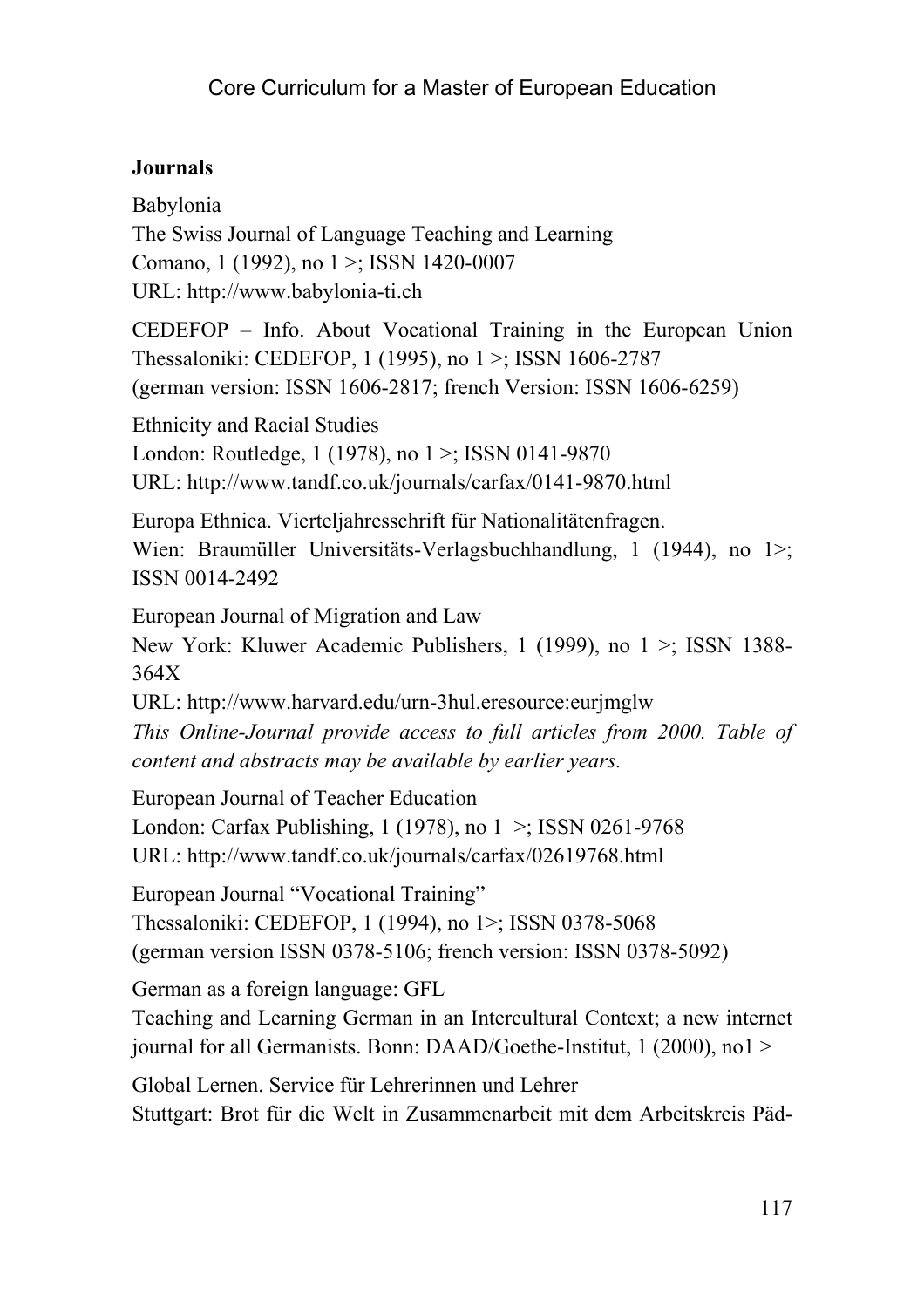**Journals**

Babylonia
The Swiss Journal of Language Teaching and Learning
Comano, 1 (1992), no 1 >; ISSN 1420-0007
URL: http://www.babylonia-ti.ch

CEDEFOP – Info. About Vocational Training in the European Union
Thessaloniki: CEDEFOP, 1 (1995), no 1 >; ISSN 1606-2787
(german version: ISSN 1606-2817; french Version: ISSN 1606-6259)

Ethnicity and Racial Studies
London: Routledge, 1 (1978), no 1 >; ISSN 0141-9870
URL: http://www.tandf.co.uk/journals/carfax/0141-9870.html

Europa Ethnica. Vierteljahresschrift für Nationalitätenfragen.
Wien: Braumüller Universitäts-Verlagsbuchhandlung, 1 (1944), no 1>; ISSN 0014-2492

European Journal of Migration and Law
New York: Kluwer Academic Publishers, 1 (1999), no 1 >; ISSN 1388-364X
URL: http://www.harvard.edu/urn-3hul.eresource:eurjmglw
*This Online-Journal provide access to full articles from 2000. Table of content and abstracts may be available by earlier years.*

European Journal of Teacher Education
London: Carfax Publishing, 1 (1978), no 1 >; ISSN 0261-9768
URL: http://www.tandf.co.uk/journals/carfax/02619768.html

European Journal "Vocational Training"
Thessaloniki: CEDEFOP, 1 (1994), no 1>; ISSN 0378-5068
(german version ISSN 0378-5106; french version: ISSN 0378-5092)

German as a foreign language: GFL
Teaching and Learning German in an Intercultural Context; a new internet journal for all Germanists. Bonn: DAAD/Goethe-Institut, 1 (2000), no1 >

Global Lernen. Service für Lehrerinnen und Lehrer
Stuttgart: Brot für die Welt in Zusammenarbeit mit dem Arbeitskreis Päd-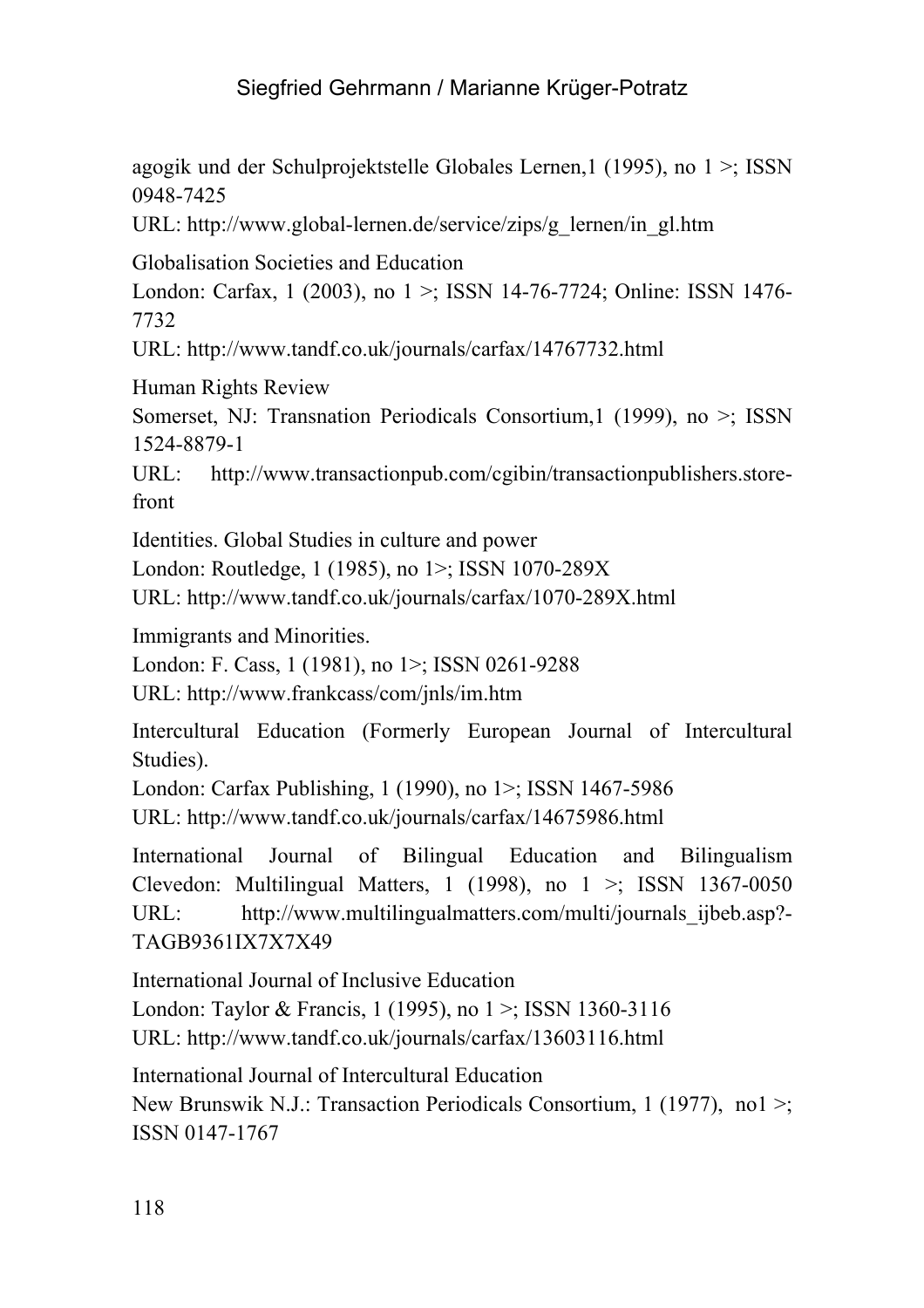agogik und der Schulprojektstelle Globales Lernen,1 (1995), no 1 >; ISSN 0948-7425
URL: http://www.global-lernen.de/service/zips/g_lernen/in_gl.htm

Globalisation Societies and Education
London: Carfax, 1 (2003), no 1 >; ISSN 14-76-7724; Online: ISSN 1476-7732
URL: http://www.tandf.co.uk/journals/carfax/14767732.html

Human Rights Review
Somerset, NJ: Transnation Periodicals Consortium,1 (1999), no >; ISSN 1524-8879-1
URL: http://www.transactionpub.com/cgibin/transactionpublishers.store-front

Identities. Global Studies in culture and power
London: Routledge, 1 (1985), no 1>; ISSN 1070-289X
URL: http://www.tandf.co.uk/journals/carfax/1070-289X.html

Immigrants and Minorities.
London: F. Cass, 1 (1981), no 1>; ISSN 0261-9288
URL: http://www.frankcass/com/jnls/im.htm

Intercultural Education (Formerly European Journal of Intercultural Studies).
London: Carfax Publishing, 1 (1990), no 1>; ISSN 1467-5986
URL: http://www.tandf.co.uk/journals/carfax/14675986.html

International Journal of Bilingual Education and Bilingualism
Clevedon: Multilingual Matters, 1 (1998), no 1 >; ISSN 1367-0050
URL: http://www.multilingualmatters.com/multi/journals_ijbeb.asp?-TAGB9361IX7X7X49

International Journal of Inclusive Education
London: Taylor & Francis, 1 (1995), no 1 >; ISSN 1360-3116
URL: http://www.tandf.co.uk/journals/carfax/13603116.html

International Journal of Intercultural Education
New Brunswik N.J.: Transaction Periodicals Consortium, 1 (1977), no1 >; ISSN 0147-1767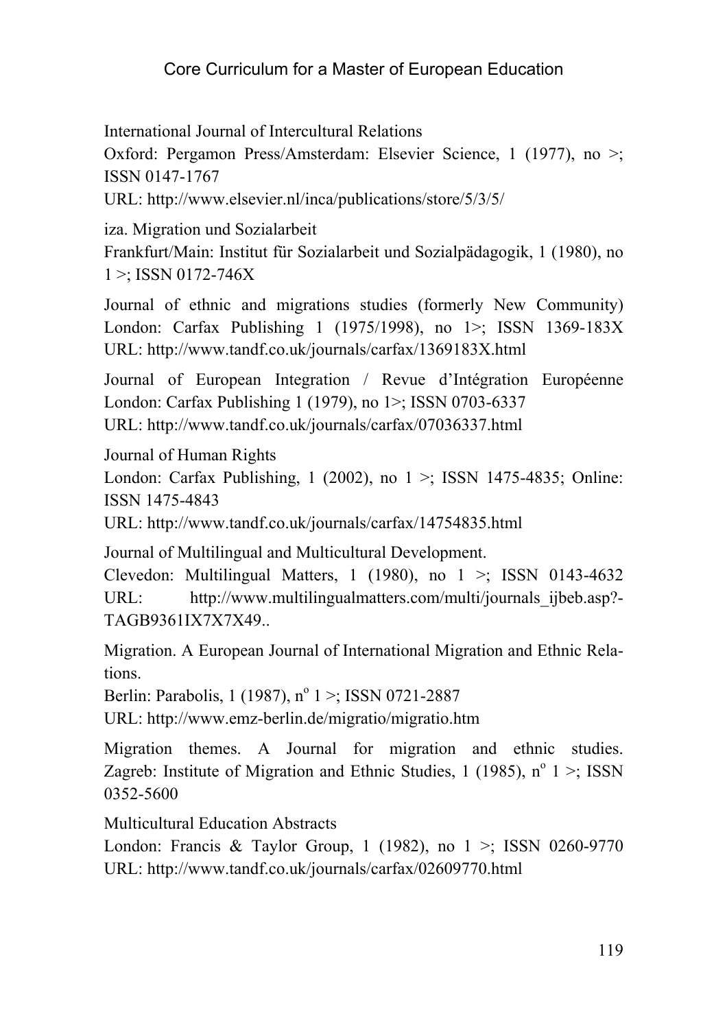International Journal of Intercultural Relations
Oxford: Pergamon Press/Amsterdam: Elsevier Science, 1 (1977), no >; ISSN 0147-1767
URL: http://www.elsevier.nl/inca/publications/store/5/3/5/

iza. Migration und Sozialarbeit
Frankfurt/Main: Institut für Sozialarbeit und Sozialpädagogik, 1 (1980), no 1 >; ISSN 0172-746X

Journal of ethnic and migrations studies (formerly New Community)
London: Carfax Publishing 1 (1975/1998), no 1>; ISSN 1369-183X
URL: http://www.tandf.co.uk/journals/carfax/1369183X.html

Journal of European Integration / Revue d'Intégration Européenne
London: Carfax Publishing 1 (1979), no 1>; ISSN 0703-6337
URL: http://www.tandf.co.uk/journals/carfax/07036337.html

Journal of Human Rights
London: Carfax Publishing, 1 (2002), no 1 >; ISSN 1475-4835; Online: ISSN 1475-4843
URL: http://www.tandf.co.uk/journals/carfax/14754835.html

Journal of Multilingual and Multicultural Development.
Clevedon: Multilingual Matters, 1 (1980), no 1 >; ISSN 0143-4632
URL: http://www.multilingualmatters.com/multi/journals_ijbeb.asp?-TAGB9361IX7X7X49..

Migration. A European Journal of International Migration and Ethnic Relations.
Berlin: Parabolis, 1 (1987), n° 1 >; ISSN 0721-2887
URL: http://www.emz-berlin.de/migratio/migratio.htm

Migration themes. A Journal for migration and ethnic studies.
Zagreb: Institute of Migration and Ethnic Studies, 1 (1985), n° 1 >; ISSN 0352-5600

Multicultural Education Abstracts
London: Francis & Taylor Group, 1 (1982), no 1 >; ISSN 0260-9770
URL: http://www.tandf.co.uk/journals/carfax/02609770.html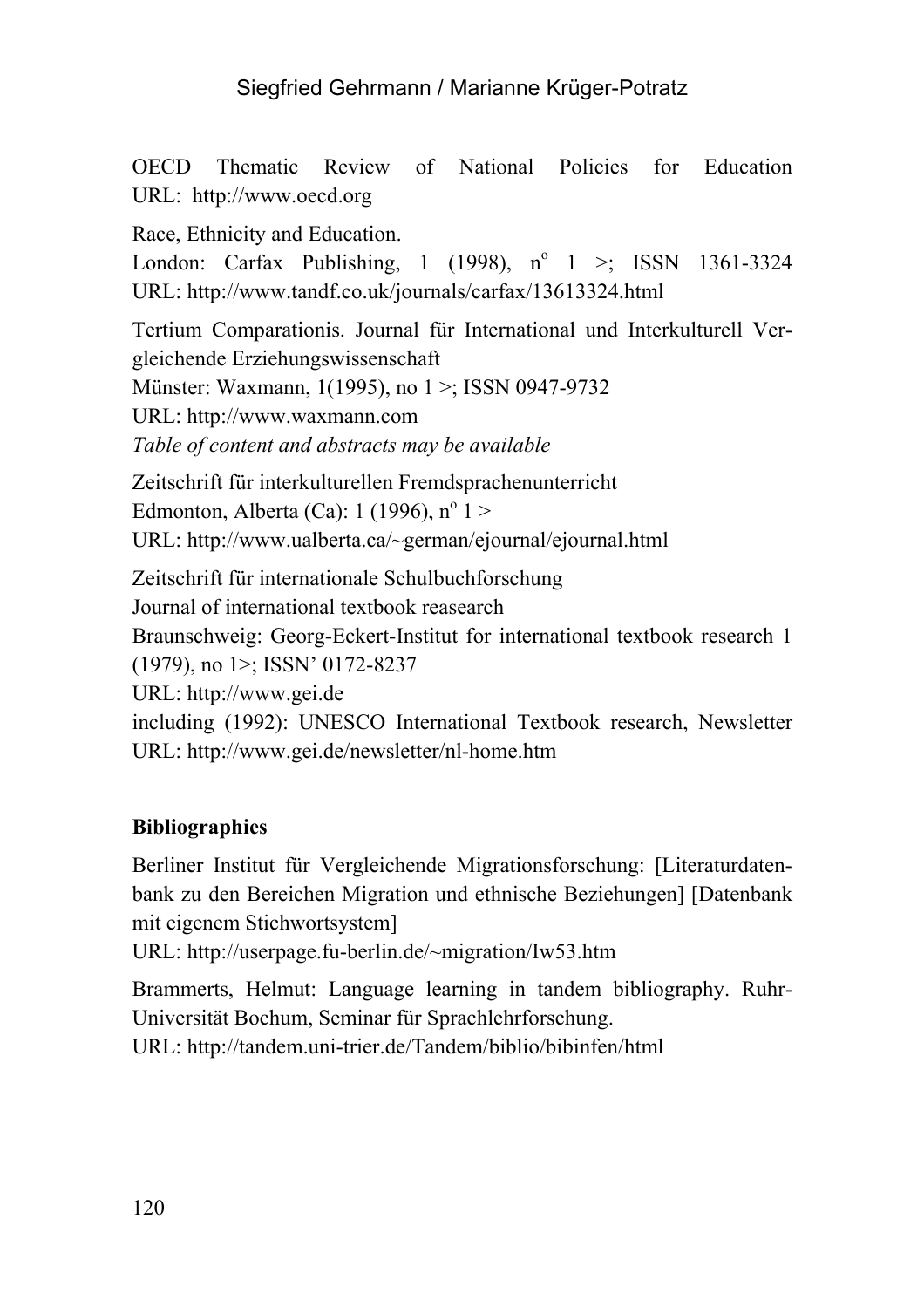OECD Thematic Review of National Policies for Education
URL: http://www.oecd.org

Race, Ethnicity and Education.
London: Carfax Publishing, 1 (1998), n° 1 >; ISSN 1361-3324
URL: http://www.tandf.co.uk/journals/carfax/13613324.html

Tertium Comparationis. Journal für International und Interkulturell Vergleichende Erziehungswissenschaft
Münster: Waxmann, 1(1995), no 1 >; ISSN 0947-9732
URL: http://www.waxmann.com
*Table of content and abstracts may be available*

Zeitschrift für interkulturellen Fremdsprachenunterricht
Edmonton, Alberta (Ca): 1 (1996), n° 1 >
URL: http://www.ualberta.ca/~german/ejournal/ejournal.html

Zeitschrift für internationale Schulbuchforschung
Journal of international textbook reasearch
Braunschweig: Georg-Eckert-Institut for international textbook research 1 (1979), no 1>; ISSN' 0172-8237
URL: http://www.gei.de
including (1992): UNESCO International Textbook research, Newsletter
URL: http://www.gei.de/newsletter/nl-home.htm

**Bibliographies**

Berliner Institut für Vergleichende Migrationsforschung: [Literaturdatenbank zu den Bereichen Migration und ethnische Beziehungen] [Datenbank mit eigenem Stichwortsystem]
URL: http://userpage.fu-berlin.de/~migration/Iw53.htm

Brammerts, Helmut: Language learning in tandem bibliography. Ruhr-Universität Bochum, Seminar für Sprachlehrforschung.
URL: http://tandem.uni-trier.de/Tandem/biblio/bibinfen/html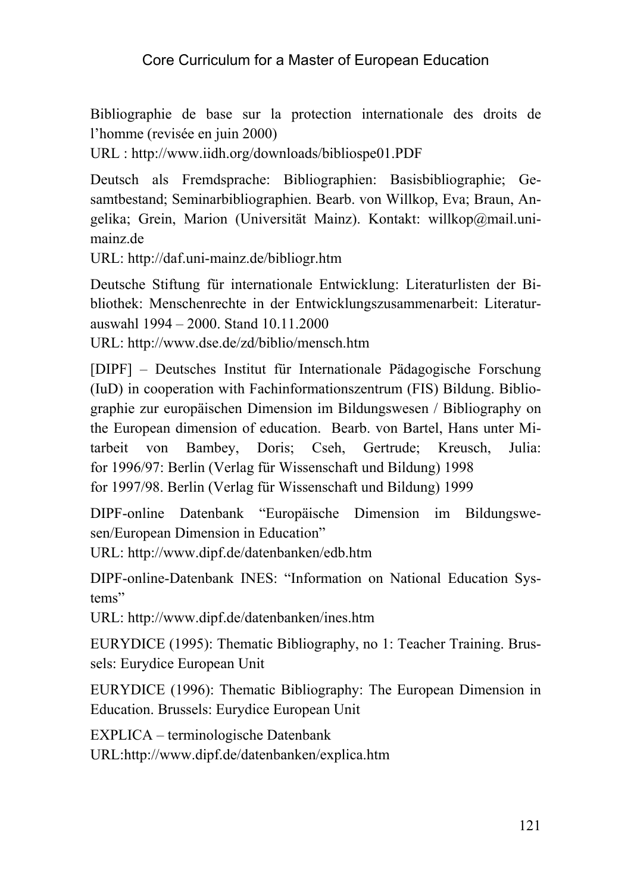Bibliographie de base sur la protection internationale des droits de l'homme (revisée en juin 2000)
URL : http://www.iidh.org/downloads/bibliospe01.PDF

Deutsch als Fremdsprache: Bibliographien: Basisbibliographie; Gesamtbestand; Seminarbibliographien. Bearb. von Willkop, Eva; Braun, Angelika; Grein, Marion (Universität Mainz). Kontakt: willkop@mail.uni-mainz.de
URL: http://daf.uni-mainz.de/bibliogr.htm

Deutsche Stiftung für internationale Entwicklung: Literaturlisten der Bibliothek: Menschenrechte in der Entwicklungszusammenarbeit: Literaturauswahl 1994 – 2000. Stand 10.11.2000
URL: http://www.dse.de/zd/biblio/mensch.htm

[DIPF] – Deutsches Institut für Internationale Pädagogische Forschung (IuD) in cooperation with Fachinformationszentrum (FIS) Bildung. Bibliographie zur europäischen Dimension im Bildungswesen / Bibliography on the European dimension of education. Bearb. von Bartel, Hans unter Mitarbeit von Bambey, Doris; Cseh, Gertrude; Kreusch, Julia:
for 1996/97: Berlin (Verlag für Wissenschaft und Bildung) 1998
for 1997/98. Berlin (Verlag für Wissenschaft und Bildung) 1999

DIPF-online Datenbank "Europäische Dimension im Bildungswesen/European Dimension in Education"
URL: http://www.dipf.de/datenbanken/edb.htm

DIPF-online-Datenbank INES: "Information on National Education Systems"
URL: http://www.dipf.de/datenbanken/ines.htm

EURYDICE (1995): Thematic Bibliography, no 1: Teacher Training. Brussels: Eurydice European Unit

EURYDICE (1996): Thematic Bibliography: The European Dimension in Education. Brussels: Eurydice European Unit

EXPLICA – terminologische Datenbank
URL:http://www.dipf.de/datenbanken/explica.htm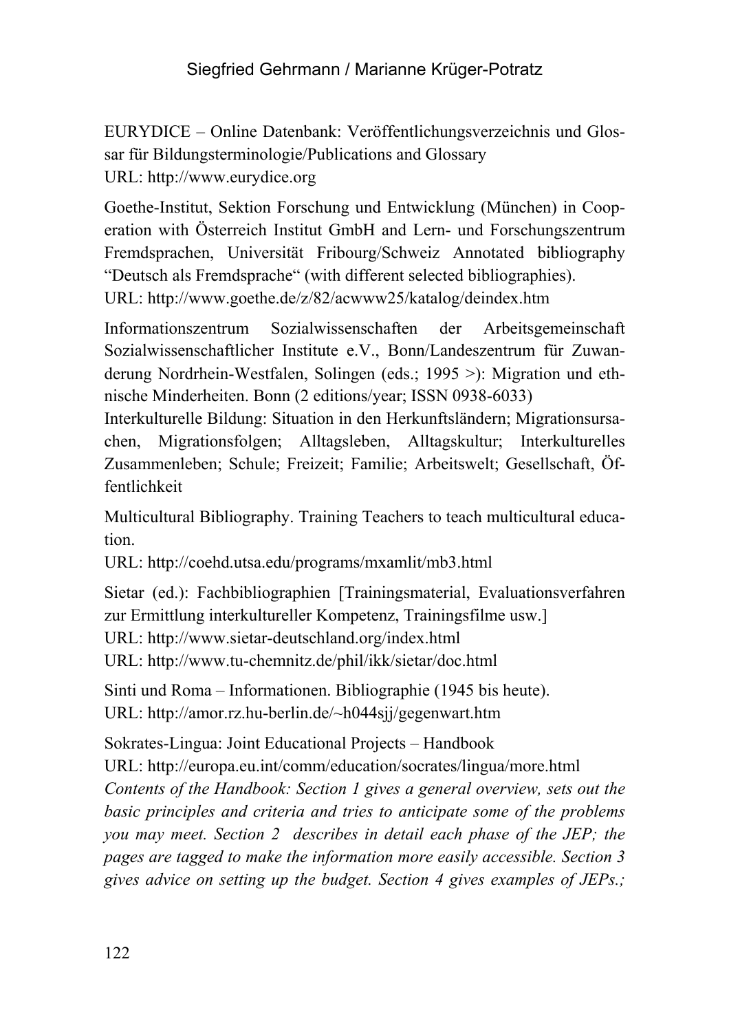EURYDICE – Online Datenbank: Veröffentlichungsverzeichnis und Glossar für Bildungsterminologie/Publications and Glossary
URL: http://www.eurydice.org

Goethe-Institut, Sektion Forschung und Entwicklung (München) in Cooperation with Österreich Institut GmbH and Lern- und Forschungszentrum Fremdsprachen, Universität Fribourg/Schweiz Annotated bibliography "Deutsch als Fremdsprache" (with different selected bibliographies).
URL: http://www.goethe.de/z/82/acwww25/katalog/deindex.htm

Informationszentrum Sozialwissenschaften der Arbeitsgemeinschaft Sozialwissenschaftlicher Institute e.V., Bonn/Landeszentrum für Zuwanderung Nordrhein-Westfalen, Solingen (eds.; 1995 >): Migration und ethnische Minderheiten. Bonn (2 editions/year; ISSN 0938-6033)
Interkulturelle Bildung: Situation in den Herkunftsländern; Migrationsursachen, Migrationsfolgen; Alltagsleben, Alltagskultur; Interkulturelles Zusammenleben; Schule; Freizeit; Familie; Arbeitswelt; Gesellschaft, Öffentlichkeit

Multicultural Bibliography. Training Teachers to teach multicultural education.
URL: http://coehd.utsa.edu/programs/mxamlit/mb3.html

Sietar (ed.): Fachbibliographien [Trainingsmaterial, Evaluationsverfahren zur Ermittlung interkultureller Kompetenz, Trainingsfilme usw.]
URL: http://www.sietar-deutschland.org/index.html
URL: http://www.tu-chemnitz.de/phil/ikk/sietar/doc.html

Sinti und Roma – Informationen. Bibliographie (1945 bis heute).
URL: http://amor.rz.hu-berlin.de/~h044sjj/gegenwart.htm

Sokrates-Lingua: Joint Educational Projects – Handbook
URL: http://europa.eu.int/comm/education/socrates/lingua/more.html
*Contents of the Handbook: Section 1 gives a general overview, sets out the basic principles and criteria and tries to anticipate some of the problems you may meet. Section 2 describes in detail each phase of the JEP; the pages are tagged to make the information more easily accessible. Section 3 gives advice on setting up the budget. Section 4 gives examples of JEPs.;*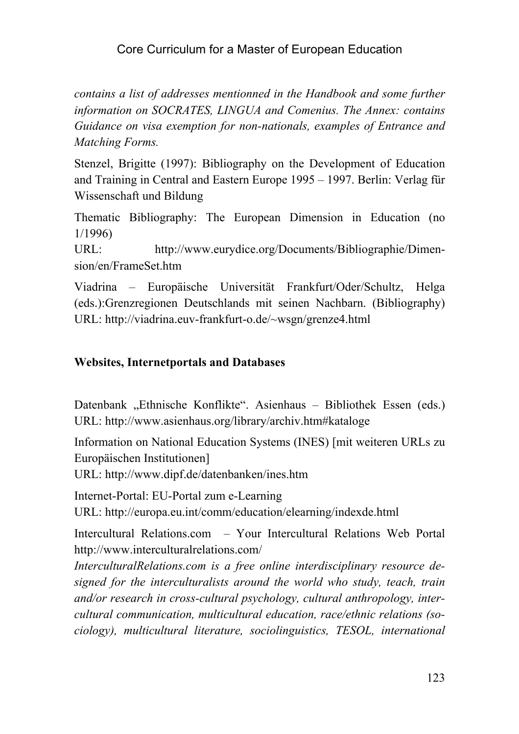*contains a list of addresses mentionned in the Handbook and some further information on SOCRATES, LINGUA and Comenius. The Annex: contains Guidance on visa exemption for non-nationals, examples of Entrance and Matching Forms.*

Stenzel, Brigitte (1997): Bibliography on the Development of Education and Training in Central and Eastern Europe 1995 – 1997. Berlin: Verlag für Wissenschaft und Bildung

Thematic Bibliography: The European Dimension in Education (no 1/1996)
URL: http://www.eurydice.org/Documents/Bibliographie/Dimension/en/FrameSet.htm

Viadrina – Europäische Universität Frankfurt/Oder/Schultz, Helga (eds.):Grenzregionen Deutschlands mit seinen Nachbarn. (Bibliography) URL: http://viadrina.euv-frankfurt-o.de/~wsgn/grenze4.html

**Websites, Internetportals and Databases**

Datenbank „Ethnische Konflikte". Asienhaus – Bibliothek Essen (eds.) URL: http://www.asienhaus.org/library/archiv.htm#kataloge

Information on National Education Systems (INES) [mit weiteren URLs zu Europäischen Institutionen]
URL: http://www.dipf.de/datenbanken/ines.htm

Internet-Portal: EU-Portal zum e-Learning
URL: http://europa.eu.int/comm/education/elearning/indexde.html

Intercultural Relations.com – Your Intercultural Relations Web Portal http://www.interculturalrelations.com/
*InterculturalRelations.com is a free online interdisciplinary resource designed for the interculturalists around the world who study, teach, train and/or research in cross-cultural psychology, cultural anthropology, intercultural communication, multicultural education, race/ethnic relations (sociology), multicultural literature, sociolinguistics, TESOL, international*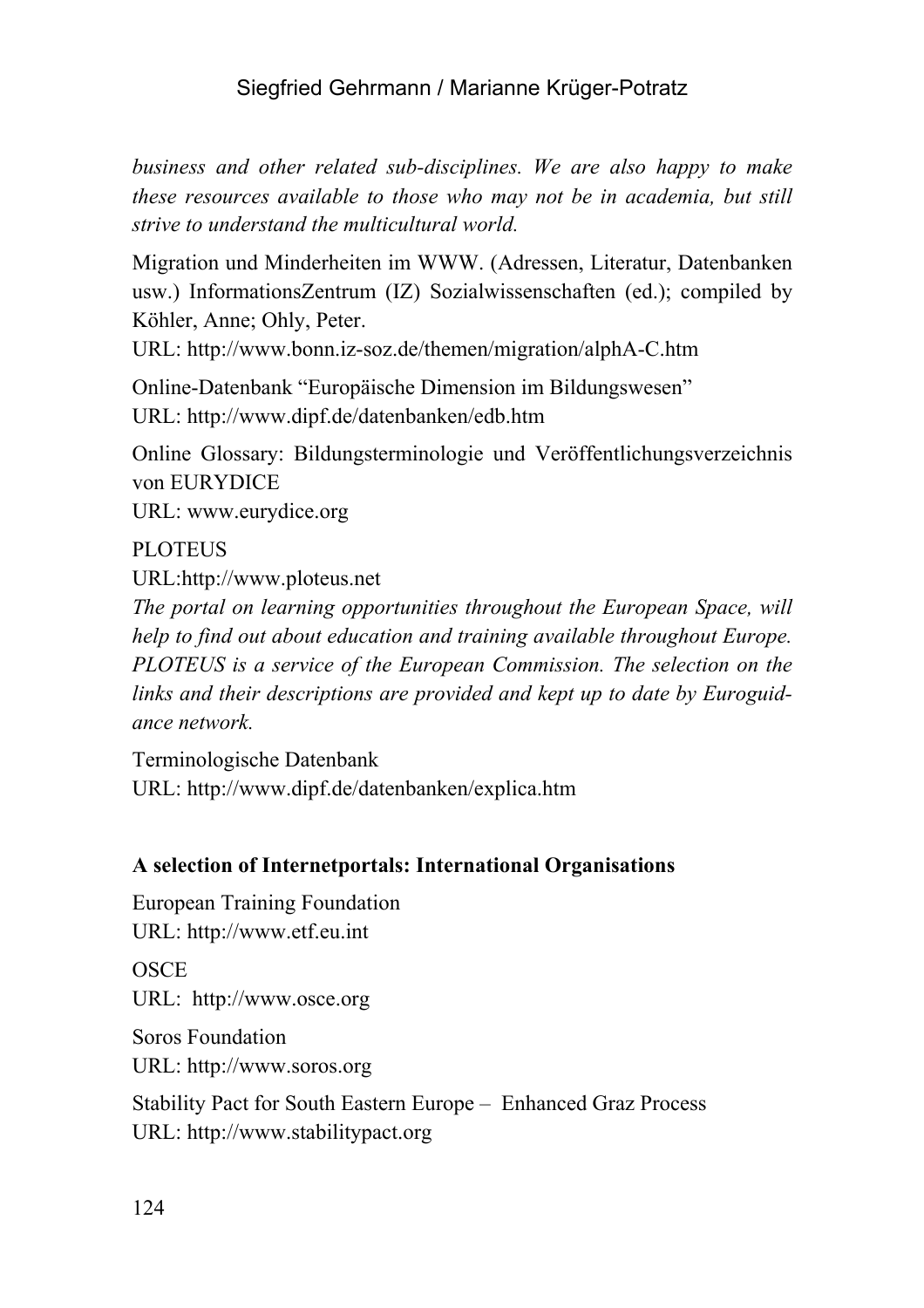*business and other related sub-disciplines. We are also happy to make these resources available to those who may not be in academia, but still strive to understand the multicultural world.*

Migration und Minderheiten im WWW. (Adressen, Literatur, Datenbanken usw.) InformationsZentrum (IZ) Sozialwissenschaften (ed.); compiled by Köhler, Anne; Ohly, Peter.
URL: http://www.bonn.iz-soz.de/themen/migration/alphA-C.htm

Online-Datenbank "Europäische Dimension im Bildungswesen"
URL: http://www.dipf.de/datenbanken/edb.htm

Online Glossary: Bildungsterminologie und Veröffentlichungsverzeichnis von EURYDICE
URL: www.eurydice.org

PLOTEUS
URL:http://www.ploteus.net
*The portal on learning opportunities throughout the European Space, will help to find out about education and training available throughout Europe. PLOTEUS is a service of the European Commission. The selection on the links and their descriptions are provided and kept up to date by Euroguidance network.*

Terminologische Datenbank
URL: http://www.dipf.de/datenbanken/explica.htm

**A selection of Internetportals: International Organisations**

European Training Foundation
URL: http://www.etf.eu.int

OSCE
URL: http://www.osce.org

Soros Foundation
URL: http://www.soros.org

Stability Pact for South Eastern Europe – Enhanced Graz Process
URL: http://www.stabilitypact.org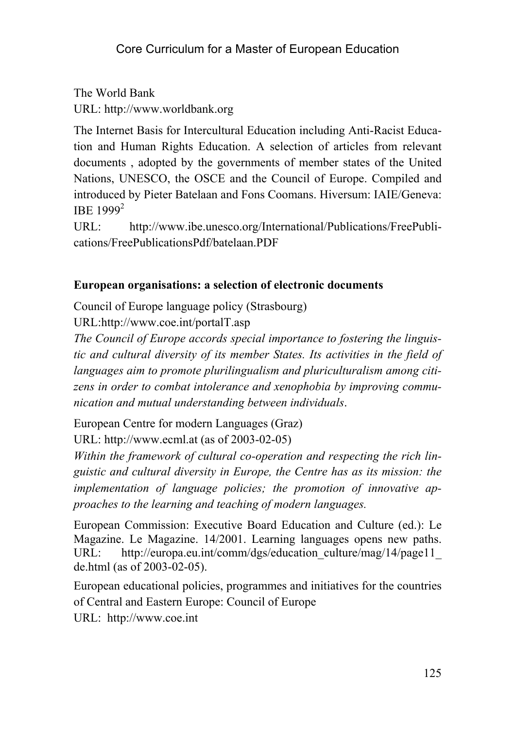The World Bank
URL: http://www.worldbank.org

The Internet Basis for Intercultural Education including Anti-Racist Education and Human Rights Education. A selection of articles from relevant documents , adopted by the governments of member states of the United Nations, UNESCO, the OSCE and the Council of Europe. Compiled and introduced by Pieter Batelaan and Fons Coomans. Hiversum: IAIE/Geneva: IBE 1999[2]
URL: http://www.ibe.unesco.org/International/Publications/FreePublications/FreePublicationsPdf/batelaan.PDF

**European organisations: a selection of electronic documents**

Council of Europe language policy (Strasbourg)
URL:http://www.coe.int/portalT.asp
*The Council of Europe accords special importance to fostering the linguistic and cultural diversity of its member States. Its activities in the field of languages aim to promote plurilingualism and pluriculturalism among citizens in order to combat intolerance and xenophobia by improving communication and mutual understanding between individuals*.

European Centre for modern Languages (Graz)
URL: http://www.ecml.at (as of 2003-02-05)
*Within the framework of cultural co-operation and respecting the rich linguistic and cultural diversity in Europe, the Centre has as its mission: the implementation of language policies; the promotion of innovative approaches to the learning and teaching of modern languages.*

European Commission: Executive Board Education and Culture (ed.): Le Magazine. Le Magazine. 14/2001. Learning languages opens new paths. URL: http://europa.eu.int/comm/dgs/education_culture/mag/14/page11_de.html (as of 2003-02-05).

European educational policies, programmes and initiatives for the countries of Central and Eastern Europe: Council of Europe
URL: http://www.coe.int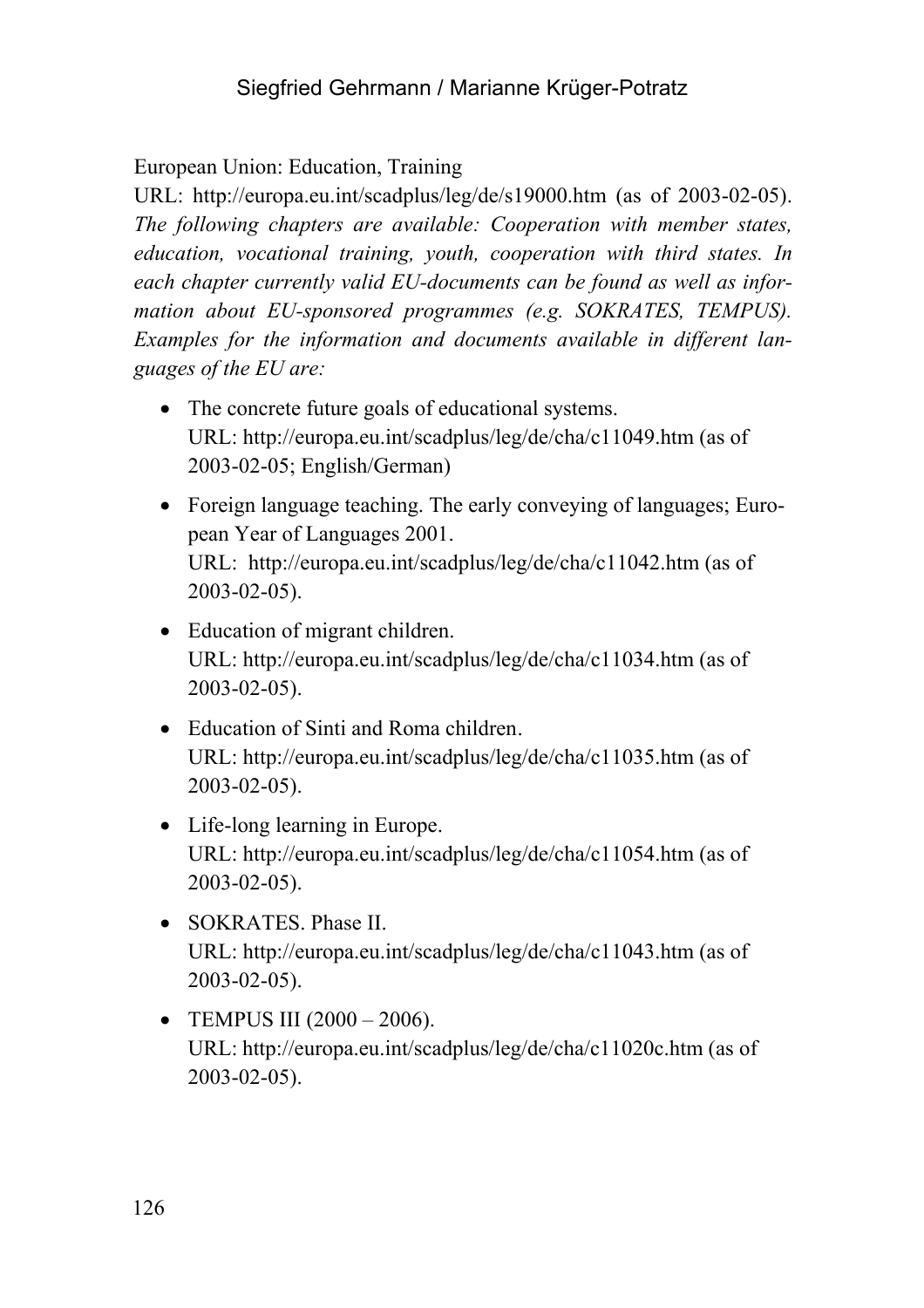European Union: Education, Training
URL: http://europa.eu.int/scadplus/leg/de/s19000.htm (as of 2003-02-05). *The following chapters are available: Cooperation with member states, education, vocational training, youth, cooperation with third states. In each chapter currently valid EU-documents can be found as well as information about EU-sponsored programmes (e.g. SOKRATES, TEMPUS). Examples for the information and documents available in different languages of the EU are:*

- The concrete future goals of educational systems.
  URL: http://europa.eu.int/scadplus/leg/de/cha/c11049.htm (as of 2003-02-05; English/German)
- Foreign language teaching. The early conveying of languages; European Year of Languages 2001.
  URL: http://europa.eu.int/scadplus/leg/de/cha/c11042.htm (as of 2003-02-05).
- Education of migrant children.
  URL: http://europa.eu.int/scadplus/leg/de/cha/c11034.htm (as of 2003-02-05).
- Education of Sinti and Roma children.
  URL: http://europa.eu.int/scadplus/leg/de/cha/c11035.htm (as of 2003-02-05).
- Life-long learning in Europe.
  URL: http://europa.eu.int/scadplus/leg/de/cha/c11054.htm (as of 2003-02-05).
- SOKRATES. Phase II.
  URL: http://europa.eu.int/scadplus/leg/de/cha/c11043.htm (as of 2003-02-05).
- TEMPUS III (2000 – 2006).
  URL: http://europa.eu.int/scadplus/leg/de/cha/c11020c.htm (as of 2003-02-05).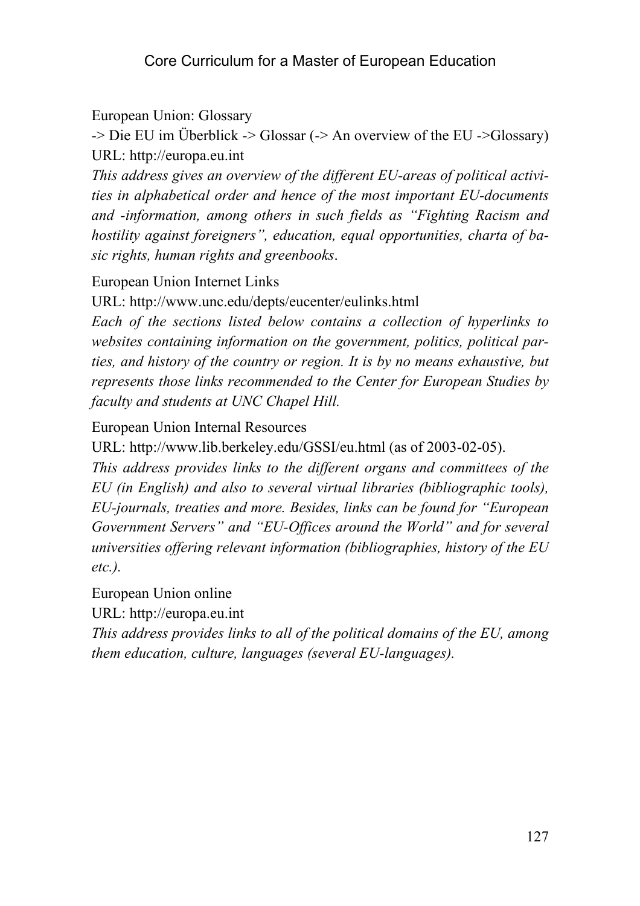European Union: Glossary

-> Die EU im Überblick -> Glossar (-> An overview of the EU ->Glossary)

URL: http://europa.eu.int

*This address gives an overview of the different EU-areas of political activities in alphabetical order and hence of the most important EU-documents and -information, among others in such fields as "Fighting Racism and hostility against foreigners", education, equal opportunities, charta of basic rights, human rights and greenbooks*.

European Union Internet Links

URL: http://www.unc.edu/depts/eucenter/eulinks.html

*Each of the sections listed below contains a collection of hyperlinks to websites containing information on the government, politics, political parties, and history of the country or region. It is by no means exhaustive, but represents those links recommended to the Center for European Studies by faculty and students at UNC Chapel Hill.*

European Union Internal Resources

URL: http://www.lib.berkeley.edu/GSSI/eu.html (as of 2003-02-05).

*This address provides links to the different organs and committees of the EU (in English) and also to several virtual libraries (bibliographic tools), EU-journals, treaties and more. Besides, links can be found for "European Government Servers" and "EU-Offices around the World" and for several universities offering relevant information (bibliographies, history of the EU etc.).*

European Union online

URL: http://europa.eu.int

*This address provides links to all of the political domains of the EU, among them education, culture, languages (several EU-languages).*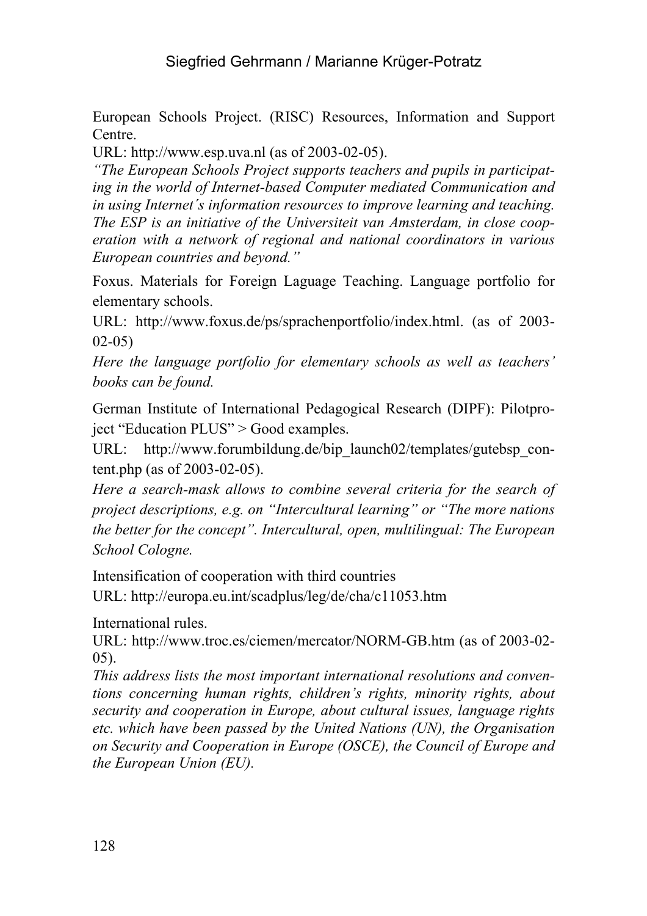European Schools Project. (RISC) Resources, Information and Support Centre.

URL: http://www.esp.uva.nl (as of 2003-02-05).

*"The European Schools Project supports teachers and pupils in participating in the world of Internet-based Computer mediated Communication and in using Internet's information resources to improve learning and teaching. The ESP is an initiative of the Universiteit van Amsterdam, in close cooperation with a network of regional and national coordinators in various European countries and beyond."*

Foxus. Materials for Foreign Laguage Teaching. Language portfolio for elementary schools.

URL: http://www.foxus.de/ps/sprachenportfolio/index.html. (as of 2003-02-05)

*Here the language portfolio for elementary schools as well as teachers' books can be found.*

German Institute of International Pedagogical Research (DIPF): Pilotproject "Education PLUS" > Good examples.

URL: http://www.forumbildung.de/bip_launch02/templates/gutebsp_content.php (as of 2003-02-05).

*Here a search-mask allows to combine several criteria for the search of project descriptions, e.g. on "Intercultural learning" or "The more nations the better for the concept". Intercultural, open, multilingual: The European School Cologne.*

Intensification of cooperation with third countries

URL: http://europa.eu.int/scadplus/leg/de/cha/c11053.htm

International rules.

URL: http://www.troc.es/ciemen/mercator/NORM-GB.htm (as of 2003-02-05).

*This address lists the most important international resolutions and conventions concerning human rights, children's rights, minority rights, about security and cooperation in Europe, about cultural issues, language rights etc. which have been passed by the United Nations (UN), the Organisation on Security and Cooperation in Europe (OSCE), the Council of Europe and the European Union (EU).*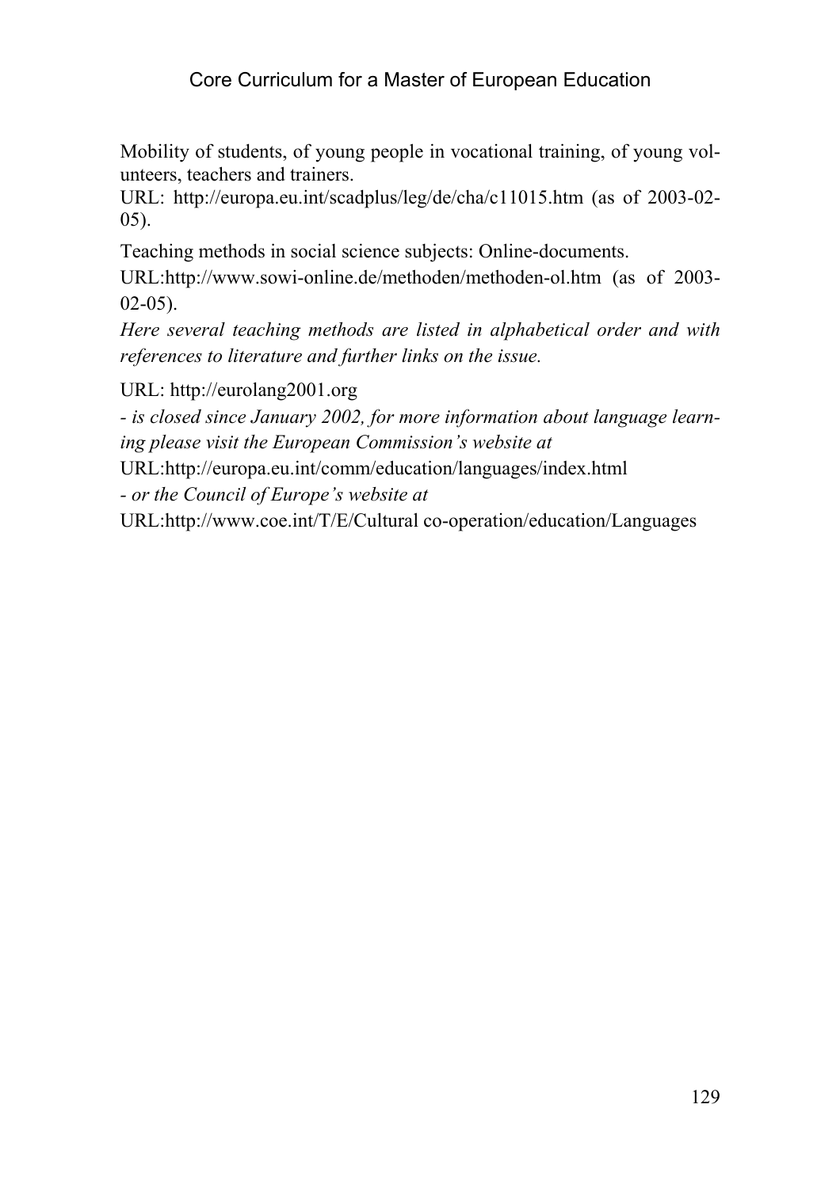Mobility of students, of young people in vocational training, of young volunteers, teachers and trainers.
URL: http://europa.eu.int/scadplus/leg/de/cha/c11015.htm (as of 2003-02-05).

Teaching methods in social science subjects: Online-documents.
URL:http://www.sowi-online.de/methoden/methoden-ol.htm (as of 2003-02-05).
*Here several teaching methods are listed in alphabetical order and with references to literature and further links on the issue.*

URL: http://eurolang2001.org
*- is closed since January 2002, for more information about language learning please visit the European Commission's website at*
URL:http://europa.eu.int/comm/education/languages/index.html
*- or the Council of Europe's website at*
URL:http://www.coe.int/T/E/Cultural co-operation/education/Languages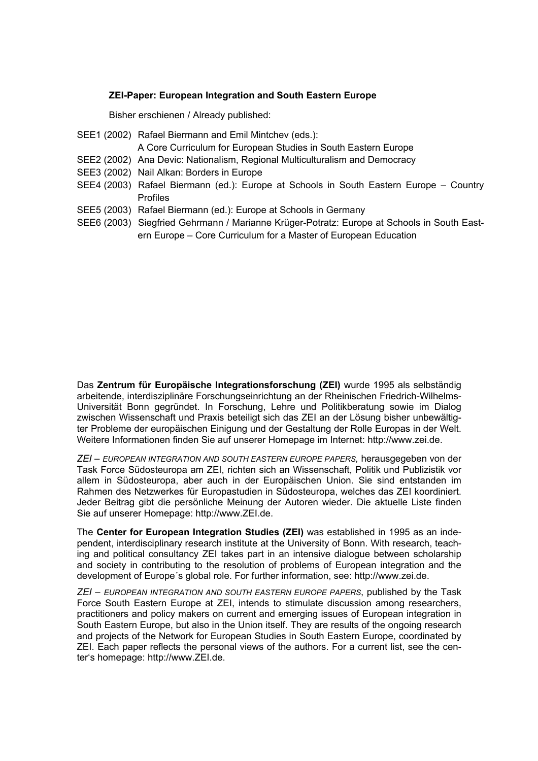**ZEI-Paper: European Integration and South Eastern Europe**

Bisher erschienen / Already published:

SEE1 (2002) Rafael Biermann and Emil Mintchev (eds.): A Core Curriculum for European Studies in South Eastern Europe

SEE2 (2002) Ana Devic: Nationalism, Regional Multiculturalism and Democracy

SEE3 (2002) Nail Alkan: Borders in Europe

SEE4 (2003) Rafael Biermann (ed.): Europe at Schools in South Eastern Europe – Country Profiles

SEE5 (2003) Rafael Biermann (ed.): Europe at Schools in Germany

SEE6 (2003) Siegfried Gehrmann / Marianne Krüger-Potratz: Europe at Schools in South Eastern Europe – Core Curriculum for a Master of European Education

Das **Zentrum für Europäische Integrationsforschung (ZEI)** wurde 1995 als selbständig arbeitende, interdisziplinäre Forschungseinrichtung an der Rheinischen Friedrich-Wilhelms-Universität Bonn gegründet. In Forschung, Lehre und Politikberatung sowie im Dialog zwischen Wissenschaft und Praxis beteiligt sich das ZEI an der Lösung bisher unbewältigter Probleme der europäischen Einigung und der Gestaltung der Rolle Europas in der Welt. Weitere Informationen finden Sie auf unserer Homepage im Internet: http://www.zei.de.

*ZEI* – *EUROPEAN INTEGRATION AND SOUTH EASTERN EUROPE PAPERS,* herausgegeben von der Task Force Südosteuropa am ZEI, richten sich an Wissenschaft, Politik und Publizistik vor allem in Südosteuropa, aber auch in der Europäischen Union. Sie sind entstanden im Rahmen des Netzwerkes für Europastudien in Südosteuropa, welches das ZEI koordiniert. Jeder Beitrag gibt die persönliche Meinung der Autoren wieder. Die aktuelle Liste finden Sie auf unserer Homepage: http://www.ZEI.de.

The **Center for European Integration Studies (ZEI)** was established in 1995 as an independent, interdisciplinary research institute at the University of Bonn. With research, teaching and political consultancy ZEI takes part in an intensive dialogue between scholarship and society in contributing to the resolution of problems of European integration and the development of Europe´s global role. For further information, see: http://www.zei.de.

*ZEI* – *EUROPEAN INTEGRATION AND SOUTH EASTERN EUROPE PAPERS*, published by the Task Force South Eastern Europe at ZEI, intends to stimulate discussion among researchers, practitioners and policy makers on current and emerging issues of European integration in South Eastern Europe, but also in the Union itself. They are results of the ongoing research and projects of the Network for European Studies in South Eastern Europe, coordinated by ZEI. Each paper reflects the personal views of the authors. For a current list, see the center's homepage: http://www.ZEI.de.